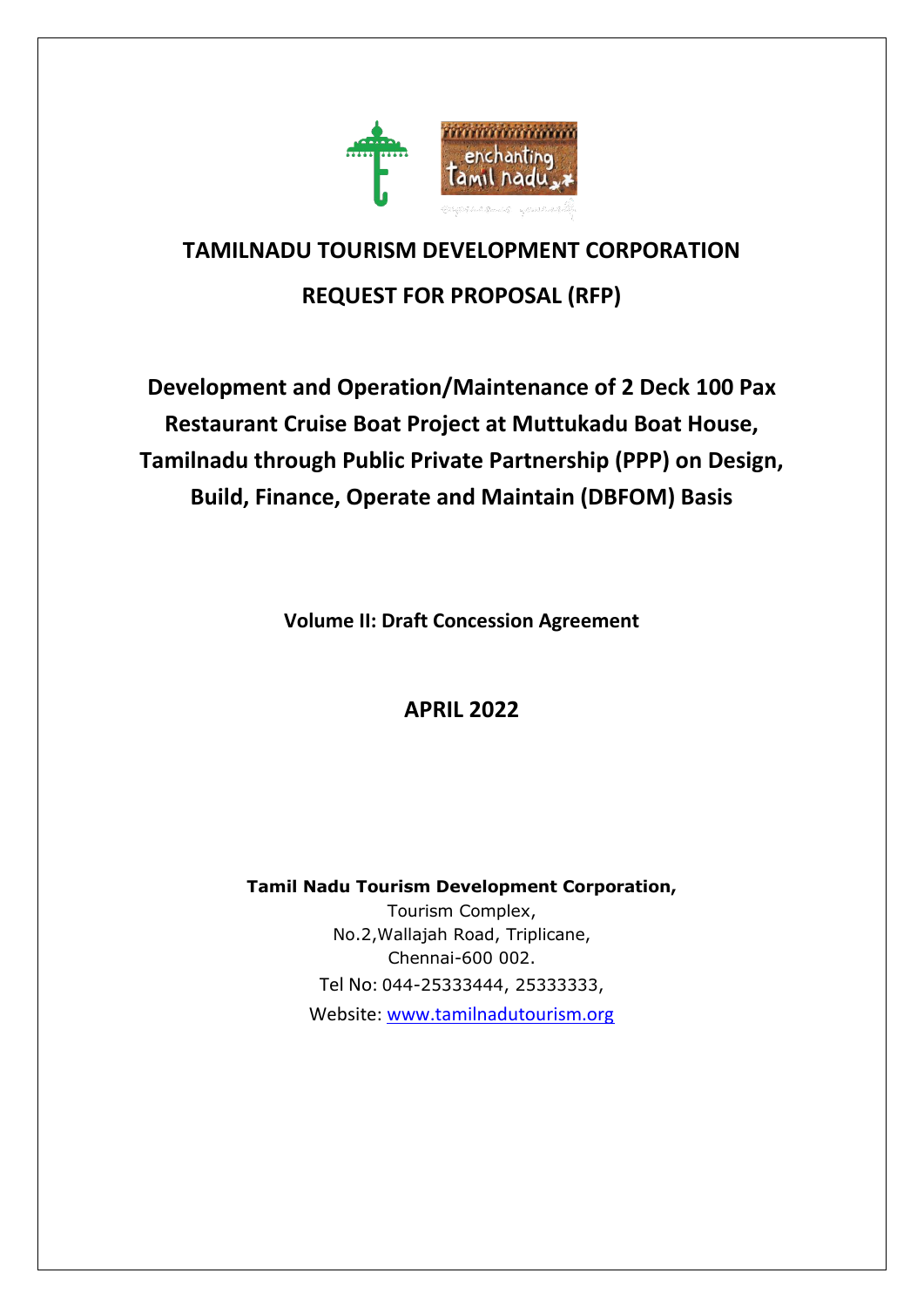# TAMILNADU TOURISM DEVELOPMENT CORPORATION

# REQUEST FOR PROPOSAL (RFP)

## Development and Operation/Maintenance of 2 Deck 100 Pax Restaurant Cruise Boat Project at Muttukadu Boat House, Tamilnadu through Public Private Partnership (PPP) on Design, Build, Finance, Operate and Maintain (DBFOM) Basis

**Volume II: Draft Concession Agreement**

## APRIL 2022

**Tamil Nadu Tourism Development Corporation,**
Tourism Complex,
No.2,Wallajah Road, Triplicane,
Chennai-600 002.
Tel No: 044-25333444, 25333333,
Website: www.tamilnadutourism.org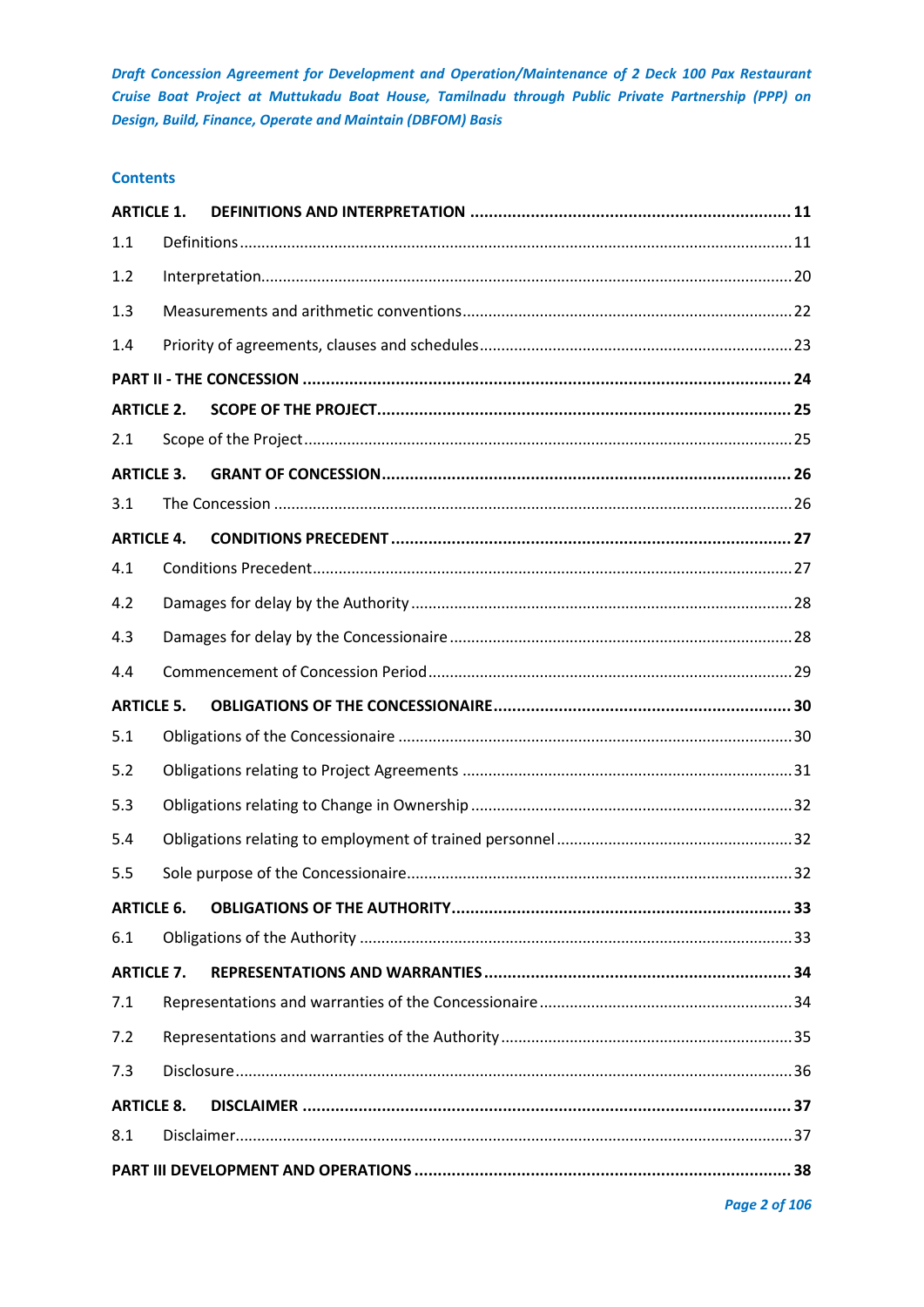## Contents

| | | |
|---|---|---|
| **ARTICLE 1.** | **DEFINITIONS AND INTERPRETATION** | **11** |
| 1.1 | Definitions | 11 |
| 1.2 | Interpretation | 20 |
| 1.3 | Measurements and arithmetic conventions | 22 |
| 1.4 | Priority of agreements, clauses and schedules | 23 |
| **PART II - THE CONCESSION** | | **24** |
| **ARTICLE 2.** | **SCOPE OF THE PROJECT** | **25** |
| 2.1 | Scope of the Project | 25 |
| **ARTICLE 3.** | **GRANT OF CONCESSION** | **26** |
| 3.1 | The Concession | 26 |
| **ARTICLE 4.** | **CONDITIONS PRECEDENT** | **27** |
| 4.1 | Conditions Precedent | 27 |
| 4.2 | Damages for delay by the Authority | 28 |
| 4.3 | Damages for delay by the Concessionaire | 28 |
| 4.4 | Commencement of Concession Period | 29 |
| **ARTICLE 5.** | **OBLIGATIONS OF THE CONCESSIONAIRE** | **30** |
| 5.1 | Obligations of the Concessionaire | 30 |
| 5.2 | Obligations relating to Project Agreements | 31 |
| 5.3 | Obligations relating to Change in Ownership | 32 |
| 5.4 | Obligations relating to employment of trained personnel | 32 |
| 5.5 | Sole purpose of the Concessionaire | 32 |
| **ARTICLE 6.** | **OBLIGATIONS OF THE AUTHORITY** | **33** |
| 6.1 | Obligations of the Authority | 33 |
| **ARTICLE 7.** | **REPRESENTATIONS AND WARRANTIES** | **34** |
| 7.1 | Representations and warranties of the Concessionaire | 34 |
| 7.2 | Representations and warranties of the Authority | 35 |
| 7.3 | Disclosure | 36 |
| **ARTICLE 8.** | **DISCLAIMER** | **37** |
| 8.1 | Disclaimer | 37 |
| **PART III DEVELOPMENT AND OPERATIONS** | | **38** |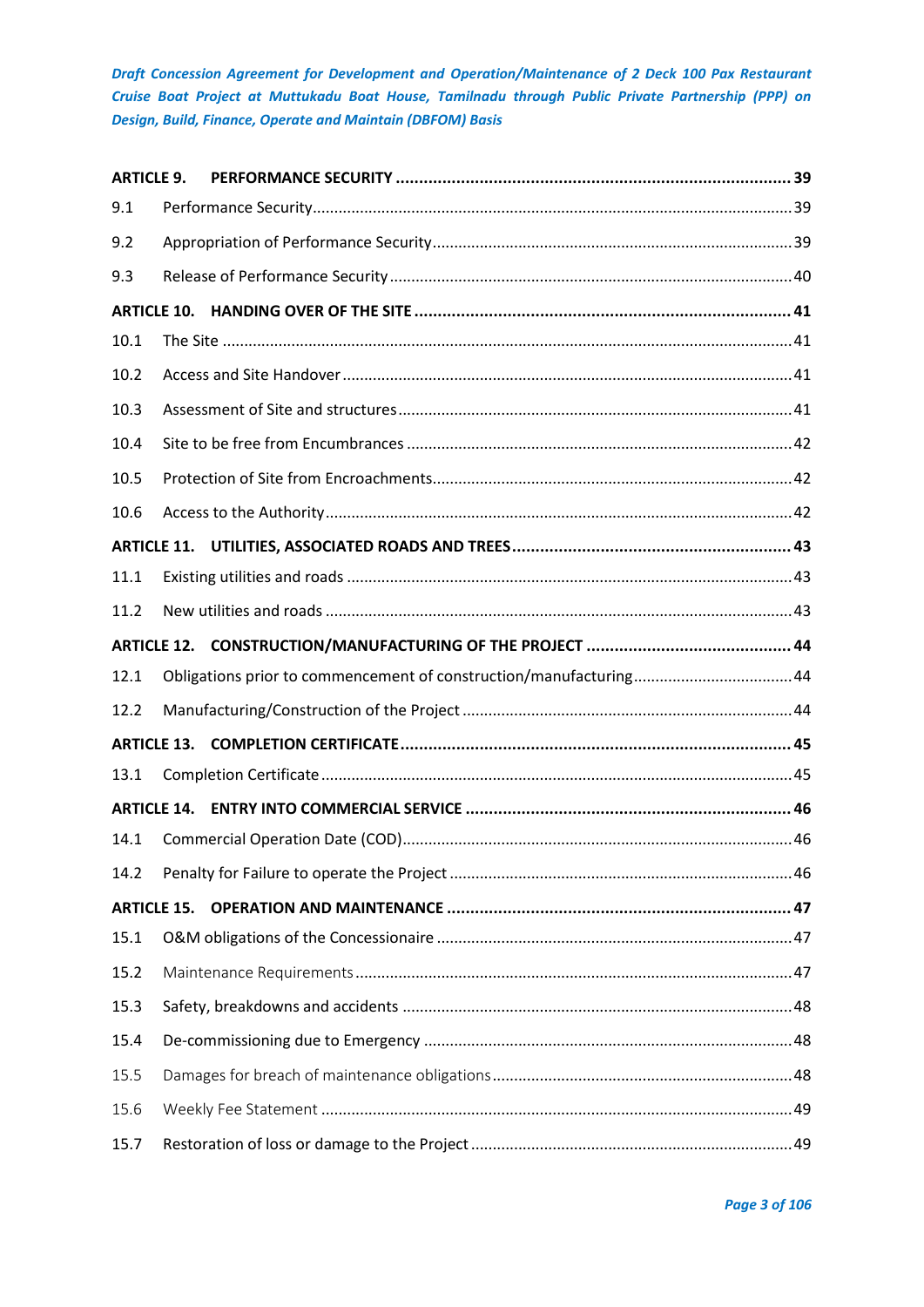**ARTICLE 9. PERFORMANCE SECURITY .................................................................................. 39**

9.1 Performance Security ............................................................................................................ 39

9.2 Appropriation of Performance Security ................................................................................ 39

9.3 Release of Performance Security .......................................................................................... 40

**ARTICLE 10. HANDING OVER OF THE SITE ............................................................................... 41**

10.1 The Site ................................................................................................................................ 41

10.2 Access and Site Handover ..................................................................................................... 41

10.3 Assessment of Site and structures ........................................................................................ 41

10.4 Site to be free from Encumbrances ....................................................................................... 42

10.5 Protection of Site from Encroachments ................................................................................. 42

10.6 Access to the Authority ......................................................................................................... 42

**ARTICLE 11. UTILITIES, ASSOCIATED ROADS AND TREES ........................................................... 43**

11.1 Existing utilities and roads .................................................................................................... 43

11.2 New utilities and roads ......................................................................................................... 43

**ARTICLE 12. CONSTRUCTION/MANUFACTURING OF THE PROJECT ........................................... 44**

12.1 Obligations prior to commencement of construction/manufacturing ..................................... 44

12.2 Manufacturing/Construction of the Project ........................................................................... 44

**ARTICLE 13. COMPLETION CERTIFICATE .................................................................................. 45**

13.1 Completion Certificate .......................................................................................................... 45

**ARTICLE 14. ENTRY INTO COMMERCIAL SERVICE ..................................................................... 46**

14.1 Commercial Operation Date (COD) ........................................................................................ 46

14.2 Penalty for Failure to operate the Project .............................................................................. 46

**ARTICLE 15. OPERATION AND MAINTENANCE ......................................................................... 47**

15.1 O&M obligations of the Concessionaire ................................................................................ 47

15.2 Maintenance Requirements .................................................................................................. 47

15.3 Safety, breakdowns and accidents ......................................................................................... 48

15.4 De-commissioning due to Emergency .................................................................................... 48

15.5 Damages for breach of maintenance obligations .................................................................... 48

15.6 Weekly Fee Statement ........................................................................................................... 49

15.7 Restoration of loss or damage to the Project ......................................................................... 49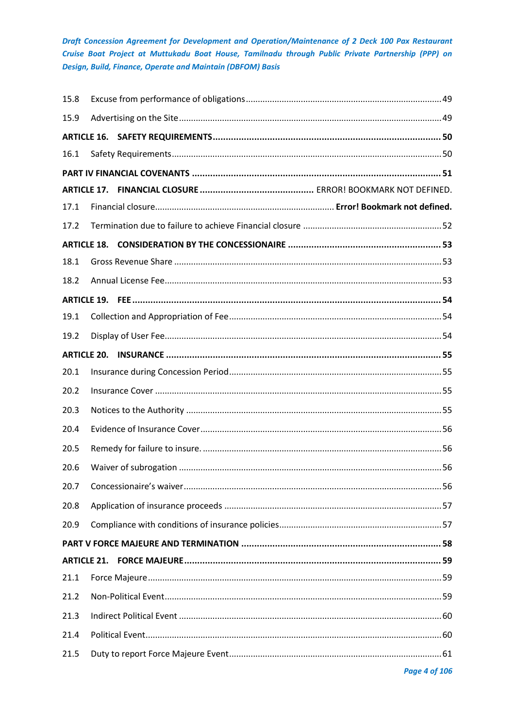15.8 Excuse from performance of obligations ..... 49

15.9 Advertising on the Site ..... 49

**ARTICLE 16. SAFETY REQUIREMENTS ..... 50**

16.1 Safety Requirements ..... 50

**PART IV FINANCIAL COVENANTS ..... 51**

**ARTICLE 17. FINANCIAL CLOSURE .....** ERROR! BOOKMARK NOT DEFINED.

17.1 Financial closure ..... **Error! Bookmark not defined.**

17.2 Termination due to failure to achieve Financial closure ..... 52

**ARTICLE 18. CONSIDERATION BY THE CONCESSIONAIRE ..... 53**

18.1 Gross Revenue Share ..... 53

18.2 Annual License Fee ..... 53

**ARTICLE 19. FEE ..... 54**

19.1 Collection and Appropriation of Fee ..... 54

19.2 Display of User Fee ..... 54

**ARTICLE 20. INSURANCE ..... 55**

20.1 Insurance during Concession Period ..... 55

20.2 Insurance Cover ..... 55

20.3 Notices to the Authority ..... 55

20.4 Evidence of Insurance Cover ..... 56

20.5 Remedy for failure to insure. ..... 56

20.6 Waiver of subrogation ..... 56

20.7 Concessionaire's waiver ..... 56

20.8 Application of insurance proceeds ..... 57

20.9 Compliance with conditions of insurance policies ..... 57

**PART V FORCE MAJEURE AND TERMINATION ..... 58**

**ARTICLE 21. FORCE MAJEURE ..... 59**

21.1 Force Majeure ..... 59

21.2 Non-Political Event ..... 59

21.3 Indirect Political Event ..... 60

21.4 Political Event ..... 60

21.5 Duty to report Force Majeure Event ..... 61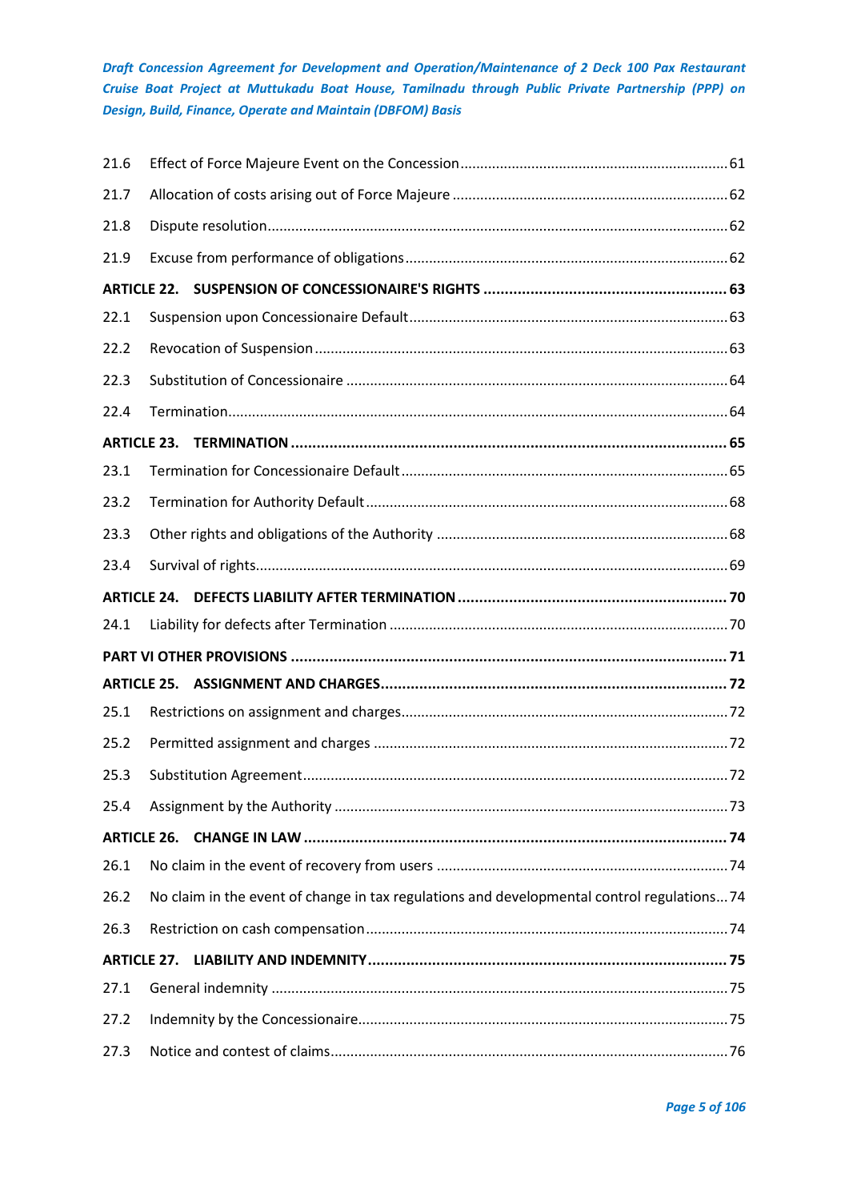| | | |
|---|---|---|
| 21.6 | Effect of Force Majeure Event on the Concession | 61 |
| 21.7 | Allocation of costs arising out of Force Majeure | 62 |
| 21.8 | Dispute resolution | 62 |
| 21.9 | Excuse from performance of obligations | 62 |
| **ARTICLE 22.** | **SUSPENSION OF CONCESSIONAIRE'S RIGHTS** | **63** |
| 22.1 | Suspension upon Concessionaire Default | 63 |
| 22.2 | Revocation of Suspension | 63 |
| 22.3 | Substitution of Concessionaire | 64 |
| 22.4 | Termination | 64 |
| **ARTICLE 23.** | **TERMINATION** | **65** |
| 23.1 | Termination for Concessionaire Default | 65 |
| 23.2 | Termination for Authority Default | 68 |
| 23.3 | Other rights and obligations of the Authority | 68 |
| 23.4 | Survival of rights | 69 |
| **ARTICLE 24.** | **DEFECTS LIABILITY AFTER TERMINATION** | **70** |
| 24.1 | Liability for defects after Termination | 70 |
| **PART VI OTHER PROVISIONS** | | **71** |
| **ARTICLE 25.** | **ASSIGNMENT AND CHARGES** | **72** |
| 25.1 | Restrictions on assignment and charges | 72 |
| 25.2 | Permitted assignment and charges | 72 |
| 25.3 | Substitution Agreement | 72 |
| 25.4 | Assignment by the Authority | 73 |
| **ARTICLE 26.** | **CHANGE IN LAW** | **74** |
| 26.1 | No claim in the event of recovery from users | 74 |
| 26.2 | No claim in the event of change in tax regulations and developmental control regulations | 74 |
| 26.3 | Restriction on cash compensation | 74 |
| **ARTICLE 27.** | **LIABILITY AND INDEMNITY** | **75** |
| 27.1 | General indemnity | 75 |
| 27.2 | Indemnity by the Concessionaire | 75 |
| 27.3 | Notice and contest of claims | 76 |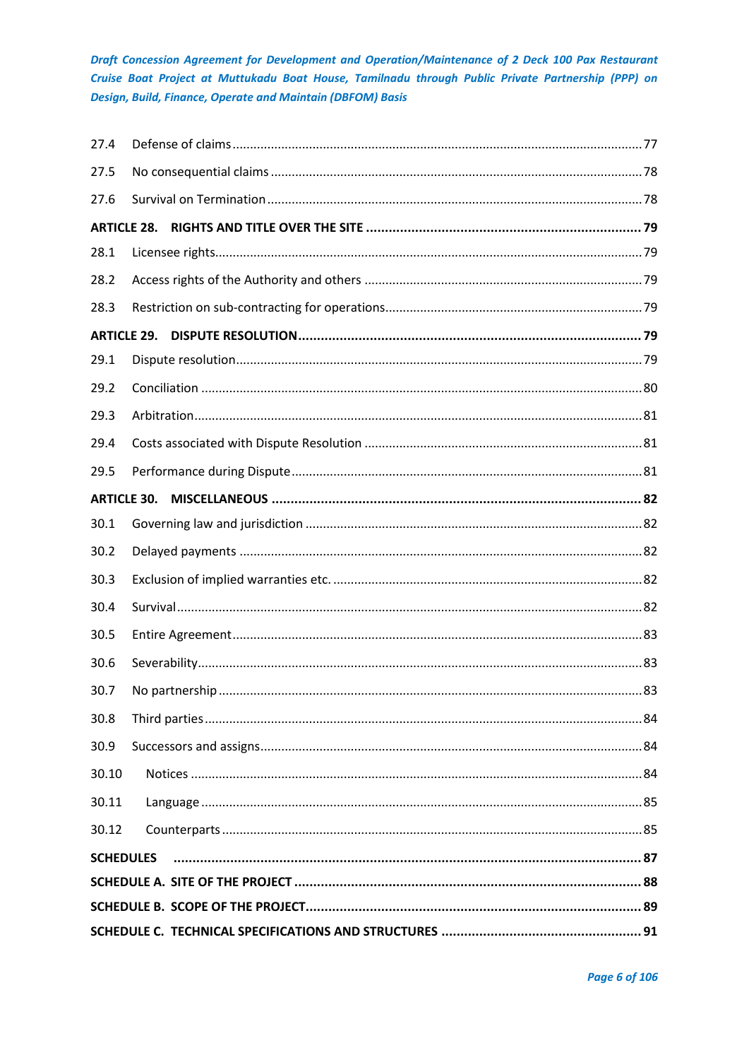| | | |
|---|---|---|
| 27.4 | Defense of claims | 77 |
| 27.5 | No consequential claims | 78 |
| 27.6 | Survival on Termination | 78 |
| **ARTICLE 28.** | **RIGHTS AND TITLE OVER THE SITE** | **79** |
| 28.1 | Licensee rights | 79 |
| 28.2 | Access rights of the Authority and others | 79 |
| 28.3 | Restriction on sub-contracting for operations | 79 |
| **ARTICLE 29.** | **DISPUTE RESOLUTION** | **79** |
| 29.1 | Dispute resolution | 79 |
| 29.2 | Conciliation | 80 |
| 29.3 | Arbitration | 81 |
| 29.4 | Costs associated with Dispute Resolution | 81 |
| 29.5 | Performance during Dispute | 81 |
| **ARTICLE 30.** | **MISCELLANEOUS** | **82** |
| 30.1 | Governing law and jurisdiction | 82 |
| 30.2 | Delayed payments | 82 |
| 30.3 | Exclusion of implied warranties etc. | 82 |
| 30.4 | Survival | 82 |
| 30.5 | Entire Agreement | 83 |
| 30.6 | Severability | 83 |
| 30.7 | No partnership | 83 |
| 30.8 | Third parties | 84 |
| 30.9 | Successors and assigns | 84 |
| 30.10 | Notices | 84 |
| 30.11 | Language | 85 |
| 30.12 | Counterparts | 85 |
| **SCHEDULES** | | **87** |
| **SCHEDULE A.** | **SITE OF THE PROJECT** | **88** |
| **SCHEDULE B.** | **SCOPE OF THE PROJECT** | **89** |
| **SCHEDULE C.** | **TECHNICAL SPECIFICATIONS AND STRUCTURES** | **91** |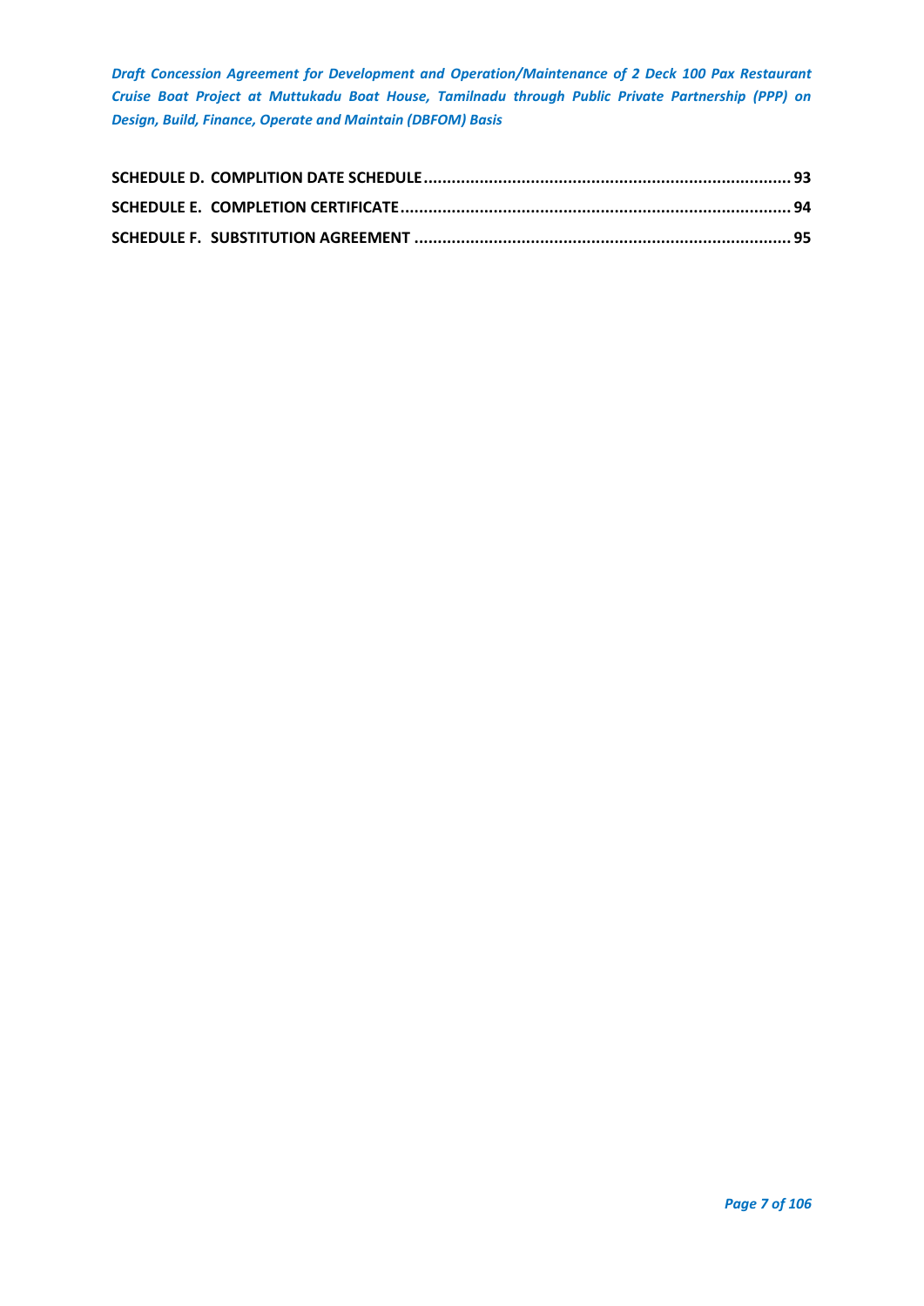**SCHEDULE D. COMPLITION DATE SCHEDULE** ........................................................................ **93**

**SCHEDULE E. COMPLETION CERTIFICATE** ........................................................................... **94**

**SCHEDULE F. SUBSTITUTION AGREEMENT** ........................................................................ **95**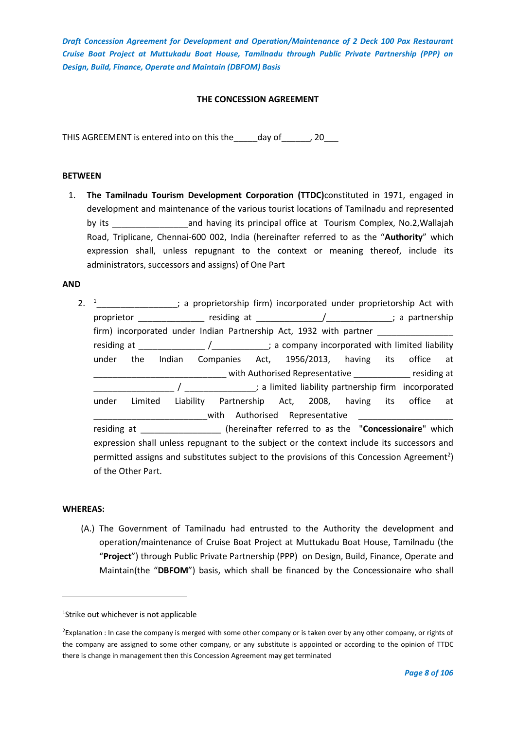*Draft Concession Agreement for Development and Operation/Maintenance of 2 Deck 100 Pax Restaurant Cruise Boat Project at Muttukadu Boat House, Tamilnadu through Public Private Partnership (PPP) on Design, Build, Finance, Operate and Maintain (DBFOM) Basis*

**THE CONCESSION AGREEMENT**

THIS AGREEMENT is entered into on this the_____day of______, 20___

**BETWEEN**

1. **The Tamilnadu Tourism Development Corporation (TTDC)**constituted in 1971, engaged in development and maintenance of the various tourist locations of Tamilnadu and represented by its ________________and having its principal office at Tourism Complex, No.2,Wallajah Road, Triplicane, Chennai-600 002, India (hereinafter referred to as the "**Authority**" which expression shall, unless repugnant to the context or meaning thereof, include its administrators, successors and assigns) of One Part

**AND**

2. [1]_________________; a proprietorship firm) incorporated under proprietorship Act with proprietor ______________ residing at ______________/______________; a partnership firm) incorporated under Indian Partnership Act, 1932 with partner ________________ residing at ______________ /____________; a company incorporated with limited liability under the Indian Companies Act, 1956/2013, having its office at _____________________________ with Authorised Representative ____________ residing at _________________ / _______________; a limited liability partnership firm incorporated under Limited Liability Partnership Act, 2008, having its office at _________________________with Authorised Representative ____________________ residing at _________________ (hereinafter referred to as the "**Concessionaire**" which expression shall unless repugnant to the subject or the context include its successors and permitted assigns and substitutes subject to the provisions of this Concession Agreement[2]) of the Other Part.

**WHEREAS:**

(A.) The Government of Tamilnadu had entrusted to the Authority the development and operation/maintenance of Cruise Boat Project at Muttukadu Boat House, Tamilnadu (the "**Project**") through Public Private Partnership (PPP) on Design, Build, Finance, Operate and Maintain(the "**DBFOM**") basis, which shall be financed by the Concessionaire who shall

---

[1] Strike out whichever is not applicable

[2] Explanation : In case the company is merged with some other company or is taken over by any other company, or rights of the company are assigned to some other company, or any substitute is appointed or according to the opinion of TTDC there is change in management then this Concession Agreement may get terminated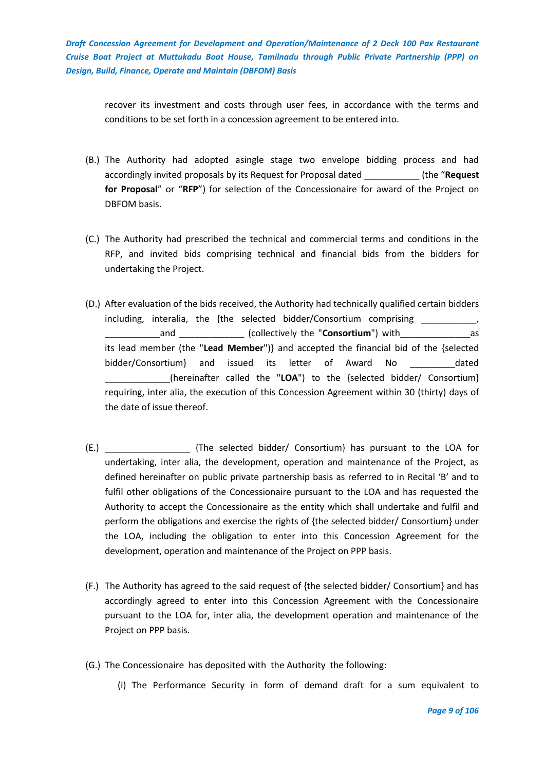recover its investment and costs through user fees, in accordance with the terms and conditions to be set forth in a concession agreement to be entered into.

(B.) The Authority had adopted asingle stage two envelope bidding process and had accordingly invited proposals by its Request for Proposal dated ___________ (the "**Request for Proposal**" or "**RFP**") for selection of the Concessionaire for award of the Project on DBFOM basis.

(C.) The Authority had prescribed the technical and commercial terms and conditions in the RFP, and invited bids comprising technical and financial bids from the bidders for undertaking the Project.

(D.) After evaluation of the bids received, the Authority had technically qualified certain bidders including, interalia, the {the selected bidder/Consortium comprising ___________, ___________and _____________ (collectively the "**Consortium**") with______________as its lead member (the "**Lead Member**")} and accepted the financial bid of the {selected bidder/Consortium} and issued its letter of Award No _________dated _____________(hereinafter called the "**LOA**") to the {selected bidder/ Consortium} requiring, inter alia, the execution of this Concession Agreement within 30 (thirty) days of the date of issue thereof.

(E.) _________________ {The selected bidder/ Consortium} has pursuant to the LOA for undertaking, inter alia, the development, operation and maintenance of the Project, as defined hereinafter on public private partnership basis as referred to in Recital 'B' and to fulfil other obligations of the Concessionaire pursuant to the LOA and has requested the Authority to accept the Concessionaire as the entity which shall undertake and fulfil and perform the obligations and exercise the rights of {the selected bidder/ Consortium} under the LOA, including the obligation to enter into this Concession Agreement for the development, operation and maintenance of the Project on PPP basis.

(F.) The Authority has agreed to the said request of {the selected bidder/ Consortium} and has accordingly agreed to enter into this Concession Agreement with the Concessionaire pursuant to the LOA for, inter alia, the development operation and maintenance of the Project on PPP basis.

(G.) The Concessionaire has deposited with the Authority the following:

(i) The Performance Security in form of demand draft for a sum equivalent to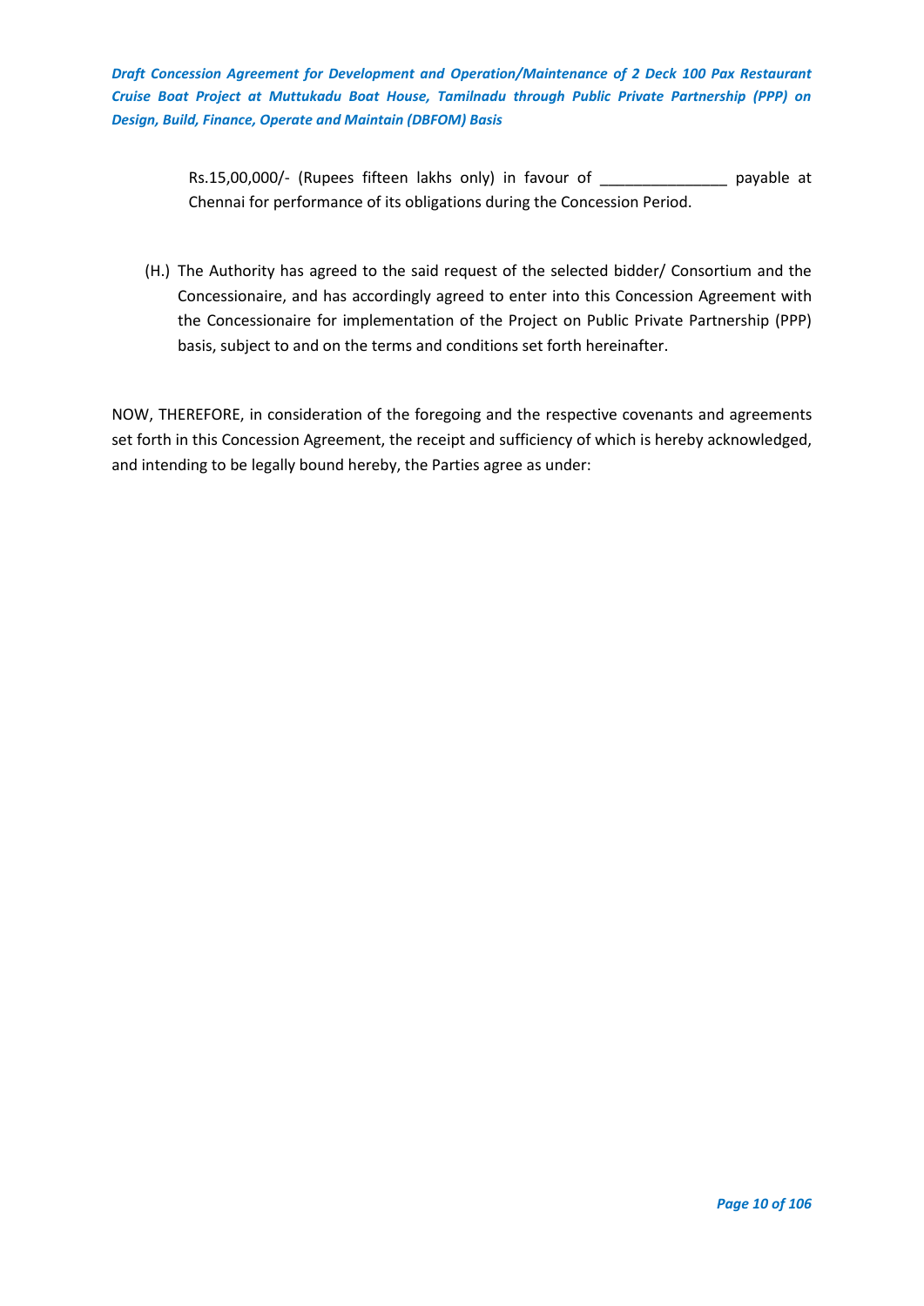Rs.15,00,000/- (Rupees fifteen lakhs only) in favour of _______________ payable at Chennai for performance of its obligations during the Concession Period.

(H.) The Authority has agreed to the said request of the selected bidder/ Consortium and the Concessionaire, and has accordingly agreed to enter into this Concession Agreement with the Concessionaire for implementation of the Project on Public Private Partnership (PPP) basis, subject to and on the terms and conditions set forth hereinafter.

NOW, THEREFORE, in consideration of the foregoing and the respective covenants and agreements set forth in this Concession Agreement, the receipt and sufficiency of which is hereby acknowledged, and intending to be legally bound hereby, the Parties agree as under: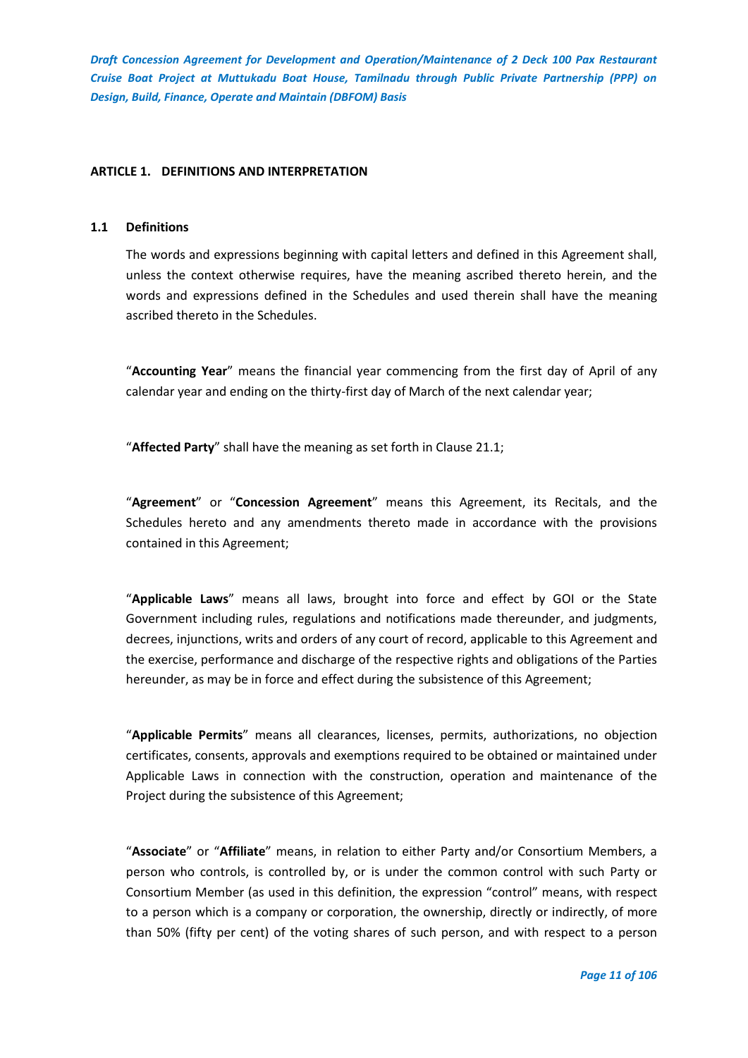## ARTICLE 1. DEFINITIONS AND INTERPRETATION

### 1.1 Definitions

The words and expressions beginning with capital letters and defined in this Agreement shall, unless the context otherwise requires, have the meaning ascribed thereto herein, and the words and expressions defined in the Schedules and used therein shall have the meaning ascribed thereto in the Schedules.

"**Accounting Year**" means the financial year commencing from the first day of April of any calendar year and ending on the thirty-first day of March of the next calendar year;

"**Affected Party**" shall have the meaning as set forth in Clause 21.1;

"**Agreement**" or "**Concession Agreement**" means this Agreement, its Recitals, and the Schedules hereto and any amendments thereto made in accordance with the provisions contained in this Agreement;

"**Applicable Laws**" means all laws, brought into force and effect by GOI or the State Government including rules, regulations and notifications made thereunder, and judgments, decrees, injunctions, writs and orders of any court of record, applicable to this Agreement and the exercise, performance and discharge of the respective rights and obligations of the Parties hereunder, as may be in force and effect during the subsistence of this Agreement;

"**Applicable Permits**" means all clearances, licenses, permits, authorizations, no objection certificates, consents, approvals and exemptions required to be obtained or maintained under Applicable Laws in connection with the construction, operation and maintenance of the Project during the subsistence of this Agreement;

"**Associate**" or "**Affiliate**" means, in relation to either Party and/or Consortium Members, a person who controls, is controlled by, or is under the common control with such Party or Consortium Member (as used in this definition, the expression "control" means, with respect to a person which is a company or corporation, the ownership, directly or indirectly, of more than 50% (fifty per cent) of the voting shares of such person, and with respect to a person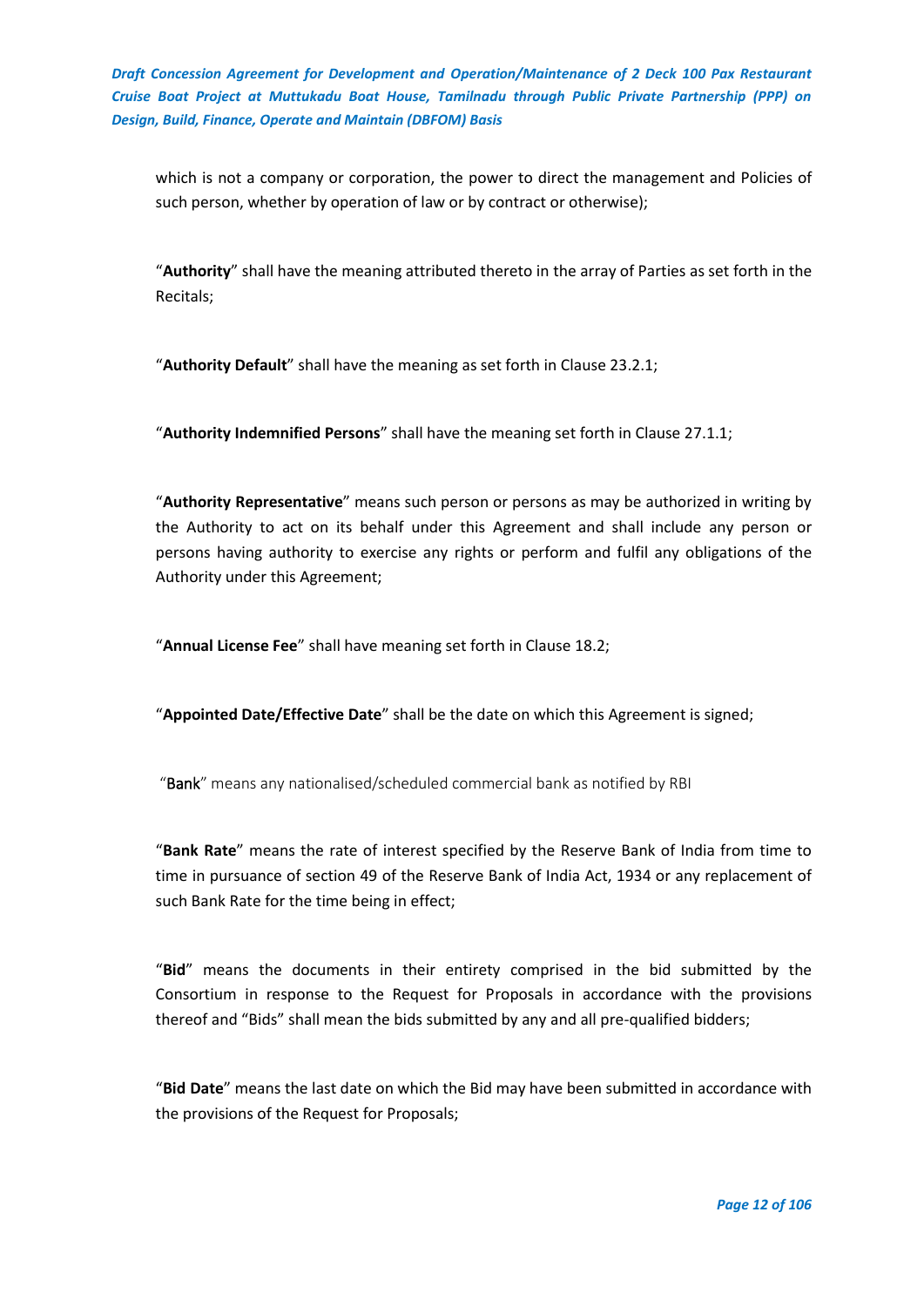which is not a company or corporation, the power to direct the management and Policies of such person, whether by operation of law or by contract or otherwise);

"**Authority**" shall have the meaning attributed thereto in the array of Parties as set forth in the Recitals;

"**Authority Default**" shall have the meaning as set forth in Clause 23.2.1;

"**Authority Indemnified Persons**" shall have the meaning set forth in Clause 27.1.1;

"**Authority Representative**" means such person or persons as may be authorized in writing by the Authority to act on its behalf under this Agreement and shall include any person or persons having authority to exercise any rights or perform and fulfil any obligations of the Authority under this Agreement;

"**Annual License Fee**" shall have meaning set forth in Clause 18.2;

"**Appointed Date/Effective Date**" shall be the date on which this Agreement is signed;

"Bank" means any nationalised/scheduled commercial bank as notified by RBI

"**Bank Rate**" means the rate of interest specified by the Reserve Bank of India from time to time in pursuance of section 49 of the Reserve Bank of India Act, 1934 or any replacement of such Bank Rate for the time being in effect;

"**Bid**" means the documents in their entirety comprised in the bid submitted by the Consortium in response to the Request for Proposals in accordance with the provisions thereof and "Bids" shall mean the bids submitted by any and all pre-qualified bidders;

"**Bid Date**" means the last date on which the Bid may have been submitted in accordance with the provisions of the Request for Proposals;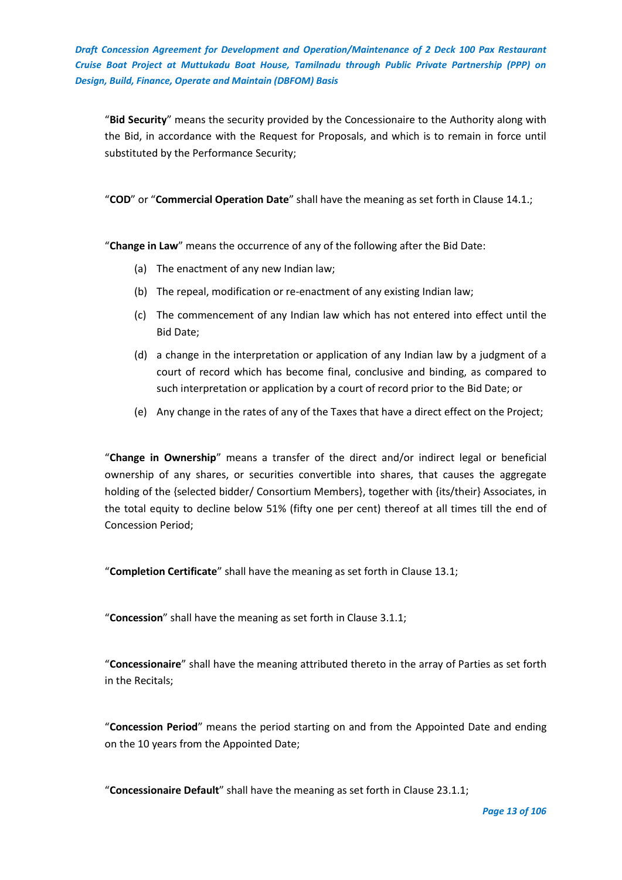"**Bid Security**" means the security provided by the Concessionaire to the Authority along with the Bid, in accordance with the Request for Proposals, and which is to remain in force until substituted by the Performance Security;

"**COD**" or "**Commercial Operation Date**" shall have the meaning as set forth in Clause 14.1.;

"**Change in Law**" means the occurrence of any of the following after the Bid Date:

(a) The enactment of any new Indian law;

(b) The repeal, modification or re-enactment of any existing Indian law;

(c) The commencement of any Indian law which has not entered into effect until the Bid Date;

(d) a change in the interpretation or application of any Indian law by a judgment of a court of record which has become final, conclusive and binding, as compared to such interpretation or application by a court of record prior to the Bid Date; or

(e) Any change in the rates of any of the Taxes that have a direct effect on the Project;

"**Change in Ownership**" means a transfer of the direct and/or indirect legal or beneficial ownership of any shares, or securities convertible into shares, that causes the aggregate holding of the {selected bidder/ Consortium Members}, together with {its/their} Associates, in the total equity to decline below 51% (fifty one per cent) thereof at all times till the end of Concession Period;

"**Completion Certificate**" shall have the meaning as set forth in Clause 13.1;

"**Concession**" shall have the meaning as set forth in Clause 3.1.1;

"**Concessionaire**" shall have the meaning attributed thereto in the array of Parties as set forth in the Recitals;

"**Concession Period**" means the period starting on and from the Appointed Date and ending on the 10 years from the Appointed Date;

"**Concessionaire Default**" shall have the meaning as set forth in Clause 23.1.1;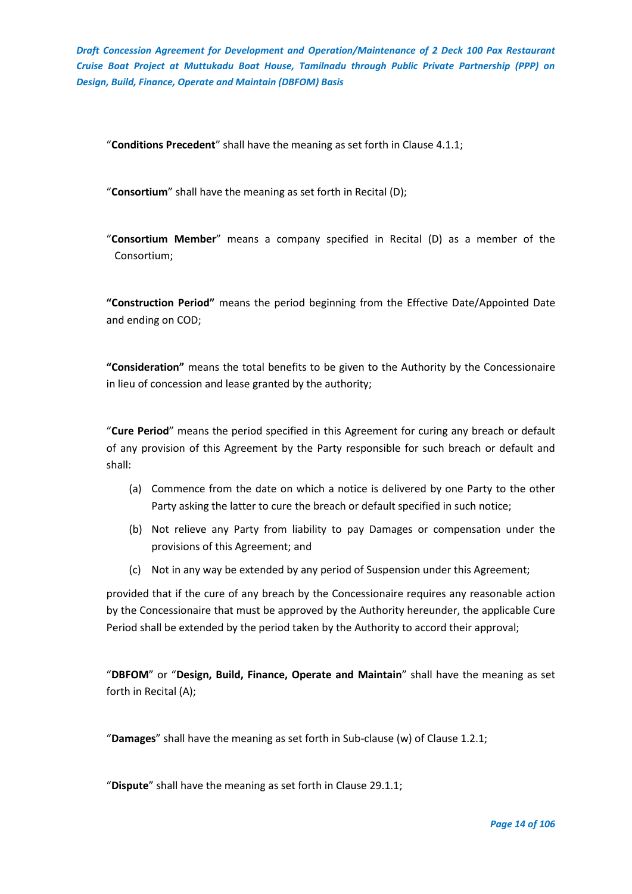"**Conditions Precedent**" shall have the meaning as set forth in Clause 4.1.1;

"**Consortium**" shall have the meaning as set forth in Recital (D);

"**Consortium Member**" means a company specified in Recital (D) as a member of the Consortium;

**"Construction Period"** means the period beginning from the Effective Date/Appointed Date and ending on COD;

**"Consideration"** means the total benefits to be given to the Authority by the Concessionaire in lieu of concession and lease granted by the authority;

"**Cure Period**" means the period specified in this Agreement for curing any breach or default of any provision of this Agreement by the Party responsible for such breach or default and shall:

(a) Commence from the date on which a notice is delivered by one Party to the other Party asking the latter to cure the breach or default specified in such notice;

(b) Not relieve any Party from liability to pay Damages or compensation under the provisions of this Agreement; and

(c) Not in any way be extended by any period of Suspension under this Agreement;

provided that if the cure of any breach by the Concessionaire requires any reasonable action by the Concessionaire that must be approved by the Authority hereunder, the applicable Cure Period shall be extended by the period taken by the Authority to accord their approval;

"**DBFOM**" or "**Design, Build, Finance, Operate and Maintain**" shall have the meaning as set forth in Recital (A);

"**Damages**" shall have the meaning as set forth in Sub-clause (w) of Clause 1.2.1;

"**Dispute**" shall have the meaning as set forth in Clause 29.1.1;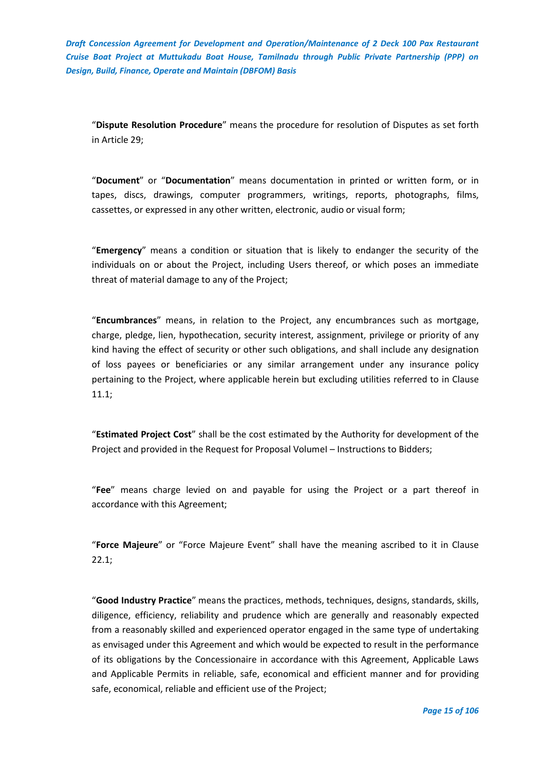"**Dispute Resolution Procedure**" means the procedure for resolution of Disputes as set forth in Article 29;

"**Document**" or "**Documentation**" means documentation in printed or written form, or in tapes, discs, drawings, computer programmers, writings, reports, photographs, films, cassettes, or expressed in any other written, electronic, audio or visual form;

"**Emergency**" means a condition or situation that is likely to endanger the security of the individuals on or about the Project, including Users thereof, or which poses an immediate threat of material damage to any of the Project;

"**Encumbrances**" means, in relation to the Project, any encumbrances such as mortgage, charge, pledge, lien, hypothecation, security interest, assignment, privilege or priority of any kind having the effect of security or other such obligations, and shall include any designation of loss payees or beneficiaries or any similar arrangement under any insurance policy pertaining to the Project, where applicable herein but excluding utilities referred to in Clause 11.1;

"**Estimated Project Cost**" shall be the cost estimated by the Authority for development of the Project and provided in the Request for Proposal VolumeI – Instructions to Bidders;

"**Fee**" means charge levied on and payable for using the Project or a part thereof in accordance with this Agreement;

"**Force Majeure**" or "Force Majeure Event" shall have the meaning ascribed to it in Clause 22.1;

"**Good Industry Practice**" means the practices, methods, techniques, designs, standards, skills, diligence, efficiency, reliability and prudence which are generally and reasonably expected from a reasonably skilled and experienced operator engaged in the same type of undertaking as envisaged under this Agreement and which would be expected to result in the performance of its obligations by the Concessionaire in accordance with this Agreement, Applicable Laws and Applicable Permits in reliable, safe, economical and efficient manner and for providing safe, economical, reliable and efficient use of the Project;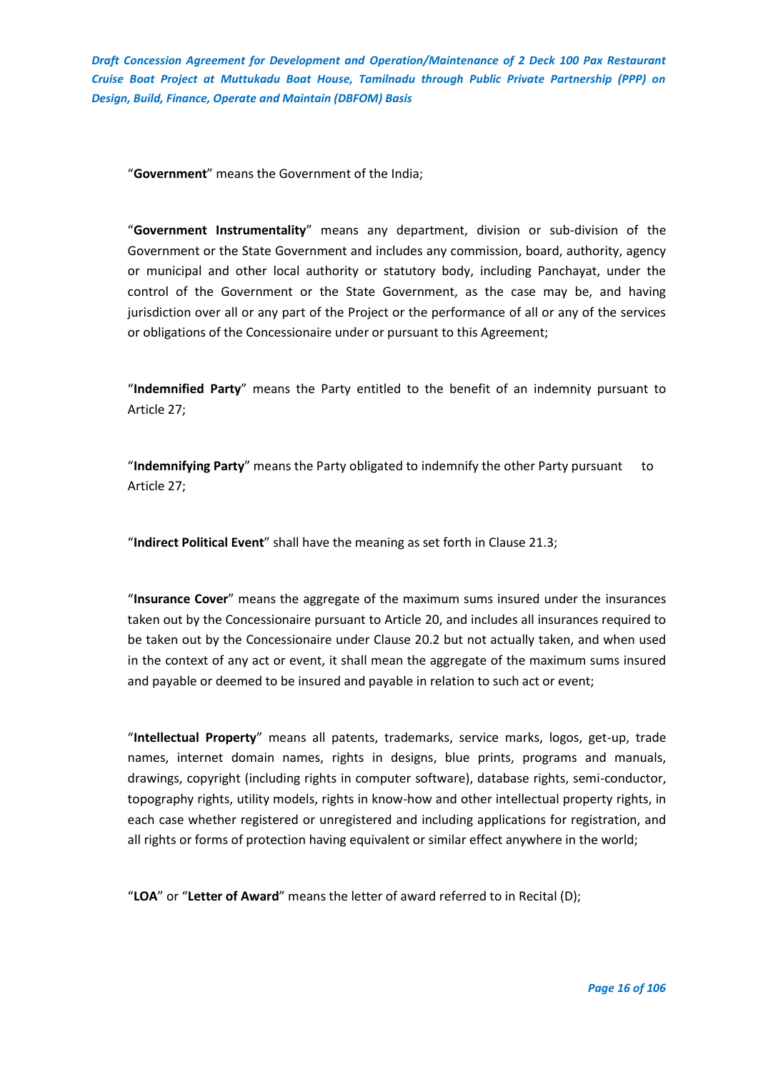"**Government**" means the Government of the India;

"**Government Instrumentality**" means any department, division or sub-division of the Government or the State Government and includes any commission, board, authority, agency or municipal and other local authority or statutory body, including Panchayat, under the control of the Government or the State Government, as the case may be, and having jurisdiction over all or any part of the Project or the performance of all or any of the services or obligations of the Concessionaire under or pursuant to this Agreement;

"**Indemnified Party**" means the Party entitled to the benefit of an indemnity pursuant to Article 27;

"**Indemnifying Party**" means the Party obligated to indemnify the other Party pursuant to Article 27;

"**Indirect Political Event**" shall have the meaning as set forth in Clause 21.3;

"**Insurance Cover**" means the aggregate of the maximum sums insured under the insurances taken out by the Concessionaire pursuant to Article 20, and includes all insurances required to be taken out by the Concessionaire under Clause 20.2 but not actually taken, and when used in the context of any act or event, it shall mean the aggregate of the maximum sums insured and payable or deemed to be insured and payable in relation to such act or event;

"**Intellectual Property**" means all patents, trademarks, service marks, logos, get-up, trade names, internet domain names, rights in designs, blue prints, programs and manuals, drawings, copyright (including rights in computer software), database rights, semi-conductor, topography rights, utility models, rights in know-how and other intellectual property rights, in each case whether registered or unregistered and including applications for registration, and all rights or forms of protection having equivalent or similar effect anywhere in the world;

"**LOA**" or "**Letter of Award**" means the letter of award referred to in Recital (D);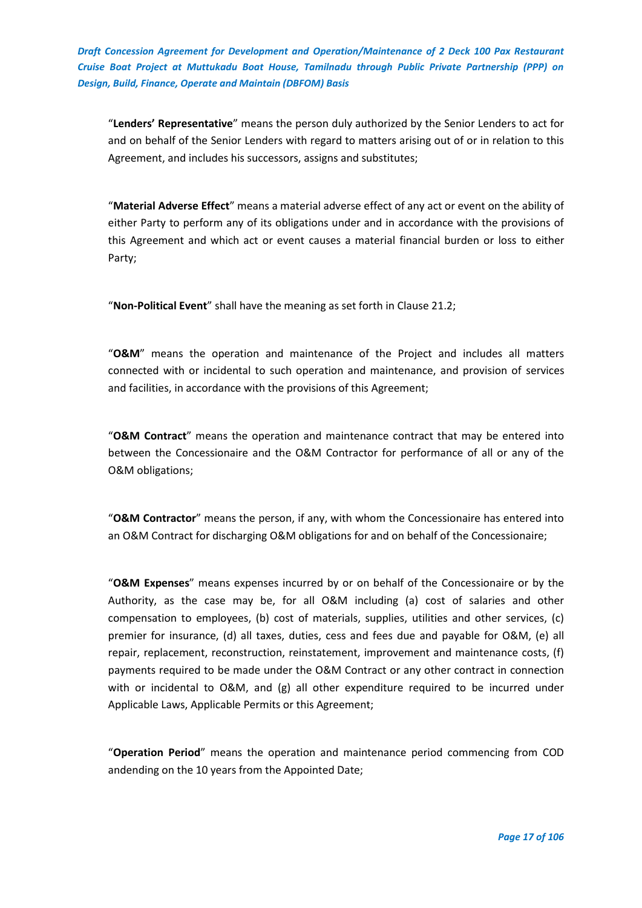"**Lenders' Representative**" means the person duly authorized by the Senior Lenders to act for and on behalf of the Senior Lenders with regard to matters arising out of or in relation to this Agreement, and includes his successors, assigns and substitutes;

"**Material Adverse Effect**" means a material adverse effect of any act or event on the ability of either Party to perform any of its obligations under and in accordance with the provisions of this Agreement and which act or event causes a material financial burden or loss to either Party;

"**Non-Political Event**" shall have the meaning as set forth in Clause 21.2;

"**O&M**" means the operation and maintenance of the Project and includes all matters connected with or incidental to such operation and maintenance, and provision of services and facilities, in accordance with the provisions of this Agreement;

"**O&M Contract**" means the operation and maintenance contract that may be entered into between the Concessionaire and the O&M Contractor for performance of all or any of the O&M obligations;

"**O&M Contractor**" means the person, if any, with whom the Concessionaire has entered into an O&M Contract for discharging O&M obligations for and on behalf of the Concessionaire;

"**O&M Expenses**" means expenses incurred by or on behalf of the Concessionaire or by the Authority, as the case may be, for all O&M including (a) cost of salaries and other compensation to employees, (b) cost of materials, supplies, utilities and other services, (c) premier for insurance, (d) all taxes, duties, cess and fees due and payable for O&M, (e) all repair, replacement, reconstruction, reinstatement, improvement and maintenance costs, (f) payments required to be made under the O&M Contract or any other contract in connection with or incidental to O&M, and (g) all other expenditure required to be incurred under Applicable Laws, Applicable Permits or this Agreement;

"**Operation Period**" means the operation and maintenance period commencing from COD andending on the 10 years from the Appointed Date;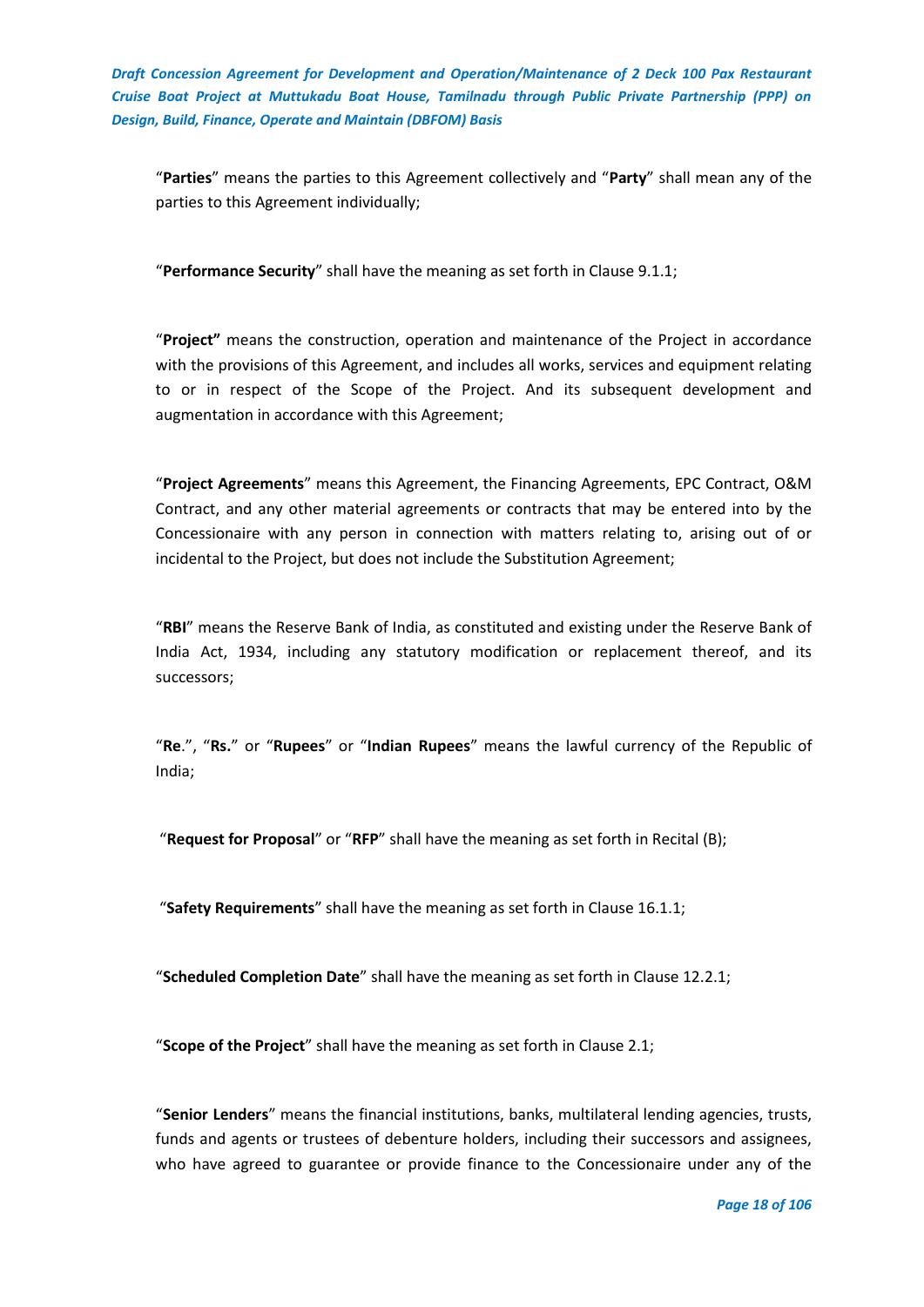"**Parties**" means the parties to this Agreement collectively and "**Party**" shall mean any of the parties to this Agreement individually;

"**Performance Security**" shall have the meaning as set forth in Clause 9.1.1;

"**Project"** means the construction, operation and maintenance of the Project in accordance with the provisions of this Agreement, and includes all works, services and equipment relating to or in respect of the Scope of the Project. And its subsequent development and augmentation in accordance with this Agreement;

"**Project Agreements**" means this Agreement, the Financing Agreements, EPC Contract, O&M Contract, and any other material agreements or contracts that may be entered into by the Concessionaire with any person in connection with matters relating to, arising out of or incidental to the Project, but does not include the Substitution Agreement;

"**RBI**" means the Reserve Bank of India, as constituted and existing under the Reserve Bank of India Act, 1934, including any statutory modification or replacement thereof, and its successors;

"**Re**.", "**Rs.**" or "**Rupees**" or "**Indian Rupees**" means the lawful currency of the Republic of India;

"**Request for Proposal**" or "**RFP**" shall have the meaning as set forth in Recital (B);

"**Safety Requirements**" shall have the meaning as set forth in Clause 16.1.1;

"**Scheduled Completion Date**" shall have the meaning as set forth in Clause 12.2.1;

"**Scope of the Project**" shall have the meaning as set forth in Clause 2.1;

"**Senior Lenders**" means the financial institutions, banks, multilateral lending agencies, trusts, funds and agents or trustees of debenture holders, including their successors and assignees, who have agreed to guarantee or provide finance to the Concessionaire under any of the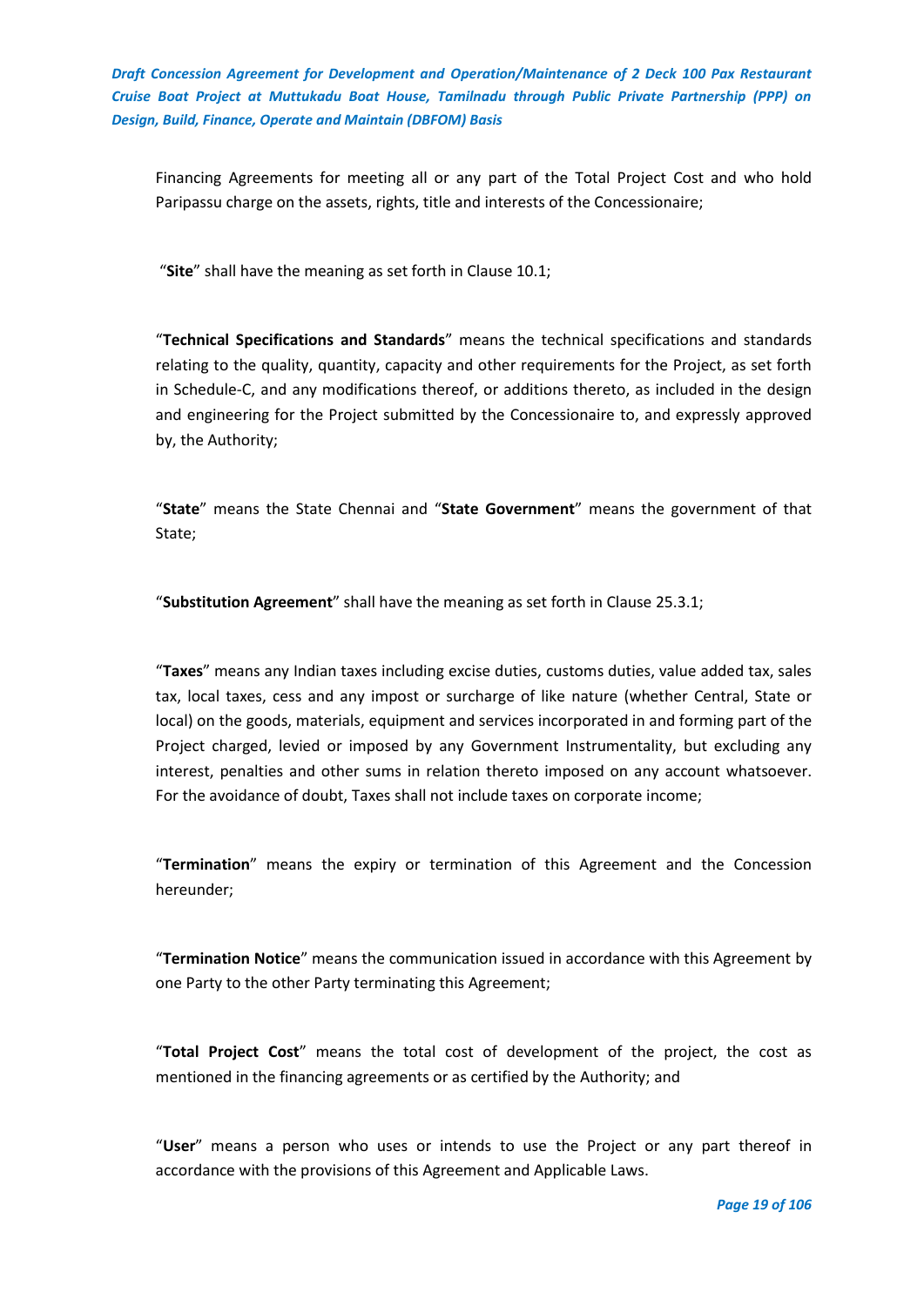Financing Agreements for meeting all or any part of the Total Project Cost and who hold Paripassu charge on the assets, rights, title and interests of the Concessionaire;

"**Site**" shall have the meaning as set forth in Clause 10.1;

"**Technical Specifications and Standards**" means the technical specifications and standards relating to the quality, quantity, capacity and other requirements for the Project, as set forth in Schedule-C, and any modifications thereof, or additions thereto, as included in the design and engineering for the Project submitted by the Concessionaire to, and expressly approved by, the Authority;

"**State**" means the State Chennai and "**State Government**" means the government of that State;

"**Substitution Agreement**" shall have the meaning as set forth in Clause 25.3.1;

"**Taxes**" means any Indian taxes including excise duties, customs duties, value added tax, sales tax, local taxes, cess and any impost or surcharge of like nature (whether Central, State or local) on the goods, materials, equipment and services incorporated in and forming part of the Project charged, levied or imposed by any Government Instrumentality, but excluding any interest, penalties and other sums in relation thereto imposed on any account whatsoever. For the avoidance of doubt, Taxes shall not include taxes on corporate income;

"**Termination**" means the expiry or termination of this Agreement and the Concession hereunder;

"**Termination Notice**" means the communication issued in accordance with this Agreement by one Party to the other Party terminating this Agreement;

"**Total Project Cost**" means the total cost of development of the project, the cost as mentioned in the financing agreements or as certified by the Authority; and

"**User**" means a person who uses or intends to use the Project or any part thereof in accordance with the provisions of this Agreement and Applicable Laws.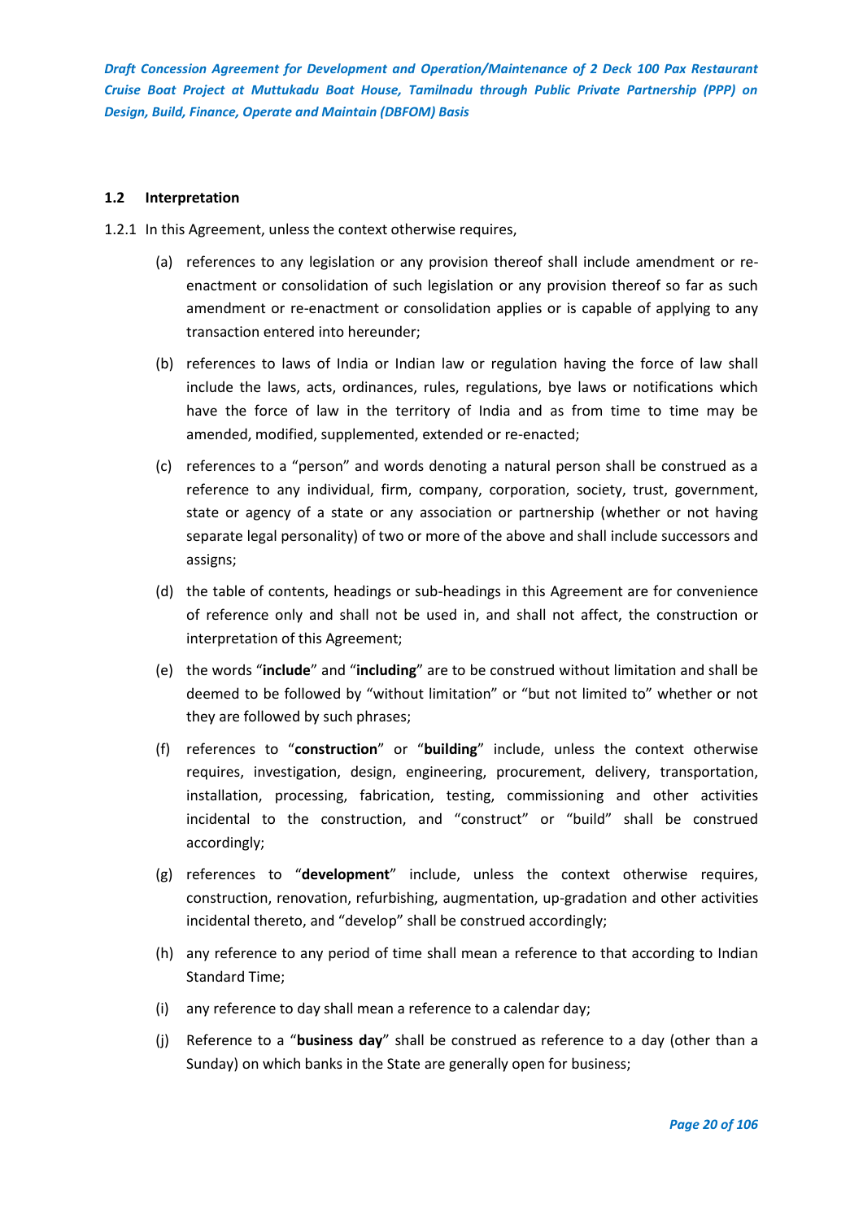### 1.2 Interpretation

1.2.1 In this Agreement, unless the context otherwise requires,

(a) references to any legislation or any provision thereof shall include amendment or re-enactment or consolidation of such legislation or any provision thereof so far as such amendment or re-enactment or consolidation applies or is capable of applying to any transaction entered into hereunder;

(b) references to laws of India or Indian law or regulation having the force of law shall include the laws, acts, ordinances, rules, regulations, bye laws or notifications which have the force of law in the territory of India and as from time to time may be amended, modified, supplemented, extended or re-enacted;

(c) references to a "person" and words denoting a natural person shall be construed as a reference to any individual, firm, company, corporation, society, trust, government, state or agency of a state or any association or partnership (whether or not having separate legal personality) of two or more of the above and shall include successors and assigns;

(d) the table of contents, headings or sub-headings in this Agreement are for convenience of reference only and shall not be used in, and shall not affect, the construction or interpretation of this Agreement;

(e) the words "**include**" and "**including**" are to be construed without limitation and shall be deemed to be followed by "without limitation" or "but not limited to" whether or not they are followed by such phrases;

(f) references to "**construction**" or "**building**" include, unless the context otherwise requires, investigation, design, engineering, procurement, delivery, transportation, installation, processing, fabrication, testing, commissioning and other activities incidental to the construction, and "construct" or "build" shall be construed accordingly;

(g) references to "**development**" include, unless the context otherwise requires, construction, renovation, refurbishing, augmentation, up-gradation and other activities incidental thereto, and "develop" shall be construed accordingly;

(h) any reference to any period of time shall mean a reference to that according to Indian Standard Time;

(i) any reference to day shall mean a reference to a calendar day;

(j) Reference to a "**business day**" shall be construed as reference to a day (other than a Sunday) on which banks in the State are generally open for business;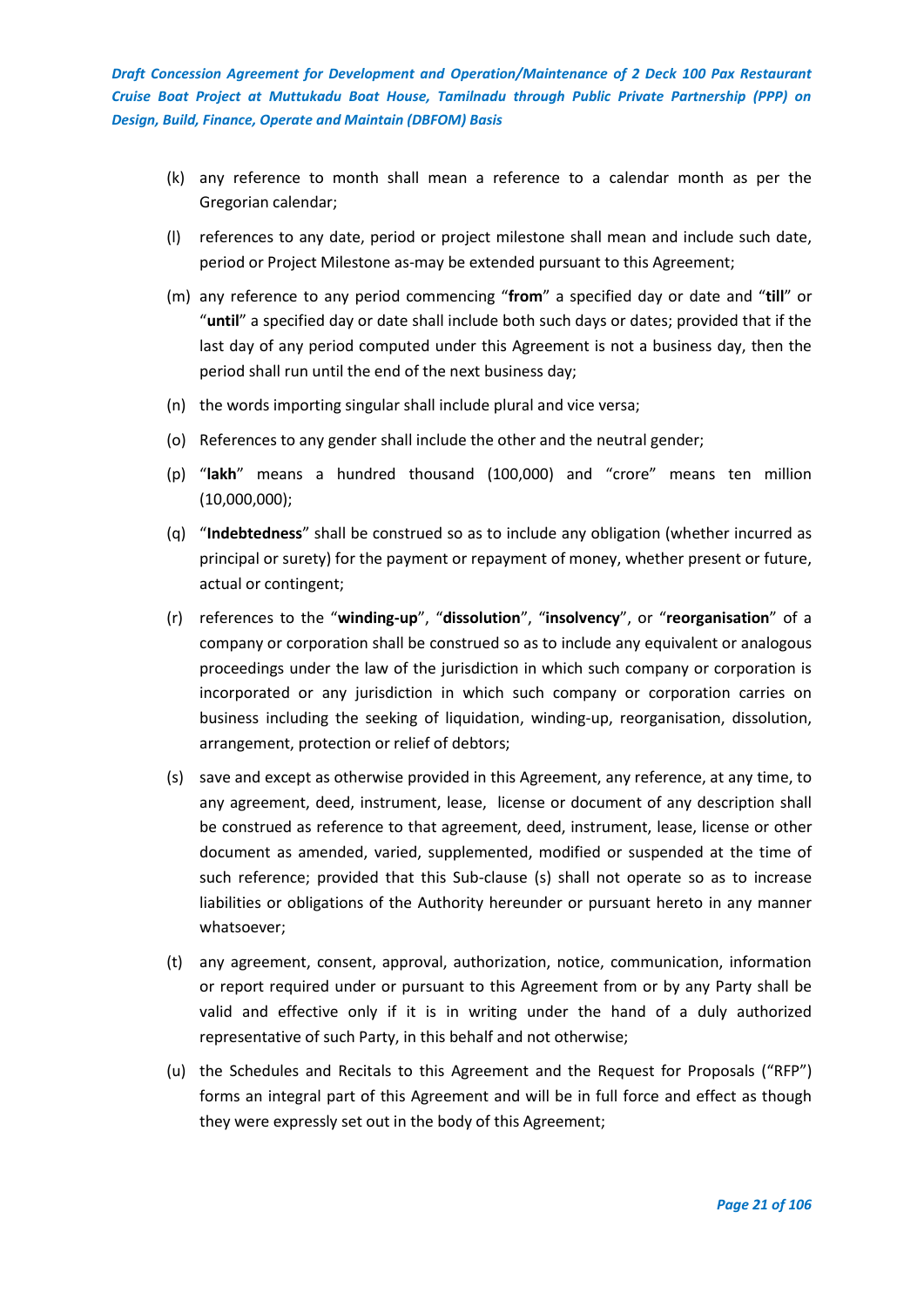(k) any reference to month shall mean a reference to a calendar month as per the Gregorian calendar;

(l) references to any date, period or project milestone shall mean and include such date, period or Project Milestone as-may be extended pursuant to this Agreement;

(m) any reference to any period commencing "**from**" a specified day or date and "**till**" or "**until**" a specified day or date shall include both such days or dates; provided that if the last day of any period computed under this Agreement is not a business day, then the period shall run until the end of the next business day;

(n) the words importing singular shall include plural and vice versa;

(o) References to any gender shall include the other and the neutral gender;

(p) "**lakh**" means a hundred thousand (100,000) and "crore" means ten million (10,000,000);

(q) "**Indebtedness**" shall be construed so as to include any obligation (whether incurred as principal or surety) for the payment or repayment of money, whether present or future, actual or contingent;

(r) references to the "**winding-up**", "**dissolution**", "**insolvency**", or "**reorganisation**" of a company or corporation shall be construed so as to include any equivalent or analogous proceedings under the law of the jurisdiction in which such company or corporation is incorporated or any jurisdiction in which such company or corporation carries on business including the seeking of liquidation, winding-up, reorganisation, dissolution, arrangement, protection or relief of debtors;

(s) save and except as otherwise provided in this Agreement, any reference, at any time, to any agreement, deed, instrument, lease, license or document of any description shall be construed as reference to that agreement, deed, instrument, lease, license or other document as amended, varied, supplemented, modified or suspended at the time of such reference; provided that this Sub-clause (s) shall not operate so as to increase liabilities or obligations of the Authority hereunder or pursuant hereto in any manner whatsoever;

(t) any agreement, consent, approval, authorization, notice, communication, information or report required under or pursuant to this Agreement from or by any Party shall be valid and effective only if it is in writing under the hand of a duly authorized representative of such Party, in this behalf and not otherwise;

(u) the Schedules and Recitals to this Agreement and the Request for Proposals ("RFP") forms an integral part of this Agreement and will be in full force and effect as though they were expressly set out in the body of this Agreement;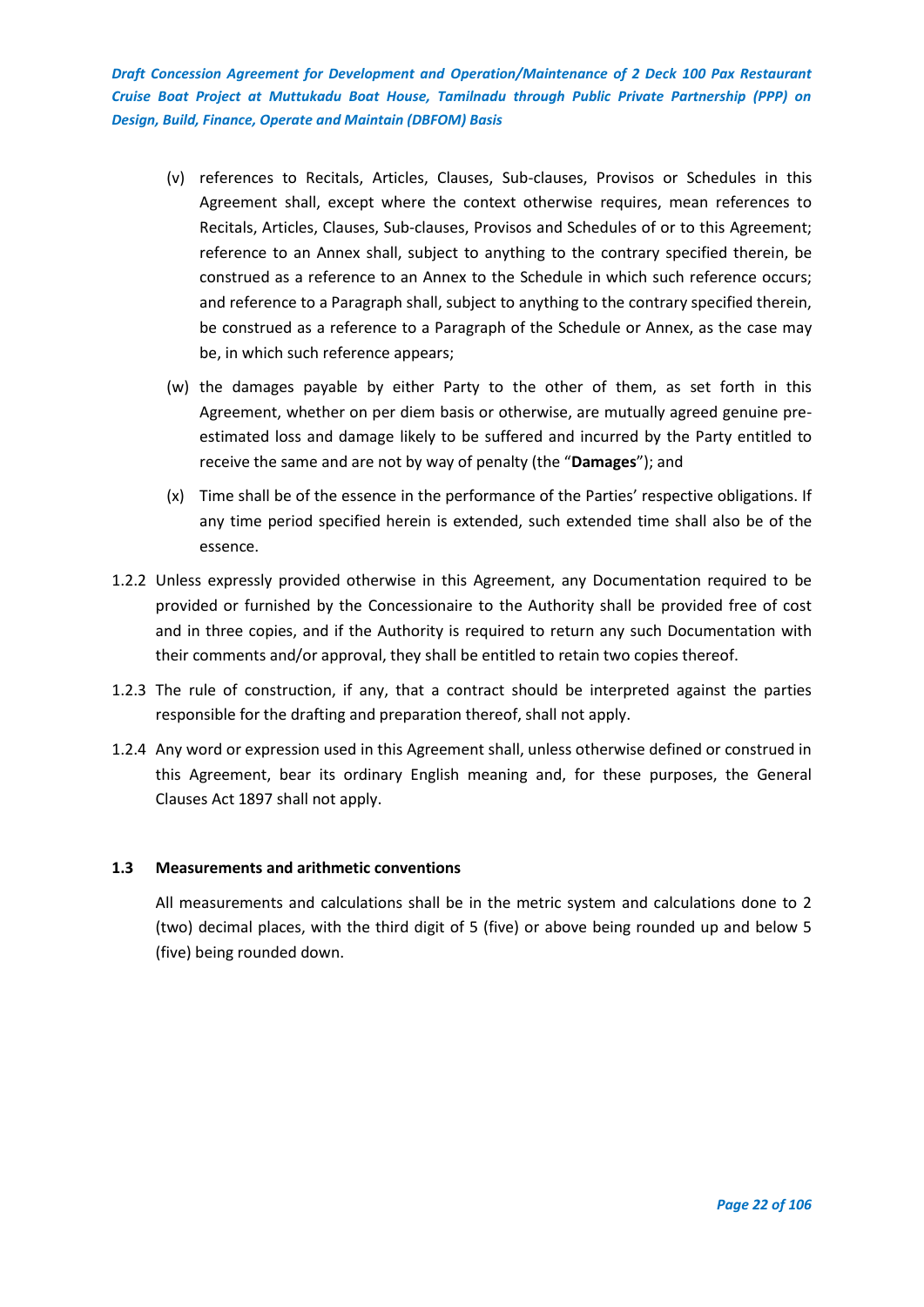(v) references to Recitals, Articles, Clauses, Sub-clauses, Provisos or Schedules in this Agreement shall, except where the context otherwise requires, mean references to Recitals, Articles, Clauses, Sub-clauses, Provisos and Schedules of or to this Agreement; reference to an Annex shall, subject to anything to the contrary specified therein, be construed as a reference to an Annex to the Schedule in which such reference occurs; and reference to a Paragraph shall, subject to anything to the contrary specified therein, be construed as a reference to a Paragraph of the Schedule or Annex, as the case may be, in which such reference appears;

(w) the damages payable by either Party to the other of them, as set forth in this Agreement, whether on per diem basis or otherwise, are mutually agreed genuine pre-estimated loss and damage likely to be suffered and incurred by the Party entitled to receive the same and are not by way of penalty (the "**Damages**"); and

(x) Time shall be of the essence in the performance of the Parties' respective obligations. If any time period specified herein is extended, such extended time shall also be of the essence.

1.2.2 Unless expressly provided otherwise in this Agreement, any Documentation required to be provided or furnished by the Concessionaire to the Authority shall be provided free of cost and in three copies, and if the Authority is required to return any such Documentation with their comments and/or approval, they shall be entitled to retain two copies thereof.

1.2.3 The rule of construction, if any, that a contract should be interpreted against the parties responsible for the drafting and preparation thereof, shall not apply.

1.2.4 Any word or expression used in this Agreement shall, unless otherwise defined or construed in this Agreement, bear its ordinary English meaning and, for these purposes, the General Clauses Act 1897 shall not apply.

**1.3 Measurements and arithmetic conventions**

All measurements and calculations shall be in the metric system and calculations done to 2 (two) decimal places, with the third digit of 5 (five) or above being rounded up and below 5 (five) being rounded down.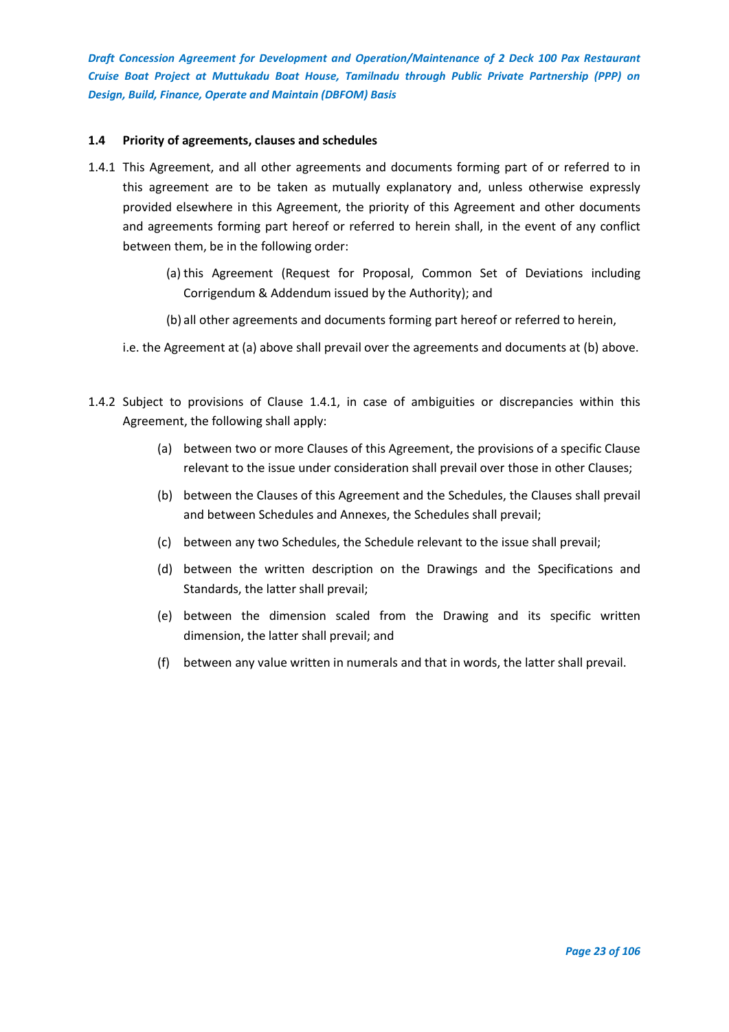### 1.4 Priority of agreements, clauses and schedules

1.4.1 This Agreement, and all other agreements and documents forming part of or referred to in this agreement are to be taken as mutually explanatory and, unless otherwise expressly provided elsewhere in this Agreement, the priority of this Agreement and other documents and agreements forming part hereof or referred to herein shall, in the event of any conflict between them, be in the following order:

(a) this Agreement (Request for Proposal, Common Set of Deviations including Corrigendum & Addendum issued by the Authority); and

(b) all other agreements and documents forming part hereof or referred to herein,

i.e. the Agreement at (a) above shall prevail over the agreements and documents at (b) above.

1.4.2 Subject to provisions of Clause 1.4.1, in case of ambiguities or discrepancies within this Agreement, the following shall apply:

(a) between two or more Clauses of this Agreement, the provisions of a specific Clause relevant to the issue under consideration shall prevail over those in other Clauses;

(b) between the Clauses of this Agreement and the Schedules, the Clauses shall prevail and between Schedules and Annexes, the Schedules shall prevail;

(c) between any two Schedules, the Schedule relevant to the issue shall prevail;

(d) between the written description on the Drawings and the Specifications and Standards, the latter shall prevail;

(e) between the dimension scaled from the Drawing and its specific written dimension, the latter shall prevail; and

(f) between any value written in numerals and that in words, the latter shall prevail.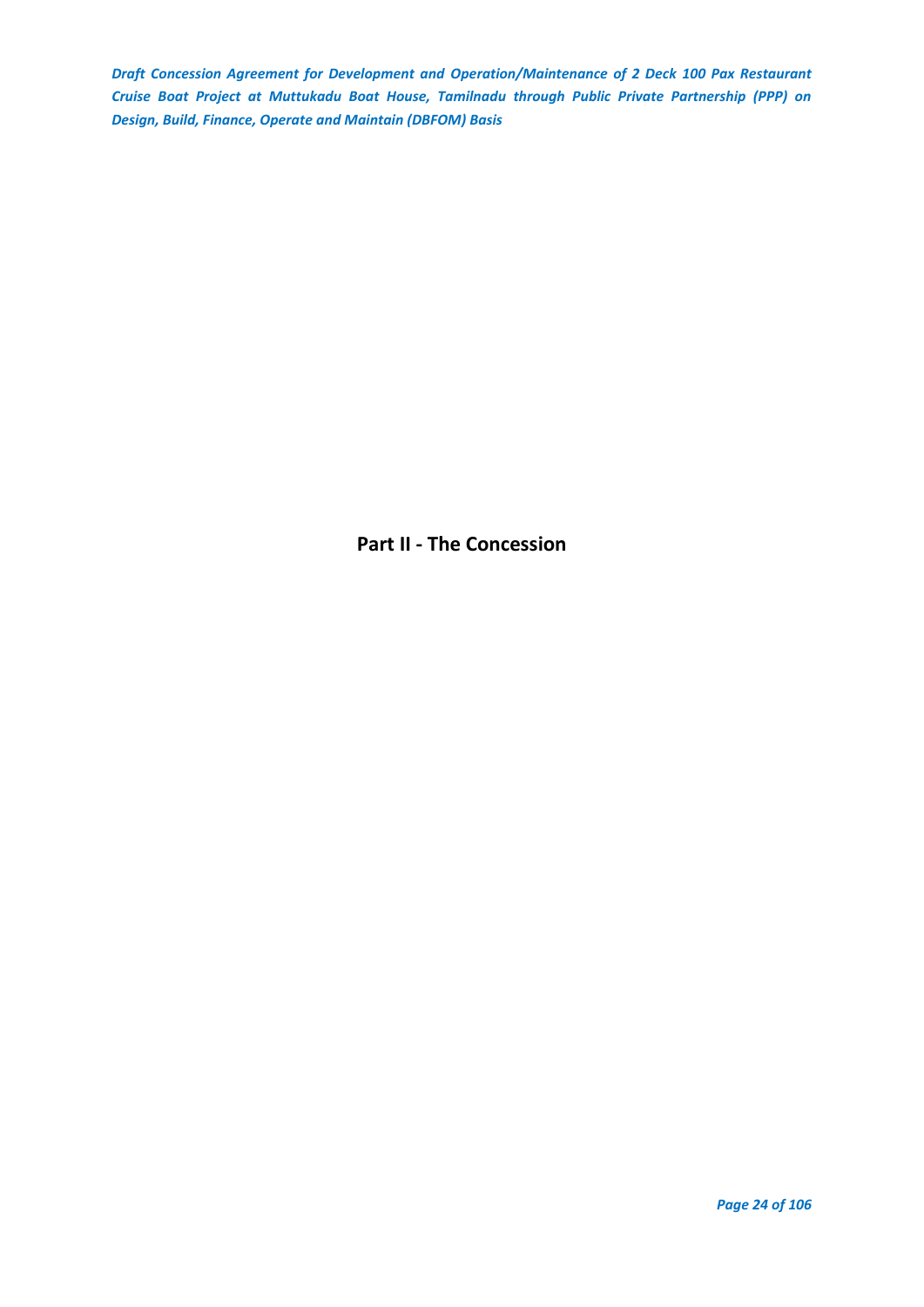# Part II - The Concession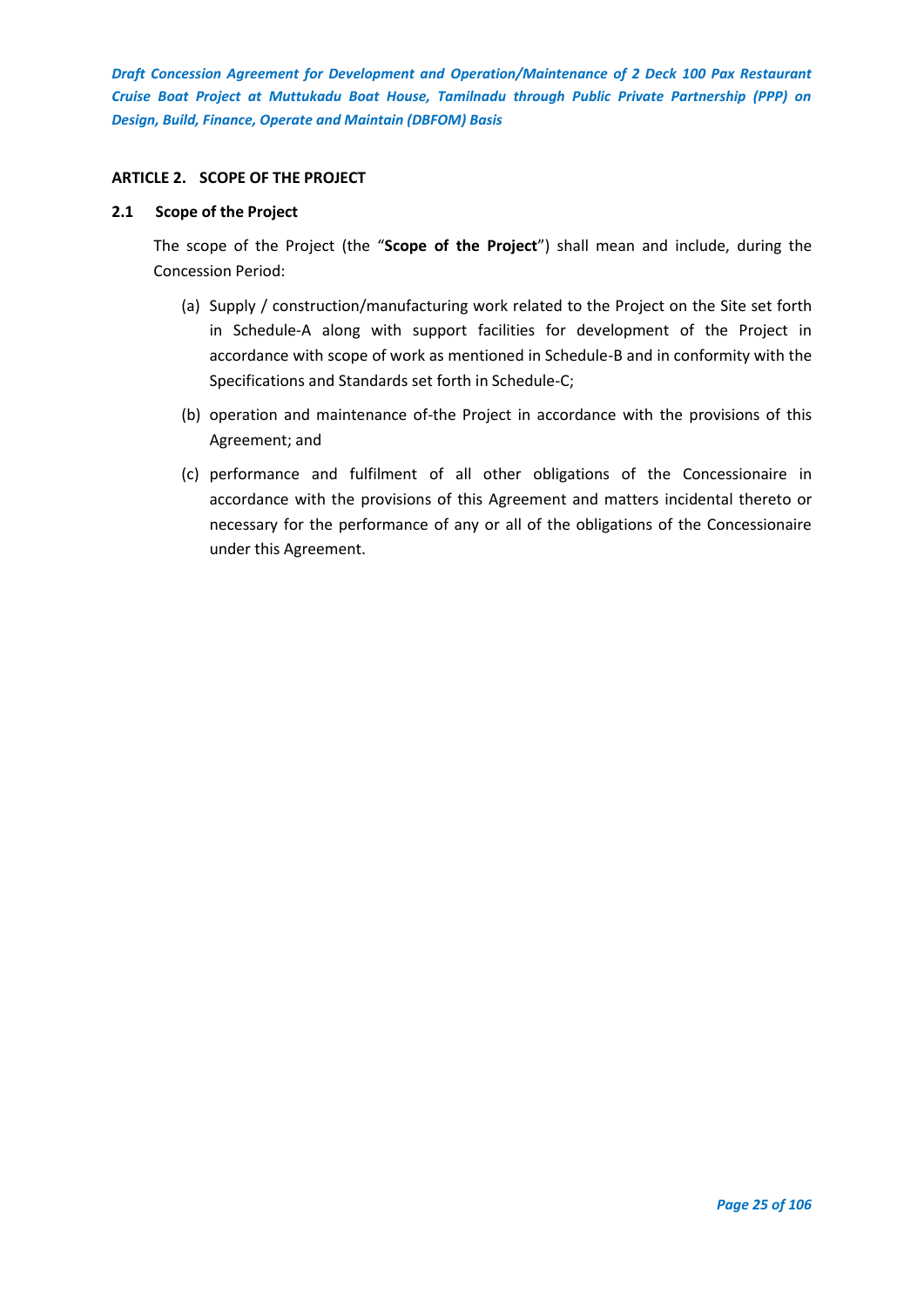## ARTICLE 2. SCOPE OF THE PROJECT

### 2.1 Scope of the Project

The scope of the Project (the "**Scope of the Project**") shall mean and include, during the Concession Period:

(a) Supply / construction/manufacturing work related to the Project on the Site set forth in Schedule-A along with support facilities for development of the Project in accordance with scope of work as mentioned in Schedule-B and in conformity with the Specifications and Standards set forth in Schedule-C;

(b) operation and maintenance of-the Project in accordance with the provisions of this Agreement; and

(c) performance and fulfilment of all other obligations of the Concessionaire in accordance with the provisions of this Agreement and matters incidental thereto or necessary for the performance of any or all of the obligations of the Concessionaire under this Agreement.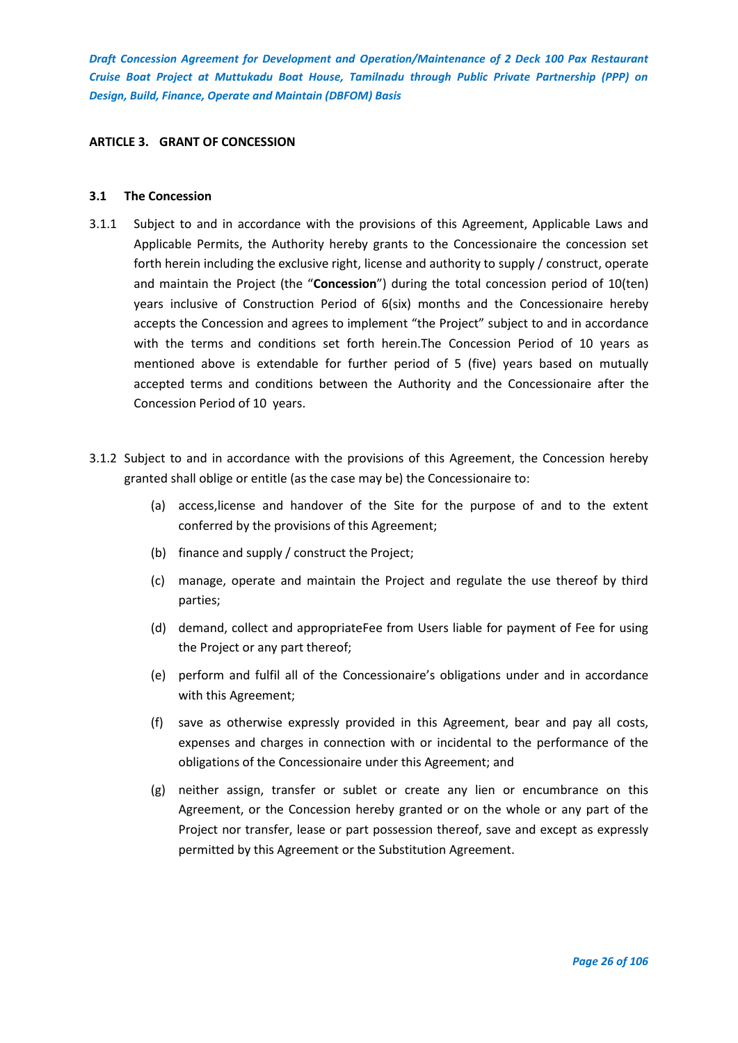## ARTICLE 3. GRANT OF CONCESSION

### 3.1 The Concession

3.1.1 Subject to and in accordance with the provisions of this Agreement, Applicable Laws and Applicable Permits, the Authority hereby grants to the Concessionaire the concession set forth herein including the exclusive right, license and authority to supply / construct, operate and maintain the Project (the "**Concession**") during the total concession period of 10(ten) years inclusive of Construction Period of 6(six) months and the Concessionaire hereby accepts the Concession and agrees to implement "the Project" subject to and in accordance with the terms and conditions set forth herein.The Concession Period of 10 years as mentioned above is extendable for further period of 5 (five) years based on mutually accepted terms and conditions between the Authority and the Concessionaire after the Concession Period of 10 years.

3.1.2 Subject to and in accordance with the provisions of this Agreement, the Concession hereby granted shall oblige or entitle (as the case may be) the Concessionaire to:

(a) access,license and handover of the Site for the purpose of and to the extent conferred by the provisions of this Agreement;

(b) finance and supply / construct the Project;

(c) manage, operate and maintain the Project and regulate the use thereof by third parties;

(d) demand, collect and appropriateFee from Users liable for payment of Fee for using the Project or any part thereof;

(e) perform and fulfil all of the Concessionaire's obligations under and in accordance with this Agreement;

(f) save as otherwise expressly provided in this Agreement, bear and pay all costs, expenses and charges in connection with or incidental to the performance of the obligations of the Concessionaire under this Agreement; and

(g) neither assign, transfer or sublet or create any lien or encumbrance on this Agreement, or the Concession hereby granted or on the whole or any part of the Project nor transfer, lease or part possession thereof, save and except as expressly permitted by this Agreement or the Substitution Agreement.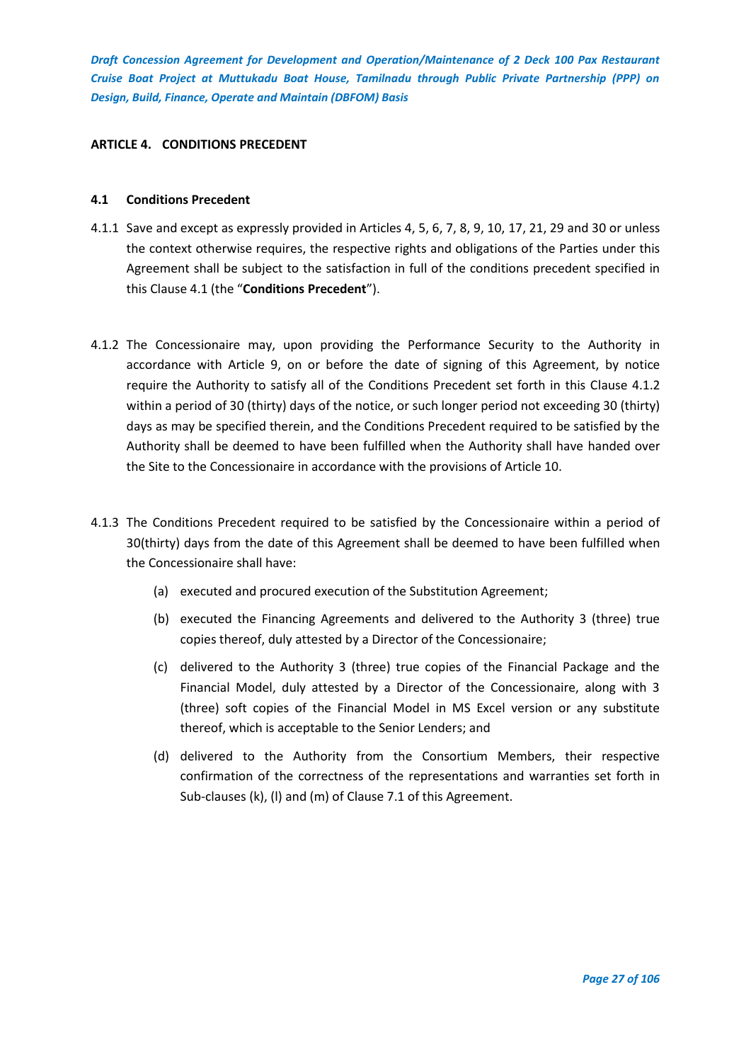## ARTICLE 4. CONDITIONS PRECEDENT

### 4.1 Conditions Precedent

4.1.1 Save and except as expressly provided in Articles 4, 5, 6, 7, 8, 9, 10, 17, 21, 29 and 30 or unless the context otherwise requires, the respective rights and obligations of the Parties under this Agreement shall be subject to the satisfaction in full of the conditions precedent specified in this Clause 4.1 (the "**Conditions Precedent**").

4.1.2 The Concessionaire may, upon providing the Performance Security to the Authority in accordance with Article 9, on or before the date of signing of this Agreement, by notice require the Authority to satisfy all of the Conditions Precedent set forth in this Clause 4.1.2 within a period of 30 (thirty) days of the notice, or such longer period not exceeding 30 (thirty) days as may be specified therein, and the Conditions Precedent required to be satisfied by the Authority shall be deemed to have been fulfilled when the Authority shall have handed over the Site to the Concessionaire in accordance with the provisions of Article 10.

4.1.3 The Conditions Precedent required to be satisfied by the Concessionaire within a period of 30(thirty) days from the date of this Agreement shall be deemed to have been fulfilled when the Concessionaire shall have:

(a) executed and procured execution of the Substitution Agreement;

(b) executed the Financing Agreements and delivered to the Authority 3 (three) true copies thereof, duly attested by a Director of the Concessionaire;

(c) delivered to the Authority 3 (three) true copies of the Financial Package and the Financial Model, duly attested by a Director of the Concessionaire, along with 3 (three) soft copies of the Financial Model in MS Excel version or any substitute thereof, which is acceptable to the Senior Lenders; and

(d) delivered to the Authority from the Consortium Members, their respective confirmation of the correctness of the representations and warranties set forth in Sub-clauses (k), (l) and (m) of Clause 7.1 of this Agreement.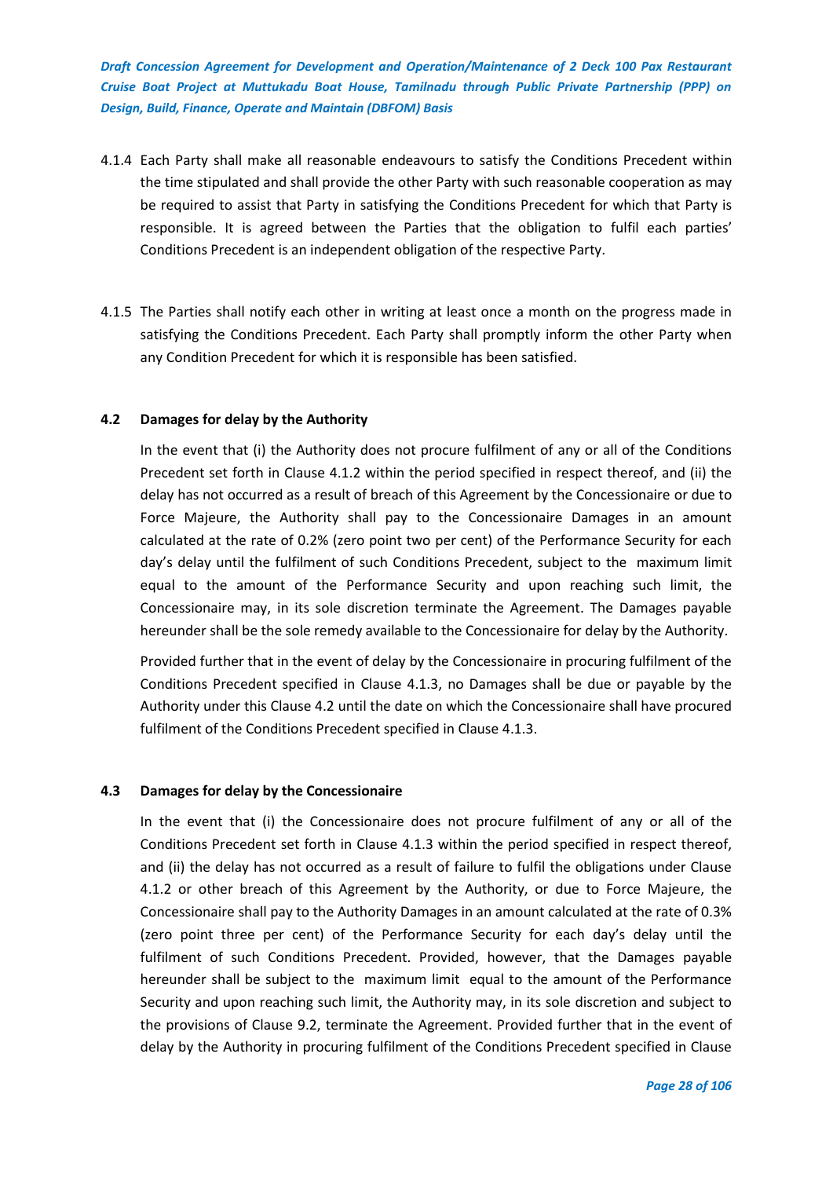4.1.4 Each Party shall make all reasonable endeavours to satisfy the Conditions Precedent within the time stipulated and shall provide the other Party with such reasonable cooperation as may be required to assist that Party in satisfying the Conditions Precedent for which that Party is responsible. It is agreed between the Parties that the obligation to fulfil each parties' Conditions Precedent is an independent obligation of the respective Party.

4.1.5 The Parties shall notify each other in writing at least once a month on the progress made in satisfying the Conditions Precedent. Each Party shall promptly inform the other Party when any Condition Precedent for which it is responsible has been satisfied.

### 4.2 Damages for delay by the Authority

In the event that (i) the Authority does not procure fulfilment of any or all of the Conditions Precedent set forth in Clause 4.1.2 within the period specified in respect thereof, and (ii) the delay has not occurred as a result of breach of this Agreement by the Concessionaire or due to Force Majeure, the Authority shall pay to the Concessionaire Damages in an amount calculated at the rate of 0.2% (zero point two per cent) of the Performance Security for each day's delay until the fulfilment of such Conditions Precedent, subject to the maximum limit equal to the amount of the Performance Security and upon reaching such limit, the Concessionaire may, in its sole discretion terminate the Agreement. The Damages payable hereunder shall be the sole remedy available to the Concessionaire for delay by the Authority.

Provided further that in the event of delay by the Concessionaire in procuring fulfilment of the Conditions Precedent specified in Clause 4.1.3, no Damages shall be due or payable by the Authority under this Clause 4.2 until the date on which the Concessionaire shall have procured fulfilment of the Conditions Precedent specified in Clause 4.1.3.

### 4.3 Damages for delay by the Concessionaire

In the event that (i) the Concessionaire does not procure fulfilment of any or all of the Conditions Precedent set forth in Clause 4.1.3 within the period specified in respect thereof, and (ii) the delay has not occurred as a result of failure to fulfil the obligations under Clause 4.1.2 or other breach of this Agreement by the Authority, or due to Force Majeure, the Concessionaire shall pay to the Authority Damages in an amount calculated at the rate of 0.3% (zero point three per cent) of the Performance Security for each day's delay until the fulfilment of such Conditions Precedent. Provided, however, that the Damages payable hereunder shall be subject to the maximum limit equal to the amount of the Performance Security and upon reaching such limit, the Authority may, in its sole discretion and subject to the provisions of Clause 9.2, terminate the Agreement. Provided further that in the event of delay by the Authority in procuring fulfilment of the Conditions Precedent specified in Clause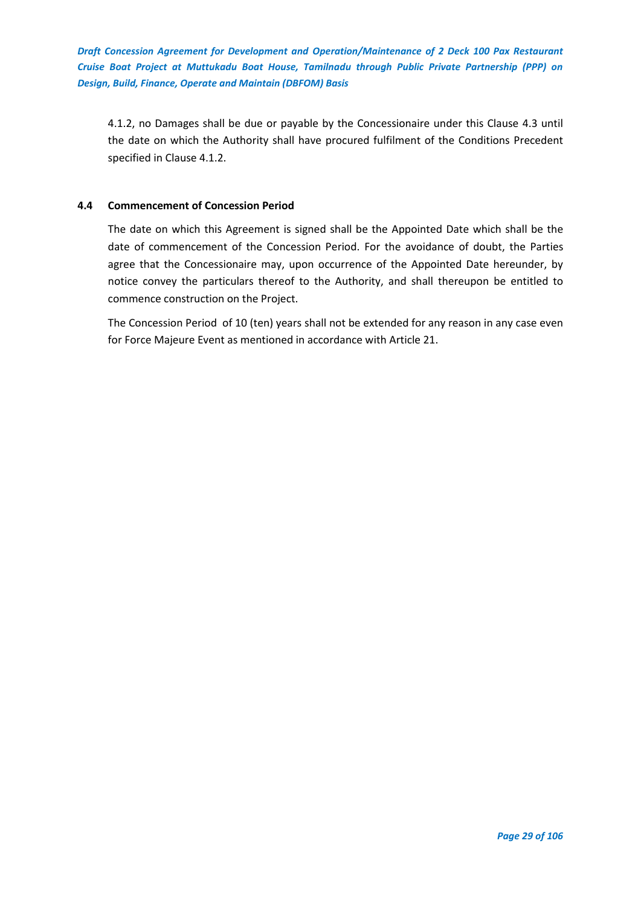4.1.2, no Damages shall be due or payable by the Concessionaire under this Clause 4.3 until the date on which the Authority shall have procured fulfilment of the Conditions Precedent specified in Clause 4.1.2.

**4.4 Commencement of Concession Period**

The date on which this Agreement is signed shall be the Appointed Date which shall be the date of commencement of the Concession Period. For the avoidance of doubt, the Parties agree that the Concessionaire may, upon occurrence of the Appointed Date hereunder, by notice convey the particulars thereof to the Authority, and shall thereupon be entitled to commence construction on the Project.

The Concession Period of 10 (ten) years shall not be extended for any reason in any case even for Force Majeure Event as mentioned in accordance with Article 21.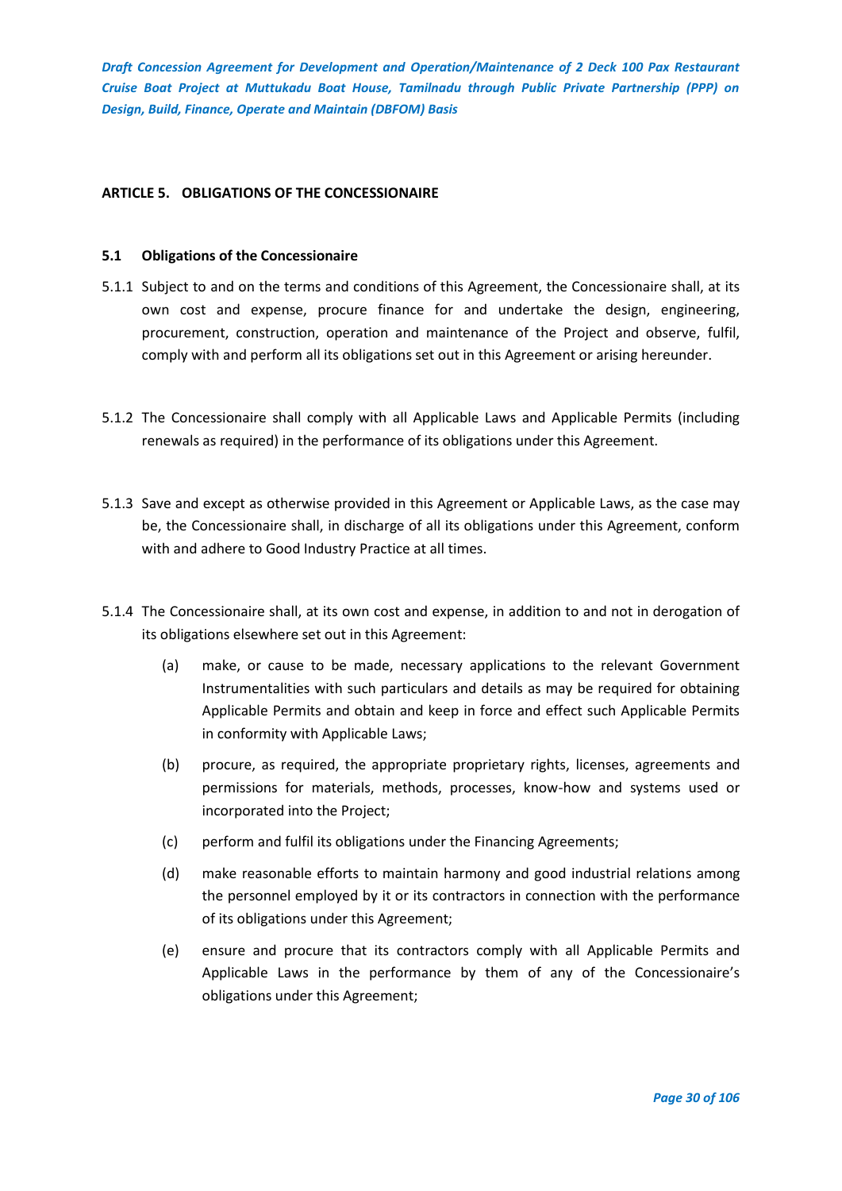## ARTICLE 5. OBLIGATIONS OF THE CONCESSIONAIRE

### 5.1 Obligations of the Concessionaire

5.1.1 Subject to and on the terms and conditions of this Agreement, the Concessionaire shall, at its own cost and expense, procure finance for and undertake the design, engineering, procurement, construction, operation and maintenance of the Project and observe, fulfil, comply with and perform all its obligations set out in this Agreement or arising hereunder.

5.1.2 The Concessionaire shall comply with all Applicable Laws and Applicable Permits (including renewals as required) in the performance of its obligations under this Agreement.

5.1.3 Save and except as otherwise provided in this Agreement or Applicable Laws, as the case may be, the Concessionaire shall, in discharge of all its obligations under this Agreement, conform with and adhere to Good Industry Practice at all times.

5.1.4 The Concessionaire shall, at its own cost and expense, in addition to and not in derogation of its obligations elsewhere set out in this Agreement:

(a) make, or cause to be made, necessary applications to the relevant Government Instrumentalities with such particulars and details as may be required for obtaining Applicable Permits and obtain and keep in force and effect such Applicable Permits in conformity with Applicable Laws;

(b) procure, as required, the appropriate proprietary rights, licenses, agreements and permissions for materials, methods, processes, know-how and systems used or incorporated into the Project;

(c) perform and fulfil its obligations under the Financing Agreements;

(d) make reasonable efforts to maintain harmony and good industrial relations among the personnel employed by it or its contractors in connection with the performance of its obligations under this Agreement;

(e) ensure and procure that its contractors comply with all Applicable Permits and Applicable Laws in the performance by them of any of the Concessionaire's obligations under this Agreement;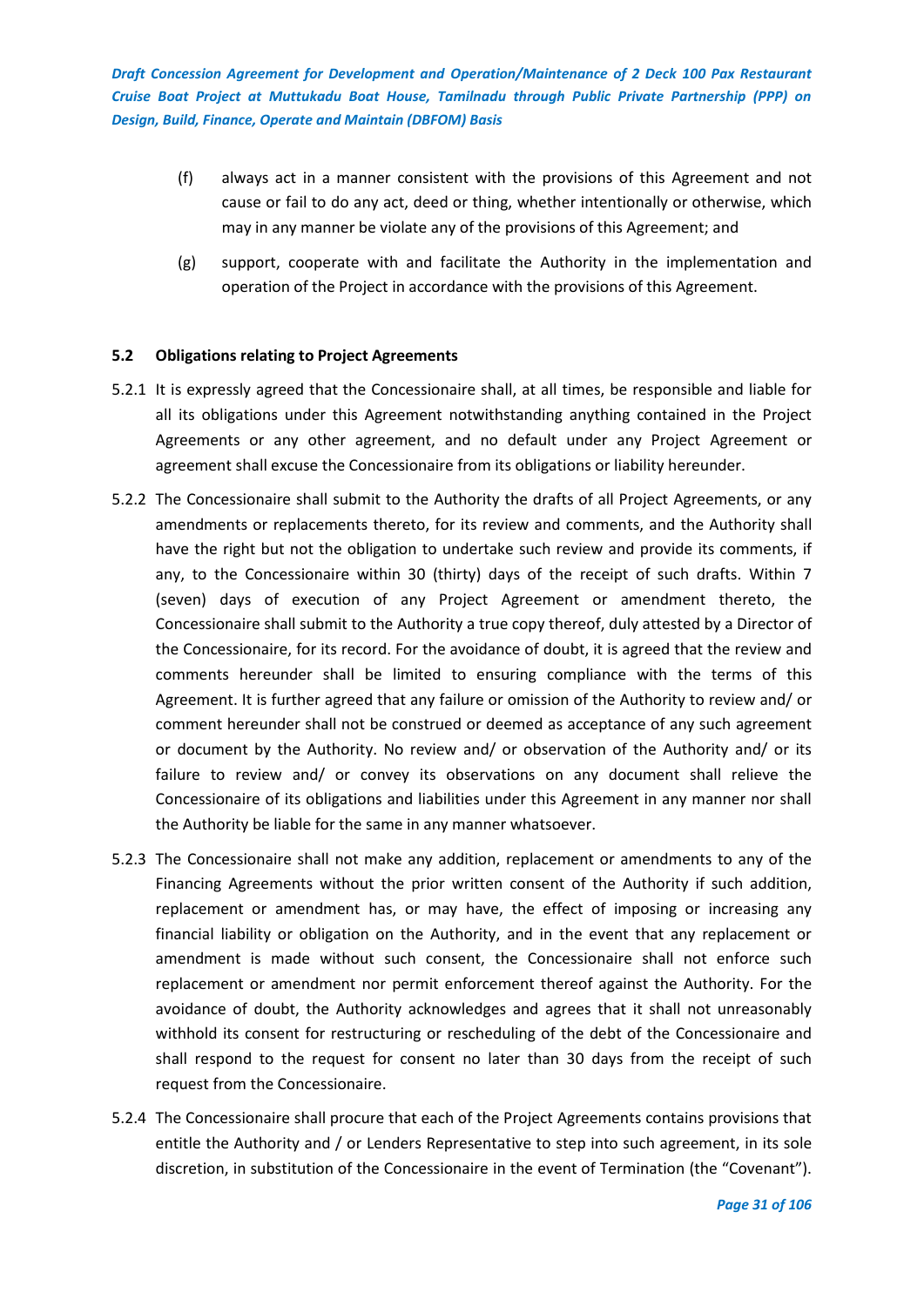(f) always act in a manner consistent with the provisions of this Agreement and not cause or fail to do any act, deed or thing, whether intentionally or otherwise, which may in any manner be violate any of the provisions of this Agreement; and

(g) support, cooperate with and facilitate the Authority in the implementation and operation of the Project in accordance with the provisions of this Agreement.

### 5.2 Obligations relating to Project Agreements

5.2.1 It is expressly agreed that the Concessionaire shall, at all times, be responsible and liable for all its obligations under this Agreement notwithstanding anything contained in the Project Agreements or any other agreement, and no default under any Project Agreement or agreement shall excuse the Concessionaire from its obligations or liability hereunder.

5.2.2 The Concessionaire shall submit to the Authority the drafts of all Project Agreements, or any amendments or replacements thereto, for its review and comments, and the Authority shall have the right but not the obligation to undertake such review and provide its comments, if any, to the Concessionaire within 30 (thirty) days of the receipt of such drafts. Within 7 (seven) days of execution of any Project Agreement or amendment thereto, the Concessionaire shall submit to the Authority a true copy thereof, duly attested by a Director of the Concessionaire, for its record. For the avoidance of doubt, it is agreed that the review and comments hereunder shall be limited to ensuring compliance with the terms of this Agreement. It is further agreed that any failure or omission of the Authority to review and/ or comment hereunder shall not be construed or deemed as acceptance of any such agreement or document by the Authority. No review and/ or observation of the Authority and/ or its failure to review and/ or convey its observations on any document shall relieve the Concessionaire of its obligations and liabilities under this Agreement in any manner nor shall the Authority be liable for the same in any manner whatsoever.

5.2.3 The Concessionaire shall not make any addition, replacement or amendments to any of the Financing Agreements without the prior written consent of the Authority if such addition, replacement or amendment has, or may have, the effect of imposing or increasing any financial liability or obligation on the Authority, and in the event that any replacement or amendment is made without such consent, the Concessionaire shall not enforce such replacement or amendment nor permit enforcement thereof against the Authority. For the avoidance of doubt, the Authority acknowledges and agrees that it shall not unreasonably withhold its consent for restructuring or rescheduling of the debt of the Concessionaire and shall respond to the request for consent no later than 30 days from the receipt of such request from the Concessionaire.

5.2.4 The Concessionaire shall procure that each of the Project Agreements contains provisions that entitle the Authority and / or Lenders Representative to step into such agreement, in its sole discretion, in substitution of the Concessionaire in the event of Termination (the "Covenant").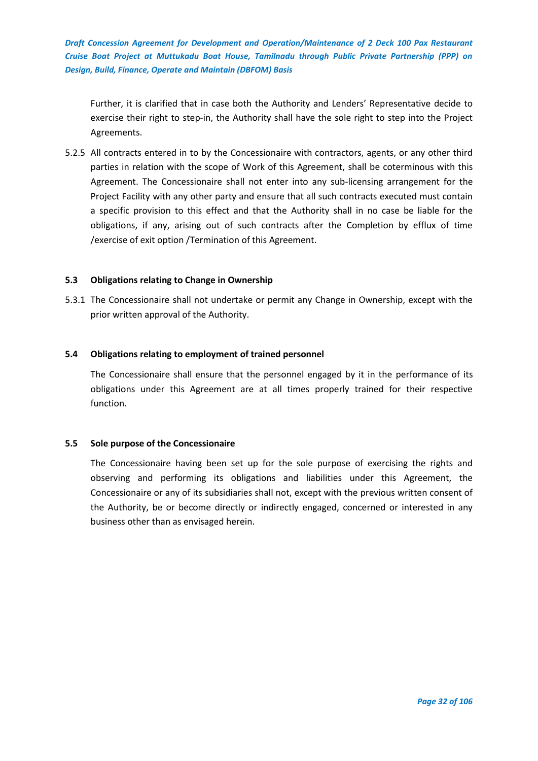Further, it is clarified that in case both the Authority and Lenders' Representative decide to exercise their right to step-in, the Authority shall have the sole right to step into the Project Agreements.

5.2.5 All contracts entered in to by the Concessionaire with contractors, agents, or any other third parties in relation with the scope of Work of this Agreement, shall be coterminous with this Agreement. The Concessionaire shall not enter into any sub-licensing arrangement for the Project Facility with any other party and ensure that all such contracts executed must contain a specific provision to this effect and that the Authority shall in no case be liable for the obligations, if any, arising out of such contracts after the Completion by efflux of time /exercise of exit option /Termination of this Agreement.

**5.3 Obligations relating to Change in Ownership**

5.3.1 The Concessionaire shall not undertake or permit any Change in Ownership, except with the prior written approval of the Authority.

**5.4 Obligations relating to employment of trained personnel**

The Concessionaire shall ensure that the personnel engaged by it in the performance of its obligations under this Agreement are at all times properly trained for their respective function.

**5.5 Sole purpose of the Concessionaire**

The Concessionaire having been set up for the sole purpose of exercising the rights and observing and performing its obligations and liabilities under this Agreement, the Concessionaire or any of its subsidiaries shall not, except with the previous written consent of the Authority, be or become directly or indirectly engaged, concerned or interested in any business other than as envisaged herein.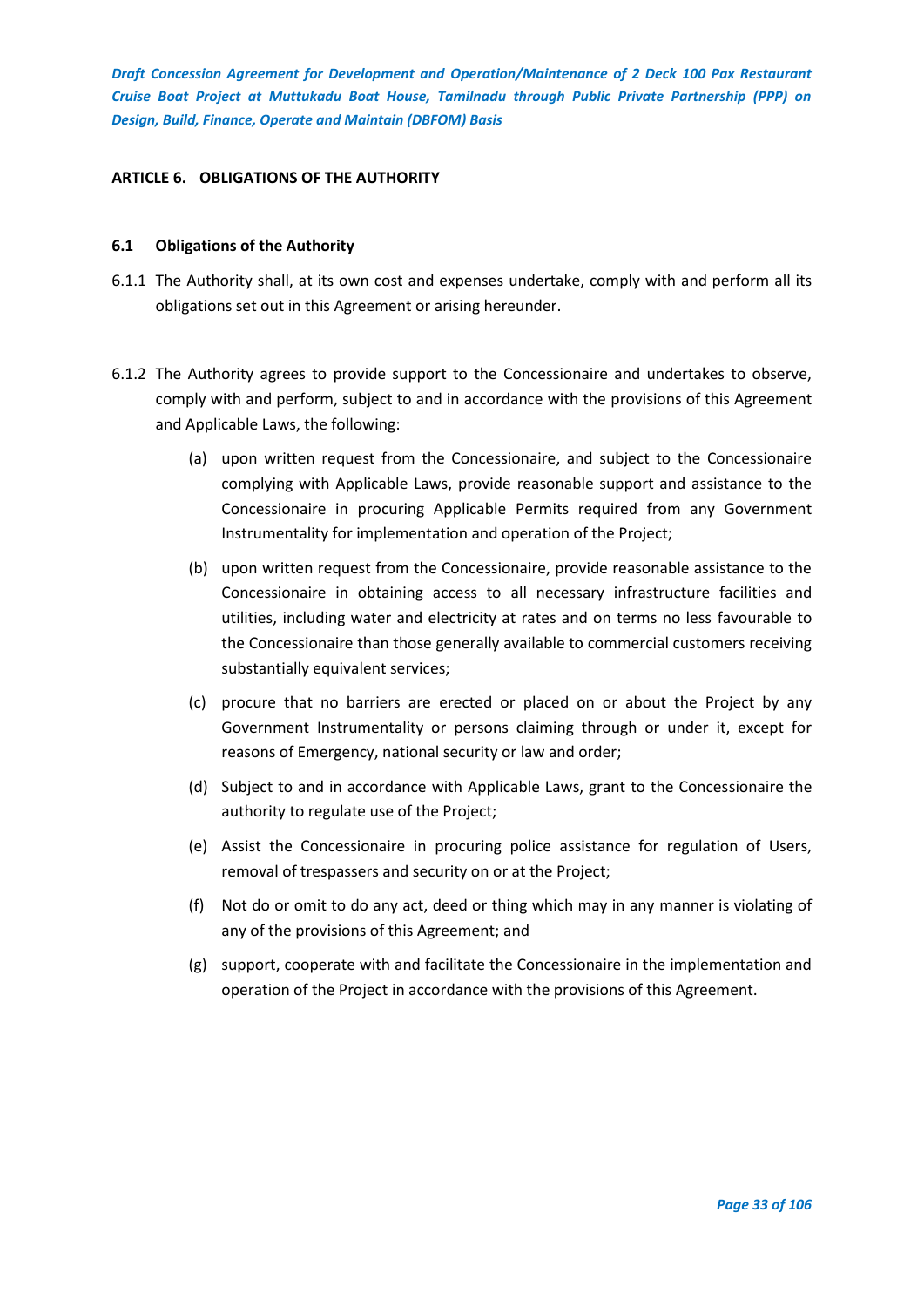## ARTICLE 6. OBLIGATIONS OF THE AUTHORITY

### 6.1 Obligations of the Authority

6.1.1 The Authority shall, at its own cost and expenses undertake, comply with and perform all its obligations set out in this Agreement or arising hereunder.

6.1.2 The Authority agrees to provide support to the Concessionaire and undertakes to observe, comply with and perform, subject to and in accordance with the provisions of this Agreement and Applicable Laws, the following:

(a) upon written request from the Concessionaire, and subject to the Concessionaire complying with Applicable Laws, provide reasonable support and assistance to the Concessionaire in procuring Applicable Permits required from any Government Instrumentality for implementation and operation of the Project;

(b) upon written request from the Concessionaire, provide reasonable assistance to the Concessionaire in obtaining access to all necessary infrastructure facilities and utilities, including water and electricity at rates and on terms no less favourable to the Concessionaire than those generally available to commercial customers receiving substantially equivalent services;

(c) procure that no barriers are erected or placed on or about the Project by any Government Instrumentality or persons claiming through or under it, except for reasons of Emergency, national security or law and order;

(d) Subject to and in accordance with Applicable Laws, grant to the Concessionaire the authority to regulate use of the Project;

(e) Assist the Concessionaire in procuring police assistance for regulation of Users, removal of trespassers and security on or at the Project;

(f) Not do or omit to do any act, deed or thing which may in any manner is violating of any of the provisions of this Agreement; and

(g) support, cooperate with and facilitate the Concessionaire in the implementation and operation of the Project in accordance with the provisions of this Agreement.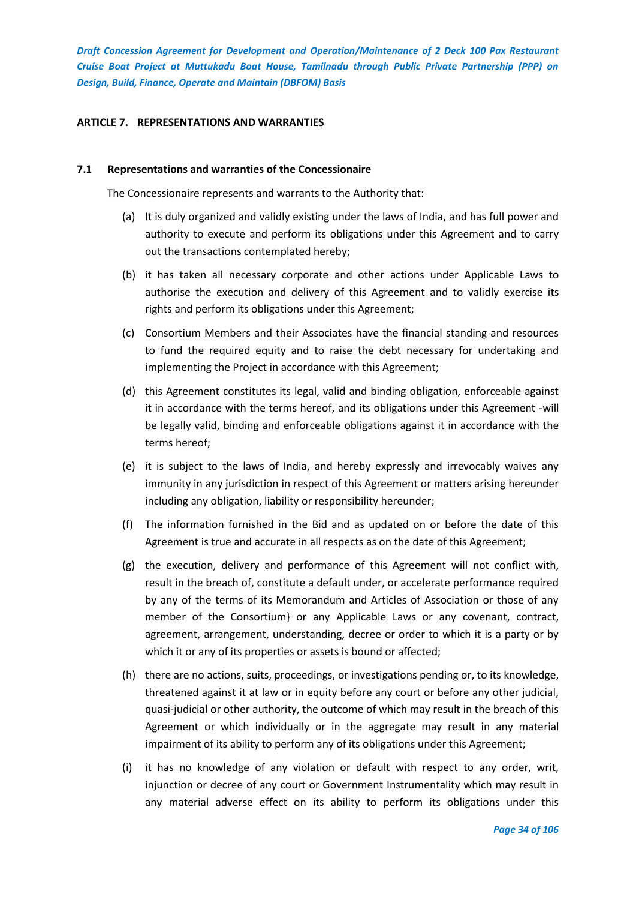## ARTICLE 7. REPRESENTATIONS AND WARRANTIES

### 7.1 Representations and warranties of the Concessionaire

The Concessionaire represents and warrants to the Authority that:

(a) It is duly organized and validly existing under the laws of India, and has full power and authority to execute and perform its obligations under this Agreement and to carry out the transactions contemplated hereby;

(b) it has taken all necessary corporate and other actions under Applicable Laws to authorise the execution and delivery of this Agreement and to validly exercise its rights and perform its obligations under this Agreement;

(c) Consortium Members and their Associates have the financial standing and resources to fund the required equity and to raise the debt necessary for undertaking and implementing the Project in accordance with this Agreement;

(d) this Agreement constitutes its legal, valid and binding obligation, enforceable against it in accordance with the terms hereof, and its obligations under this Agreement -will be legally valid, binding and enforceable obligations against it in accordance with the terms hereof;

(e) it is subject to the laws of India, and hereby expressly and irrevocably waives any immunity in any jurisdiction in respect of this Agreement or matters arising hereunder including any obligation, liability or responsibility hereunder;

(f) The information furnished in the Bid and as updated on or before the date of this Agreement is true and accurate in all respects as on the date of this Agreement;

(g) the execution, delivery and performance of this Agreement will not conflict with, result in the breach of, constitute a default under, or accelerate performance required by any of the terms of its Memorandum and Articles of Association or those of any member of the Consortium} or any Applicable Laws or any covenant, contract, agreement, arrangement, understanding, decree or order to which it is a party or by which it or any of its properties or assets is bound or affected;

(h) there are no actions, suits, proceedings, or investigations pending or, to its knowledge, threatened against it at law or in equity before any court or before any other judicial, quasi-judicial or other authority, the outcome of which may result in the breach of this Agreement or which individually or in the aggregate may result in any material impairment of its ability to perform any of its obligations under this Agreement;

(i) it has no knowledge of any violation or default with respect to any order, writ, injunction or decree of any court or Government Instrumentality which may result in any material adverse effect on its ability to perform its obligations under this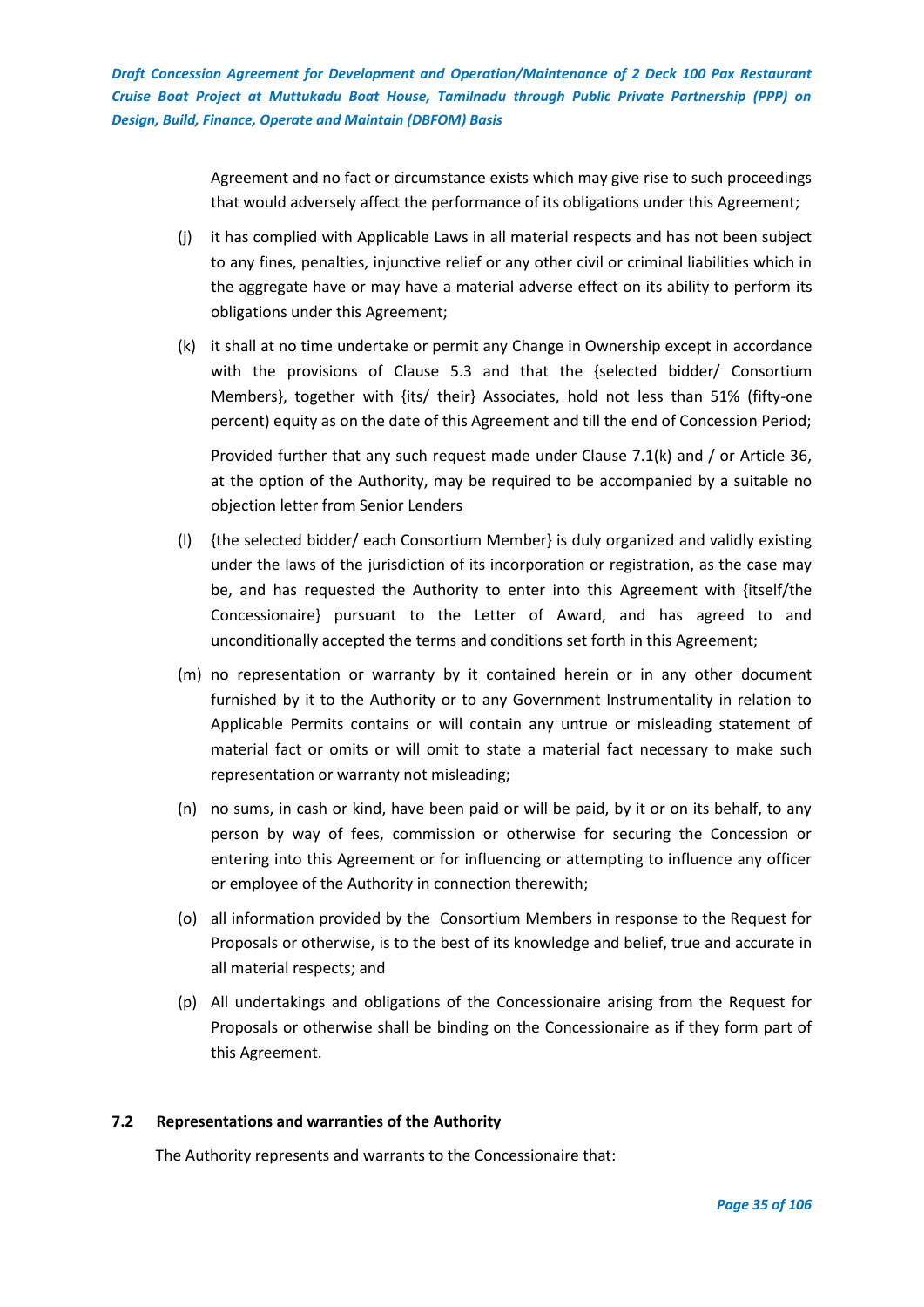Agreement and no fact or circumstance exists which may give rise to such proceedings that would adversely affect the performance of its obligations under this Agreement;

(j) it has complied with Applicable Laws in all material respects and has not been subject to any fines, penalties, injunctive relief or any other civil or criminal liabilities which in the aggregate have or may have a material adverse effect on its ability to perform its obligations under this Agreement;

(k) it shall at no time undertake or permit any Change in Ownership except in accordance with the provisions of Clause 5.3 and that the {selected bidder/ Consortium Members}, together with {its/ their} Associates, hold not less than 51% (fifty-one percent) equity as on the date of this Agreement and till the end of Concession Period;

Provided further that any such request made under Clause 7.1(k) and / or Article 36, at the option of the Authority, may be required to be accompanied by a suitable no objection letter from Senior Lenders

(l) {the selected bidder/ each Consortium Member} is duly organized and validly existing under the laws of the jurisdiction of its incorporation or registration, as the case may be, and has requested the Authority to enter into this Agreement with {itself/the Concessionaire} pursuant to the Letter of Award, and has agreed to and unconditionally accepted the terms and conditions set forth in this Agreement;

(m) no representation or warranty by it contained herein or in any other document furnished by it to the Authority or to any Government Instrumentality in relation to Applicable Permits contains or will contain any untrue or misleading statement of material fact or omits or will omit to state a material fact necessary to make such representation or warranty not misleading;

(n) no sums, in cash or kind, have been paid or will be paid, by it or on its behalf, to any person by way of fees, commission or otherwise for securing the Concession or entering into this Agreement or for influencing or attempting to influence any officer or employee of the Authority in connection therewith;

(o) all information provided by the Consortium Members in response to the Request for Proposals or otherwise, is to the best of its knowledge and belief, true and accurate in all material respects; and

(p) All undertakings and obligations of the Concessionaire arising from the Request for Proposals or otherwise shall be binding on the Concessionaire as if they form part of this Agreement.

### 7.2 Representations and warranties of the Authority

The Authority represents and warrants to the Concessionaire that: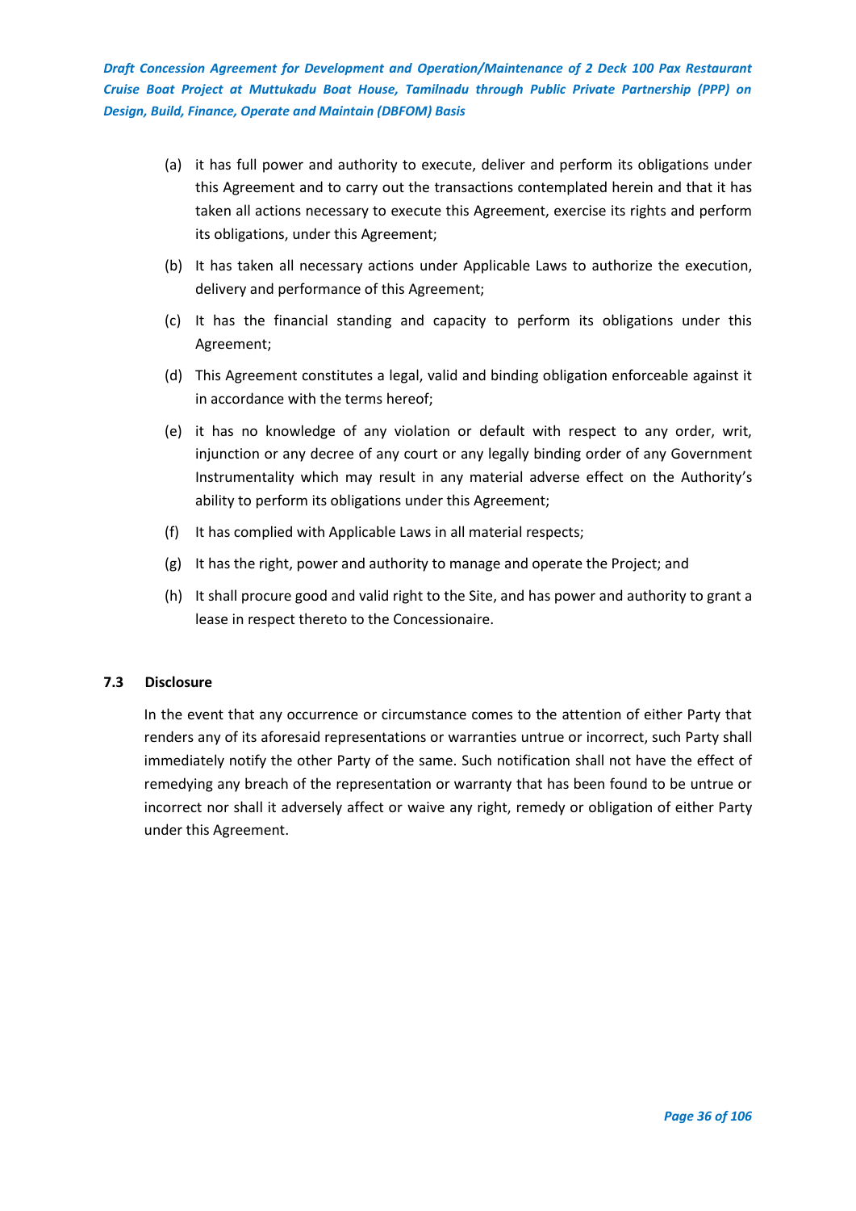(a) it has full power and authority to execute, deliver and perform its obligations under this Agreement and to carry out the transactions contemplated herein and that it has taken all actions necessary to execute this Agreement, exercise its rights and perform its obligations, under this Agreement;

(b) It has taken all necessary actions under Applicable Laws to authorize the execution, delivery and performance of this Agreement;

(c) It has the financial standing and capacity to perform its obligations under this Agreement;

(d) This Agreement constitutes a legal, valid and binding obligation enforceable against it in accordance with the terms hereof;

(e) it has no knowledge of any violation or default with respect to any order, writ, injunction or any decree of any court or any legally binding order of any Government Instrumentality which may result in any material adverse effect on the Authority's ability to perform its obligations under this Agreement;

(f) It has complied with Applicable Laws in all material respects;

(g) It has the right, power and authority to manage and operate the Project; and

(h) It shall procure good and valid right to the Site, and has power and authority to grant a lease in respect thereto to the Concessionaire.

### 7.3 Disclosure

In the event that any occurrence or circumstance comes to the attention of either Party that renders any of its aforesaid representations or warranties untrue or incorrect, such Party shall immediately notify the other Party of the same. Such notification shall not have the effect of remedying any breach of the representation or warranty that has been found to be untrue or incorrect nor shall it adversely affect or waive any right, remedy or obligation of either Party under this Agreement.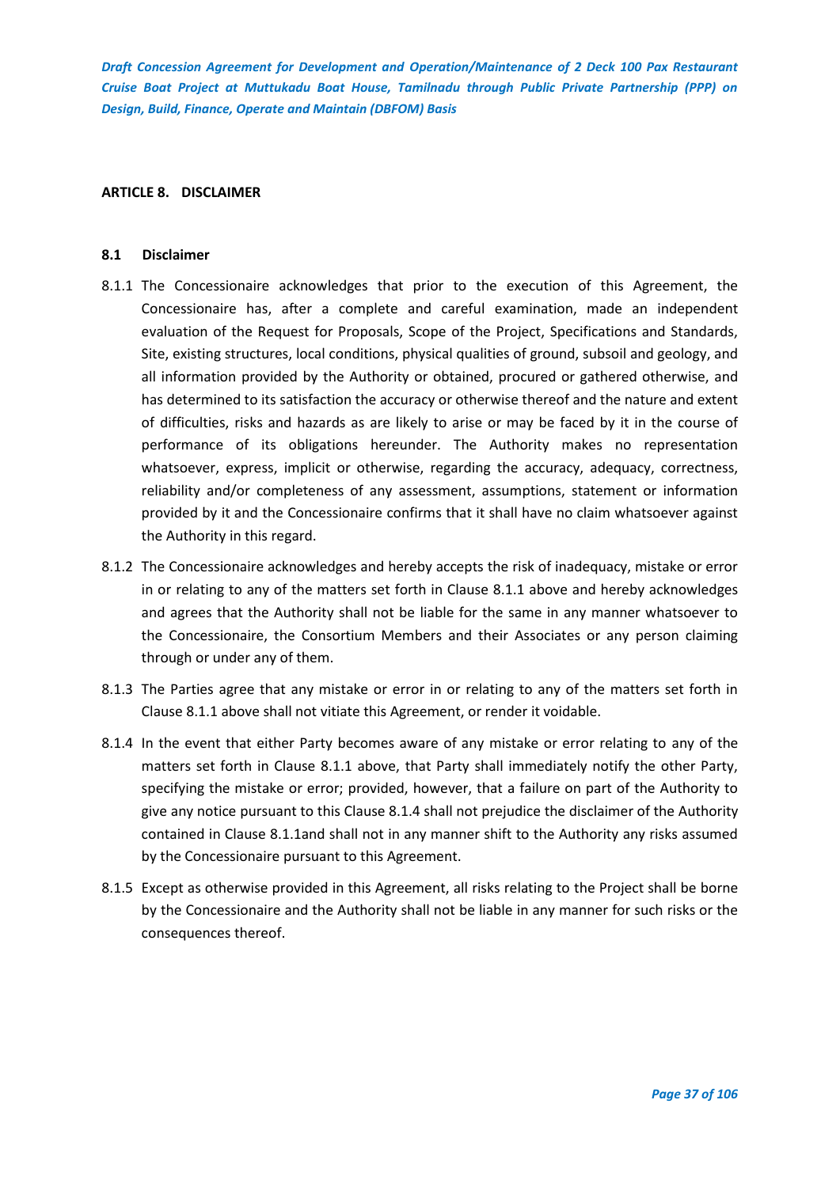## ARTICLE 8. DISCLAIMER

### 8.1 Disclaimer

8.1.1 The Concessionaire acknowledges that prior to the execution of this Agreement, the Concessionaire has, after a complete and careful examination, made an independent evaluation of the Request for Proposals, Scope of the Project, Specifications and Standards, Site, existing structures, local conditions, physical qualities of ground, subsoil and geology, and all information provided by the Authority or obtained, procured or gathered otherwise, and has determined to its satisfaction the accuracy or otherwise thereof and the nature and extent of difficulties, risks and hazards as are likely to arise or may be faced by it in the course of performance of its obligations hereunder. The Authority makes no representation whatsoever, express, implicit or otherwise, regarding the accuracy, adequacy, correctness, reliability and/or completeness of any assessment, assumptions, statement or information provided by it and the Concessionaire confirms that it shall have no claim whatsoever against the Authority in this regard.

8.1.2 The Concessionaire acknowledges and hereby accepts the risk of inadequacy, mistake or error in or relating to any of the matters set forth in Clause 8.1.1 above and hereby acknowledges and agrees that the Authority shall not be liable for the same in any manner whatsoever to the Concessionaire, the Consortium Members and their Associates or any person claiming through or under any of them.

8.1.3 The Parties agree that any mistake or error in or relating to any of the matters set forth in Clause 8.1.1 above shall not vitiate this Agreement, or render it voidable.

8.1.4 In the event that either Party becomes aware of any mistake or error relating to any of the matters set forth in Clause 8.1.1 above, that Party shall immediately notify the other Party, specifying the mistake or error; provided, however, that a failure on part of the Authority to give any notice pursuant to this Clause 8.1.4 shall not prejudice the disclaimer of the Authority contained in Clause 8.1.1and shall not in any manner shift to the Authority any risks assumed by the Concessionaire pursuant to this Agreement.

8.1.5 Except as otherwise provided in this Agreement, all risks relating to the Project shall be borne by the Concessionaire and the Authority shall not be liable in any manner for such risks or the consequences thereof.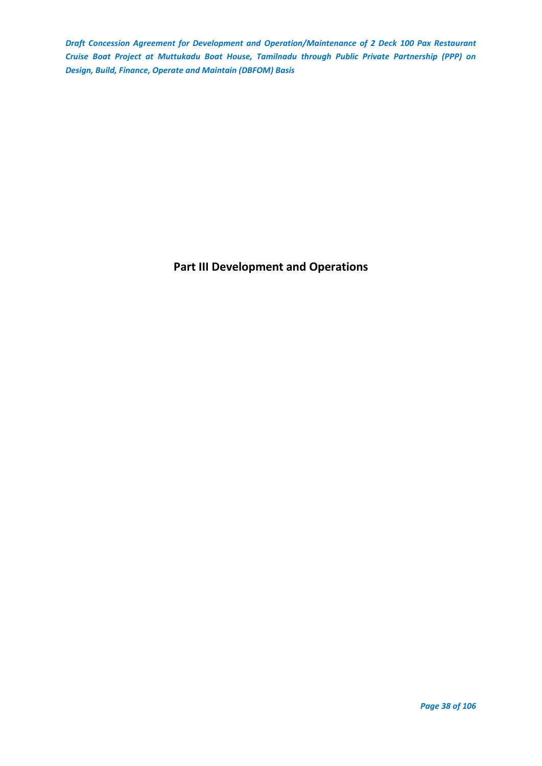# Part III Development and Operations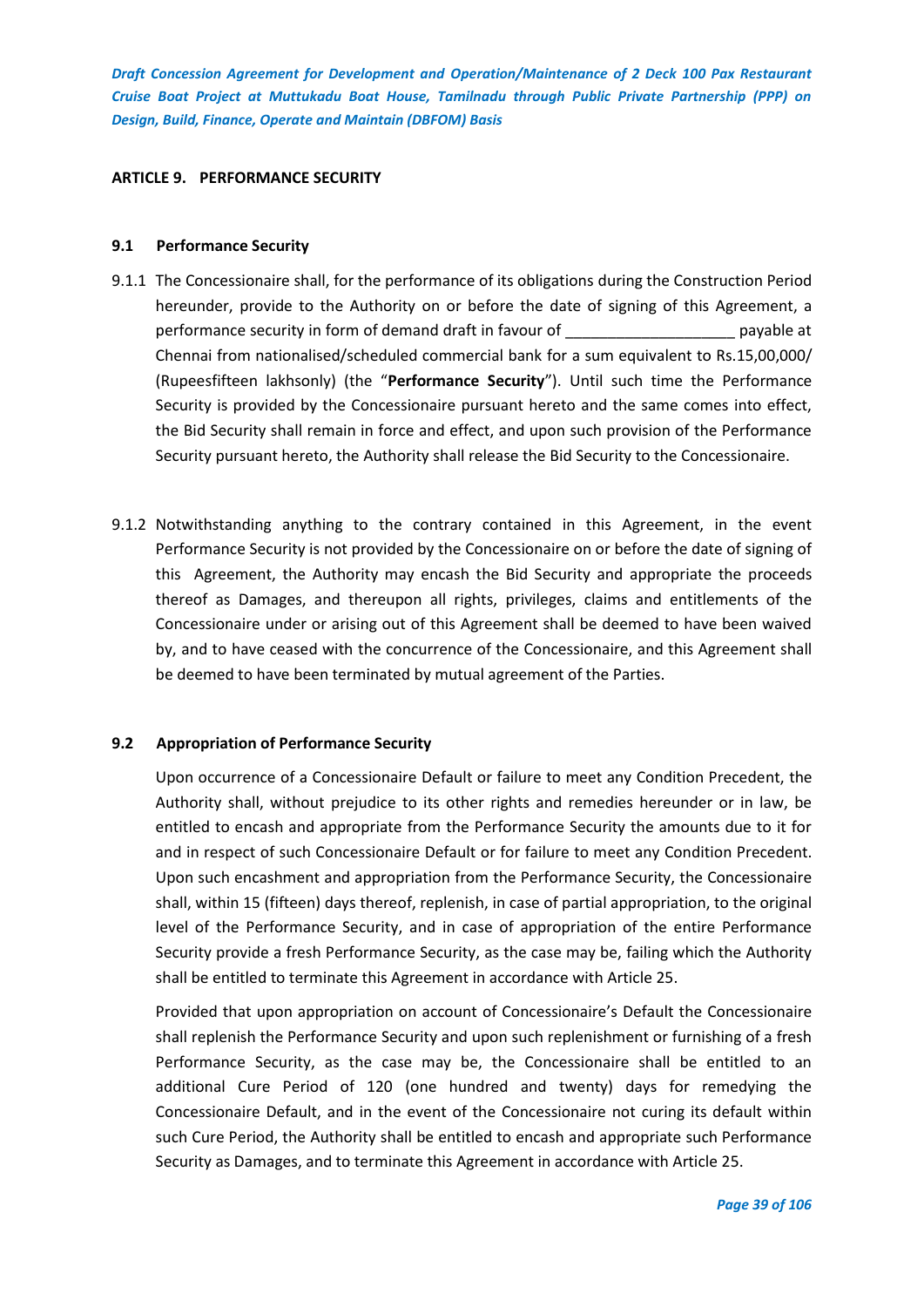## ARTICLE 9. PERFORMANCE SECURITY

### 9.1 Performance Security

9.1.1 The Concessionaire shall, for the performance of its obligations during the Construction Period hereunder, provide to the Authority on or before the date of signing of this Agreement, a performance security in form of demand draft in favour of ____________________ payable at Chennai from nationalised/scheduled commercial bank for a sum equivalent to Rs.15,00,000/ (Rupeesfifteen lakhsonly) (the "**Performance Security**"). Until such time the Performance Security is provided by the Concessionaire pursuant hereto and the same comes into effect, the Bid Security shall remain in force and effect, and upon such provision of the Performance Security pursuant hereto, the Authority shall release the Bid Security to the Concessionaire.

9.1.2 Notwithstanding anything to the contrary contained in this Agreement, in the event Performance Security is not provided by the Concessionaire on or before the date of signing of this Agreement, the Authority may encash the Bid Security and appropriate the proceeds thereof as Damages, and thereupon all rights, privileges, claims and entitlements of the Concessionaire under or arising out of this Agreement shall be deemed to have been waived by, and to have ceased with the concurrence of the Concessionaire, and this Agreement shall be deemed to have been terminated by mutual agreement of the Parties.

### 9.2 Appropriation of Performance Security

Upon occurrence of a Concessionaire Default or failure to meet any Condition Precedent, the Authority shall, without prejudice to its other rights and remedies hereunder or in law, be entitled to encash and appropriate from the Performance Security the amounts due to it for and in respect of such Concessionaire Default or for failure to meet any Condition Precedent. Upon such encashment and appropriation from the Performance Security, the Concessionaire shall, within 15 (fifteen) days thereof, replenish, in case of partial appropriation, to the original level of the Performance Security, and in case of appropriation of the entire Performance Security provide a fresh Performance Security, as the case may be, failing which the Authority shall be entitled to terminate this Agreement in accordance with Article 25.

Provided that upon appropriation on account of Concessionaire's Default the Concessionaire shall replenish the Performance Security and upon such replenishment or furnishing of a fresh Performance Security, as the case may be, the Concessionaire shall be entitled to an additional Cure Period of 120 (one hundred and twenty) days for remedying the Concessionaire Default, and in the event of the Concessionaire not curing its default within such Cure Period, the Authority shall be entitled to encash and appropriate such Performance Security as Damages, and to terminate this Agreement in accordance with Article 25.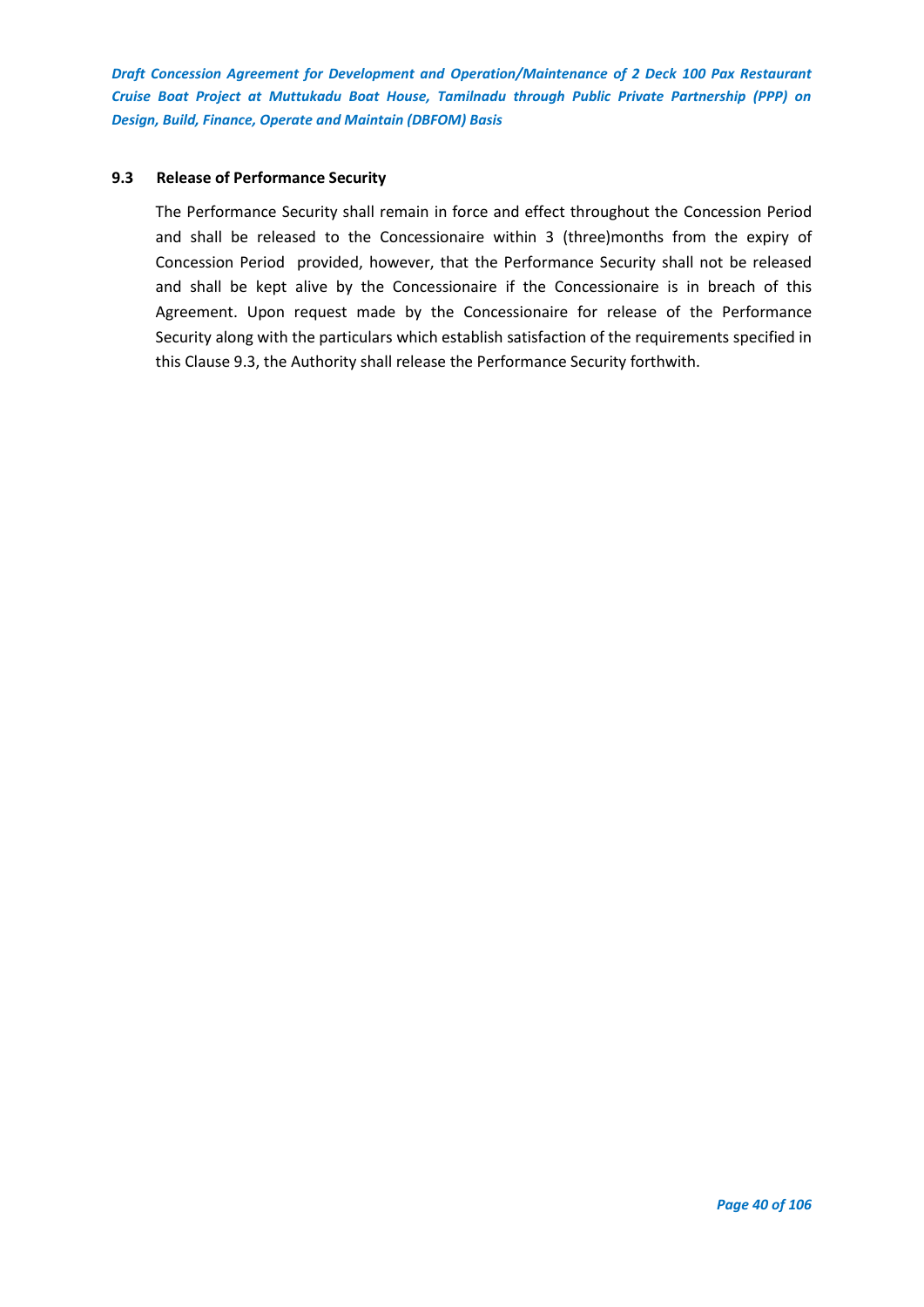### 9.3 Release of Performance Security

The Performance Security shall remain in force and effect throughout the Concession Period and shall be released to the Concessionaire within 3 (three)months from the expiry of Concession Period provided, however, that the Performance Security shall not be released and shall be kept alive by the Concessionaire if the Concessionaire is in breach of this Agreement. Upon request made by the Concessionaire for release of the Performance Security along with the particulars which establish satisfaction of the requirements specified in this Clause 9.3, the Authority shall release the Performance Security forthwith.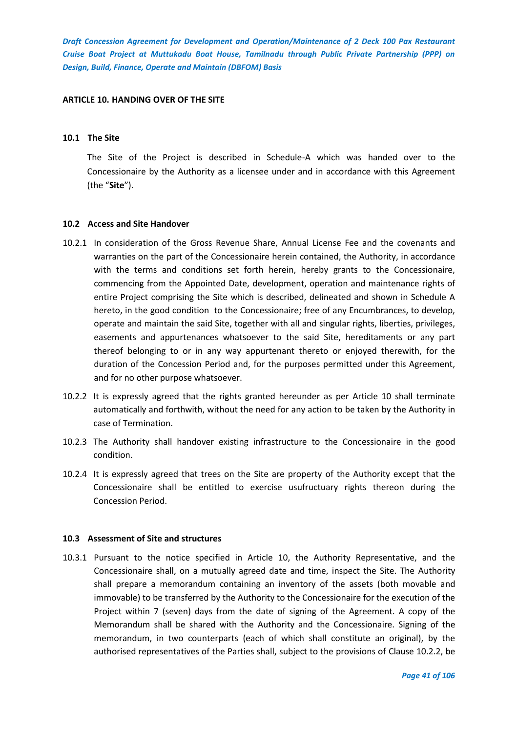## ARTICLE 10. HANDING OVER OF THE SITE

### 10.1 The Site

The Site of the Project is described in Schedule-A which was handed over to the Concessionaire by the Authority as a licensee under and in accordance with this Agreement (the "**Site**").

### 10.2 Access and Site Handover

10.2.1 In consideration of the Gross Revenue Share, Annual License Fee and the covenants and warranties on the part of the Concessionaire herein contained, the Authority, in accordance with the terms and conditions set forth herein, hereby grants to the Concessionaire, commencing from the Appointed Date, development, operation and maintenance rights of entire Project comprising the Site which is described, delineated and shown in Schedule A hereto, in the good condition to the Concessionaire; free of any Encumbrances, to develop, operate and maintain the said Site, together with all and singular rights, liberties, privileges, easements and appurtenances whatsoever to the said Site, hereditaments or any part thereof belonging to or in any way appurtenant thereto or enjoyed therewith, for the duration of the Concession Period and, for the purposes permitted under this Agreement, and for no other purpose whatsoever.

10.2.2 It is expressly agreed that the rights granted hereunder as per Article 10 shall terminate automatically and forthwith, without the need for any action to be taken by the Authority in case of Termination.

10.2.3 The Authority shall handover existing infrastructure to the Concessionaire in the good condition.

10.2.4 It is expressly agreed that trees on the Site are property of the Authority except that the Concessionaire shall be entitled to exercise usufructuary rights thereon during the Concession Period.

### 10.3 Assessment of Site and structures

10.3.1 Pursuant to the notice specified in Article 10, the Authority Representative, and the Concessionaire shall, on a mutually agreed date and time, inspect the Site. The Authority shall prepare a memorandum containing an inventory of the assets (both movable and immovable) to be transferred by the Authority to the Concessionaire for the execution of the Project within 7 (seven) days from the date of signing of the Agreement. A copy of the Memorandum shall be shared with the Authority and the Concessionaire. Signing of the memorandum, in two counterparts (each of which shall constitute an original), by the authorised representatives of the Parties shall, subject to the provisions of Clause 10.2.2, be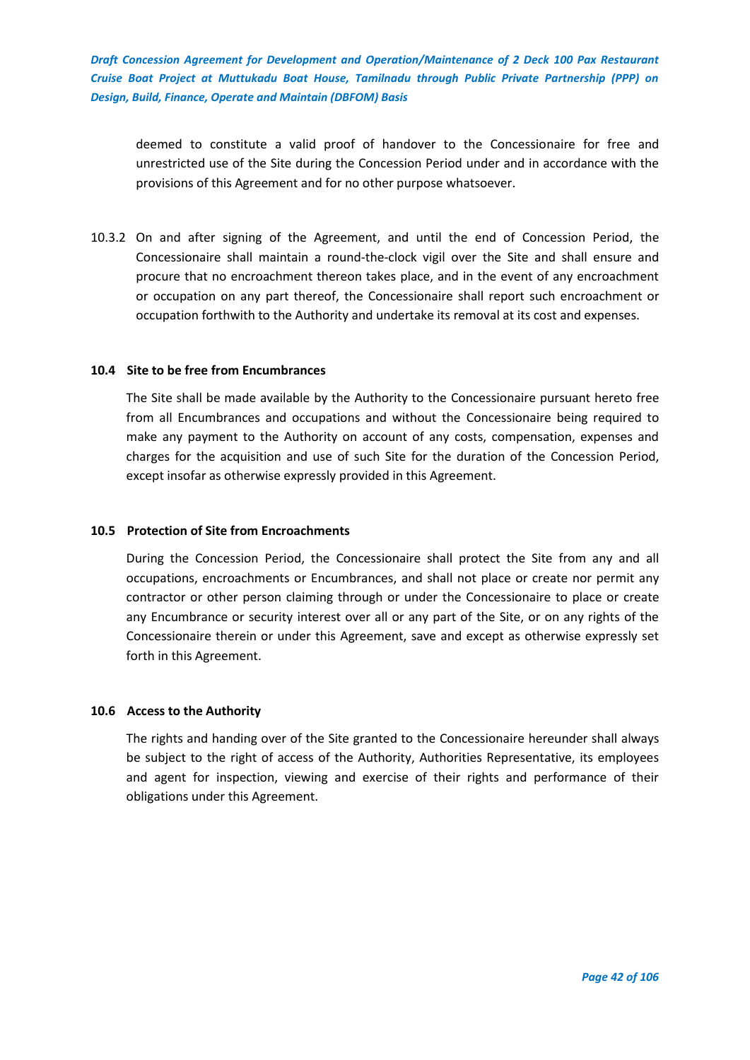deemed to constitute a valid proof of handover to the Concessionaire for free and unrestricted use of the Site during the Concession Period under and in accordance with the provisions of this Agreement and for no other purpose whatsoever.

10.3.2 On and after signing of the Agreement, and until the end of Concession Period, the Concessionaire shall maintain a round-the-clock vigil over the Site and shall ensure and procure that no encroachment thereon takes place, and in the event of any encroachment or occupation on any part thereof, the Concessionaire shall report such encroachment or occupation forthwith to the Authority and undertake its removal at its cost and expenses.

**10.4 Site to be free from Encumbrances**

The Site shall be made available by the Authority to the Concessionaire pursuant hereto free from all Encumbrances and occupations and without the Concessionaire being required to make any payment to the Authority on account of any costs, compensation, expenses and charges for the acquisition and use of such Site for the duration of the Concession Period, except insofar as otherwise expressly provided in this Agreement.

**10.5 Protection of Site from Encroachments**

During the Concession Period, the Concessionaire shall protect the Site from any and all occupations, encroachments or Encumbrances, and shall not place or create nor permit any contractor or other person claiming through or under the Concessionaire to place or create any Encumbrance or security interest over all or any part of the Site, or on any rights of the Concessionaire therein or under this Agreement, save and except as otherwise expressly set forth in this Agreement.

**10.6 Access to the Authority**

The rights and handing over of the Site granted to the Concessionaire hereunder shall always be subject to the right of access of the Authority, Authorities Representative, its employees and agent for inspection, viewing and exercise of their rights and performance of their obligations under this Agreement.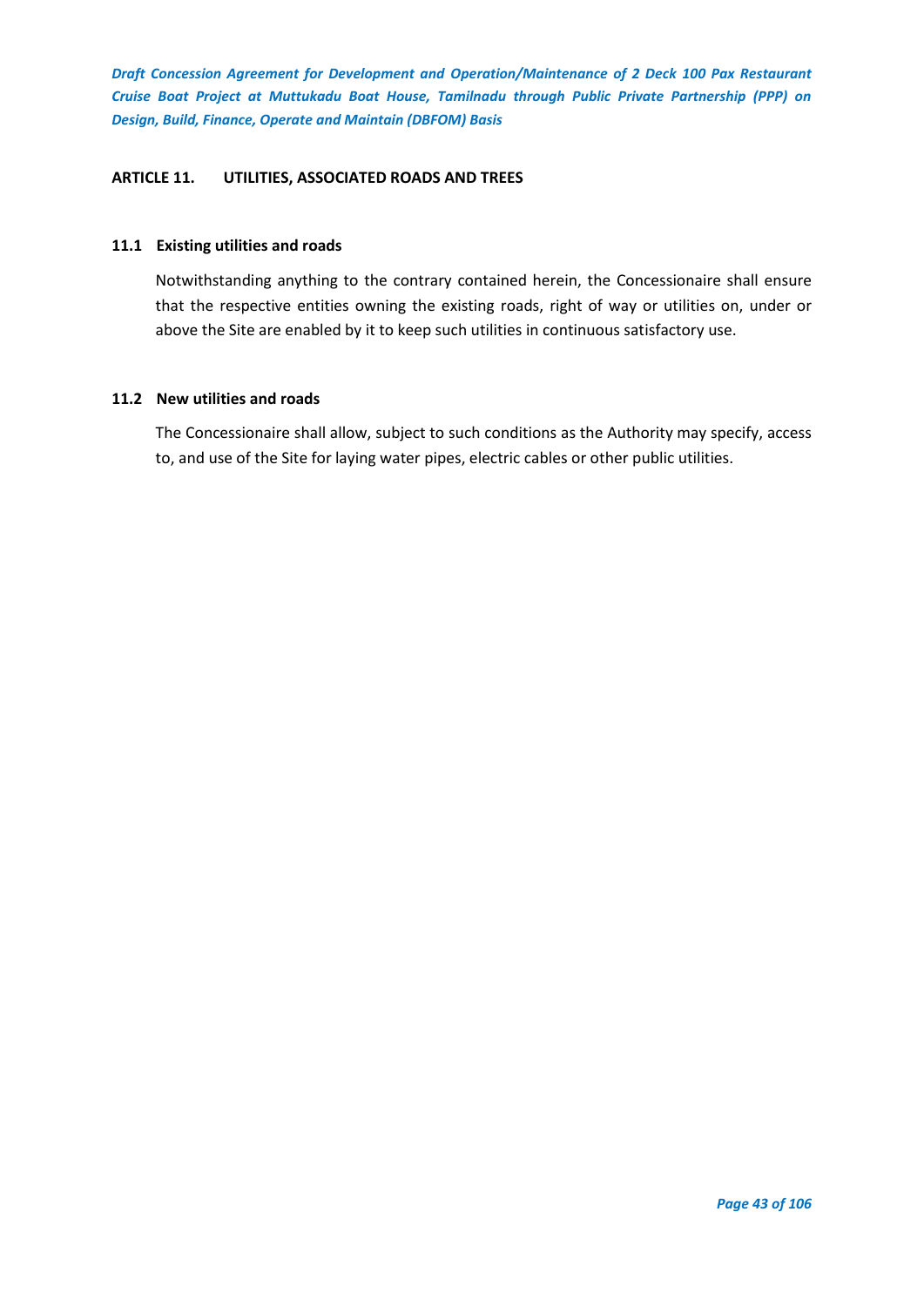## ARTICLE 11. UTILITIES, ASSOCIATED ROADS AND TREES

### 11.1 Existing utilities and roads

Notwithstanding anything to the contrary contained herein, the Concessionaire shall ensure that the respective entities owning the existing roads, right of way or utilities on, under or above the Site are enabled by it to keep such utilities in continuous satisfactory use.

### 11.2 New utilities and roads

The Concessionaire shall allow, subject to such conditions as the Authority may specify, access to, and use of the Site for laying water pipes, electric cables or other public utilities.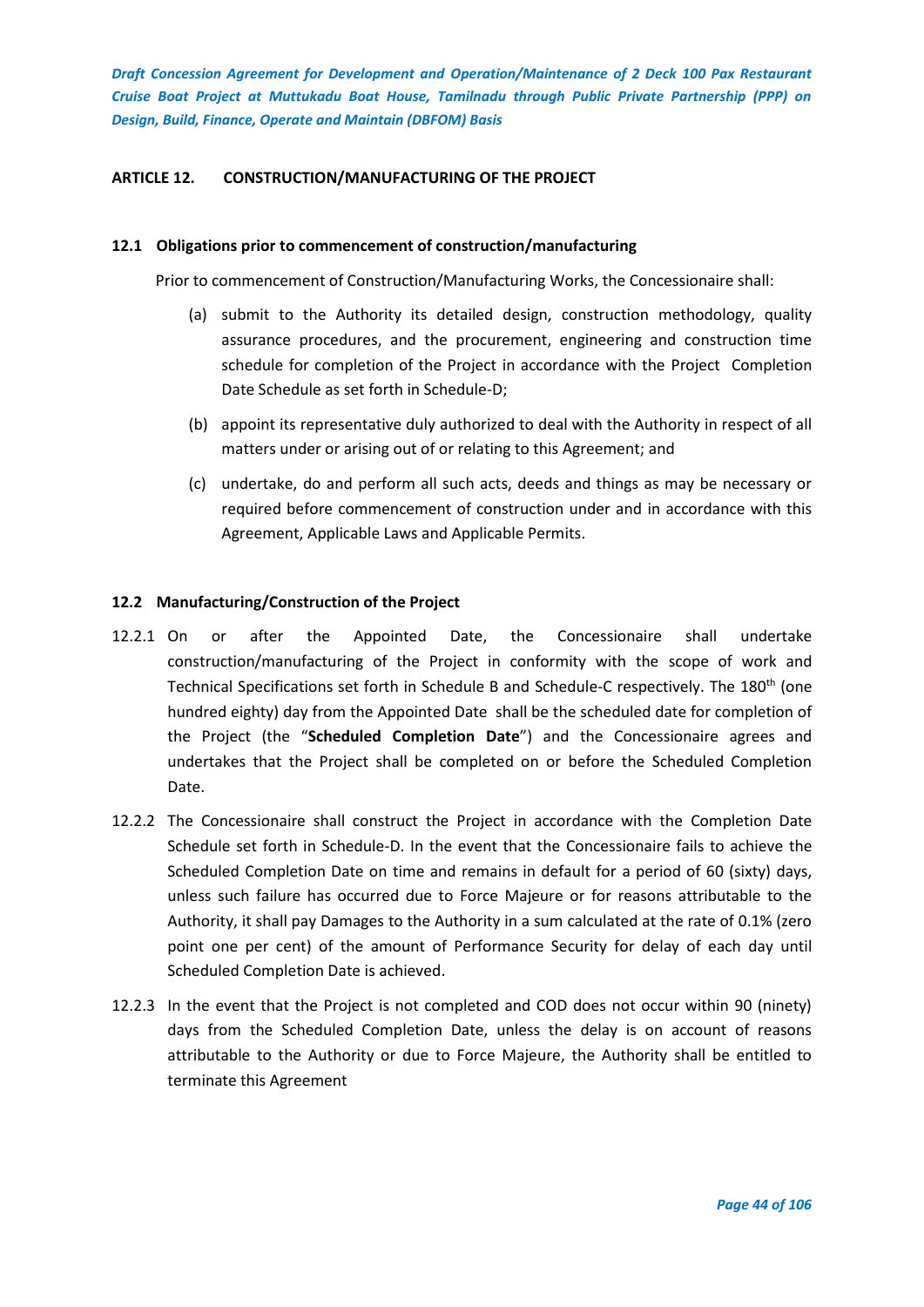## ARTICLE 12. CONSTRUCTION/MANUFACTURING OF THE PROJECT

### 12.1 Obligations prior to commencement of construction/manufacturing

Prior to commencement of Construction/Manufacturing Works, the Concessionaire shall:

(a) submit to the Authority its detailed design, construction methodology, quality assurance procedures, and the procurement, engineering and construction time schedule for completion of the Project in accordance with the Project Completion Date Schedule as set forth in Schedule-D;

(b) appoint its representative duly authorized to deal with the Authority in respect of all matters under or arising out of or relating to this Agreement; and

(c) undertake, do and perform all such acts, deeds and things as may be necessary or required before commencement of construction under and in accordance with this Agreement, Applicable Laws and Applicable Permits.

### 12.2 Manufacturing/Construction of the Project

12.2.1 On or after the Appointed Date, the Concessionaire shall undertake construction/manufacturing of the Project in conformity with the scope of work and Technical Specifications set forth in Schedule B and Schedule-C respectively. The 180th (one hundred eighty) day from the Appointed Date shall be the scheduled date for completion of the Project (the "**Scheduled Completion Date**") and the Concessionaire agrees and undertakes that the Project shall be completed on or before the Scheduled Completion Date.

12.2.2 The Concessionaire shall construct the Project in accordance with the Completion Date Schedule set forth in Schedule-D. In the event that the Concessionaire fails to achieve the Scheduled Completion Date on time and remains in default for a period of 60 (sixty) days, unless such failure has occurred due to Force Majeure or for reasons attributable to the Authority, it shall pay Damages to the Authority in a sum calculated at the rate of 0.1% (zero point one per cent) of the amount of Performance Security for delay of each day until Scheduled Completion Date is achieved.

12.2.3 In the event that the Project is not completed and COD does not occur within 90 (ninety) days from the Scheduled Completion Date, unless the delay is on account of reasons attributable to the Authority or due to Force Majeure, the Authority shall be entitled to terminate this Agreement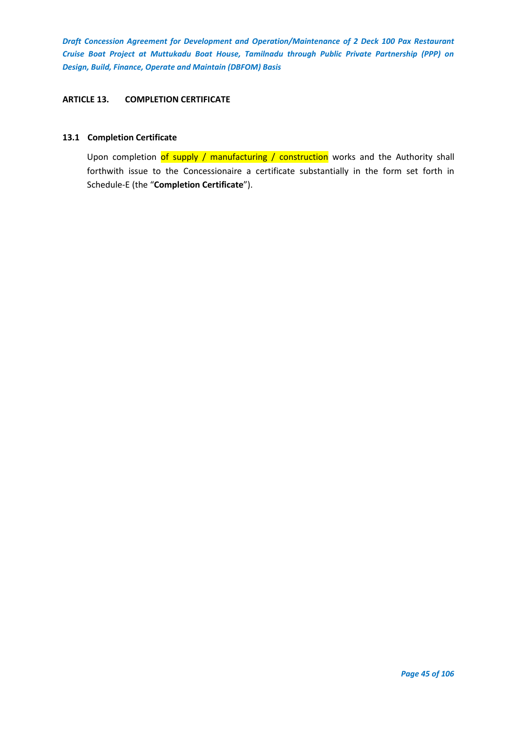## ARTICLE 13. COMPLETION CERTIFICATE

### 13.1 Completion Certificate

Upon completion of supply / manufacturing / construction works and the Authority shall forthwith issue to the Concessionaire a certificate substantially in the form set forth in Schedule-E (the "**Completion Certificate**").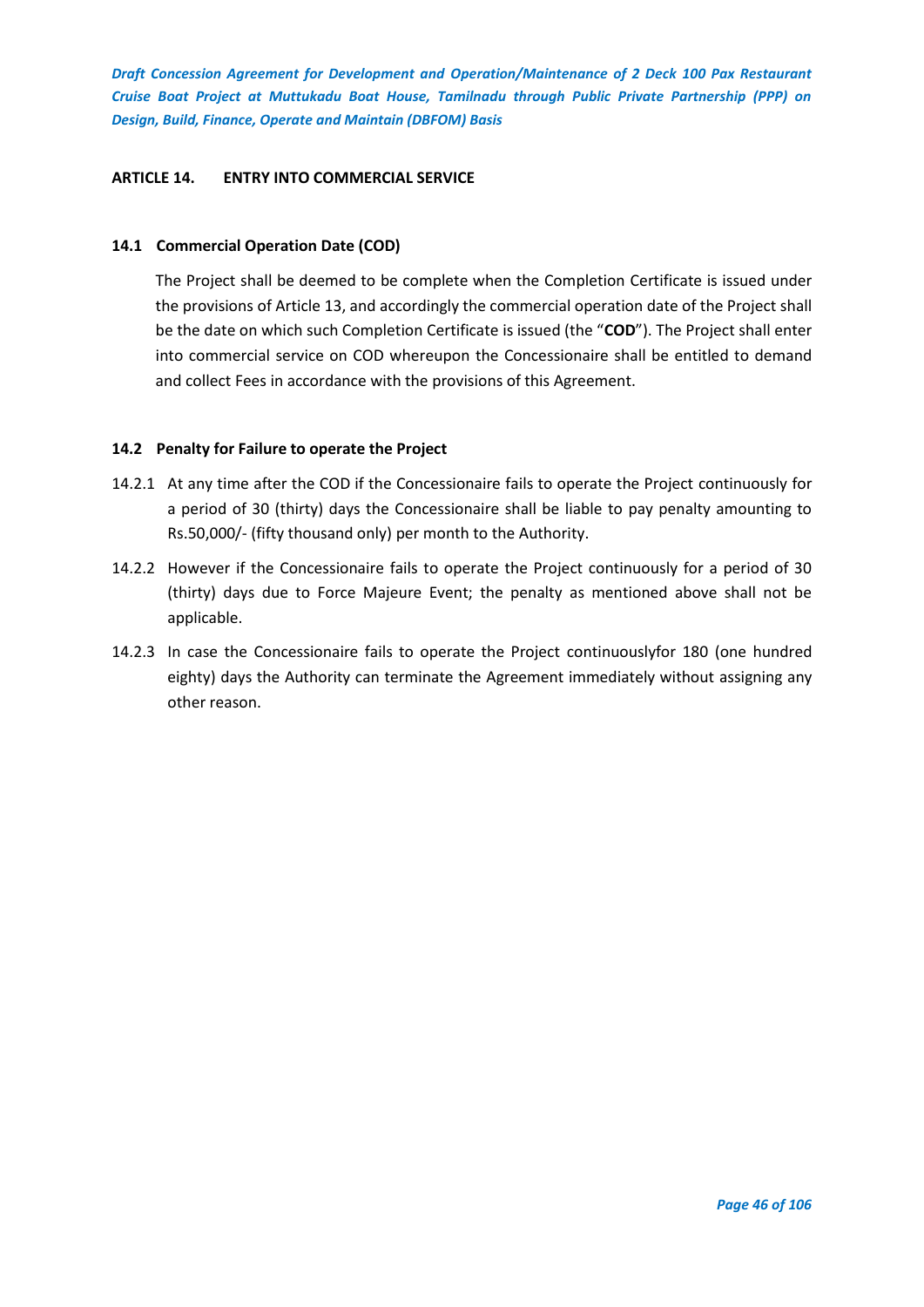## ARTICLE 14. ENTRY INTO COMMERCIAL SERVICE

### 14.1 Commercial Operation Date (COD)

The Project shall be deemed to be complete when the Completion Certificate is issued under the provisions of Article 13, and accordingly the commercial operation date of the Project shall be the date on which such Completion Certificate is issued (the "**COD**"). The Project shall enter into commercial service on COD whereupon the Concessionaire shall be entitled to demand and collect Fees in accordance with the provisions of this Agreement.

### 14.2 Penalty for Failure to operate the Project

14.2.1 At any time after the COD if the Concessionaire fails to operate the Project continuously for a period of 30 (thirty) days the Concessionaire shall be liable to pay penalty amounting to Rs.50,000/- (fifty thousand only) per month to the Authority.

14.2.2 However if the Concessionaire fails to operate the Project continuously for a period of 30 (thirty) days due to Force Majeure Event; the penalty as mentioned above shall not be applicable.

14.2.3 In case the Concessionaire fails to operate the Project continuouslyfor 180 (one hundred eighty) days the Authority can terminate the Agreement immediately without assigning any other reason.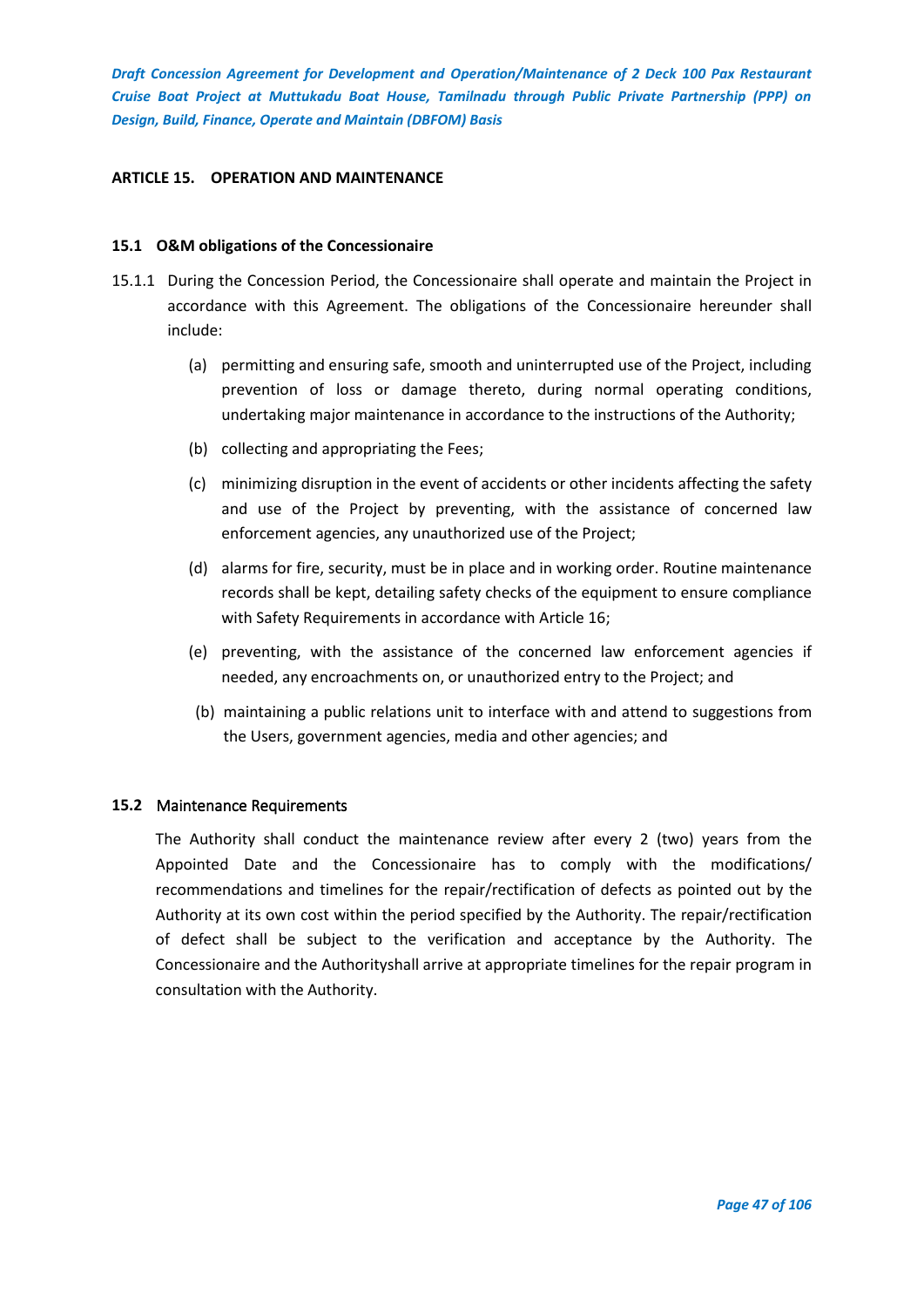## ARTICLE 15. OPERATION AND MAINTENANCE

### 15.1 O&M obligations of the Concessionaire

15.1.1 During the Concession Period, the Concessionaire shall operate and maintain the Project in accordance with this Agreement. The obligations of the Concessionaire hereunder shall include:

(a) permitting and ensuring safe, smooth and uninterrupted use of the Project, including prevention of loss or damage thereto, during normal operating conditions, undertaking major maintenance in accordance to the instructions of the Authority;

(b) collecting and appropriating the Fees;

(c) minimizing disruption in the event of accidents or other incidents affecting the safety and use of the Project by preventing, with the assistance of concerned law enforcement agencies, any unauthorized use of the Project;

(d) alarms for fire, security, must be in place and in working order. Routine maintenance records shall be kept, detailing safety checks of the equipment to ensure compliance with Safety Requirements in accordance with Article 16;

(e) preventing, with the assistance of the concerned law enforcement agencies if needed, any encroachments on, or unauthorized entry to the Project; and

(b) maintaining a public relations unit to interface with and attend to suggestions from the Users, government agencies, media and other agencies; and

### 15.2 Maintenance Requirements

The Authority shall conduct the maintenance review after every 2 (two) years from the Appointed Date and the Concessionaire has to comply with the modifications/ recommendations and timelines for the repair/rectification of defects as pointed out by the Authority at its own cost within the period specified by the Authority. The repair/rectification of defect shall be subject to the verification and acceptance by the Authority. The Concessionaire and the Authorityshall arrive at appropriate timelines for the repair program in consultation with the Authority.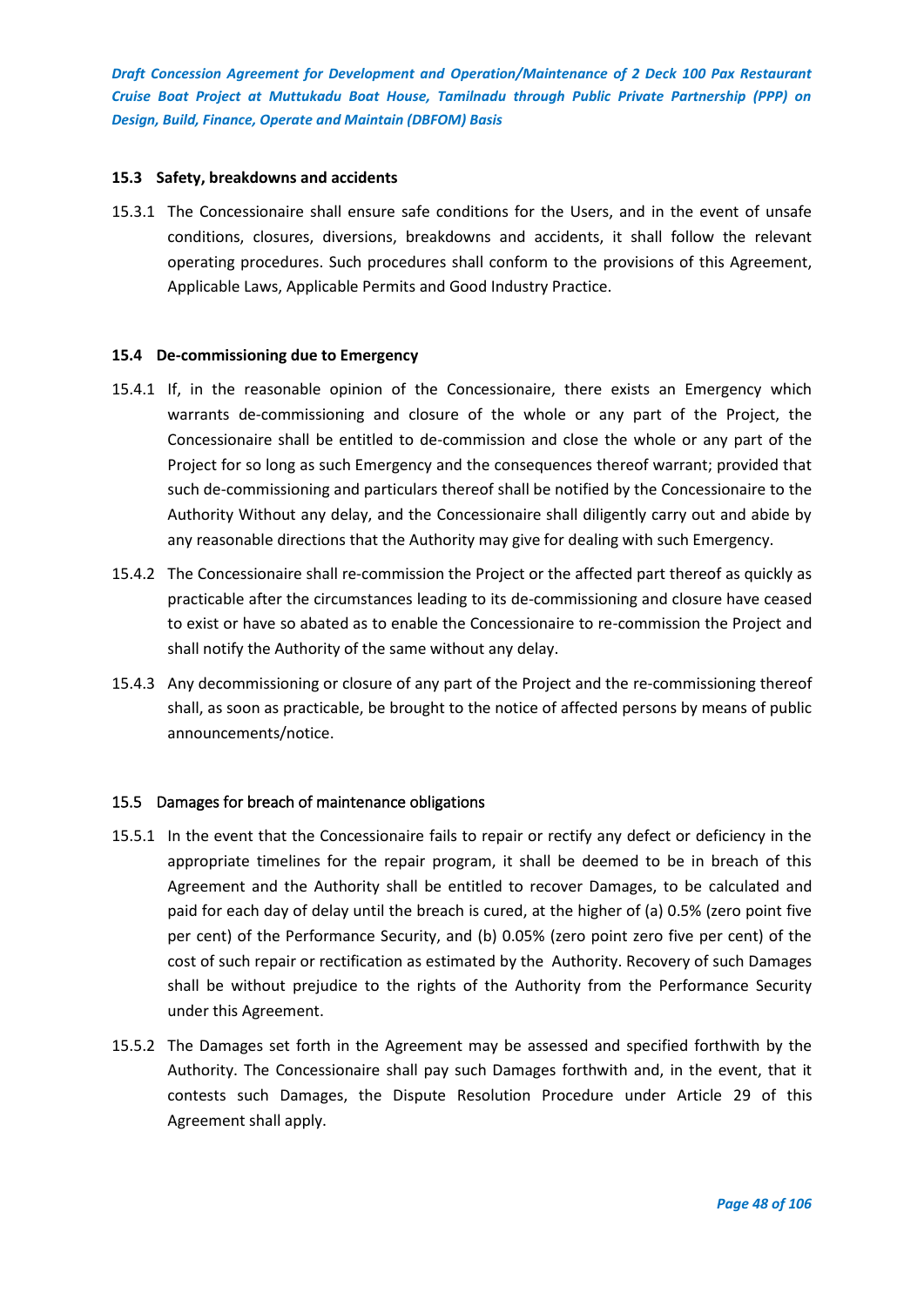### 15.3 Safety, breakdowns and accidents

15.3.1 The Concessionaire shall ensure safe conditions for the Users, and in the event of unsafe conditions, closures, diversions, breakdowns and accidents, it shall follow the relevant operating procedures. Such procedures shall conform to the provisions of this Agreement, Applicable Laws, Applicable Permits and Good Industry Practice.

### 15.4 De-commissioning due to Emergency

15.4.1 If, in the reasonable opinion of the Concessionaire, there exists an Emergency which warrants de-commissioning and closure of the whole or any part of the Project, the Concessionaire shall be entitled to de-commission and close the whole or any part of the Project for so long as such Emergency and the consequences thereof warrant; provided that such de-commissioning and particulars thereof shall be notified by the Concessionaire to the Authority Without any delay, and the Concessionaire shall diligently carry out and abide by any reasonable directions that the Authority may give for dealing with such Emergency.

15.4.2 The Concessionaire shall re-commission the Project or the affected part thereof as quickly as practicable after the circumstances leading to its de-commissioning and closure have ceased to exist or have so abated as to enable the Concessionaire to re-commission the Project and shall notify the Authority of the same without any delay.

15.4.3 Any decommissioning or closure of any part of the Project and the re-commissioning thereof shall, as soon as practicable, be brought to the notice of affected persons by means of public announcements/notice.

### 15.5 Damages for breach of maintenance obligations

15.5.1 In the event that the Concessionaire fails to repair or rectify any defect or deficiency in the appropriate timelines for the repair program, it shall be deemed to be in breach of this Agreement and the Authority shall be entitled to recover Damages, to be calculated and paid for each day of delay until the breach is cured, at the higher of (a) 0.5% (zero point five per cent) of the Performance Security, and (b) 0.05% (zero point zero five per cent) of the cost of such repair or rectification as estimated by the Authority. Recovery of such Damages shall be without prejudice to the rights of the Authority from the Performance Security under this Agreement.

15.5.2 The Damages set forth in the Agreement may be assessed and specified forthwith by the Authority. The Concessionaire shall pay such Damages forthwith and, in the event, that it contests such Damages, the Dispute Resolution Procedure under Article 29 of this Agreement shall apply.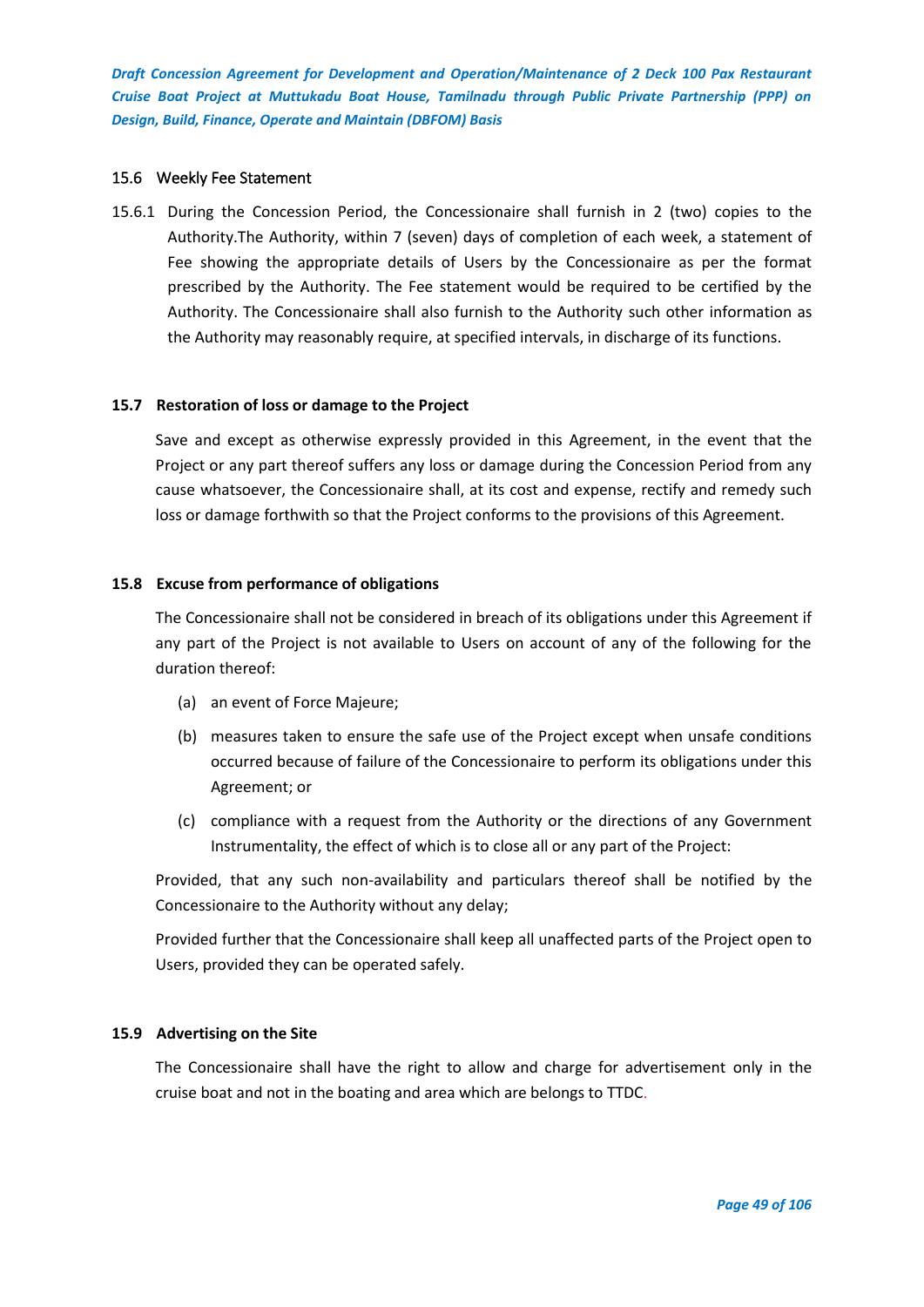### 15.6 Weekly Fee Statement

15.6.1 During the Concession Period, the Concessionaire shall furnish in 2 (two) copies to the Authority.The Authority, within 7 (seven) days of completion of each week, a statement of Fee showing the appropriate details of Users by the Concessionaire as per the format prescribed by the Authority. The Fee statement would be required to be certified by the Authority. The Concessionaire shall also furnish to the Authority such other information as the Authority may reasonably require, at specified intervals, in discharge of its functions.

### 15.7 Restoration of loss or damage to the Project

Save and except as otherwise expressly provided in this Agreement, in the event that the Project or any part thereof suffers any loss or damage during the Concession Period from any cause whatsoever, the Concessionaire shall, at its cost and expense, rectify and remedy such loss or damage forthwith so that the Project conforms to the provisions of this Agreement.

### 15.8 Excuse from performance of obligations

The Concessionaire shall not be considered in breach of its obligations under this Agreement if any part of the Project is not available to Users on account of any of the following for the duration thereof:

(a) an event of Force Majeure;

(b) measures taken to ensure the safe use of the Project except when unsafe conditions occurred because of failure of the Concessionaire to perform its obligations under this Agreement; or

(c) compliance with a request from the Authority or the directions of any Government Instrumentality, the effect of which is to close all or any part of the Project:

Provided, that any such non-availability and particulars thereof shall be notified by the Concessionaire to the Authority without any delay;

Provided further that the Concessionaire shall keep all unaffected parts of the Project open to Users, provided they can be operated safely.

### 15.9 Advertising on the Site

The Concessionaire shall have the right to allow and charge for advertisement only in the cruise boat and not in the boating and area which are belongs to TTDC.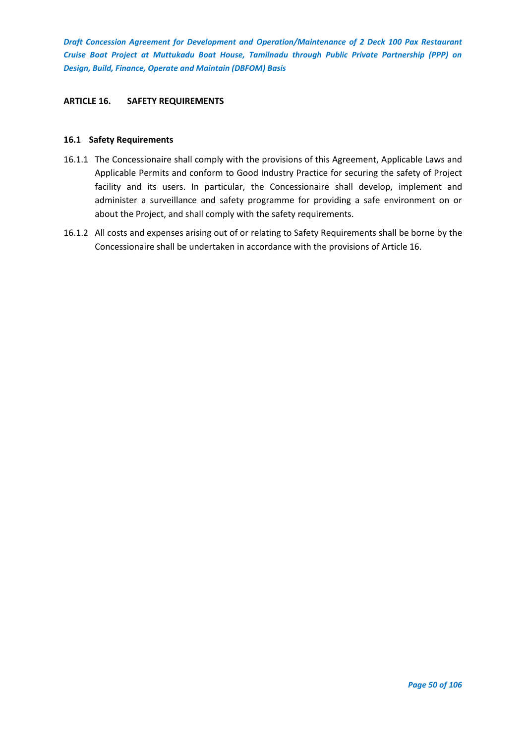## ARTICLE 16. SAFETY REQUIREMENTS

### 16.1 Safety Requirements

16.1.1 The Concessionaire shall comply with the provisions of this Agreement, Applicable Laws and Applicable Permits and conform to Good Industry Practice for securing the safety of Project facility and its users. In particular, the Concessionaire shall develop, implement and administer a surveillance and safety programme for providing a safe environment on or about the Project, and shall comply with the safety requirements.

16.1.2 All costs and expenses arising out of or relating to Safety Requirements shall be borne by the Concessionaire shall be undertaken in accordance with the provisions of Article 16.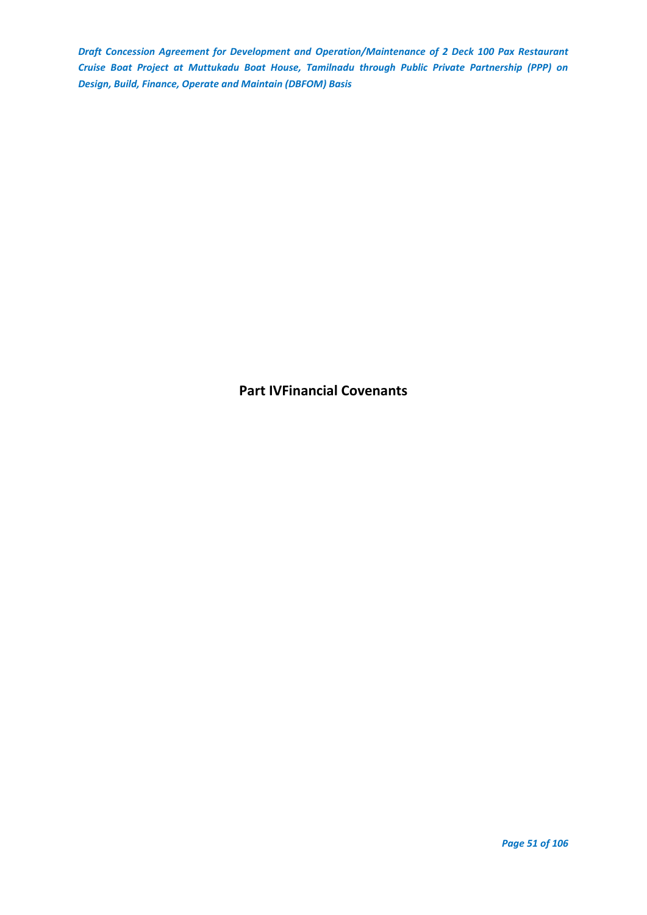# Part IVFinancial Covenants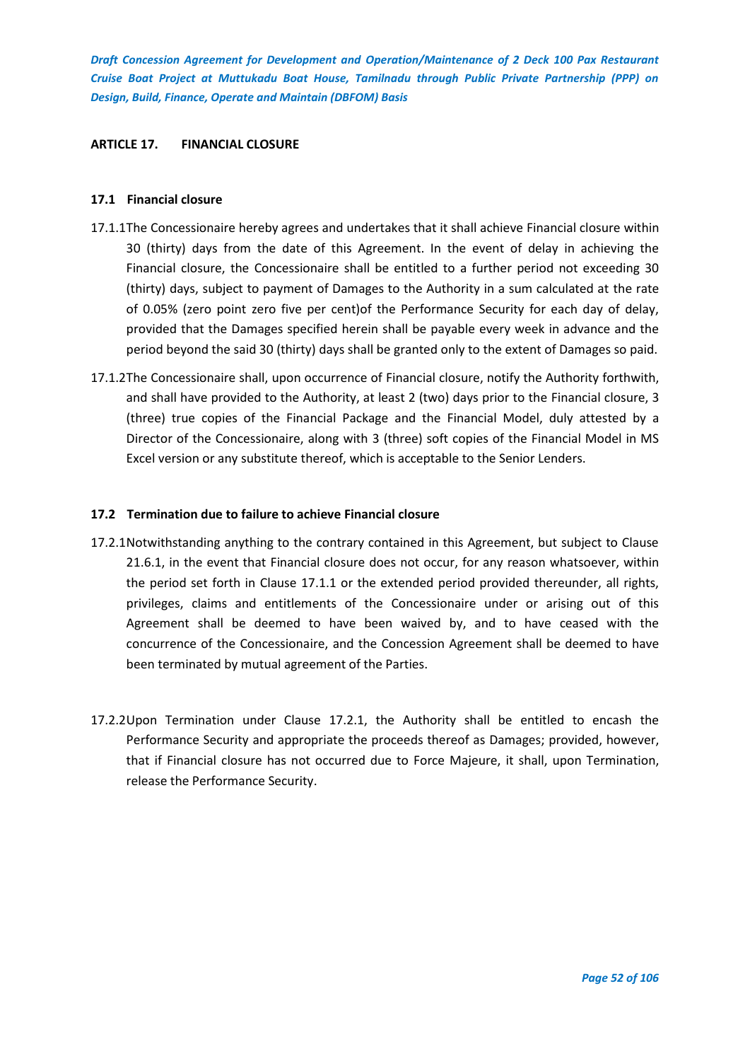## ARTICLE 17. FINANCIAL CLOSURE

### 17.1 Financial closure

17.1.1 The Concessionaire hereby agrees and undertakes that it shall achieve Financial closure within 30 (thirty) days from the date of this Agreement. In the event of delay in achieving the Financial closure, the Concessionaire shall be entitled to a further period not exceeding 30 (thirty) days, subject to payment of Damages to the Authority in a sum calculated at the rate of 0.05% (zero point zero five per cent)of the Performance Security for each day of delay, provided that the Damages specified herein shall be payable every week in advance and the period beyond the said 30 (thirty) days shall be granted only to the extent of Damages so paid.

17.1.2 The Concessionaire shall, upon occurrence of Financial closure, notify the Authority forthwith, and shall have provided to the Authority, at least 2 (two) days prior to the Financial closure, 3 (three) true copies of the Financial Package and the Financial Model, duly attested by a Director of the Concessionaire, along with 3 (three) soft copies of the Financial Model in MS Excel version or any substitute thereof, which is acceptable to the Senior Lenders.

### 17.2 Termination due to failure to achieve Financial closure

17.2.1 Notwithstanding anything to the contrary contained in this Agreement, but subject to Clause 21.6.1, in the event that Financial closure does not occur, for any reason whatsoever, within the period set forth in Clause 17.1.1 or the extended period provided thereunder, all rights, privileges, claims and entitlements of the Concessionaire under or arising out of this Agreement shall be deemed to have been waived by, and to have ceased with the concurrence of the Concessionaire, and the Concession Agreement shall be deemed to have been terminated by mutual agreement of the Parties.

17.2.2 Upon Termination under Clause 17.2.1, the Authority shall be entitled to encash the Performance Security and appropriate the proceeds thereof as Damages; provided, however, that if Financial closure has not occurred due to Force Majeure, it shall, upon Termination, release the Performance Security.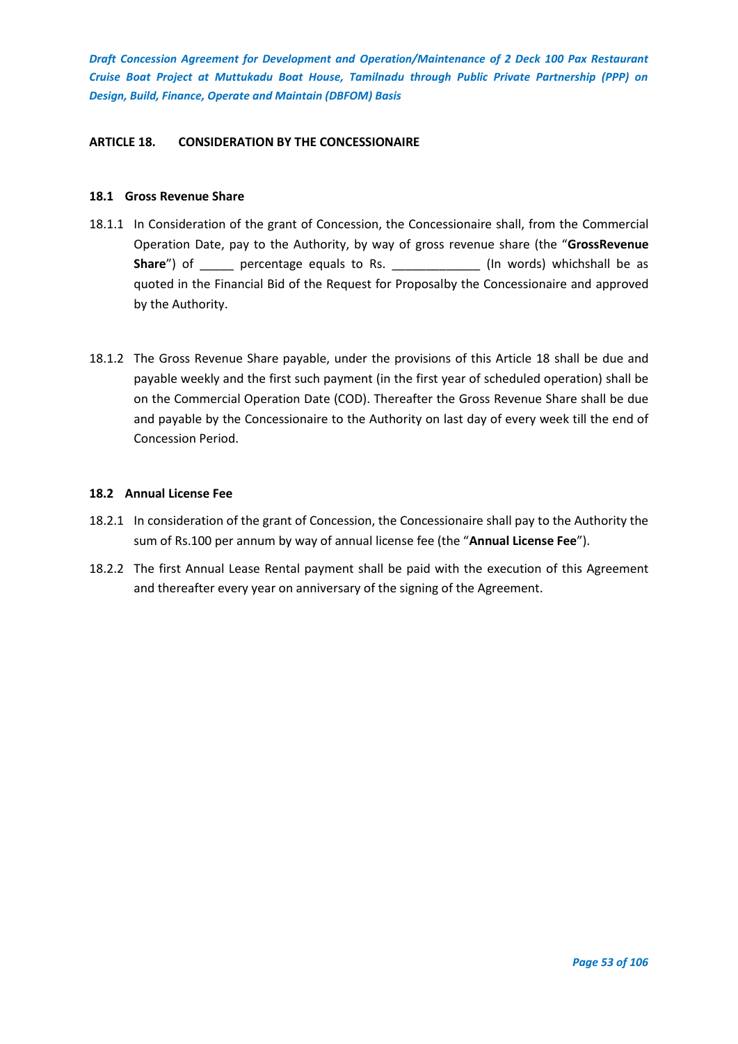## ARTICLE 18. CONSIDERATION BY THE CONCESSIONAIRE

### 18.1 Gross Revenue Share

18.1.1 In Consideration of the grant of Concession, the Concessionaire shall, from the Commercial Operation Date, pay to the Authority, by way of gross revenue share (the "**GrossRevenue Share**") of _____ percentage equals to Rs. _____________ (In words) whichshall be as quoted in the Financial Bid of the Request for Proposalby the Concessionaire and approved by the Authority.

18.1.2 The Gross Revenue Share payable, under the provisions of this Article 18 shall be due and payable weekly and the first such payment (in the first year of scheduled operation) shall be on the Commercial Operation Date (COD). Thereafter the Gross Revenue Share shall be due and payable by the Concessionaire to the Authority on last day of every week till the end of Concession Period.

### 18.2 Annual License Fee

18.2.1 In consideration of the grant of Concession, the Concessionaire shall pay to the Authority the sum of Rs.100 per annum by way of annual license fee (the "**Annual License Fee**").

18.2.2 The first Annual Lease Rental payment shall be paid with the execution of this Agreement and thereafter every year on anniversary of the signing of the Agreement.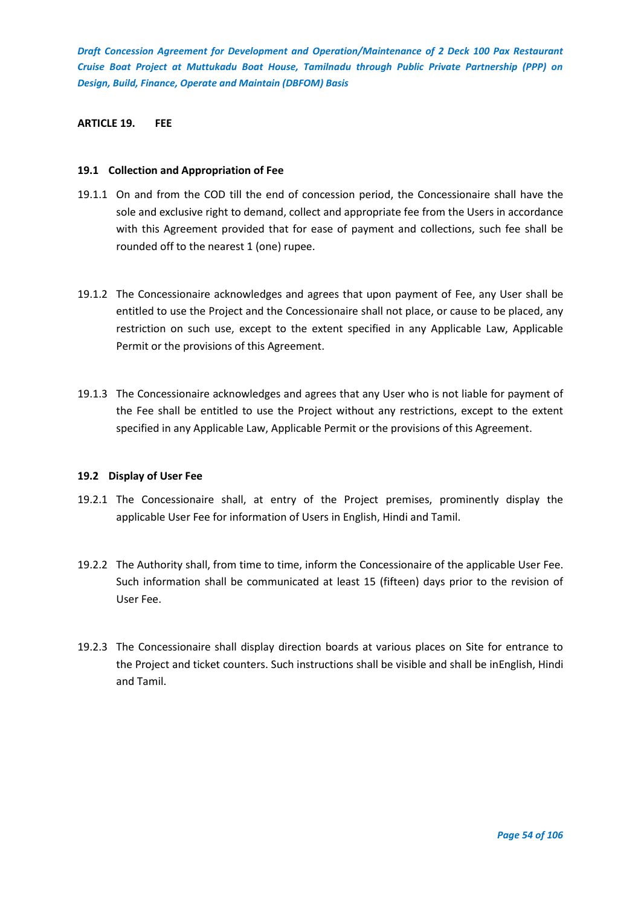## ARTICLE 19. FEE

### 19.1 Collection and Appropriation of Fee

19.1.1 On and from the COD till the end of concession period, the Concessionaire shall have the sole and exclusive right to demand, collect and appropriate fee from the Users in accordance with this Agreement provided that for ease of payment and collections, such fee shall be rounded off to the nearest 1 (one) rupee.

19.1.2 The Concessionaire acknowledges and agrees that upon payment of Fee, any User shall be entitled to use the Project and the Concessionaire shall not place, or cause to be placed, any restriction on such use, except to the extent specified in any Applicable Law, Applicable Permit or the provisions of this Agreement.

19.1.3 The Concessionaire acknowledges and agrees that any User who is not liable for payment of the Fee shall be entitled to use the Project without any restrictions, except to the extent specified in any Applicable Law, Applicable Permit or the provisions of this Agreement.

### 19.2 Display of User Fee

19.2.1 The Concessionaire shall, at entry of the Project premises, prominently display the applicable User Fee for information of Users in English, Hindi and Tamil.

19.2.2 The Authority shall, from time to time, inform the Concessionaire of the applicable User Fee. Such information shall be communicated at least 15 (fifteen) days prior to the revision of User Fee.

19.2.3 The Concessionaire shall display direction boards at various places on Site for entrance to the Project and ticket counters. Such instructions shall be visible and shall be inEnglish, Hindi and Tamil.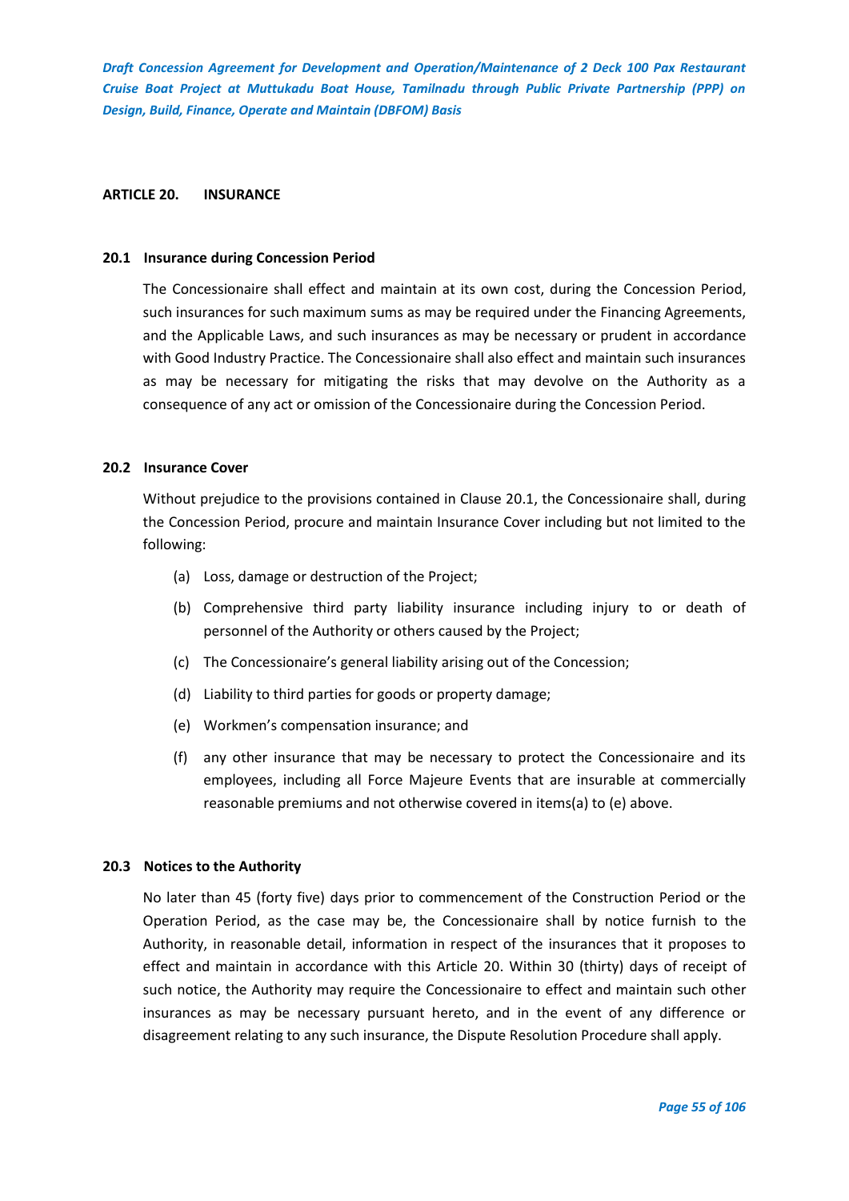## ARTICLE 20. INSURANCE

### 20.1 Insurance during Concession Period

The Concessionaire shall effect and maintain at its own cost, during the Concession Period, such insurances for such maximum sums as may be required under the Financing Agreements, and the Applicable Laws, and such insurances as may be necessary or prudent in accordance with Good Industry Practice. The Concessionaire shall also effect and maintain such insurances as may be necessary for mitigating the risks that may devolve on the Authority as a consequence of any act or omission of the Concessionaire during the Concession Period.

### 20.2 Insurance Cover

Without prejudice to the provisions contained in Clause 20.1, the Concessionaire shall, during the Concession Period, procure and maintain Insurance Cover including but not limited to the following:

(a) Loss, damage or destruction of the Project;

(b) Comprehensive third party liability insurance including injury to or death of personnel of the Authority or others caused by the Project;

(c) The Concessionaire's general liability arising out of the Concession;

(d) Liability to third parties for goods or property damage;

(e) Workmen's compensation insurance; and

(f) any other insurance that may be necessary to protect the Concessionaire and its employees, including all Force Majeure Events that are insurable at commercially reasonable premiums and not otherwise covered in items(a) to (e) above.

### 20.3 Notices to the Authority

No later than 45 (forty five) days prior to commencement of the Construction Period or the Operation Period, as the case may be, the Concessionaire shall by notice furnish to the Authority, in reasonable detail, information in respect of the insurances that it proposes to effect and maintain in accordance with this Article 20. Within 30 (thirty) days of receipt of such notice, the Authority may require the Concessionaire to effect and maintain such other insurances as may be necessary pursuant hereto, and in the event of any difference or disagreement relating to any such insurance, the Dispute Resolution Procedure shall apply.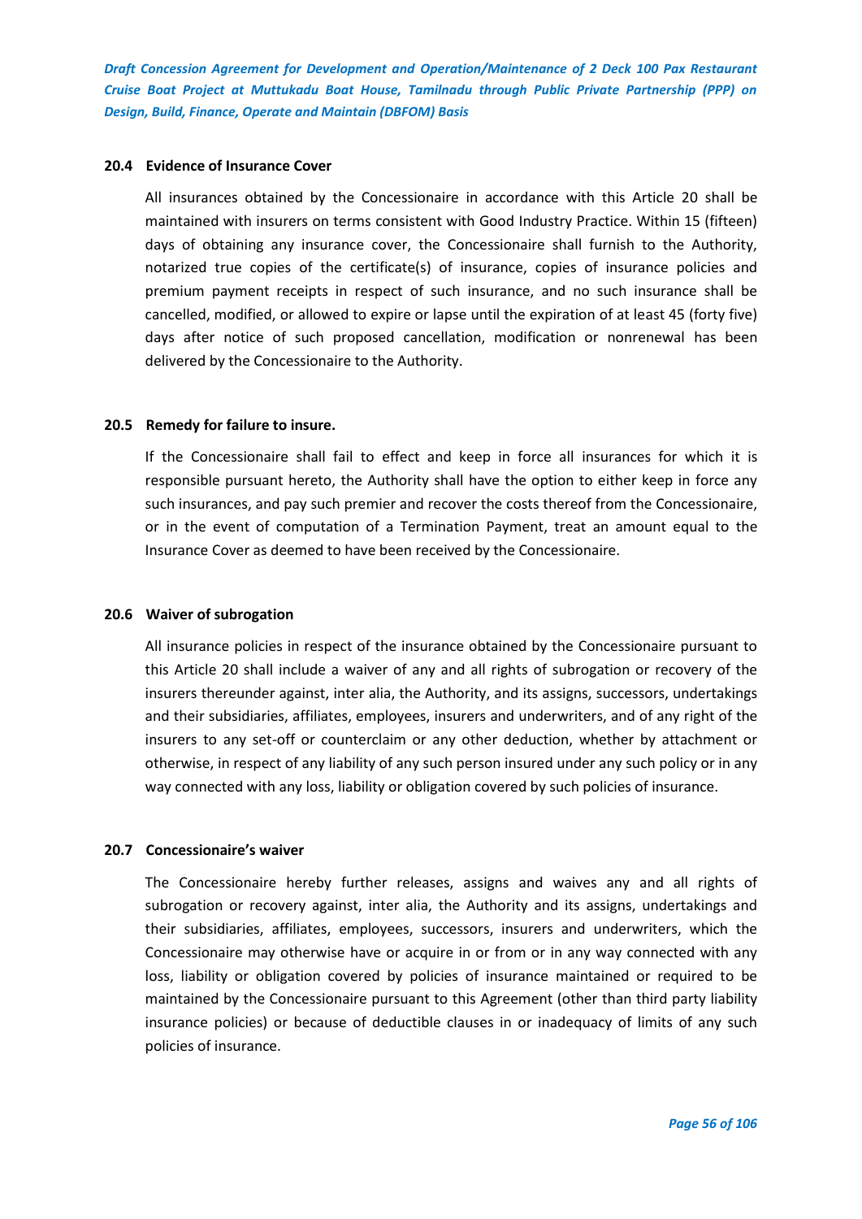### 20.4 Evidence of Insurance Cover

All insurances obtained by the Concessionaire in accordance with this Article 20 shall be maintained with insurers on terms consistent with Good Industry Practice. Within 15 (fifteen) days of obtaining any insurance cover, the Concessionaire shall furnish to the Authority, notarized true copies of the certificate(s) of insurance, copies of insurance policies and premium payment receipts in respect of such insurance, and no such insurance shall be cancelled, modified, or allowed to expire or lapse until the expiration of at least 45 (forty five) days after notice of such proposed cancellation, modification or nonrenewal has been delivered by the Concessionaire to the Authority.

### 20.5 Remedy for failure to insure.

If the Concessionaire shall fail to effect and keep in force all insurances for which it is responsible pursuant hereto, the Authority shall have the option to either keep in force any such insurances, and pay such premier and recover the costs thereof from the Concessionaire, or in the event of computation of a Termination Payment, treat an amount equal to the Insurance Cover as deemed to have been received by the Concessionaire.

### 20.6 Waiver of subrogation

All insurance policies in respect of the insurance obtained by the Concessionaire pursuant to this Article 20 shall include a waiver of any and all rights of subrogation or recovery of the insurers thereunder against, inter alia, the Authority, and its assigns, successors, undertakings and their subsidiaries, affiliates, employees, insurers and underwriters, and of any right of the insurers to any set-off or counterclaim or any other deduction, whether by attachment or otherwise, in respect of any liability of any such person insured under any such policy or in any way connected with any loss, liability or obligation covered by such policies of insurance.

### 20.7 Concessionaire's waiver

The Concessionaire hereby further releases, assigns and waives any and all rights of subrogation or recovery against, inter alia, the Authority and its assigns, undertakings and their subsidiaries, affiliates, employees, successors, insurers and underwriters, which the Concessionaire may otherwise have or acquire in or from or in any way connected with any loss, liability or obligation covered by policies of insurance maintained or required to be maintained by the Concessionaire pursuant to this Agreement (other than third party liability insurance policies) or because of deductible clauses in or inadequacy of limits of any such policies of insurance.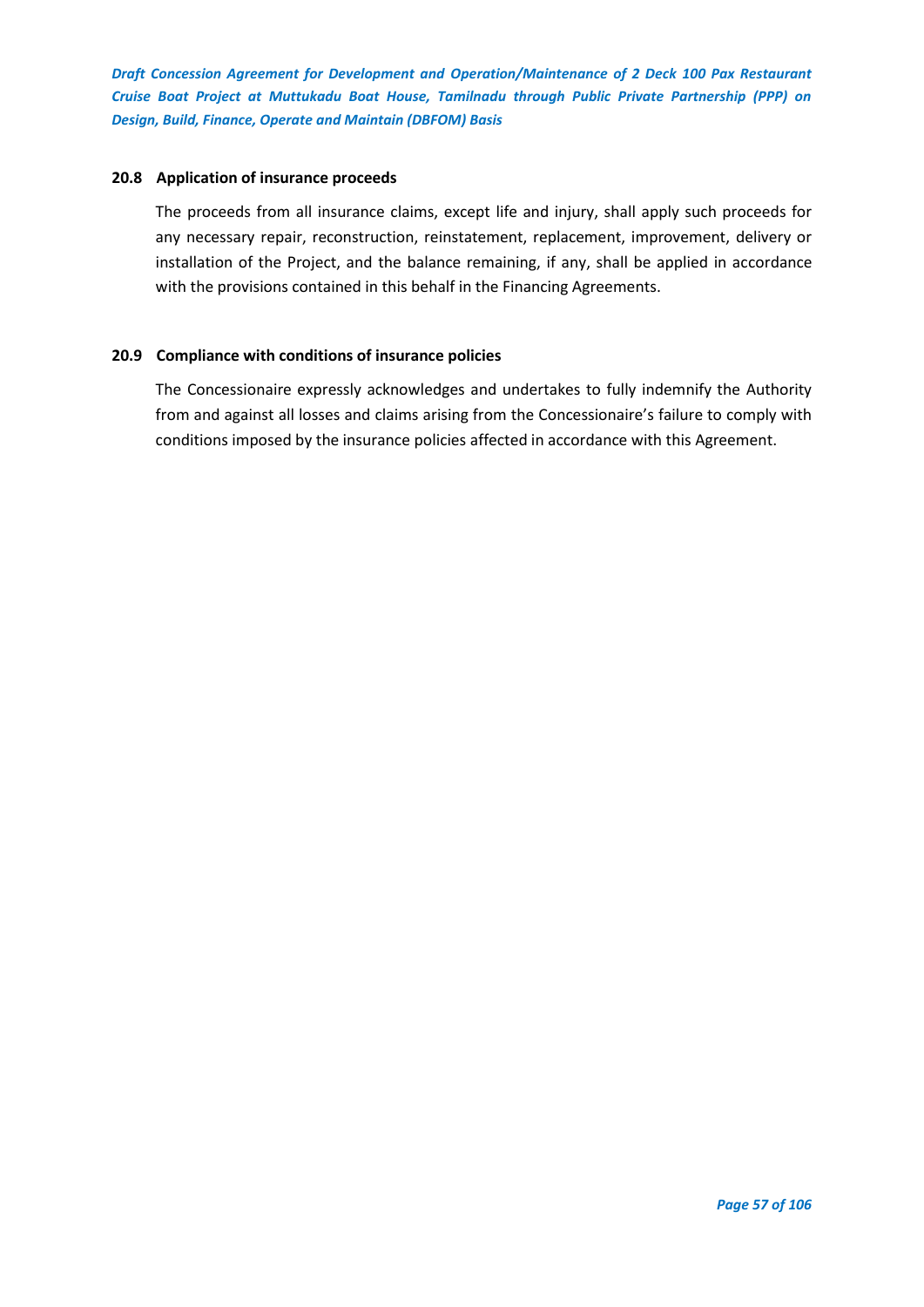### 20.8 Application of insurance proceeds

The proceeds from all insurance claims, except life and injury, shall apply such proceeds for any necessary repair, reconstruction, reinstatement, replacement, improvement, delivery or installation of the Project, and the balance remaining, if any, shall be applied in accordance with the provisions contained in this behalf in the Financing Agreements.

### 20.9 Compliance with conditions of insurance policies

The Concessionaire expressly acknowledges and undertakes to fully indemnify the Authority from and against all losses and claims arising from the Concessionaire's failure to comply with conditions imposed by the insurance policies affected in accordance with this Agreement.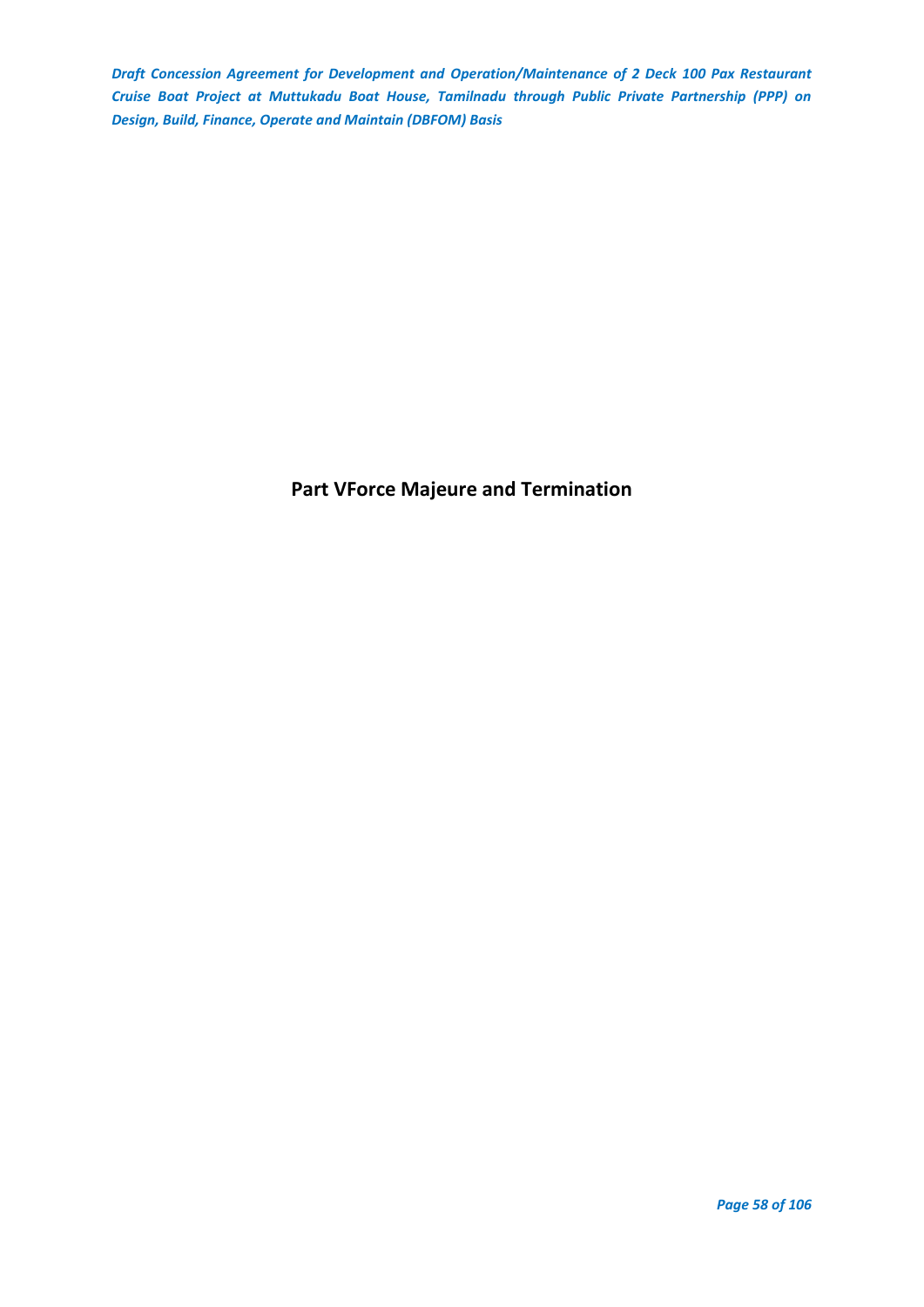# Part VForce Majeure and Termination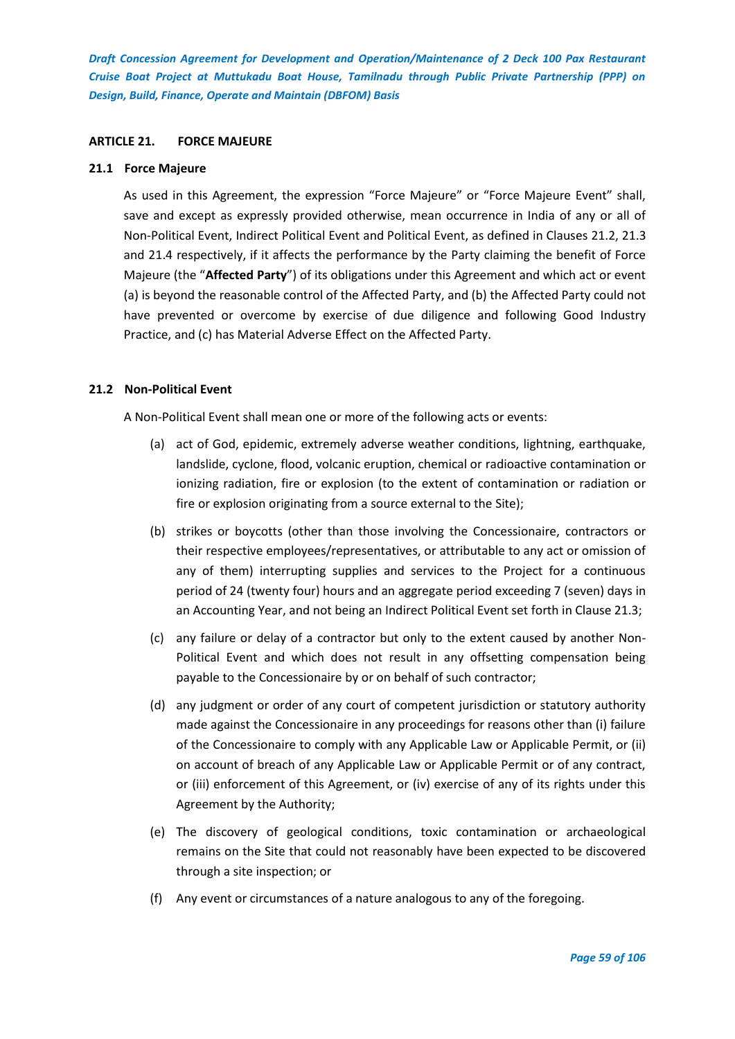## ARTICLE 21. FORCE MAJEURE

### 21.1 Force Majeure

As used in this Agreement, the expression "Force Majeure" or "Force Majeure Event" shall, save and except as expressly provided otherwise, mean occurrence in India of any or all of Non-Political Event, Indirect Political Event and Political Event, as defined in Clauses 21.2, 21.3 and 21.4 respectively, if it affects the performance by the Party claiming the benefit of Force Majeure (the "**Affected Party**") of its obligations under this Agreement and which act or event (a) is beyond the reasonable control of the Affected Party, and (b) the Affected Party could not have prevented or overcome by exercise of due diligence and following Good Industry Practice, and (c) has Material Adverse Effect on the Affected Party.

### 21.2 Non-Political Event

A Non-Political Event shall mean one or more of the following acts or events:

(a) act of God, epidemic, extremely adverse weather conditions, lightning, earthquake, landslide, cyclone, flood, volcanic eruption, chemical or radioactive contamination or ionizing radiation, fire or explosion (to the extent of contamination or radiation or fire or explosion originating from a source external to the Site);

(b) strikes or boycotts (other than those involving the Concessionaire, contractors or their respective employees/representatives, or attributable to any act or omission of any of them) interrupting supplies and services to the Project for a continuous period of 24 (twenty four) hours and an aggregate period exceeding 7 (seven) days in an Accounting Year, and not being an Indirect Political Event set forth in Clause 21.3;

(c) any failure or delay of a contractor but only to the extent caused by another Non-Political Event and which does not result in any offsetting compensation being payable to the Concessionaire by or on behalf of such contractor;

(d) any judgment or order of any court of competent jurisdiction or statutory authority made against the Concessionaire in any proceedings for reasons other than (i) failure of the Concessionaire to comply with any Applicable Law or Applicable Permit, or (ii) on account of breach of any Applicable Law or Applicable Permit or of any contract, or (iii) enforcement of this Agreement, or (iv) exercise of any of its rights under this Agreement by the Authority;

(e) The discovery of geological conditions, toxic contamination or archaeological remains on the Site that could not reasonably have been expected to be discovered through a site inspection; or

(f) Any event or circumstances of a nature analogous to any of the foregoing.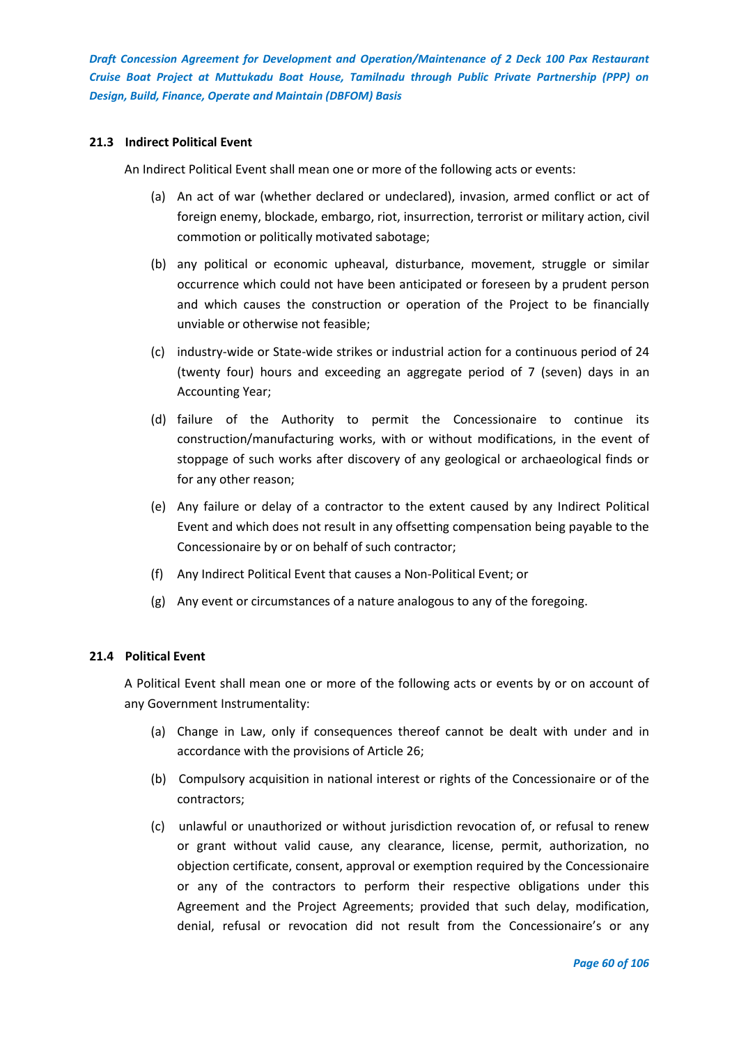### 21.3 Indirect Political Event

An Indirect Political Event shall mean one or more of the following acts or events:

(a) An act of war (whether declared or undeclared), invasion, armed conflict or act of foreign enemy, blockade, embargo, riot, insurrection, terrorist or military action, civil commotion or politically motivated sabotage;

(b) any political or economic upheaval, disturbance, movement, struggle or similar occurrence which could not have been anticipated or foreseen by a prudent person and which causes the construction or operation of the Project to be financially unviable or otherwise not feasible;

(c) industry-wide or State-wide strikes or industrial action for a continuous period of 24 (twenty four) hours and exceeding an aggregate period of 7 (seven) days in an Accounting Year;

(d) failure of the Authority to permit the Concessionaire to continue its construction/manufacturing works, with or without modifications, in the event of stoppage of such works after discovery of any geological or archaeological finds or for any other reason;

(e) Any failure or delay of a contractor to the extent caused by any Indirect Political Event and which does not result in any offsetting compensation being payable to the Concessionaire by or on behalf of such contractor;

(f) Any Indirect Political Event that causes a Non-Political Event; or

(g) Any event or circumstances of a nature analogous to any of the foregoing.

### 21.4 Political Event

A Political Event shall mean one or more of the following acts or events by or on account of any Government Instrumentality:

(a) Change in Law, only if consequences thereof cannot be dealt with under and in accordance with the provisions of Article 26;

(b) Compulsory acquisition in national interest or rights of the Concessionaire or of the contractors;

(c) unlawful or unauthorized or without jurisdiction revocation of, or refusal to renew or grant without valid cause, any clearance, license, permit, authorization, no objection certificate, consent, approval or exemption required by the Concessionaire or any of the contractors to perform their respective obligations under this Agreement and the Project Agreements; provided that such delay, modification, denial, refusal or revocation did not result from the Concessionaire's or any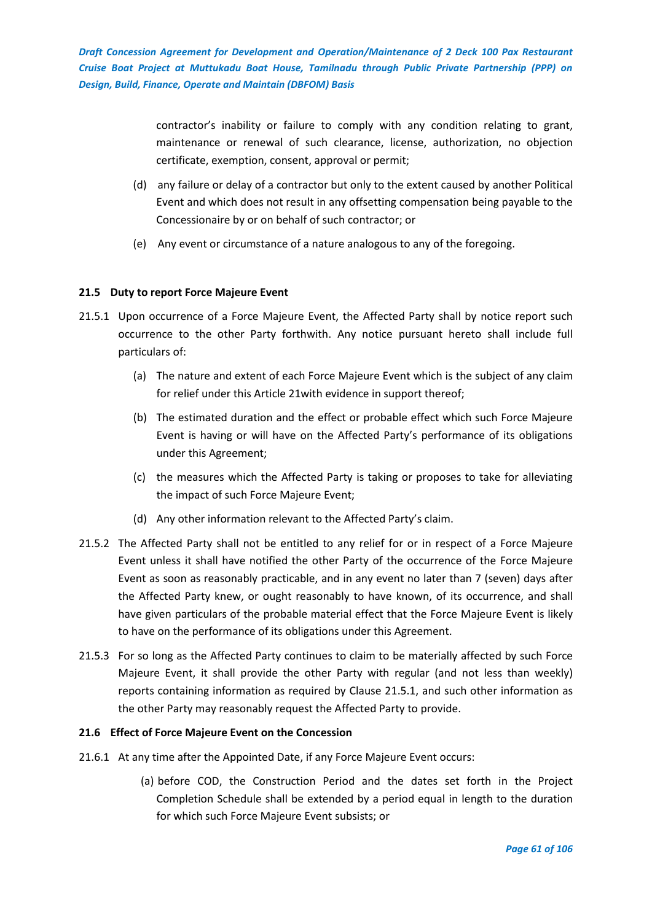contractor's inability or failure to comply with any condition relating to grant, maintenance or renewal of such clearance, license, authorization, no objection certificate, exemption, consent, approval or permit;

(d) any failure or delay of a contractor but only to the extent caused by another Political Event and which does not result in any offsetting compensation being payable to the Concessionaire by or on behalf of such contractor; or

(e) Any event or circumstance of a nature analogous to any of the foregoing.

**21.5 Duty to report Force Majeure Event**

21.5.1 Upon occurrence of a Force Majeure Event, the Affected Party shall by notice report such occurrence to the other Party forthwith. Any notice pursuant hereto shall include full particulars of:

(a) The nature and extent of each Force Majeure Event which is the subject of any claim for relief under this Article 21with evidence in support thereof;

(b) The estimated duration and the effect or probable effect which such Force Majeure Event is having or will have on the Affected Party's performance of its obligations under this Agreement;

(c) the measures which the Affected Party is taking or proposes to take for alleviating the impact of such Force Majeure Event;

(d) Any other information relevant to the Affected Party's claim.

21.5.2 The Affected Party shall not be entitled to any relief for or in respect of a Force Majeure Event unless it shall have notified the other Party of the occurrence of the Force Majeure Event as soon as reasonably practicable, and in any event no later than 7 (seven) days after the Affected Party knew, or ought reasonably to have known, of its occurrence, and shall have given particulars of the probable material effect that the Force Majeure Event is likely to have on the performance of its obligations under this Agreement.

21.5.3 For so long as the Affected Party continues to claim to be materially affected by such Force Majeure Event, it shall provide the other Party with regular (and not less than weekly) reports containing information as required by Clause 21.5.1, and such other information as the other Party may reasonably request the Affected Party to provide.

**21.6 Effect of Force Majeure Event on the Concession**

21.6.1 At any time after the Appointed Date, if any Force Majeure Event occurs:

(a) before COD, the Construction Period and the dates set forth in the Project Completion Schedule shall be extended by a period equal in length to the duration for which such Force Majeure Event subsists; or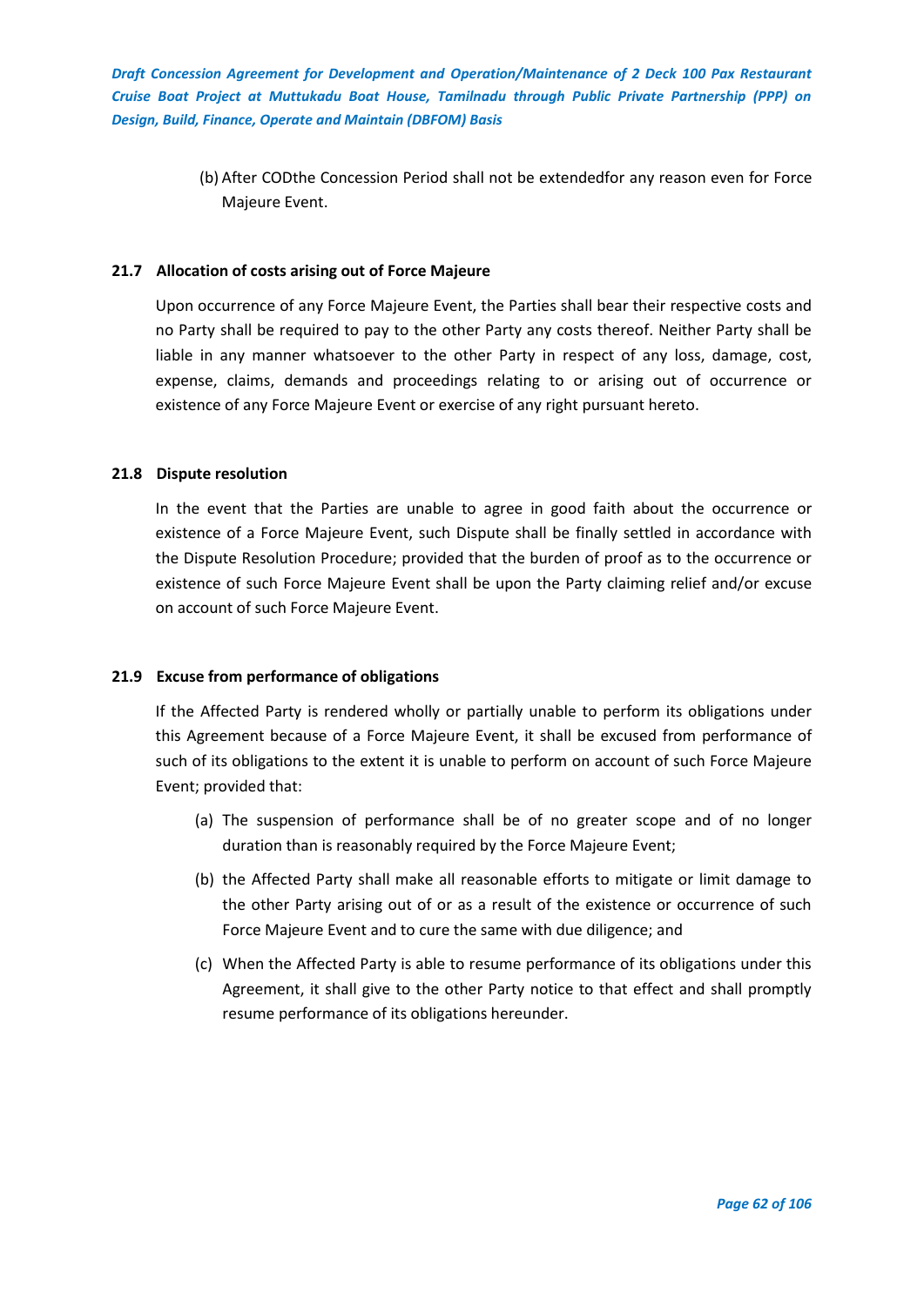(b) After CODthe Concession Period shall not be extendedfor any reason even for Force Majeure Event.

### 21.7 Allocation of costs arising out of Force Majeure

Upon occurrence of any Force Majeure Event, the Parties shall bear their respective costs and no Party shall be required to pay to the other Party any costs thereof. Neither Party shall be liable in any manner whatsoever to the other Party in respect of any loss, damage, cost, expense, claims, demands and proceedings relating to or arising out of occurrence or existence of any Force Majeure Event or exercise of any right pursuant hereto.

### 21.8 Dispute resolution

In the event that the Parties are unable to agree in good faith about the occurrence or existence of a Force Majeure Event, such Dispute shall be finally settled in accordance with the Dispute Resolution Procedure; provided that the burden of proof as to the occurrence or existence of such Force Majeure Event shall be upon the Party claiming relief and/or excuse on account of such Force Majeure Event.

### 21.9 Excuse from performance of obligations

If the Affected Party is rendered wholly or partially unable to perform its obligations under this Agreement because of a Force Majeure Event, it shall be excused from performance of such of its obligations to the extent it is unable to perform on account of such Force Majeure Event; provided that:

(a) The suspension of performance shall be of no greater scope and of no longer duration than is reasonably required by the Force Majeure Event;

(b) the Affected Party shall make all reasonable efforts to mitigate or limit damage to the other Party arising out of or as a result of the existence or occurrence of such Force Majeure Event and to cure the same with due diligence; and

(c) When the Affected Party is able to resume performance of its obligations under this Agreement, it shall give to the other Party notice to that effect and shall promptly resume performance of its obligations hereunder.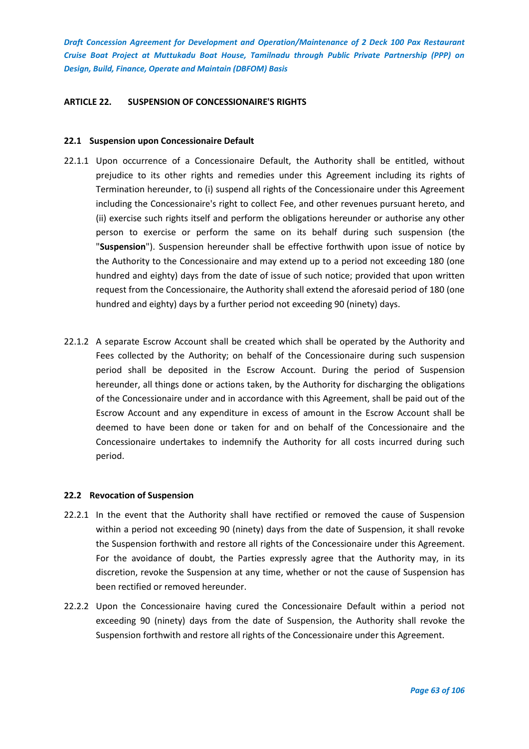## ARTICLE 22. SUSPENSION OF CONCESSIONAIRE'S RIGHTS

### 22.1 Suspension upon Concessionaire Default

22.1.1 Upon occurrence of a Concessionaire Default, the Authority shall be entitled, without prejudice to its other rights and remedies under this Agreement including its rights of Termination hereunder, to (i) suspend all rights of the Concessionaire under this Agreement including the Concessionaire's right to collect Fee, and other revenues pursuant hereto, and (ii) exercise such rights itself and perform the obligations hereunder or authorise any other person to exercise or perform the same on its behalf during such suspension (the "**Suspension**"). Suspension hereunder shall be effective forthwith upon issue of notice by the Authority to the Concessionaire and may extend up to a period not exceeding 180 (one hundred and eighty) days from the date of issue of such notice; provided that upon written request from the Concessionaire, the Authority shall extend the aforesaid period of 180 (one hundred and eighty) days by a further period not exceeding 90 (ninety) days.

22.1.2 A separate Escrow Account shall be created which shall be operated by the Authority and Fees collected by the Authority; on behalf of the Concessionaire during such suspension period shall be deposited in the Escrow Account. During the period of Suspension hereunder, all things done or actions taken, by the Authority for discharging the obligations of the Concessionaire under and in accordance with this Agreement, shall be paid out of the Escrow Account and any expenditure in excess of amount in the Escrow Account shall be deemed to have been done or taken for and on behalf of the Concessionaire and the Concessionaire undertakes to indemnify the Authority for all costs incurred during such period.

### 22.2 Revocation of Suspension

22.2.1 In the event that the Authority shall have rectified or removed the cause of Suspension within a period not exceeding 90 (ninety) days from the date of Suspension, it shall revoke the Suspension forthwith and restore all rights of the Concessionaire under this Agreement. For the avoidance of doubt, the Parties expressly agree that the Authority may, in its discretion, revoke the Suspension at any time, whether or not the cause of Suspension has been rectified or removed hereunder.

22.2.2 Upon the Concessionaire having cured the Concessionaire Default within a period not exceeding 90 (ninety) days from the date of Suspension, the Authority shall revoke the Suspension forthwith and restore all rights of the Concessionaire under this Agreement.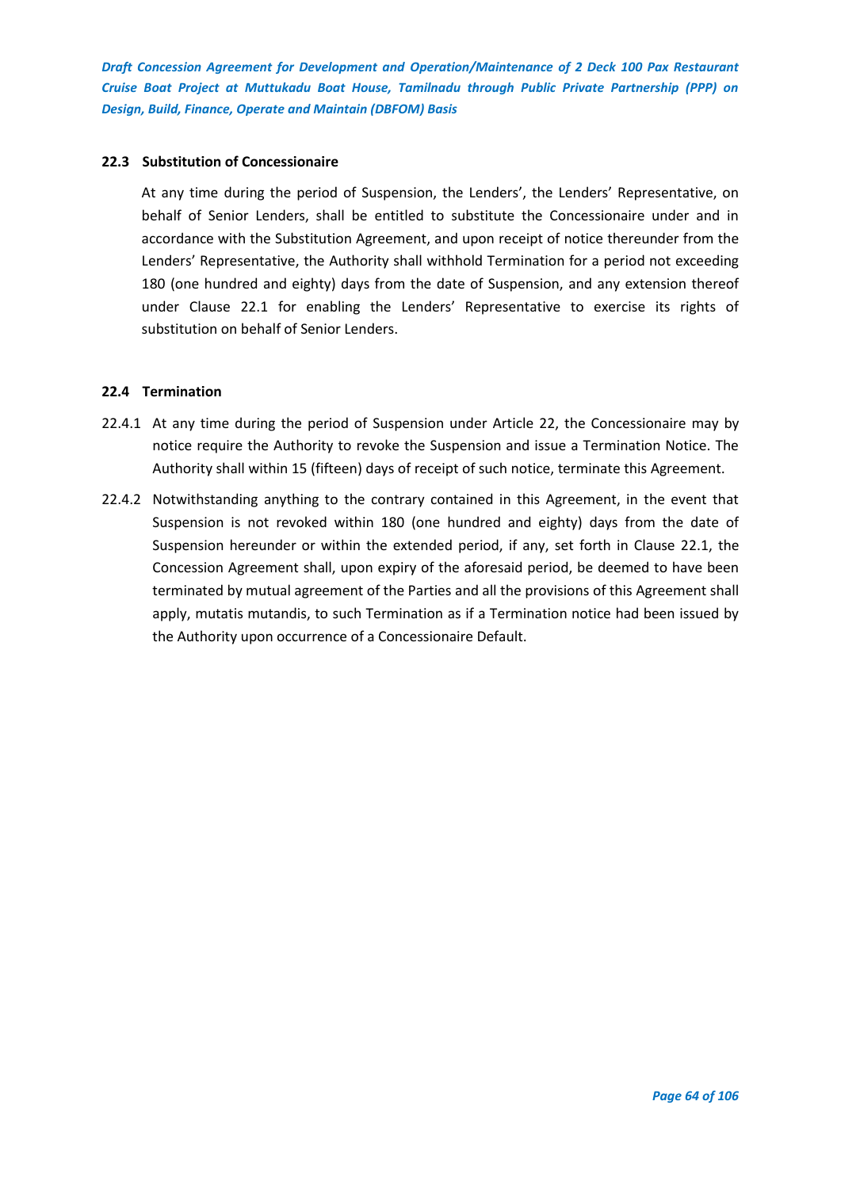### 22.3 Substitution of Concessionaire

At any time during the period of Suspension, the Lenders', the Lenders' Representative, on behalf of Senior Lenders, shall be entitled to substitute the Concessionaire under and in accordance with the Substitution Agreement, and upon receipt of notice thereunder from the Lenders' Representative, the Authority shall withhold Termination for a period not exceeding 180 (one hundred and eighty) days from the date of Suspension, and any extension thereof under Clause 22.1 for enabling the Lenders' Representative to exercise its rights of substitution on behalf of Senior Lenders.

### 22.4 Termination

22.4.1 At any time during the period of Suspension under Article 22, the Concessionaire may by notice require the Authority to revoke the Suspension and issue a Termination Notice. The Authority shall within 15 (fifteen) days of receipt of such notice, terminate this Agreement.

22.4.2 Notwithstanding anything to the contrary contained in this Agreement, in the event that Suspension is not revoked within 180 (one hundred and eighty) days from the date of Suspension hereunder or within the extended period, if any, set forth in Clause 22.1, the Concession Agreement shall, upon expiry of the aforesaid period, be deemed to have been terminated by mutual agreement of the Parties and all the provisions of this Agreement shall apply, mutatis mutandis, to such Termination as if a Termination notice had been issued by the Authority upon occurrence of a Concessionaire Default.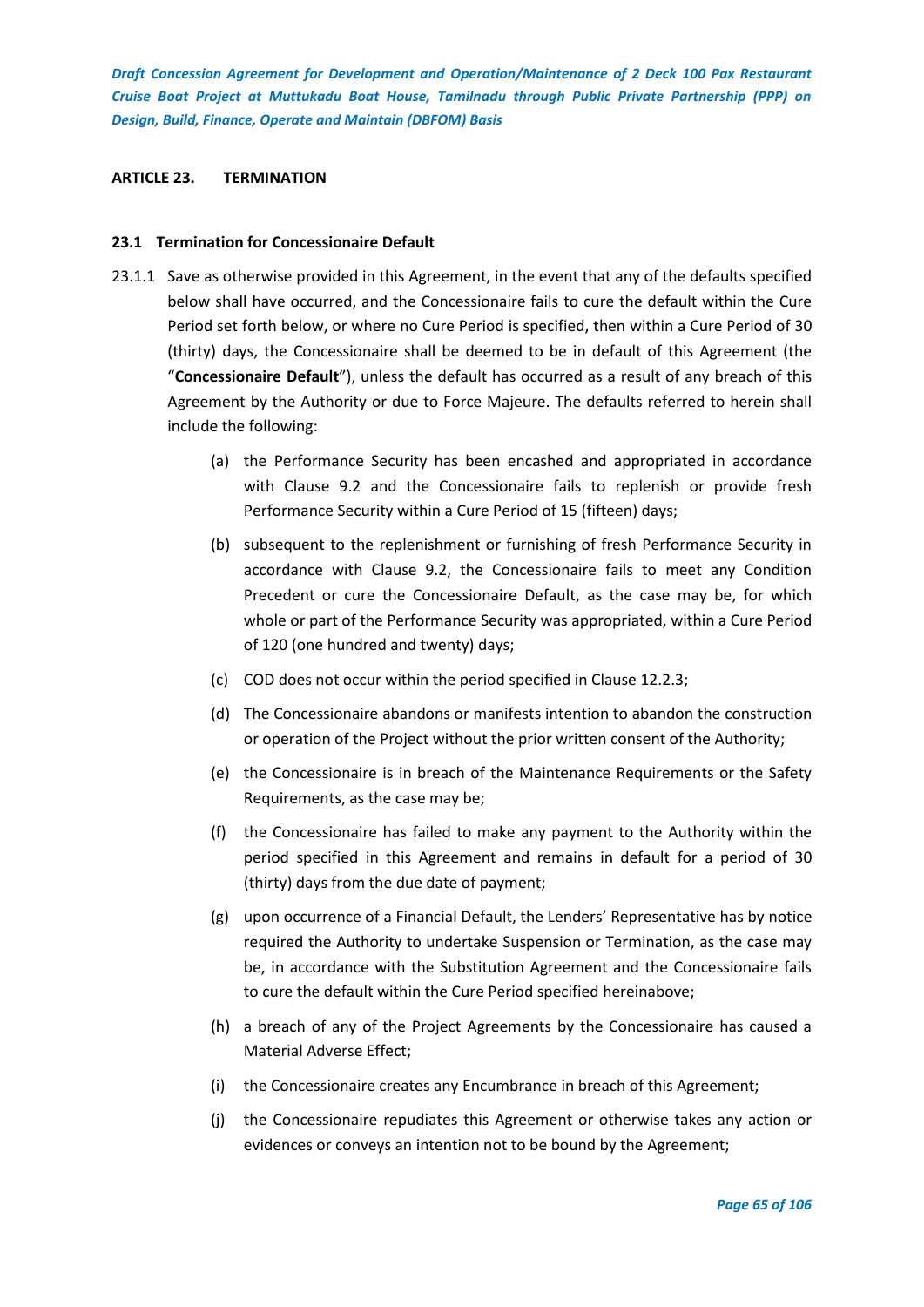## ARTICLE 23. TERMINATION

### 23.1 Termination for Concessionaire Default

23.1.1 Save as otherwise provided in this Agreement, in the event that any of the defaults specified below shall have occurred, and the Concessionaire fails to cure the default within the Cure Period set forth below, or where no Cure Period is specified, then within a Cure Period of 30 (thirty) days, the Concessionaire shall be deemed to be in default of this Agreement (the "**Concessionaire Default**"), unless the default has occurred as a result of any breach of this Agreement by the Authority or due to Force Majeure. The defaults referred to herein shall include the following:

(a) the Performance Security has been encashed and appropriated in accordance with Clause 9.2 and the Concessionaire fails to replenish or provide fresh Performance Security within a Cure Period of 15 (fifteen) days;

(b) subsequent to the replenishment or furnishing of fresh Performance Security in accordance with Clause 9.2, the Concessionaire fails to meet any Condition Precedent or cure the Concessionaire Default, as the case may be, for which whole or part of the Performance Security was appropriated, within a Cure Period of 120 (one hundred and twenty) days;

(c) COD does not occur within the period specified in Clause 12.2.3;

(d) The Concessionaire abandons or manifests intention to abandon the construction or operation of the Project without the prior written consent of the Authority;

(e) the Concessionaire is in breach of the Maintenance Requirements or the Safety Requirements, as the case may be;

(f) the Concessionaire has failed to make any payment to the Authority within the period specified in this Agreement and remains in default for a period of 30 (thirty) days from the due date of payment;

(g) upon occurrence of a Financial Default, the Lenders' Representative has by notice required the Authority to undertake Suspension or Termination, as the case may be, in accordance with the Substitution Agreement and the Concessionaire fails to cure the default within the Cure Period specified hereinabove;

(h) a breach of any of the Project Agreements by the Concessionaire has caused a Material Adverse Effect;

(i) the Concessionaire creates any Encumbrance in breach of this Agreement;

(j) the Concessionaire repudiates this Agreement or otherwise takes any action or evidences or conveys an intention not to be bound by the Agreement;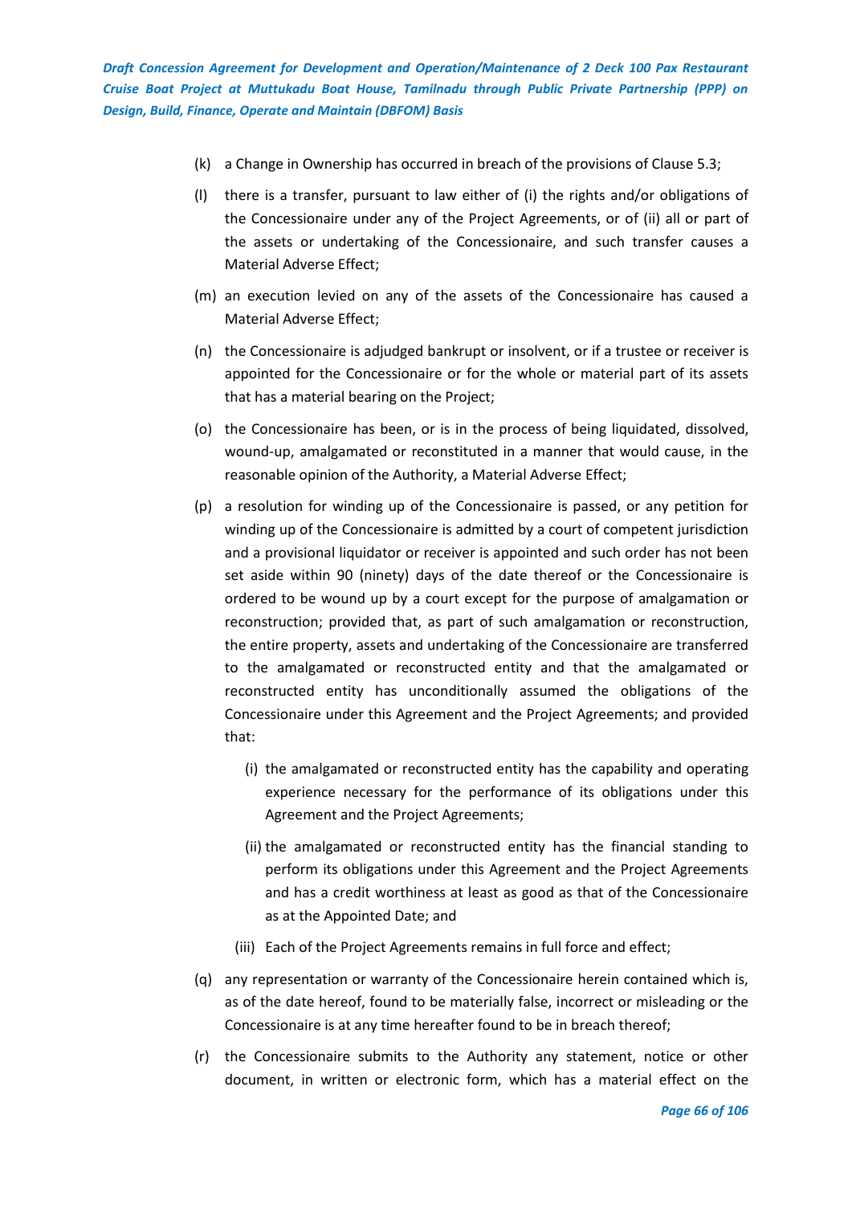(k) a Change in Ownership has occurred in breach of the provisions of Clause 5.3;

(l) there is a transfer, pursuant to law either of (i) the rights and/or obligations of the Concessionaire under any of the Project Agreements, or of (ii) all or part of the assets or undertaking of the Concessionaire, and such transfer causes a Material Adverse Effect;

(m) an execution levied on any of the assets of the Concessionaire has caused a Material Adverse Effect;

(n) the Concessionaire is adjudged bankrupt or insolvent, or if a trustee or receiver is appointed for the Concessionaire or for the whole or material part of its assets that has a material bearing on the Project;

(o) the Concessionaire has been, or is in the process of being liquidated, dissolved, wound-up, amalgamated or reconstituted in a manner that would cause, in the reasonable opinion of the Authority, a Material Adverse Effect;

(p) a resolution for winding up of the Concessionaire is passed, or any petition for winding up of the Concessionaire is admitted by a court of competent jurisdiction and a provisional liquidator or receiver is appointed and such order has not been set aside within 90 (ninety) days of the date thereof or the Concessionaire is ordered to be wound up by a court except for the purpose of amalgamation or reconstruction; provided that, as part of such amalgamation or reconstruction, the entire property, assets and undertaking of the Concessionaire are transferred to the amalgamated or reconstructed entity and that the amalgamated or reconstructed entity has unconditionally assumed the obligations of the Concessionaire under this Agreement and the Project Agreements; and provided that:

   (i) the amalgamated or reconstructed entity has the capability and operating experience necessary for the performance of its obligations under this Agreement and the Project Agreements;

   (ii) the amalgamated or reconstructed entity has the financial standing to perform its obligations under this Agreement and the Project Agreements and has a credit worthiness at least as good as that of the Concessionaire as at the Appointed Date; and

   (iii) Each of the Project Agreements remains in full force and effect;

(q) any representation or warranty of the Concessionaire herein contained which is, as of the date hereof, found to be materially false, incorrect or misleading or the Concessionaire is at any time hereafter found to be in breach thereof;

(r) the Concessionaire submits to the Authority any statement, notice or other document, in written or electronic form, which has a material effect on the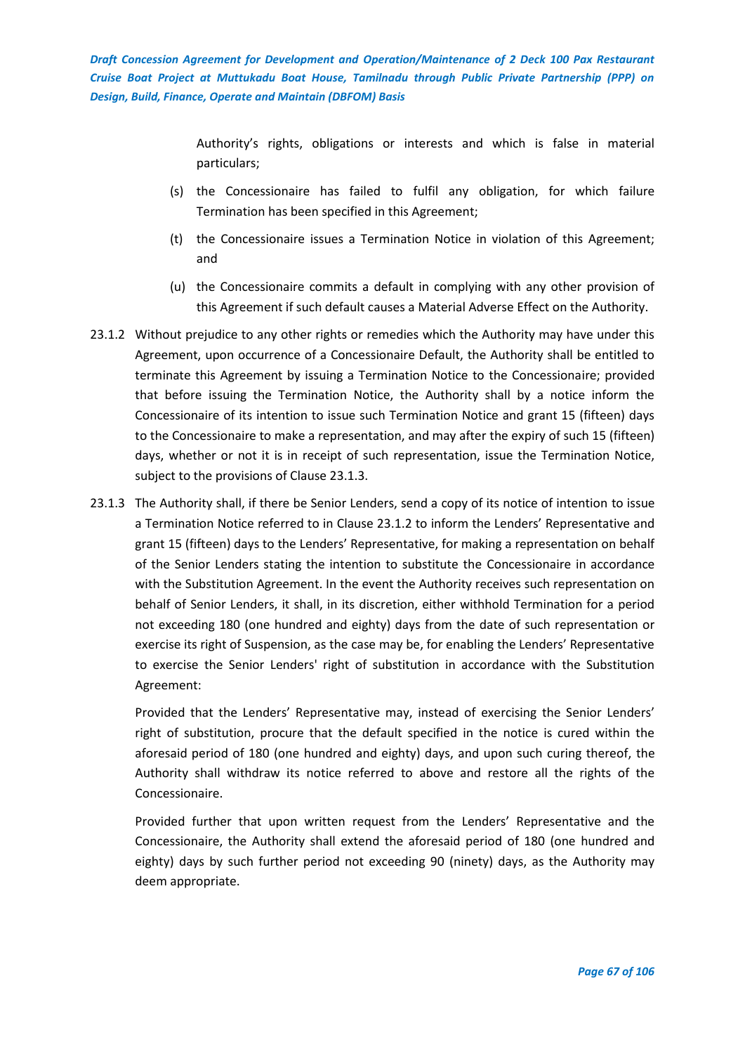Authority's rights, obligations or interests and which is false in material particulars;

(s) the Concessionaire has failed to fulfil any obligation, for which failure Termination has been specified in this Agreement;

(t) the Concessionaire issues a Termination Notice in violation of this Agreement; and

(u) the Concessionaire commits a default in complying with any other provision of this Agreement if such default causes a Material Adverse Effect on the Authority.

23.1.2 Without prejudice to any other rights or remedies which the Authority may have under this Agreement, upon occurrence of a Concessionaire Default, the Authority shall be entitled to terminate this Agreement by issuing a Termination Notice to the Concessionaire; provided that before issuing the Termination Notice, the Authority shall by a notice inform the Concessionaire of its intention to issue such Termination Notice and grant 15 (fifteen) days to the Concessionaire to make a representation, and may after the expiry of such 15 (fifteen) days, whether or not it is in receipt of such representation, issue the Termination Notice, subject to the provisions of Clause 23.1.3.

23.1.3 The Authority shall, if there be Senior Lenders, send a copy of its notice of intention to issue a Termination Notice referred to in Clause 23.1.2 to inform the Lenders' Representative and grant 15 (fifteen) days to the Lenders' Representative, for making a representation on behalf of the Senior Lenders stating the intention to substitute the Concessionaire in accordance with the Substitution Agreement. In the event the Authority receives such representation on behalf of Senior Lenders, it shall, in its discretion, either withhold Termination for a period not exceeding 180 (one hundred and eighty) days from the date of such representation or exercise its right of Suspension, as the case may be, for enabling the Lenders' Representative to exercise the Senior Lenders' right of substitution in accordance with the Substitution Agreement:

Provided that the Lenders' Representative may, instead of exercising the Senior Lenders' right of substitution, procure that the default specified in the notice is cured within the aforesaid period of 180 (one hundred and eighty) days, and upon such curing thereof, the Authority shall withdraw its notice referred to above and restore all the rights of the Concessionaire.

Provided further that upon written request from the Lenders' Representative and the Concessionaire, the Authority shall extend the aforesaid period of 180 (one hundred and eighty) days by such further period not exceeding 90 (ninety) days, as the Authority may deem appropriate.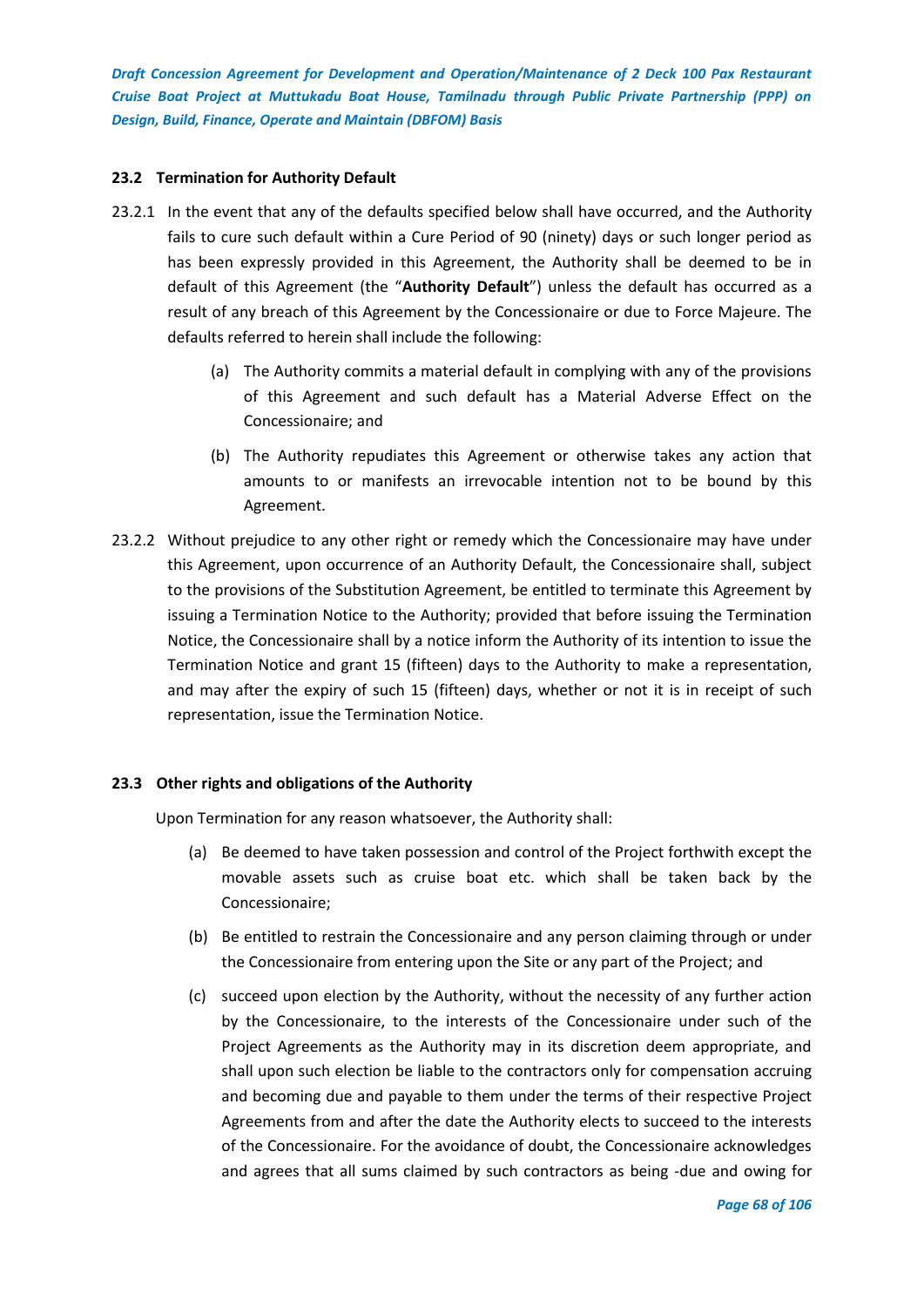### 23.2 Termination for Authority Default

23.2.1 In the event that any of the defaults specified below shall have occurred, and the Authority fails to cure such default within a Cure Period of 90 (ninety) days or such longer period as has been expressly provided in this Agreement, the Authority shall be deemed to be in default of this Agreement (the "**Authority Default**") unless the default has occurred as a result of any breach of this Agreement by the Concessionaire or due to Force Majeure. The defaults referred to herein shall include the following:

(a) The Authority commits a material default in complying with any of the provisions of this Agreement and such default has a Material Adverse Effect on the Concessionaire; and

(b) The Authority repudiates this Agreement or otherwise takes any action that amounts to or manifests an irrevocable intention not to be bound by this Agreement.

23.2.2 Without prejudice to any other right or remedy which the Concessionaire may have under this Agreement, upon occurrence of an Authority Default, the Concessionaire shall, subject to the provisions of the Substitution Agreement, be entitled to terminate this Agreement by issuing a Termination Notice to the Authority; provided that before issuing the Termination Notice, the Concessionaire shall by a notice inform the Authority of its intention to issue the Termination Notice and grant 15 (fifteen) days to the Authority to make a representation, and may after the expiry of such 15 (fifteen) days, whether or not it is in receipt of such representation, issue the Termination Notice.

### 23.3 Other rights and obligations of the Authority

Upon Termination for any reason whatsoever, the Authority shall:

(a) Be deemed to have taken possession and control of the Project forthwith except the movable assets such as cruise boat etc. which shall be taken back by the Concessionaire;

(b) Be entitled to restrain the Concessionaire and any person claiming through or under the Concessionaire from entering upon the Site or any part of the Project; and

(c) succeed upon election by the Authority, without the necessity of any further action by the Concessionaire, to the interests of the Concessionaire under such of the Project Agreements as the Authority may in its discretion deem appropriate, and shall upon such election be liable to the contractors only for compensation accruing and becoming due and payable to them under the terms of their respective Project Agreements from and after the date the Authority elects to succeed to the interests of the Concessionaire. For the avoidance of doubt, the Concessionaire acknowledges and agrees that all sums claimed by such contractors as being -due and owing for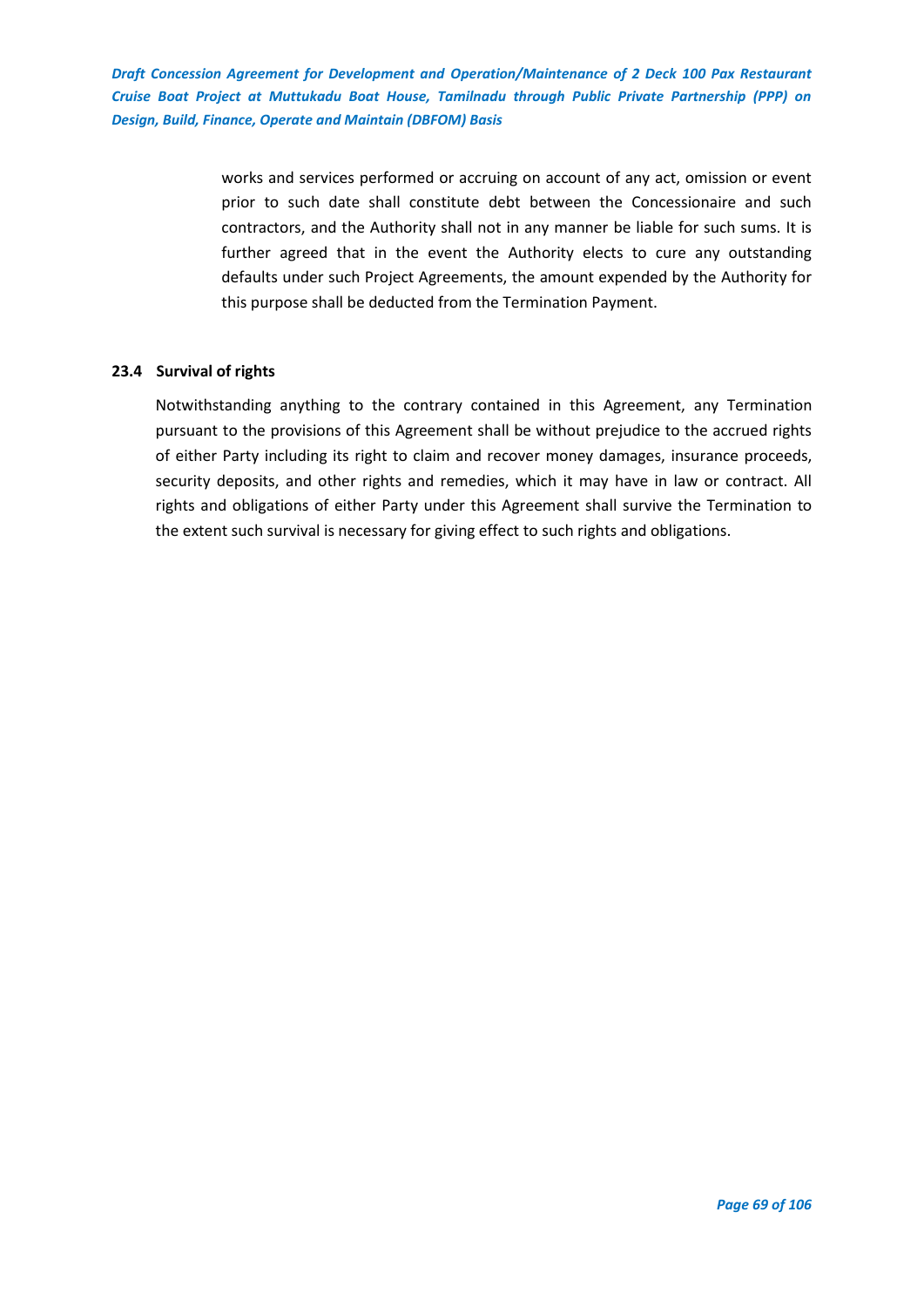works and services performed or accruing on account of any act, omission or event prior to such date shall constitute debt between the Concessionaire and such contractors, and the Authority shall not in any manner be liable for such sums. It is further agreed that in the event the Authority elects to cure any outstanding defaults under such Project Agreements, the amount expended by the Authority for this purpose shall be deducted from the Termination Payment.

### 23.4 Survival of rights

Notwithstanding anything to the contrary contained in this Agreement, any Termination pursuant to the provisions of this Agreement shall be without prejudice to the accrued rights of either Party including its right to claim and recover money damages, insurance proceeds, security deposits, and other rights and remedies, which it may have in law or contract. All rights and obligations of either Party under this Agreement shall survive the Termination to the extent such survival is necessary for giving effect to such rights and obligations.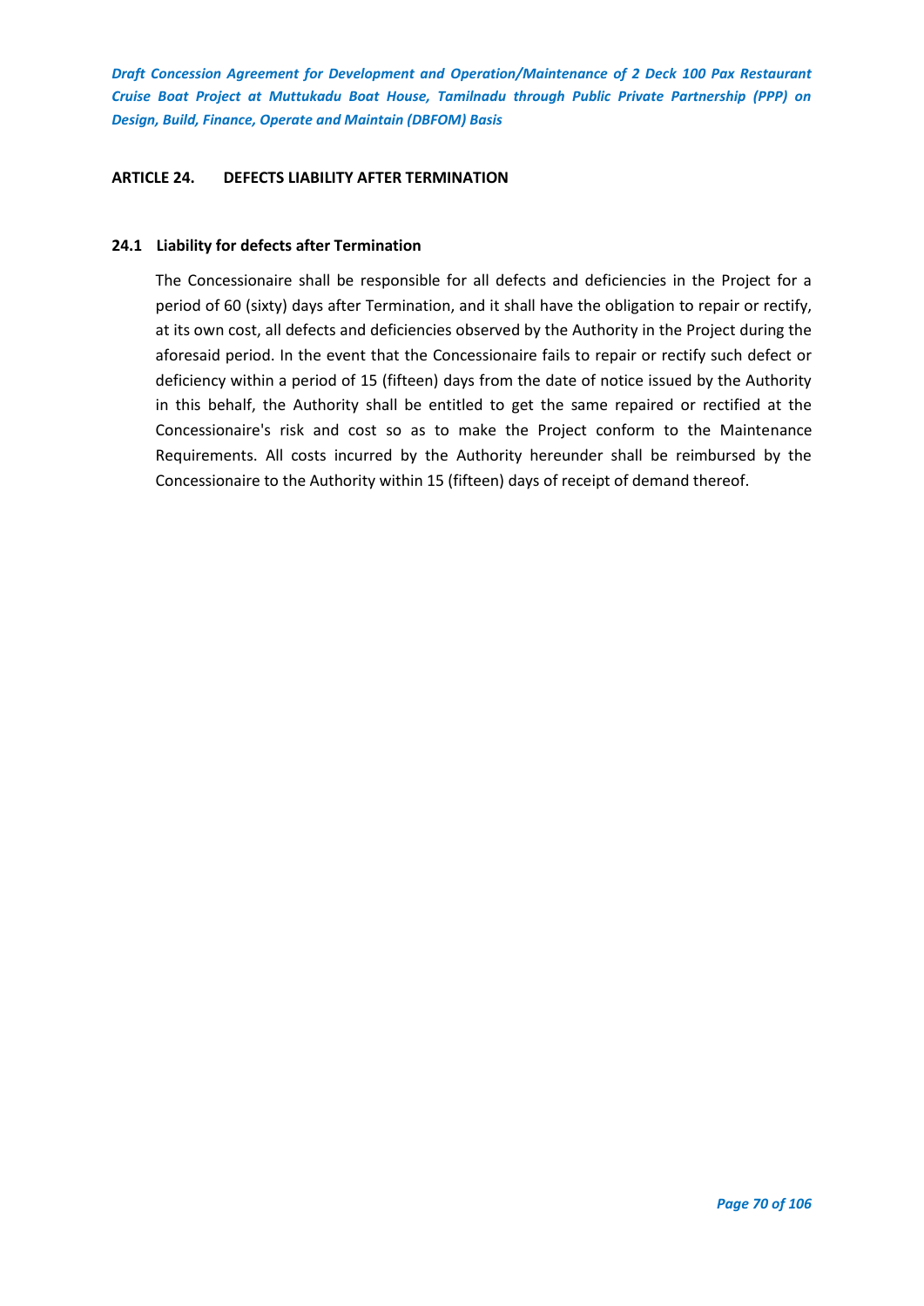## ARTICLE 24. DEFECTS LIABILITY AFTER TERMINATION

### 24.1 Liability for defects after Termination

The Concessionaire shall be responsible for all defects and deficiencies in the Project for a period of 60 (sixty) days after Termination, and it shall have the obligation to repair or rectify, at its own cost, all defects and deficiencies observed by the Authority in the Project during the aforesaid period. In the event that the Concessionaire fails to repair or rectify such defect or deficiency within a period of 15 (fifteen) days from the date of notice issued by the Authority in this behalf, the Authority shall be entitled to get the same repaired or rectified at the Concessionaire's risk and cost so as to make the Project conform to the Maintenance Requirements. All costs incurred by the Authority hereunder shall be reimbursed by the Concessionaire to the Authority within 15 (fifteen) days of receipt of demand thereof.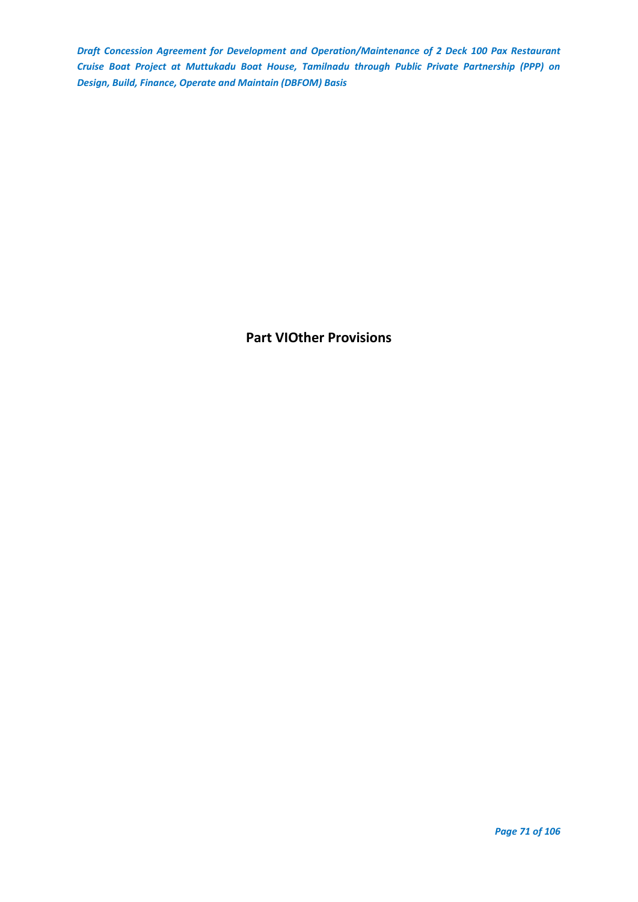# Part VIOther Provisions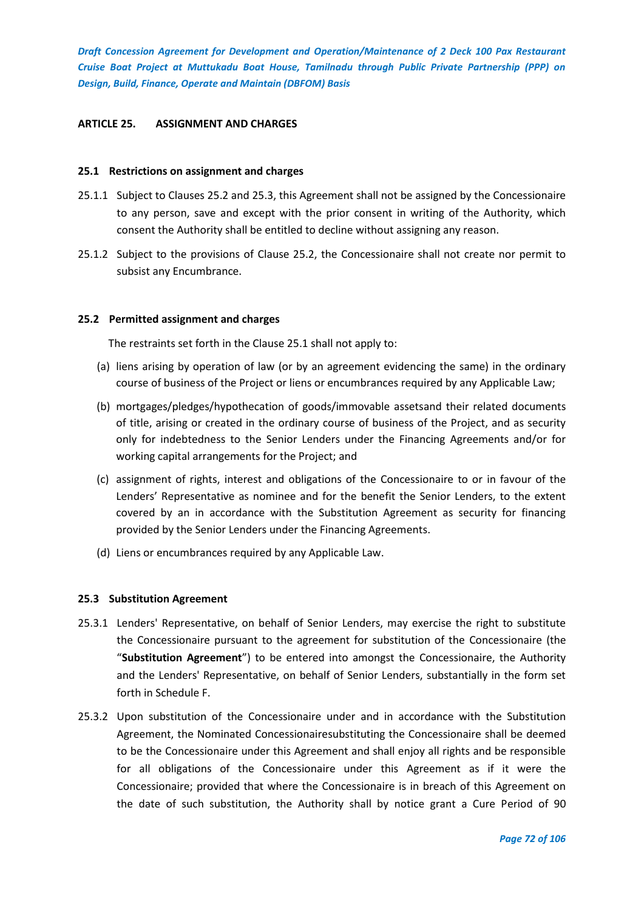## ARTICLE 25. ASSIGNMENT AND CHARGES

### 25.1 Restrictions on assignment and charges

25.1.1 Subject to Clauses 25.2 and 25.3, this Agreement shall not be assigned by the Concessionaire to any person, save and except with the prior consent in writing of the Authority, which consent the Authority shall be entitled to decline without assigning any reason.

25.1.2 Subject to the provisions of Clause 25.2, the Concessionaire shall not create nor permit to subsist any Encumbrance.

### 25.2 Permitted assignment and charges

The restraints set forth in the Clause 25.1 shall not apply to:

(a) liens arising by operation of law (or by an agreement evidencing the same) in the ordinary course of business of the Project or liens or encumbrances required by any Applicable Law;

(b) mortgages/pledges/hypothecation of goods/immovable assetsand their related documents of title, arising or created in the ordinary course of business of the Project, and as security only for indebtedness to the Senior Lenders under the Financing Agreements and/or for working capital arrangements for the Project; and

(c) assignment of rights, interest and obligations of the Concessionaire to or in favour of the Lenders' Representative as nominee and for the benefit the Senior Lenders, to the extent covered by an in accordance with the Substitution Agreement as security for financing provided by the Senior Lenders under the Financing Agreements.

(d) Liens or encumbrances required by any Applicable Law.

### 25.3 Substitution Agreement

25.3.1 Lenders' Representative, on behalf of Senior Lenders, may exercise the right to substitute the Concessionaire pursuant to the agreement for substitution of the Concessionaire (the "**Substitution Agreement**") to be entered into amongst the Concessionaire, the Authority and the Lenders' Representative, on behalf of Senior Lenders, substantially in the form set forth in Schedule F.

25.3.2 Upon substitution of the Concessionaire under and in accordance with the Substitution Agreement, the Nominated Concessionairesubstituting the Concessionaire shall be deemed to be the Concessionaire under this Agreement and shall enjoy all rights and be responsible for all obligations of the Concessionaire under this Agreement as if it were the Concessionaire; provided that where the Concessionaire is in breach of this Agreement on the date of such substitution, the Authority shall by notice grant a Cure Period of 90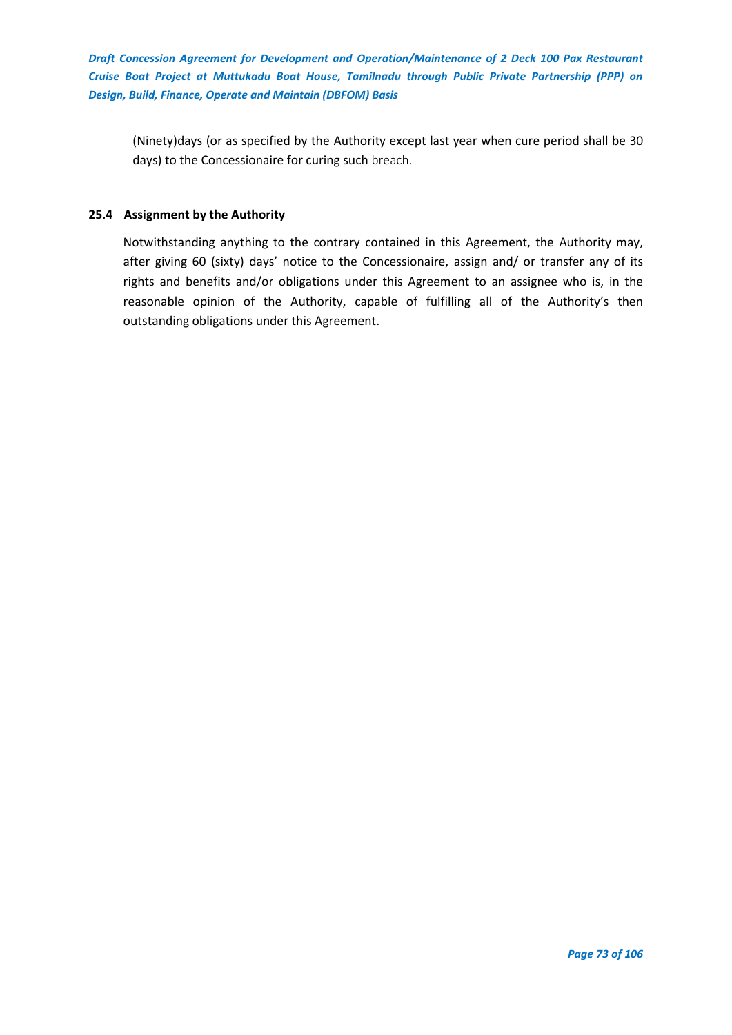(Ninety)days (or as specified by the Authority except last year when cure period shall be 30 days) to the Concessionaire for curing such breach.

### 25.4 Assignment by the Authority

Notwithstanding anything to the contrary contained in this Agreement, the Authority may, after giving 60 (sixty) days' notice to the Concessionaire, assign and/ or transfer any of its rights and benefits and/or obligations under this Agreement to an assignee who is, in the reasonable opinion of the Authority, capable of fulfilling all of the Authority's then outstanding obligations under this Agreement.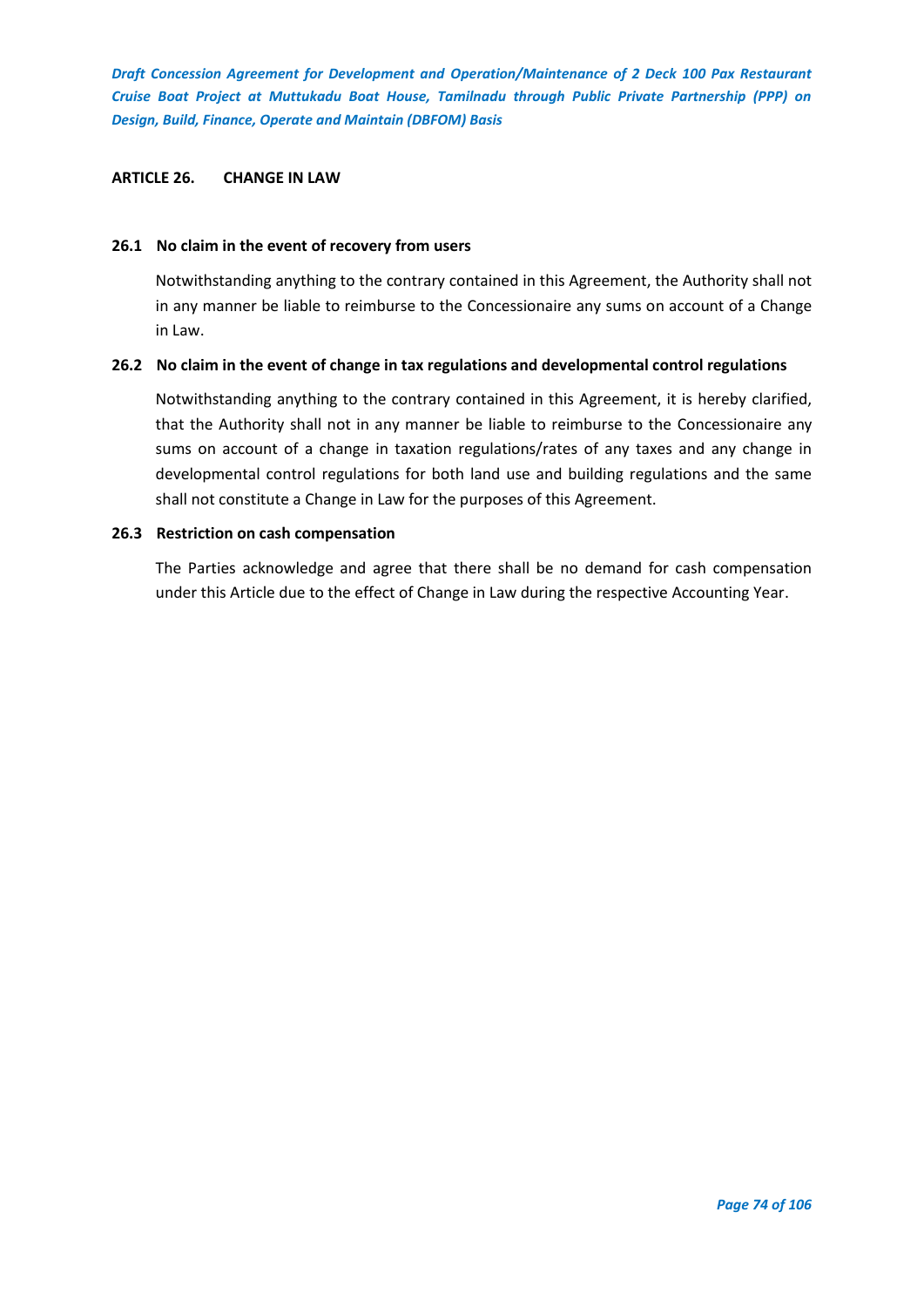## ARTICLE 26. CHANGE IN LAW

### 26.1 No claim in the event of recovery from users

Notwithstanding anything to the contrary contained in this Agreement, the Authority shall not in any manner be liable to reimburse to the Concessionaire any sums on account of a Change in Law.

### 26.2 No claim in the event of change in tax regulations and developmental control regulations

Notwithstanding anything to the contrary contained in this Agreement, it is hereby clarified, that the Authority shall not in any manner be liable to reimburse to the Concessionaire any sums on account of a change in taxation regulations/rates of any taxes and any change in developmental control regulations for both land use and building regulations and the same shall not constitute a Change in Law for the purposes of this Agreement.

### 26.3 Restriction on cash compensation

The Parties acknowledge and agree that there shall be no demand for cash compensation under this Article due to the effect of Change in Law during the respective Accounting Year.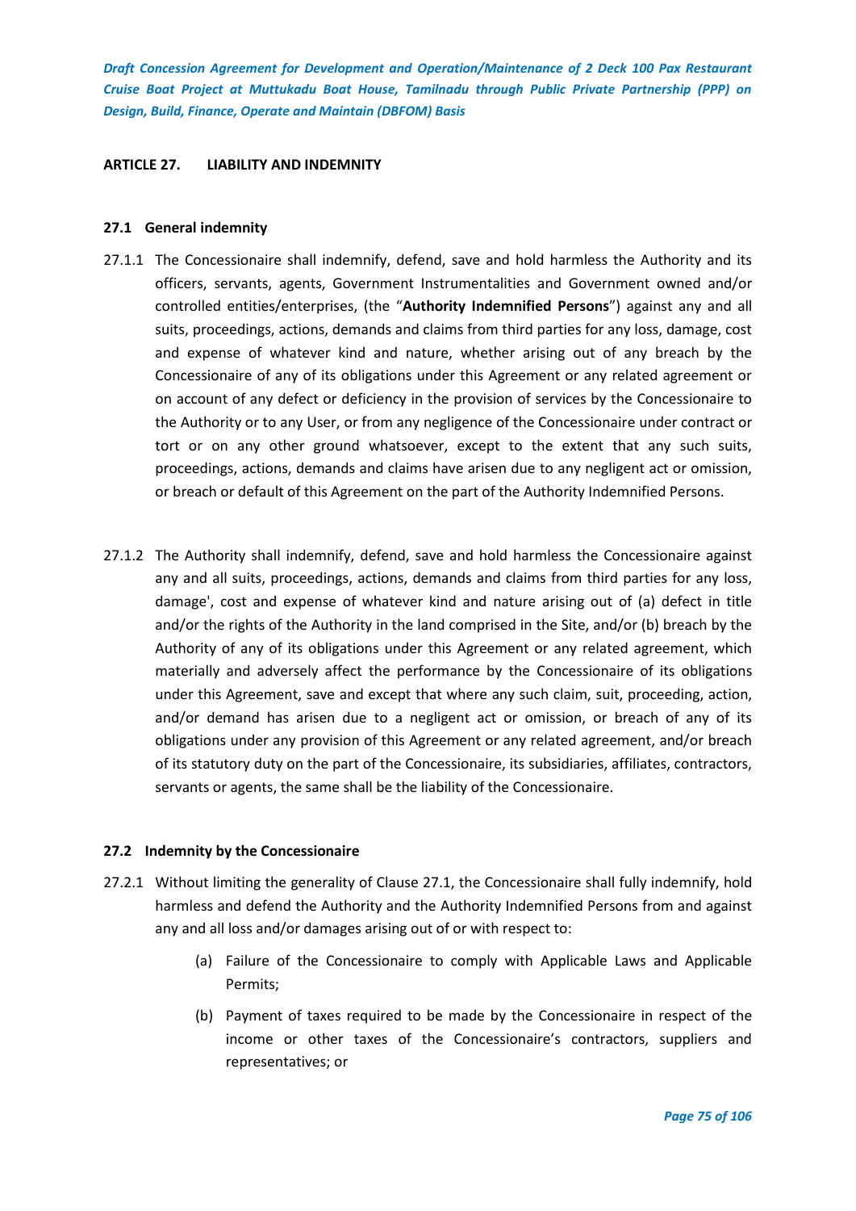## ARTICLE 27. LIABILITY AND INDEMNITY

### 27.1 General indemnity

27.1.1 The Concessionaire shall indemnify, defend, save and hold harmless the Authority and its officers, servants, agents, Government Instrumentalities and Government owned and/or controlled entities/enterprises, (the "**Authority Indemnified Persons**") against any and all suits, proceedings, actions, demands and claims from third parties for any loss, damage, cost and expense of whatever kind and nature, whether arising out of any breach by the Concessionaire of any of its obligations under this Agreement or any related agreement or on account of any defect or deficiency in the provision of services by the Concessionaire to the Authority or to any User, or from any negligence of the Concessionaire under contract or tort or on any other ground whatsoever, except to the extent that any such suits, proceedings, actions, demands and claims have arisen due to any negligent act or omission, or breach or default of this Agreement on the part of the Authority Indemnified Persons.

27.1.2 The Authority shall indemnify, defend, save and hold harmless the Concessionaire against any and all suits, proceedings, actions, demands and claims from third parties for any loss, damage', cost and expense of whatever kind and nature arising out of (a) defect in title and/or the rights of the Authority in the land comprised in the Site, and/or (b) breach by the Authority of any of its obligations under this Agreement or any related agreement, which materially and adversely affect the performance by the Concessionaire of its obligations under this Agreement, save and except that where any such claim, suit, proceeding, action, and/or demand has arisen due to a negligent act or omission, or breach of any of its obligations under any provision of this Agreement or any related agreement, and/or breach of its statutory duty on the part of the Concessionaire, its subsidiaries, affiliates, contractors, servants or agents, the same shall be the liability of the Concessionaire.

### 27.2 Indemnity by the Concessionaire

27.2.1 Without limiting the generality of Clause 27.1, the Concessionaire shall fully indemnify, hold harmless and defend the Authority and the Authority Indemnified Persons from and against any and all loss and/or damages arising out of or with respect to:

(a) Failure of the Concessionaire to comply with Applicable Laws and Applicable Permits;

(b) Payment of taxes required to be made by the Concessionaire in respect of the income or other taxes of the Concessionaire's contractors, suppliers and representatives; or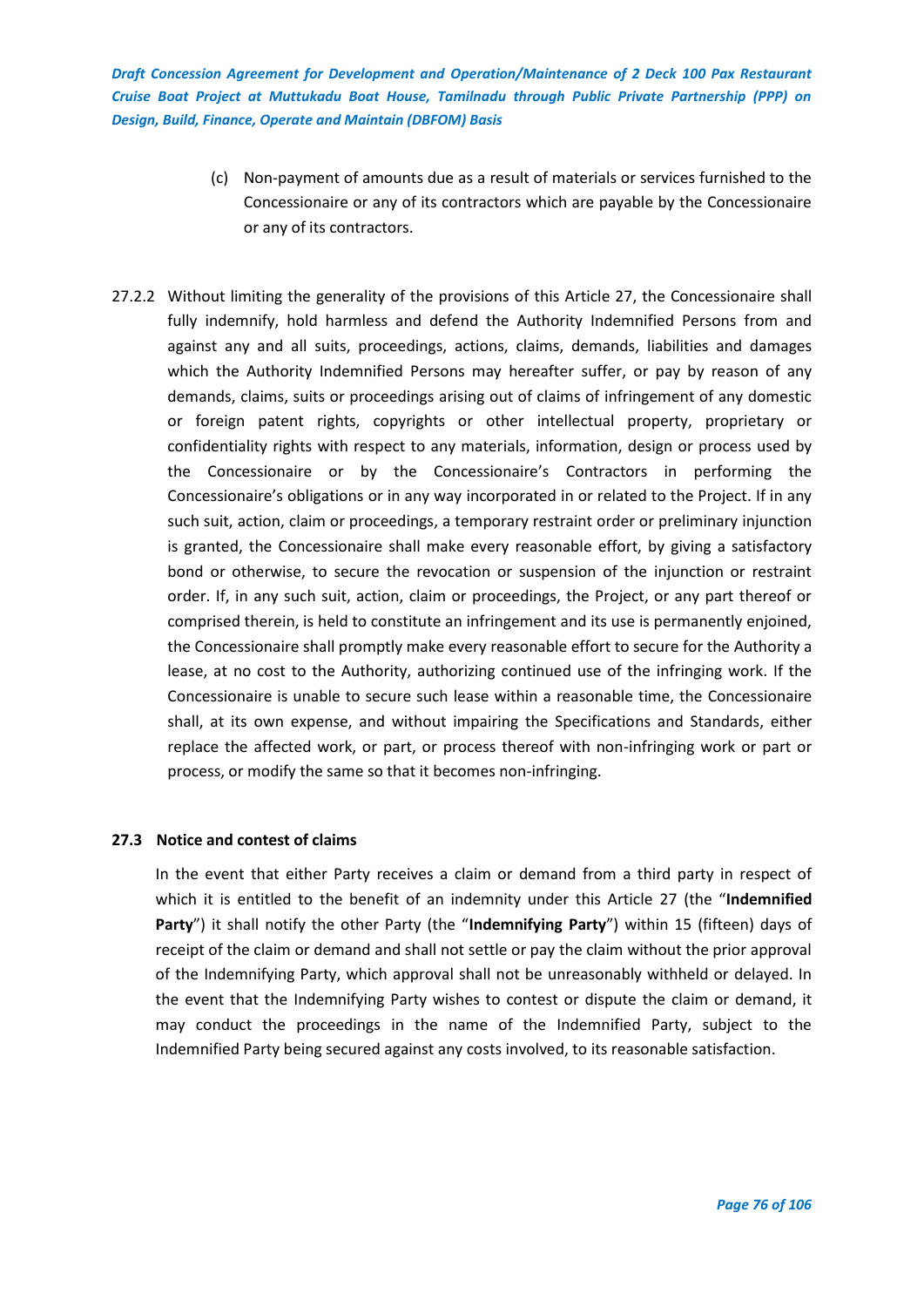(c) Non-payment of amounts due as a result of materials or services furnished to the Concessionaire or any of its contractors which are payable by the Concessionaire or any of its contractors.

27.2.2 Without limiting the generality of the provisions of this Article 27, the Concessionaire shall fully indemnify, hold harmless and defend the Authority Indemnified Persons from and against any and all suits, proceedings, actions, claims, demands, liabilities and damages which the Authority Indemnified Persons may hereafter suffer, or pay by reason of any demands, claims, suits or proceedings arising out of claims of infringement of any domestic or foreign patent rights, copyrights or other intellectual property, proprietary or confidentiality rights with respect to any materials, information, design or process used by the Concessionaire or by the Concessionaire's Contractors in performing the Concessionaire's obligations or in any way incorporated in or related to the Project. If in any such suit, action, claim or proceedings, a temporary restraint order or preliminary injunction is granted, the Concessionaire shall make every reasonable effort, by giving a satisfactory bond or otherwise, to secure the revocation or suspension of the injunction or restraint order. If, in any such suit, action, claim or proceedings, the Project, or any part thereof or comprised therein, is held to constitute an infringement and its use is permanently enjoined, the Concessionaire shall promptly make every reasonable effort to secure for the Authority a lease, at no cost to the Authority, authorizing continued use of the infringing work. If the Concessionaire is unable to secure such lease within a reasonable time, the Concessionaire shall, at its own expense, and without impairing the Specifications and Standards, either replace the affected work, or part, or process thereof with non-infringing work or part or process, or modify the same so that it becomes non-infringing.

### 27.3 Notice and contest of claims

In the event that either Party receives a claim or demand from a third party in respect of which it is entitled to the benefit of an indemnity under this Article 27 (the "**Indemnified Party**") it shall notify the other Party (the "**Indemnifying Party**") within 15 (fifteen) days of receipt of the claim or demand and shall not settle or pay the claim without the prior approval of the Indemnifying Party, which approval shall not be unreasonably withheld or delayed. In the event that the Indemnifying Party wishes to contest or dispute the claim or demand, it may conduct the proceedings in the name of the Indemnified Party, subject to the Indemnified Party being secured against any costs involved, to its reasonable satisfaction.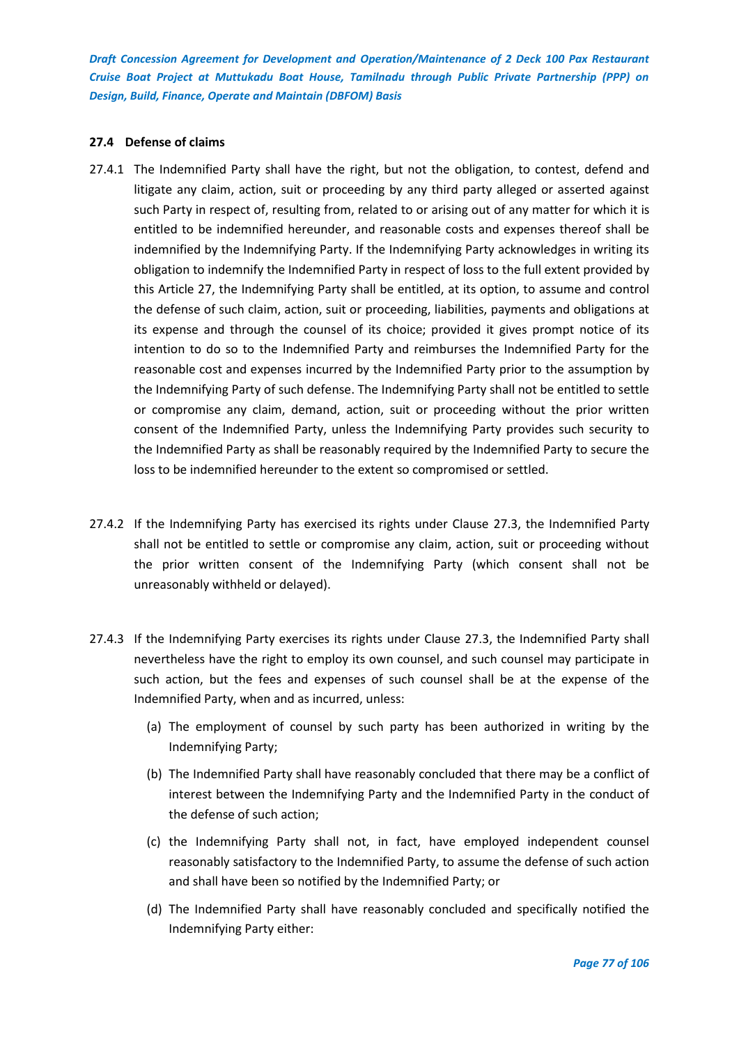### 27.4 Defense of claims

27.4.1 The Indemnified Party shall have the right, but not the obligation, to contest, defend and litigate any claim, action, suit or proceeding by any third party alleged or asserted against such Party in respect of, resulting from, related to or arising out of any matter for which it is entitled to be indemnified hereunder, and reasonable costs and expenses thereof shall be indemnified by the Indemnifying Party. If the Indemnifying Party acknowledges in writing its obligation to indemnify the Indemnified Party in respect of loss to the full extent provided by this Article 27, the Indemnifying Party shall be entitled, at its option, to assume and control the defense of such claim, action, suit or proceeding, liabilities, payments and obligations at its expense and through the counsel of its choice; provided it gives prompt notice of its intention to do so to the Indemnified Party and reimburses the Indemnified Party for the reasonable cost and expenses incurred by the Indemnified Party prior to the assumption by the Indemnifying Party of such defense. The Indemnifying Party shall not be entitled to settle or compromise any claim, demand, action, suit or proceeding without the prior written consent of the Indemnified Party, unless the Indemnifying Party provides such security to the Indemnified Party as shall be reasonably required by the Indemnified Party to secure the loss to be indemnified hereunder to the extent so compromised or settled.

27.4.2 If the Indemnifying Party has exercised its rights under Clause 27.3, the Indemnified Party shall not be entitled to settle or compromise any claim, action, suit or proceeding without the prior written consent of the Indemnifying Party (which consent shall not be unreasonably withheld or delayed).

27.4.3 If the Indemnifying Party exercises its rights under Clause 27.3, the Indemnified Party shall nevertheless have the right to employ its own counsel, and such counsel may participate in such action, but the fees and expenses of such counsel shall be at the expense of the Indemnified Party, when and as incurred, unless:

(a) The employment of counsel by such party has been authorized in writing by the Indemnifying Party;

(b) The Indemnified Party shall have reasonably concluded that there may be a conflict of interest between the Indemnifying Party and the Indemnified Party in the conduct of the defense of such action;

(c) the Indemnifying Party shall not, in fact, have employed independent counsel reasonably satisfactory to the Indemnified Party, to assume the defense of such action and shall have been so notified by the Indemnified Party; or

(d) The Indemnified Party shall have reasonably concluded and specifically notified the Indemnifying Party either: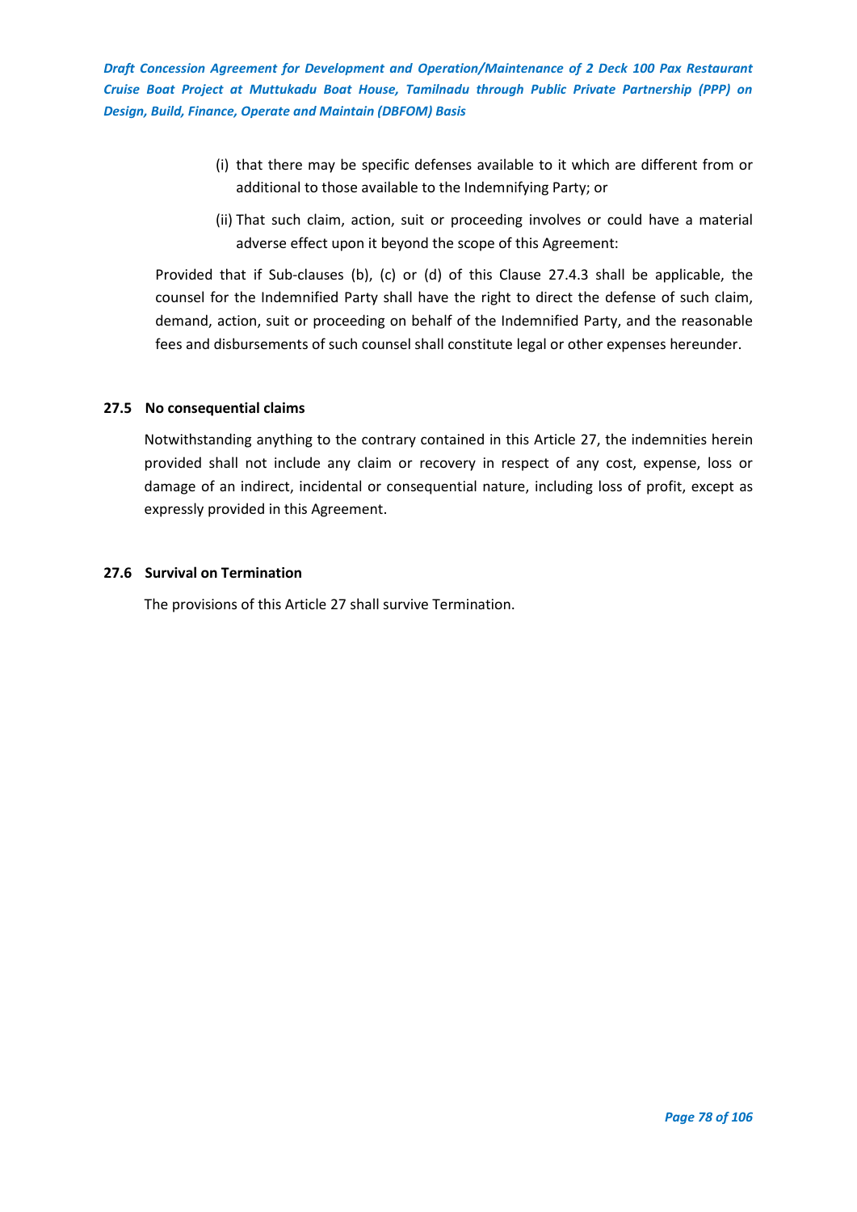(i) that there may be specific defenses available to it which are different from or additional to those available to the Indemnifying Party; or

(ii) That such claim, action, suit or proceeding involves or could have a material adverse effect upon it beyond the scope of this Agreement:

Provided that if Sub-clauses (b), (c) or (d) of this Clause 27.4.3 shall be applicable, the counsel for the Indemnified Party shall have the right to direct the defense of such claim, demand, action, suit or proceeding on behalf of the Indemnified Party, and the reasonable fees and disbursements of such counsel shall constitute legal or other expenses hereunder.

### 27.5 No consequential claims

Notwithstanding anything to the contrary contained in this Article 27, the indemnities herein provided shall not include any claim or recovery in respect of any cost, expense, loss or damage of an indirect, incidental or consequential nature, including loss of profit, except as expressly provided in this Agreement.

### 27.6 Survival on Termination

The provisions of this Article 27 shall survive Termination.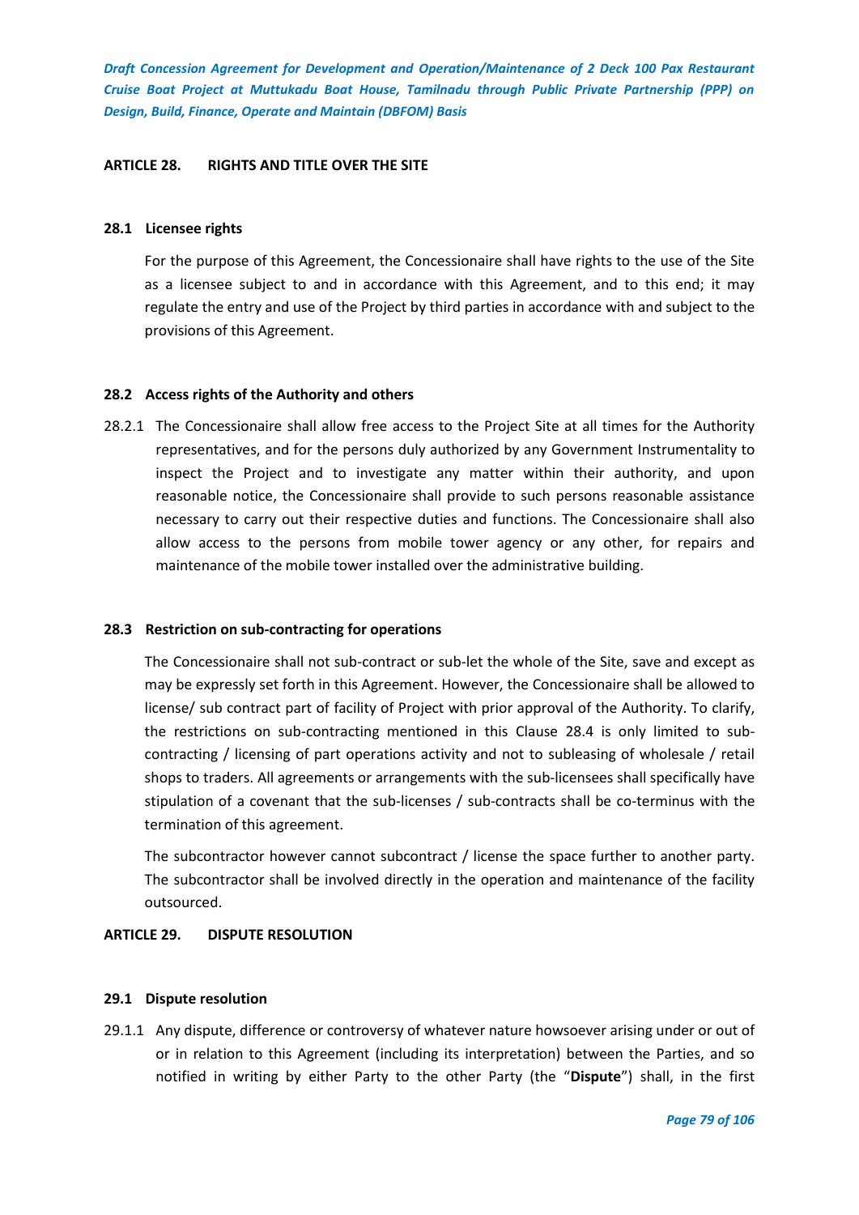## ARTICLE 28. RIGHTS AND TITLE OVER THE SITE

### 28.1 Licensee rights

For the purpose of this Agreement, the Concessionaire shall have rights to the use of the Site as a licensee subject to and in accordance with this Agreement, and to this end; it may regulate the entry and use of the Project by third parties in accordance with and subject to the provisions of this Agreement.

### 28.2 Access rights of the Authority and others

28.2.1 The Concessionaire shall allow free access to the Project Site at all times for the Authority representatives, and for the persons duly authorized by any Government Instrumentality to inspect the Project and to investigate any matter within their authority, and upon reasonable notice, the Concessionaire shall provide to such persons reasonable assistance necessary to carry out their respective duties and functions. The Concessionaire shall also allow access to the persons from mobile tower agency or any other, for repairs and maintenance of the mobile tower installed over the administrative building.

### 28.3 Restriction on sub-contracting for operations

The Concessionaire shall not sub-contract or sub-let the whole of the Site, save and except as may be expressly set forth in this Agreement. However, the Concessionaire shall be allowed to license/ sub contract part of facility of Project with prior approval of the Authority. To clarify, the restrictions on sub-contracting mentioned in this Clause 28.4 is only limited to sub-contracting / licensing of part operations activity and not to subleasing of wholesale / retail shops to traders. All agreements or arrangements with the sub-licensees shall specifically have stipulation of a covenant that the sub-licenses / sub-contracts shall be co-terminus with the termination of this agreement.

The subcontractor however cannot subcontract / license the space further to another party. The subcontractor shall be involved directly in the operation and maintenance of the facility outsourced.

## ARTICLE 29. DISPUTE RESOLUTION

### 29.1 Dispute resolution

29.1.1 Any dispute, difference or controversy of whatever nature howsoever arising under or out of or in relation to this Agreement (including its interpretation) between the Parties, and so notified in writing by either Party to the other Party (the "**Dispute**") shall, in the first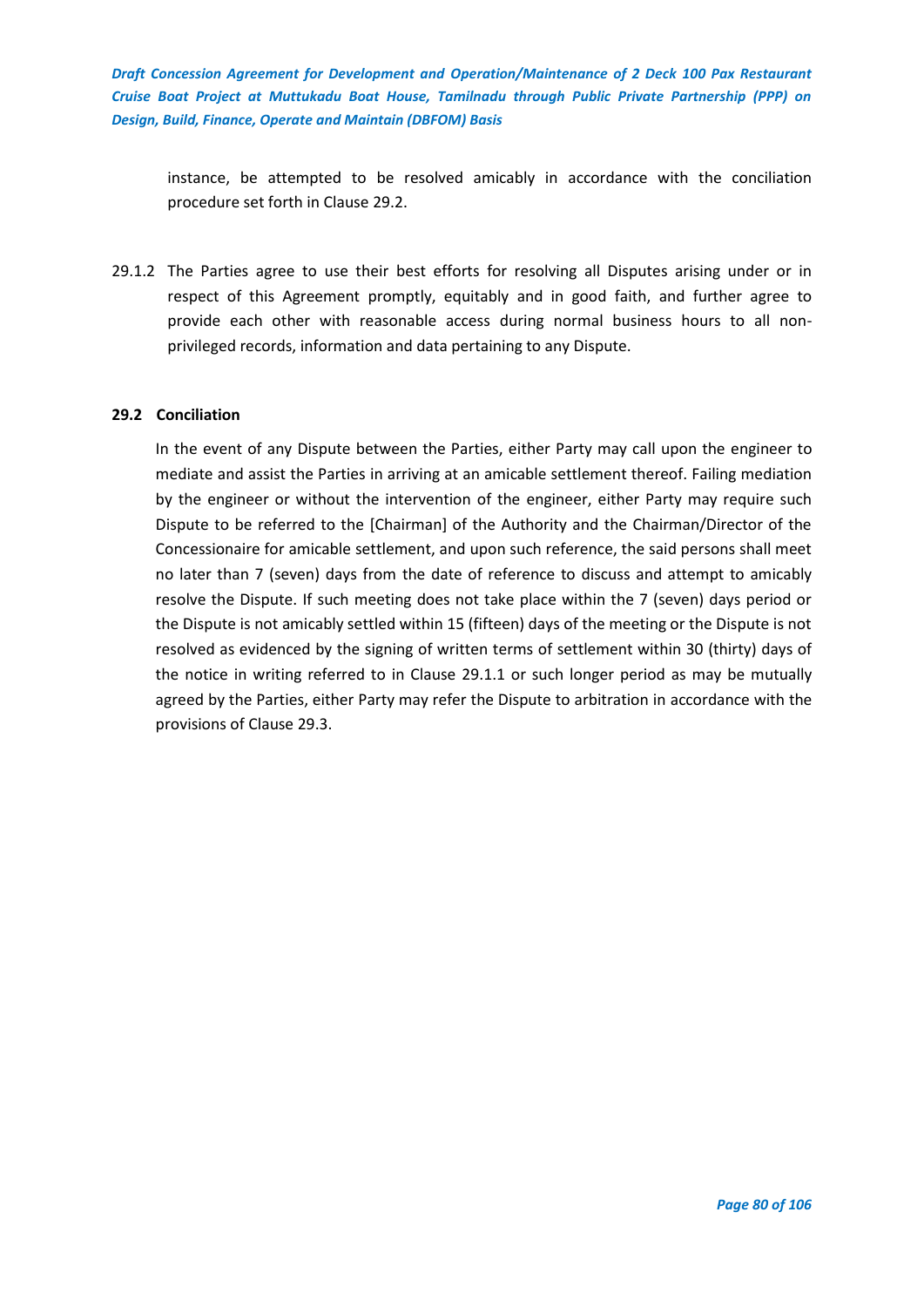instance, be attempted to be resolved amicably in accordance with the conciliation procedure set forth in Clause 29.2.

29.1.2 The Parties agree to use their best efforts for resolving all Disputes arising under or in respect of this Agreement promptly, equitably and in good faith, and further agree to provide each other with reasonable access during normal business hours to all non-privileged records, information and data pertaining to any Dispute.

**29.2 Conciliation**

In the event of any Dispute between the Parties, either Party may call upon the engineer to mediate and assist the Parties in arriving at an amicable settlement thereof. Failing mediation by the engineer or without the intervention of the engineer, either Party may require such Dispute to be referred to the [Chairman] of the Authority and the Chairman/Director of the Concessionaire for amicable settlement, and upon such reference, the said persons shall meet no later than 7 (seven) days from the date of reference to discuss and attempt to amicably resolve the Dispute. If such meeting does not take place within the 7 (seven) days period or the Dispute is not amicably settled within 15 (fifteen) days of the meeting or the Dispute is not resolved as evidenced by the signing of written terms of settlement within 30 (thirty) days of the notice in writing referred to in Clause 29.1.1 or such longer period as may be mutually agreed by the Parties, either Party may refer the Dispute to arbitration in accordance with the provisions of Clause 29.3.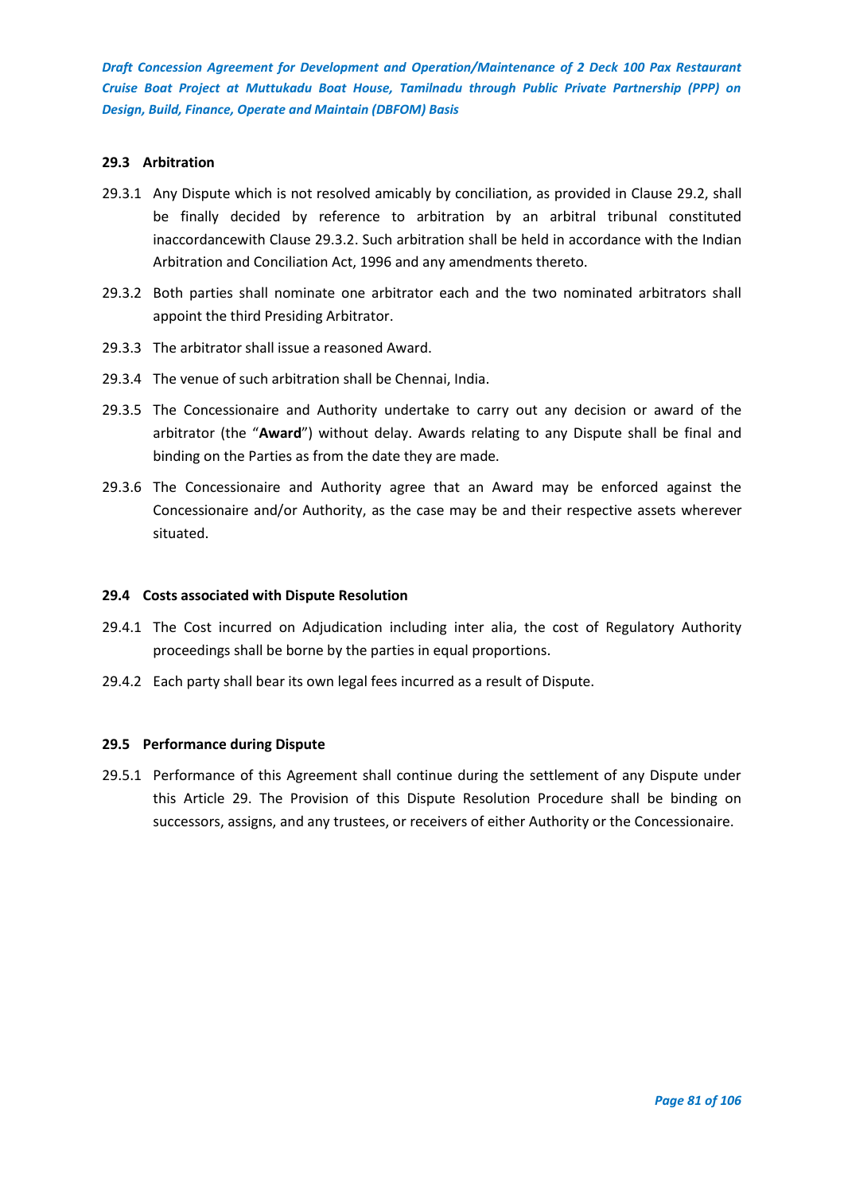### 29.3 Arbitration

29.3.1 Any Dispute which is not resolved amicably by conciliation, as provided in Clause 29.2, shall be finally decided by reference to arbitration by an arbitral tribunal constituted inaccordancewith Clause 29.3.2. Such arbitration shall be held in accordance with the Indian Arbitration and Conciliation Act, 1996 and any amendments thereto.

29.3.2 Both parties shall nominate one arbitrator each and the two nominated arbitrators shall appoint the third Presiding Arbitrator.

29.3.3 The arbitrator shall issue a reasoned Award.

29.3.4 The venue of such arbitration shall be Chennai, India.

29.3.5 The Concessionaire and Authority undertake to carry out any decision or award of the arbitrator (the "**Award**") without delay. Awards relating to any Dispute shall be final and binding on the Parties as from the date they are made.

29.3.6 The Concessionaire and Authority agree that an Award may be enforced against the Concessionaire and/or Authority, as the case may be and their respective assets wherever situated.

### 29.4 Costs associated with Dispute Resolution

29.4.1 The Cost incurred on Adjudication including inter alia, the cost of Regulatory Authority proceedings shall be borne by the parties in equal proportions.

29.4.2 Each party shall bear its own legal fees incurred as a result of Dispute.

### 29.5 Performance during Dispute

29.5.1 Performance of this Agreement shall continue during the settlement of any Dispute under this Article 29. The Provision of this Dispute Resolution Procedure shall be binding on successors, assigns, and any trustees, or receivers of either Authority or the Concessionaire.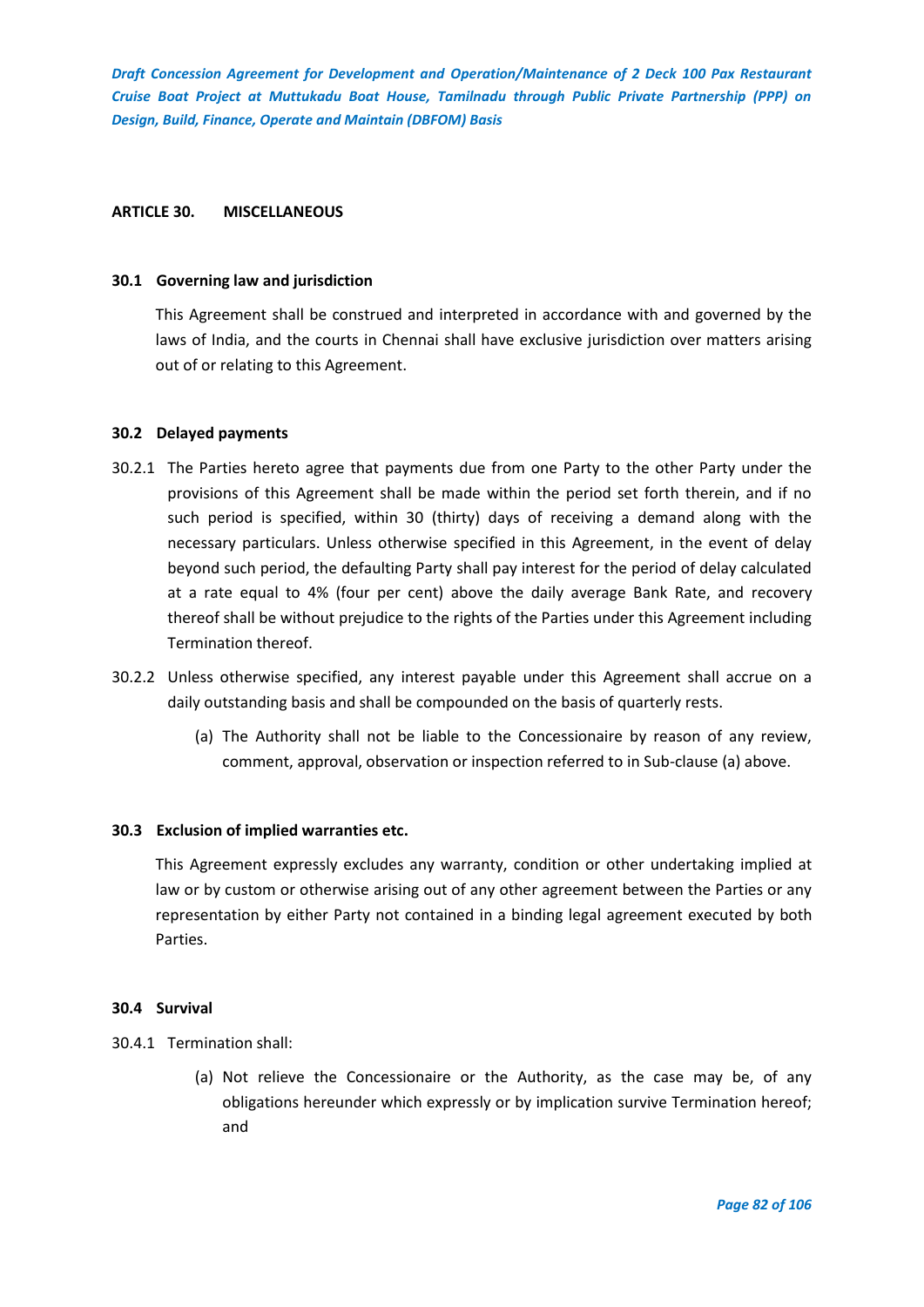## ARTICLE 30. MISCELLANEOUS

### 30.1 Governing law and jurisdiction

This Agreement shall be construed and interpreted in accordance with and governed by the laws of India, and the courts in Chennai shall have exclusive jurisdiction over matters arising out of or relating to this Agreement.

### 30.2 Delayed payments

30.2.1 The Parties hereto agree that payments due from one Party to the other Party under the provisions of this Agreement shall be made within the period set forth therein, and if no such period is specified, within 30 (thirty) days of receiving a demand along with the necessary particulars. Unless otherwise specified in this Agreement, in the event of delay beyond such period, the defaulting Party shall pay interest for the period of delay calculated at a rate equal to 4% (four per cent) above the daily average Bank Rate, and recovery thereof shall be without prejudice to the rights of the Parties under this Agreement including Termination thereof.

30.2.2 Unless otherwise specified, any interest payable under this Agreement shall accrue on a daily outstanding basis and shall be compounded on the basis of quarterly rests.

(a) The Authority shall not be liable to the Concessionaire by reason of any review, comment, approval, observation or inspection referred to in Sub-clause (a) above.

### 30.3 Exclusion of implied warranties etc.

This Agreement expressly excludes any warranty, condition or other undertaking implied at law or by custom or otherwise arising out of any other agreement between the Parties or any representation by either Party not contained in a binding legal agreement executed by both Parties.

### 30.4 Survival

30.4.1 Termination shall:

(a) Not relieve the Concessionaire or the Authority, as the case may be, of any obligations hereunder which expressly or by implication survive Termination hereof; and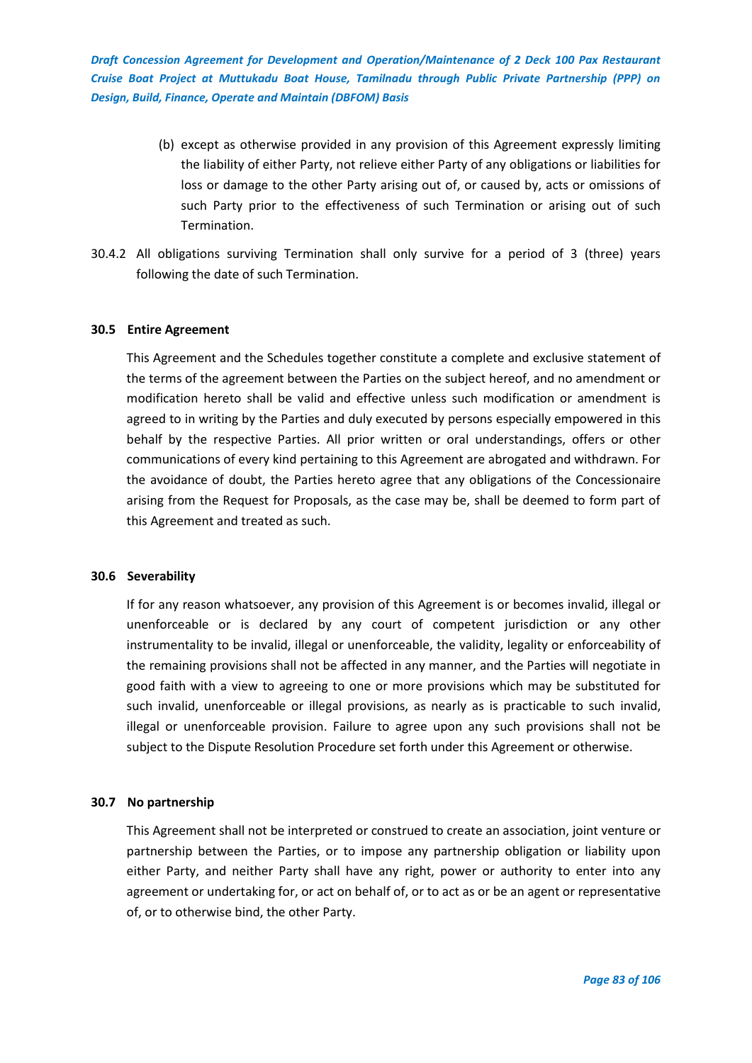(b) except as otherwise provided in any provision of this Agreement expressly limiting the liability of either Party, not relieve either Party of any obligations or liabilities for loss or damage to the other Party arising out of, or caused by, acts or omissions of such Party prior to the effectiveness of such Termination or arising out of such Termination.

30.4.2 All obligations surviving Termination shall only survive for a period of 3 (three) years following the date of such Termination.

### 30.5 Entire Agreement

This Agreement and the Schedules together constitute a complete and exclusive statement of the terms of the agreement between the Parties on the subject hereof, and no amendment or modification hereto shall be valid and effective unless such modification or amendment is agreed to in writing by the Parties and duly executed by persons especially empowered in this behalf by the respective Parties. All prior written or oral understandings, offers or other communications of every kind pertaining to this Agreement are abrogated and withdrawn. For the avoidance of doubt, the Parties hereto agree that any obligations of the Concessionaire arising from the Request for Proposals, as the case may be, shall be deemed to form part of this Agreement and treated as such.

### 30.6 Severability

If for any reason whatsoever, any provision of this Agreement is or becomes invalid, illegal or unenforceable or is declared by any court of competent jurisdiction or any other instrumentality to be invalid, illegal or unenforceable, the validity, legality or enforceability of the remaining provisions shall not be affected in any manner, and the Parties will negotiate in good faith with a view to agreeing to one or more provisions which may be substituted for such invalid, unenforceable or illegal provisions, as nearly as is practicable to such invalid, illegal or unenforceable provision. Failure to agree upon any such provisions shall not be subject to the Dispute Resolution Procedure set forth under this Agreement or otherwise.

### 30.7 No partnership

This Agreement shall not be interpreted or construed to create an association, joint venture or partnership between the Parties, or to impose any partnership obligation or liability upon either Party, and neither Party shall have any right, power or authority to enter into any agreement or undertaking for, or act on behalf of, or to act as or be an agent or representative of, or to otherwise bind, the other Party.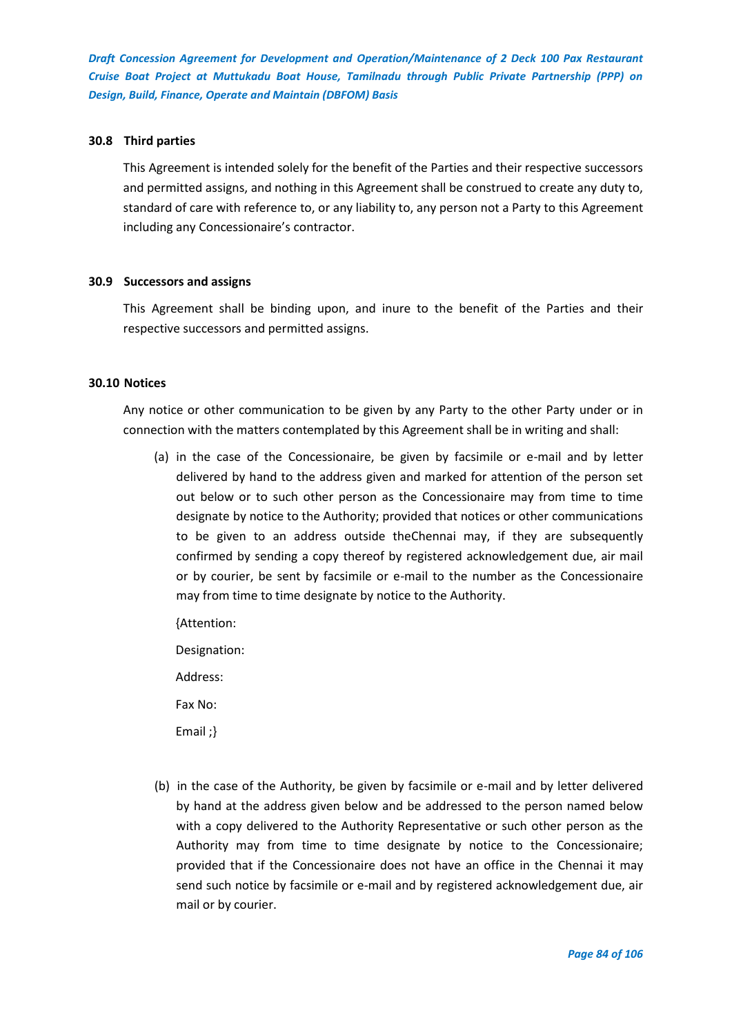### 30.8 Third parties

This Agreement is intended solely for the benefit of the Parties and their respective successors and permitted assigns, and nothing in this Agreement shall be construed to create any duty to, standard of care with reference to, or any liability to, any person not a Party to this Agreement including any Concessionaire's contractor.

### 30.9 Successors and assigns

This Agreement shall be binding upon, and inure to the benefit of the Parties and their respective successors and permitted assigns.

### 30.10 Notices

Any notice or other communication to be given by any Party to the other Party under or in connection with the matters contemplated by this Agreement shall be in writing and shall:

(a) in the case of the Concessionaire, be given by facsimile or e-mail and by letter delivered by hand to the address given and marked for attention of the person set out below or to such other person as the Concessionaire may from time to time designate by notice to the Authority; provided that notices or other communications to be given to an address outside theChennai may, if they are subsequently confirmed by sending a copy thereof by registered acknowledgement due, air mail or by courier, be sent by facsimile or e-mail to the number as the Concessionaire may from time to time designate by notice to the Authority.

{Attention:

Designation:

Address:

Fax No:

Email ;}

(b) in the case of the Authority, be given by facsimile or e-mail and by letter delivered by hand at the address given below and be addressed to the person named below with a copy delivered to the Authority Representative or such other person as the Authority may from time to time designate by notice to the Concessionaire; provided that if the Concessionaire does not have an office in the Chennai it may send such notice by facsimile or e-mail and by registered acknowledgement due, air mail or by courier.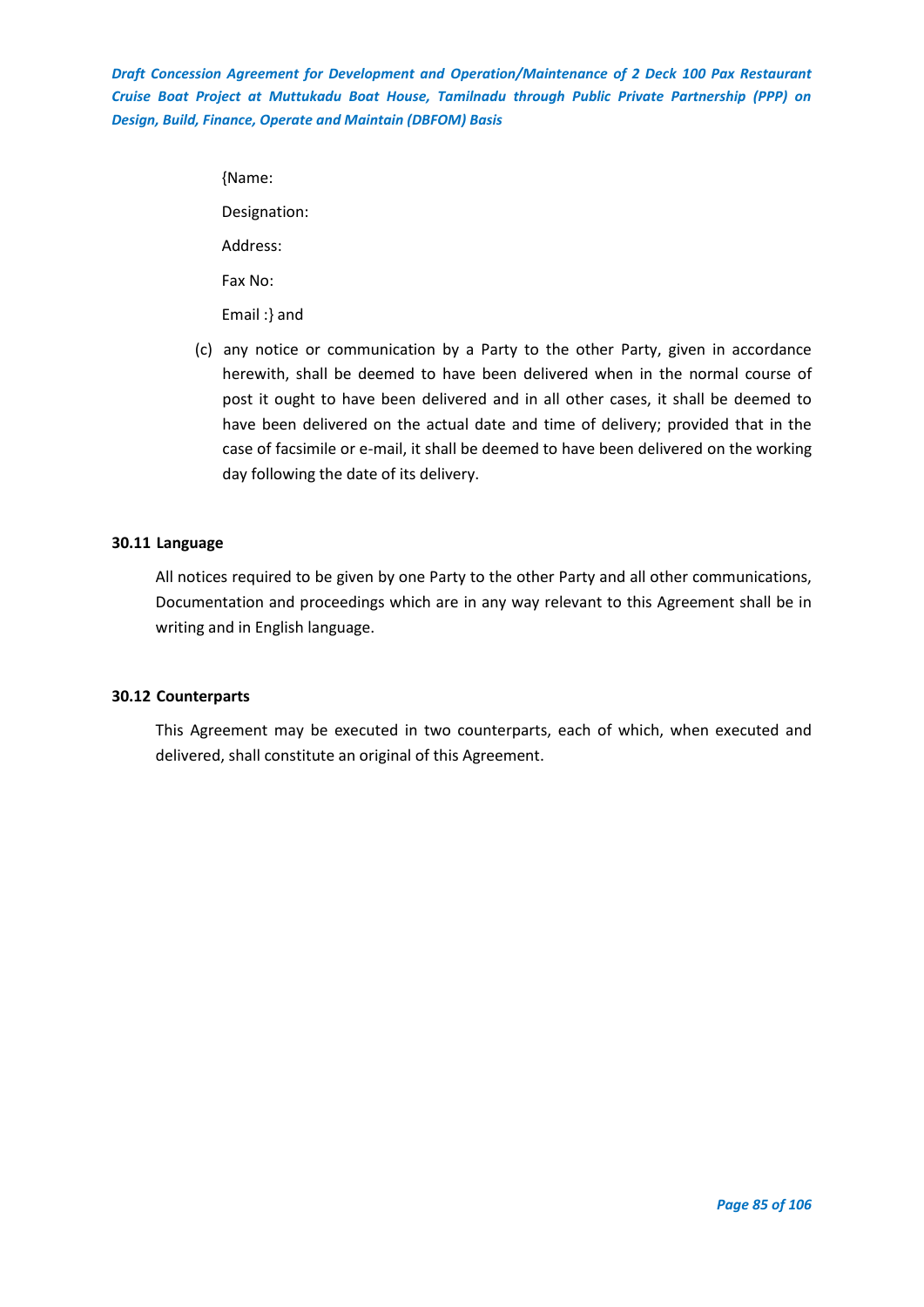{Name:

Designation:

Address:

Fax No:

Email :} and

(c) any notice or communication by a Party to the other Party, given in accordance herewith, shall be deemed to have been delivered when in the normal course of post it ought to have been delivered and in all other cases, it shall be deemed to have been delivered on the actual date and time of delivery; provided that in the case of facsimile or e-mail, it shall be deemed to have been delivered on the working day following the date of its delivery.

**30.11 Language**

All notices required to be given by one Party to the other Party and all other communications, Documentation and proceedings which are in any way relevant to this Agreement shall be in writing and in English language.

**30.12 Counterparts**

This Agreement may be executed in two counterparts, each of which, when executed and delivered, shall constitute an original of this Agreement.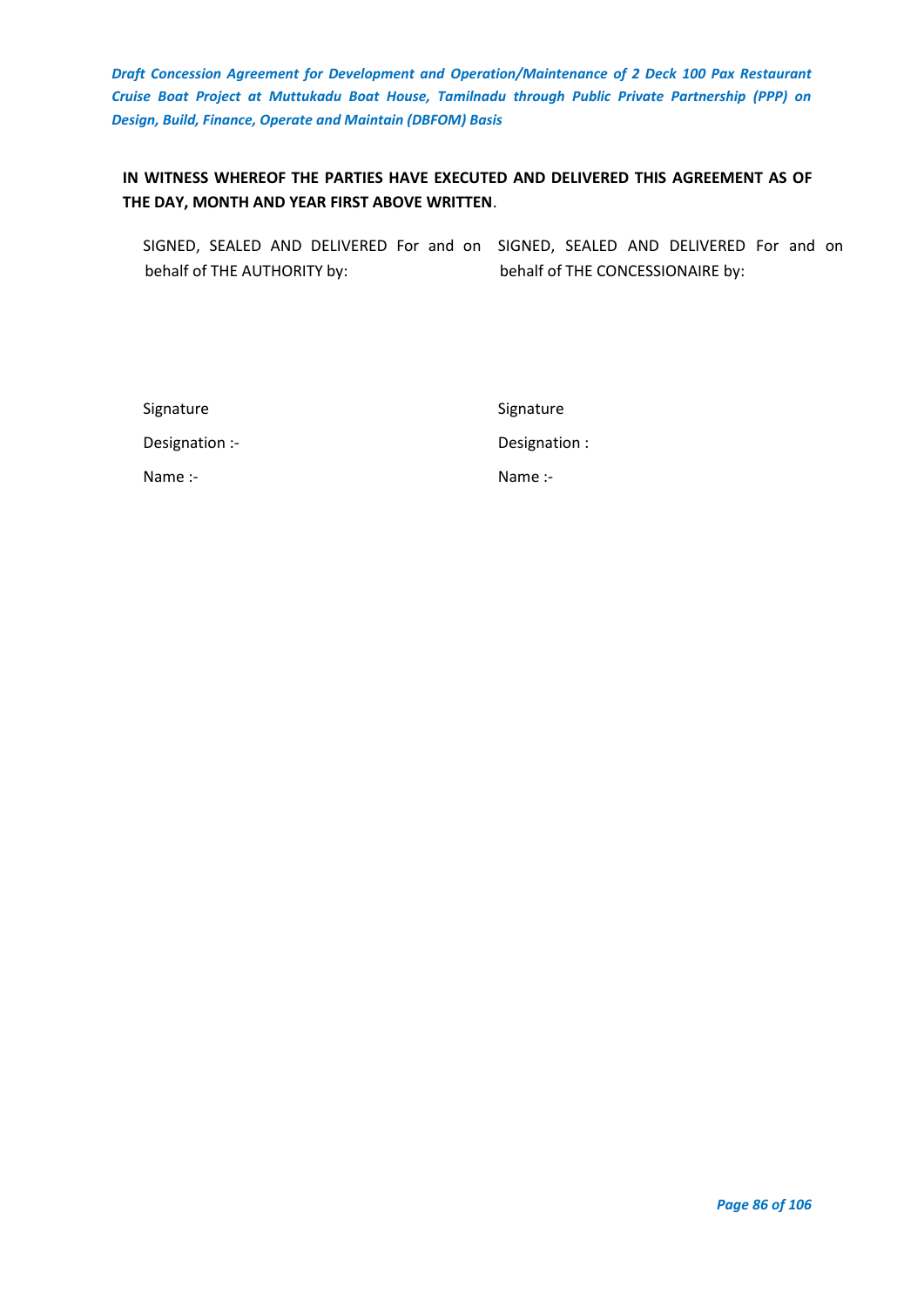**IN WITNESS WHEREOF THE PARTIES HAVE EXECUTED AND DELIVERED THIS AGREEMENT AS OF THE DAY, MONTH AND YEAR FIRST ABOVE WRITTEN**.

| SIGNED, SEALED AND DELIVERED For and on behalf of THE AUTHORITY by: | SIGNED, SEALED AND DELIVERED For and on behalf of THE CONCESSIONAIRE by: |
|---|---|
| Signature | Signature |
| Designation :- | Designation : |
| Name :- | Name :- |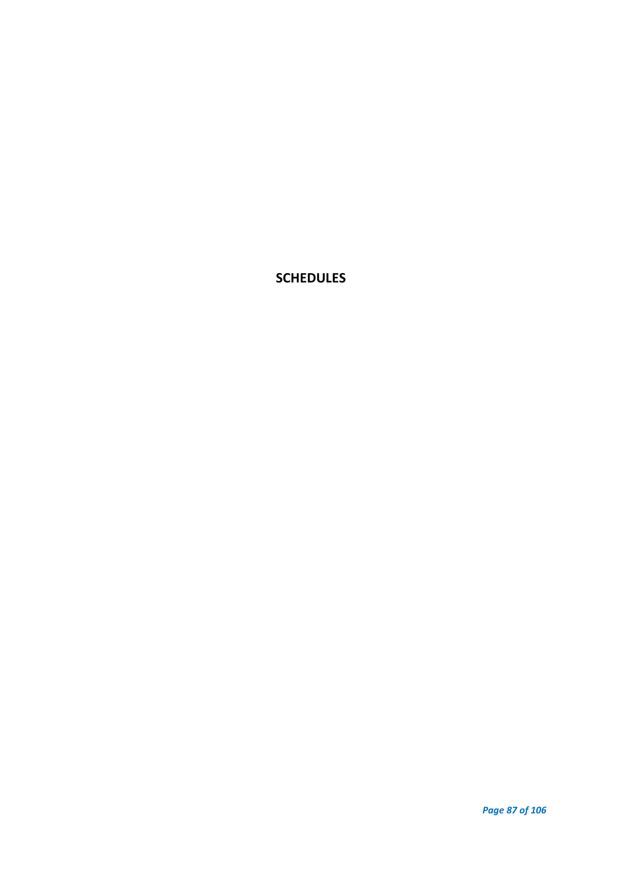# SCHEDULES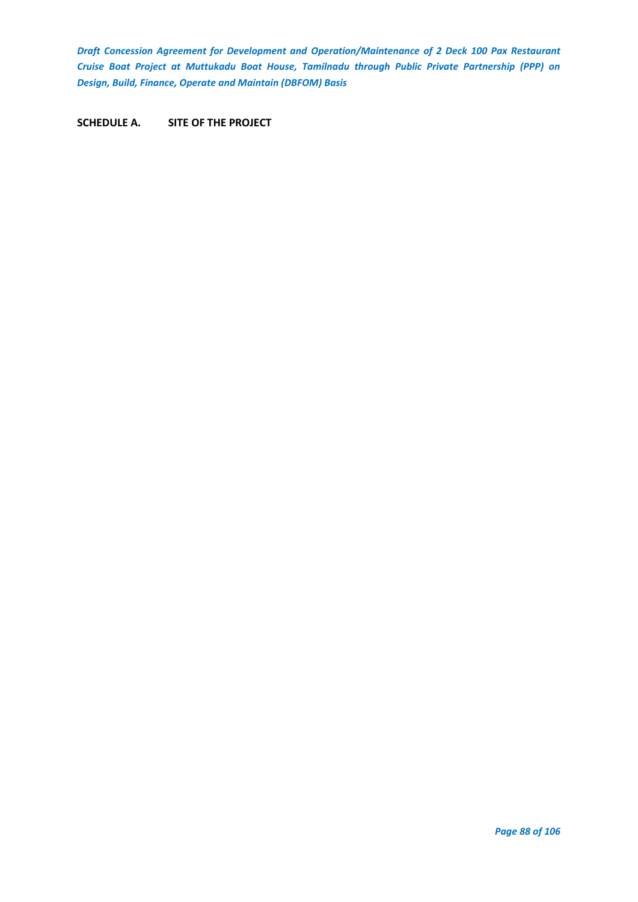## SCHEDULE A. SITE OF THE PROJECT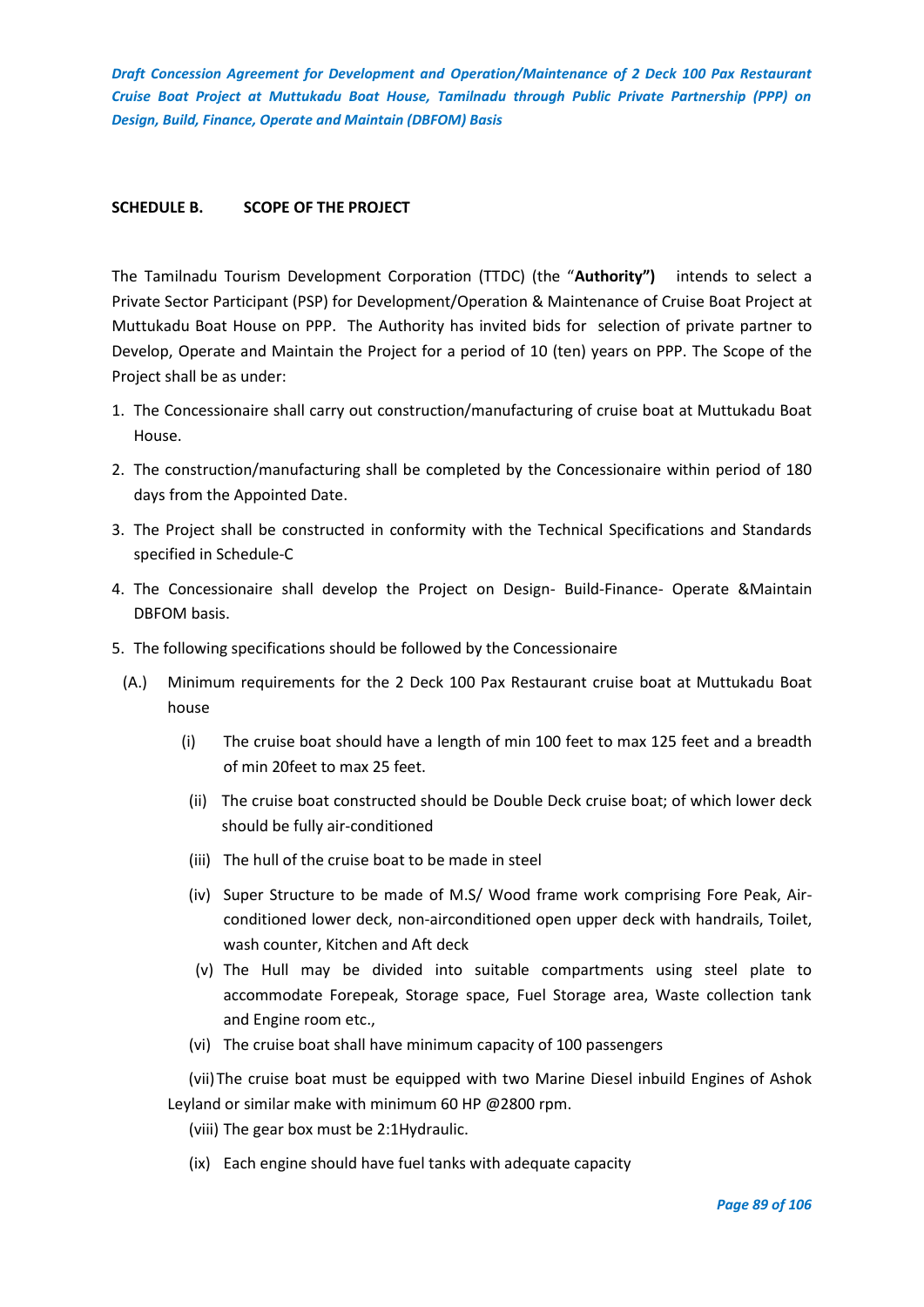## SCHEDULE B. SCOPE OF THE PROJECT

The Tamilnadu Tourism Development Corporation (TTDC) (the "**Authority")** intends to select a Private Sector Participant (PSP) for Development/Operation & Maintenance of Cruise Boat Project at Muttukadu Boat House on PPP. The Authority has invited bids for selection of private partner to Develop, Operate and Maintain the Project for a period of 10 (ten) years on PPP. The Scope of the Project shall be as under:

1. The Concessionaire shall carry out construction/manufacturing of cruise boat at Muttukadu Boat House.
2. The construction/manufacturing shall be completed by the Concessionaire within period of 180 days from the Appointed Date.
3. The Project shall be constructed in conformity with the Technical Specifications and Standards specified in Schedule-C
4. The Concessionaire shall develop the Project on Design- Build-Finance- Operate &Maintain DBFOM basis.
5. The following specifications should be followed by the Concessionaire

(A.) Minimum requirements for the 2 Deck 100 Pax Restaurant cruise boat at Muttukadu Boat house

(i) The cruise boat should have a length of min 100 feet to max 125 feet and a breadth of min 20feet to max 25 feet.

(ii) The cruise boat constructed should be Double Deck cruise boat; of which lower deck should be fully air-conditioned

(iii) The hull of the cruise boat to be made in steel

(iv) Super Structure to be made of M.S/ Wood frame work comprising Fore Peak, Air-conditioned lower deck, non-airconditioned open upper deck with handrails, Toilet, wash counter, Kitchen and Aft deck

(v) The Hull may be divided into suitable compartments using steel plate to accommodate Forepeak, Storage space, Fuel Storage area, Waste collection tank and Engine room etc.,

(vi) The cruise boat shall have minimum capacity of 100 passengers

(vii) The cruise boat must be equipped with two Marine Diesel inbuild Engines of Ashok Leyland or similar make with minimum 60 HP @2800 rpm.

(viii) The gear box must be 2:1Hydraulic.

(ix) Each engine should have fuel tanks with adequate capacity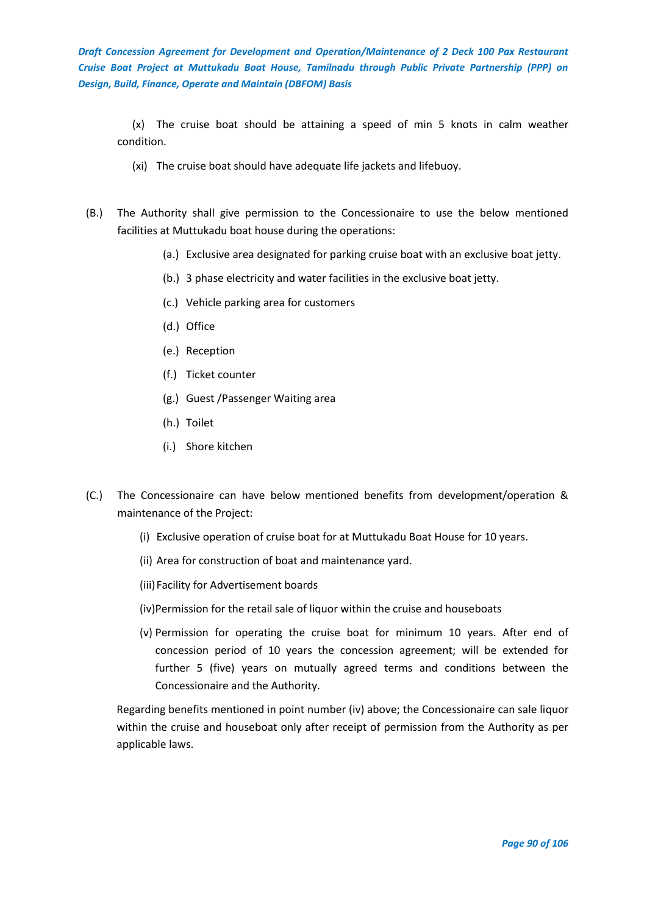(x) The cruise boat should be attaining a speed of min 5 knots in calm weather condition.

(xi) The cruise boat should have adequate life jackets and lifebuoy.

(B.) The Authority shall give permission to the Concessionaire to use the below mentioned facilities at Muttukadu boat house during the operations:

(a.) Exclusive area designated for parking cruise boat with an exclusive boat jetty.

(b.) 3 phase electricity and water facilities in the exclusive boat jetty.

(c.) Vehicle parking area for customers

(d.) Office

(e.) Reception

(f.) Ticket counter

(g.) Guest /Passenger Waiting area

(h.) Toilet

(i.) Shore kitchen

(C.) The Concessionaire can have below mentioned benefits from development/operation & maintenance of the Project:

(i) Exclusive operation of cruise boat for at Muttukadu Boat House for 10 years.

(ii) Area for construction of boat and maintenance yard.

(iii) Facility for Advertisement boards

(iv) Permission for the retail sale of liquor within the cruise and houseboats

(v) Permission for operating the cruise boat for minimum 10 years. After end of concession period of 10 years the concession agreement; will be extended for further 5 (five) years on mutually agreed terms and conditions between the Concessionaire and the Authority.

Regarding benefits mentioned in point number (iv) above; the Concessionaire can sale liquor within the cruise and houseboat only after receipt of permission from the Authority as per applicable laws.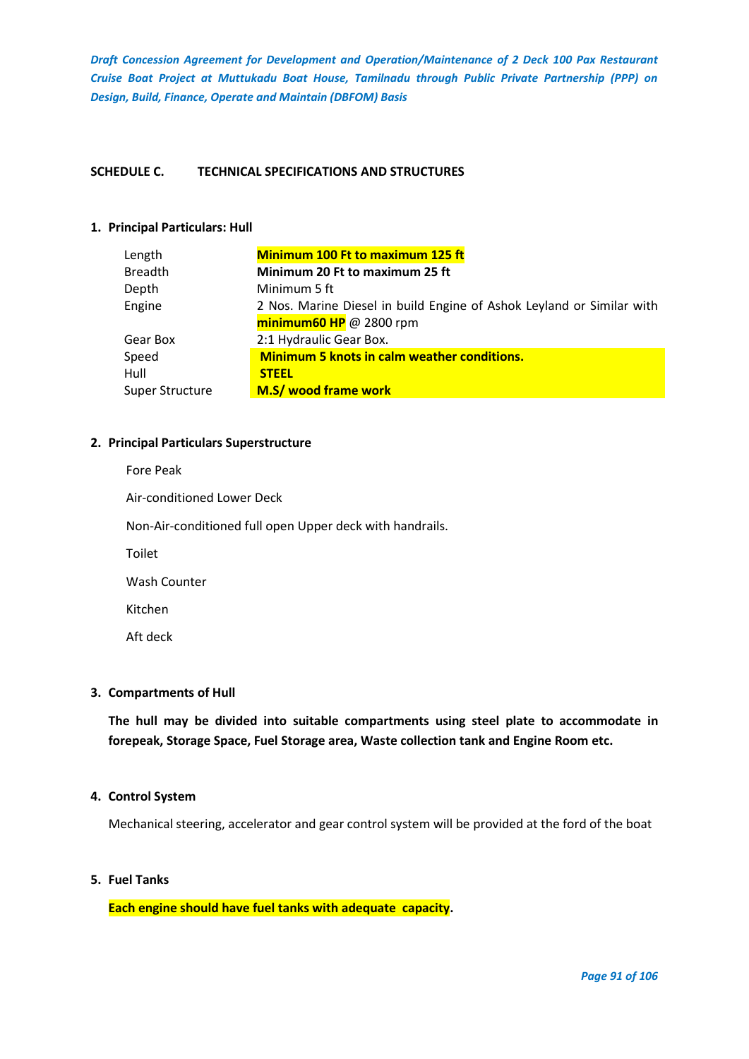## SCHEDULE C. TECHNICAL SPECIFICATIONS AND STRUCTURES

### 1. Principal Particulars: Hull

| | |
|---|---|
| Length | **Minimum 100 Ft to maximum 125 ft** |
| Breadth | **Minimum 20 Ft to maximum 25 ft** |
| Depth | Minimum 5 ft |
| Engine | 2 Nos. Marine Diesel in build Engine of Ashok Leyland or Similar with **minimum60 HP** @ 2800 rpm |
| Gear Box | 2:1 Hydraulic Gear Box. |
| Speed | **Minimum 5 knots in calm weather conditions.** |
| Hull | **STEEL** |
| Super Structure | **M.S/ wood frame work** |

### 2. Principal Particulars Superstructure

Fore Peak

Air-conditioned Lower Deck

Non-Air-conditioned full open Upper deck with handrails.

Toilet

Wash Counter

Kitchen

Aft deck

### 3. Compartments of Hull

**The hull may be divided into suitable compartments using steel plate to accommodate in forepeak, Storage Space, Fuel Storage area, Waste collection tank and Engine Room etc.**

### 4. Control System

Mechanical steering, accelerator and gear control system will be provided at the ford of the boat

### 5. Fuel Tanks

**Each engine should have fuel tanks with adequate capacity.**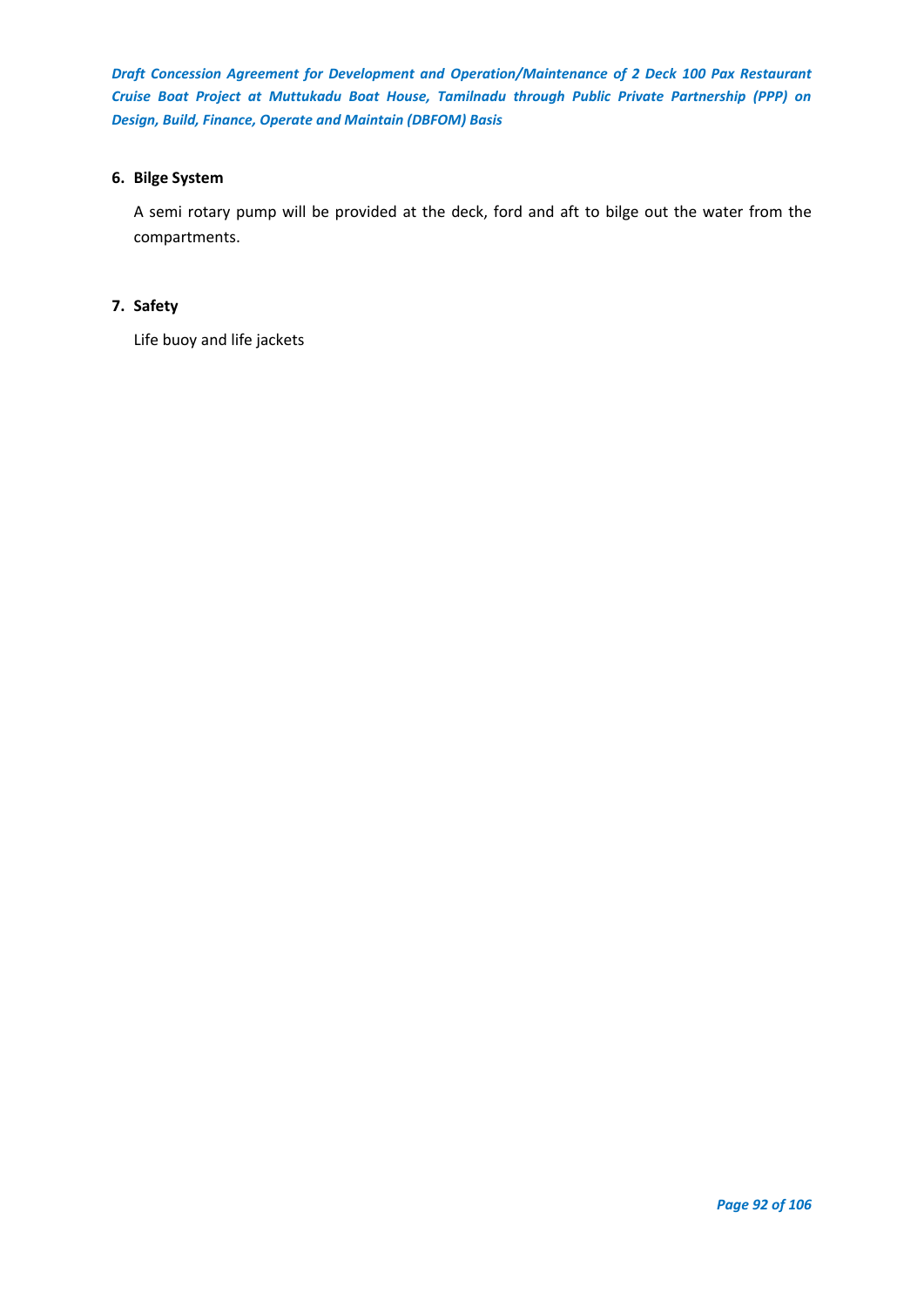**6. Bilge System**

A semi rotary pump will be provided at the deck, ford and aft to bilge out the water from the compartments.

**7. Safety**

Life buoy and life jackets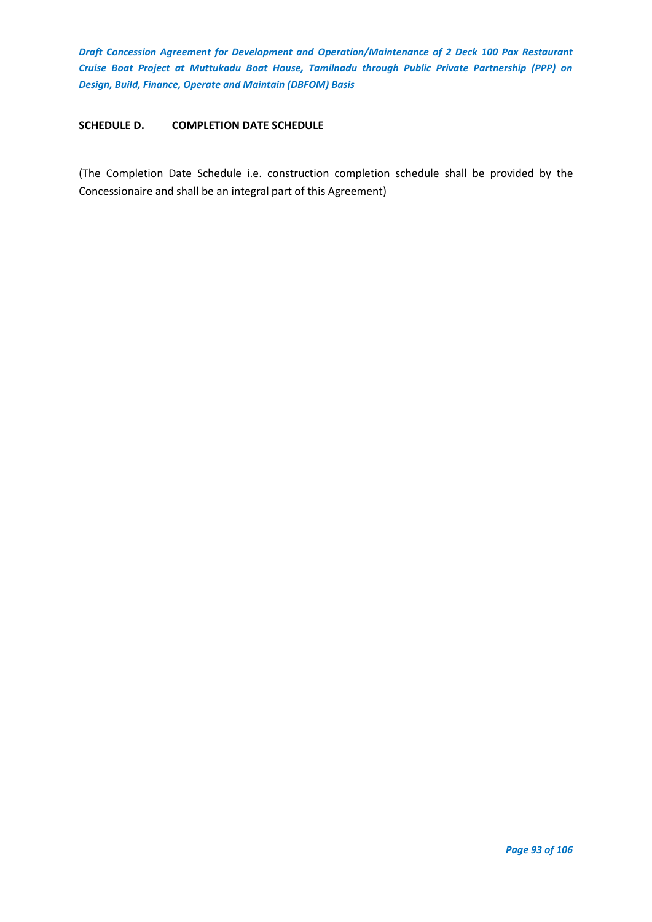## SCHEDULE D. COMPLETION DATE SCHEDULE

(The Completion Date Schedule i.e. construction completion schedule shall be provided by the Concessionaire and shall be an integral part of this Agreement)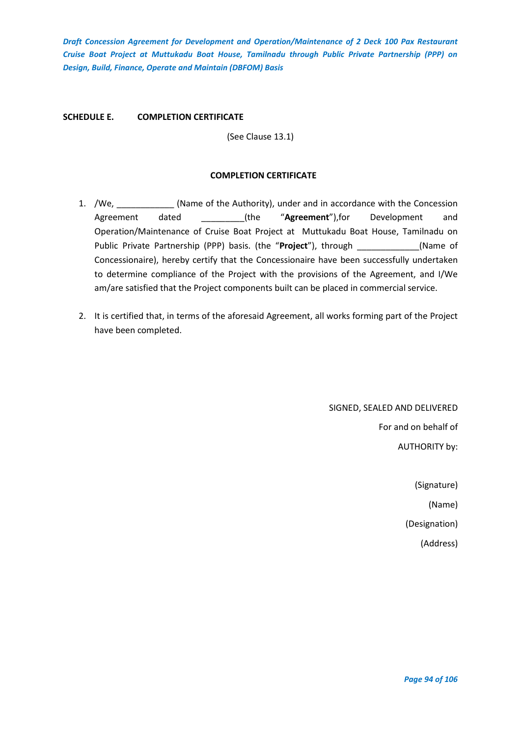## SCHEDULE E. COMPLETION CERTIFICATE

(See Clause 13.1)

### COMPLETION CERTIFICATE

1. /We, ____________ (Name of the Authority), under and in accordance with the Concession Agreement dated _________(the "**Agreement**"),for Development and Operation/Maintenance of Cruise Boat Project at Muttukadu Boat House, Tamilnadu on Public Private Partnership (PPP) basis. (the "**Project**"), through _____________(Name of Concessionaire), hereby certify that the Concessionaire have been successfully undertaken to determine compliance of the Project with the provisions of the Agreement, and I/We am/are satisfied that the Project components built can be placed in commercial service.

2. It is certified that, in terms of the aforesaid Agreement, all works forming part of the Project have been completed.

SIGNED, SEALED AND DELIVERED

For and on behalf of

AUTHORITY by:

(Signature)

(Name)

(Designation)

(Address)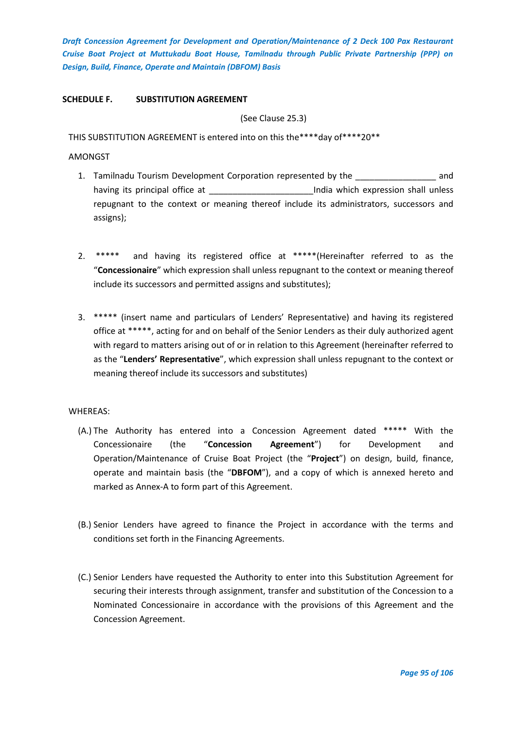## SCHEDULE F. SUBSTITUTION AGREEMENT

(See Clause 25.3)

THIS SUBSTITUTION AGREEMENT is entered into on this the****day of****20**

AMONGST

1. Tamilnadu Tourism Development Corporation represented by the _________________ and having its principal office at ______________________India which expression shall unless repugnant to the context or meaning thereof include its administrators, successors and assigns);

2. ***** and having its registered office at *****(Hereinafter referred to as the "**Concessionaire**" which expression shall unless repugnant to the context or meaning thereof include its successors and permitted assigns and substitutes);

3. ***** (insert name and particulars of Lenders' Representative) and having its registered office at *****, acting for and on behalf of the Senior Lenders as their duly authorized agent with regard to matters arising out of or in relation to this Agreement (hereinafter referred to as the "**Lenders' Representative**", which expression shall unless repugnant to the context or meaning thereof include its successors and substitutes)

WHEREAS:

(A.) The Authority has entered into a Concession Agreement dated ***** With the Concessionaire (the "**Concession Agreement**") for Development and Operation/Maintenance of Cruise Boat Project (the "**Project**") on design, build, finance, operate and maintain basis (the "**DBFOM**"), and a copy of which is annexed hereto and marked as Annex-A to form part of this Agreement.

(B.) Senior Lenders have agreed to finance the Project in accordance with the terms and conditions set forth in the Financing Agreements.

(C.) Senior Lenders have requested the Authority to enter into this Substitution Agreement for securing their interests through assignment, transfer and substitution of the Concession to a Nominated Concessionaire in accordance with the provisions of this Agreement and the Concession Agreement.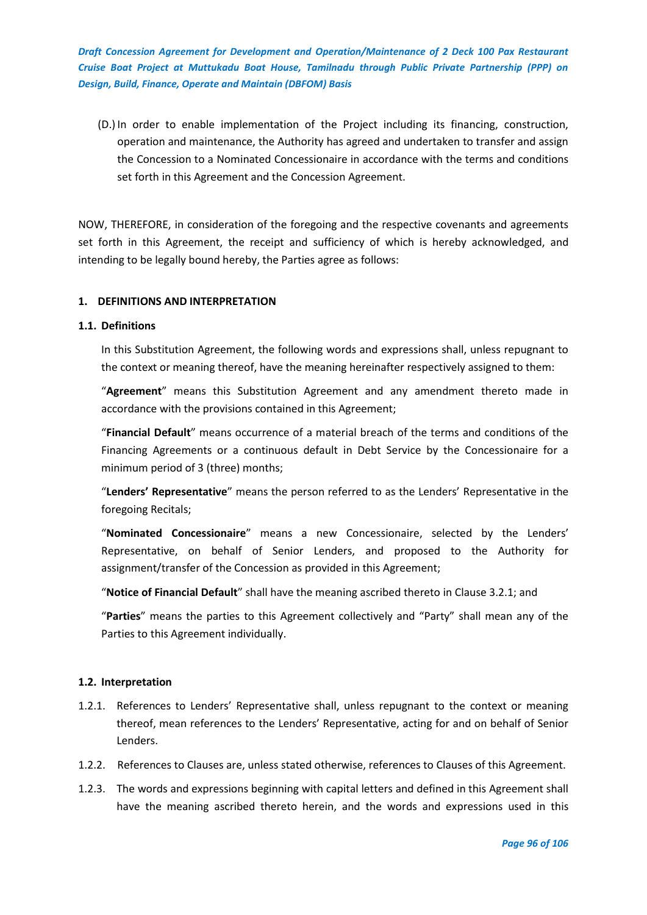(D.) In order to enable implementation of the Project including its financing, construction, operation and maintenance, the Authority has agreed and undertaken to transfer and assign the Concession to a Nominated Concessionaire in accordance with the terms and conditions set forth in this Agreement and the Concession Agreement.

NOW, THEREFORE, in consideration of the foregoing and the respective covenants and agreements set forth in this Agreement, the receipt and sufficiency of which is hereby acknowledged, and intending to be legally bound hereby, the Parties agree as follows:

## 1. DEFINITIONS AND INTERPRETATION

### 1.1. Definitions

In this Substitution Agreement, the following words and expressions shall, unless repugnant to the context or meaning thereof, have the meaning hereinafter respectively assigned to them:

"**Agreement**" means this Substitution Agreement and any amendment thereto made in accordance with the provisions contained in this Agreement;

"**Financial Default**" means occurrence of a material breach of the terms and conditions of the Financing Agreements or a continuous default in Debt Service by the Concessionaire for a minimum period of 3 (three) months;

"**Lenders' Representative**" means the person referred to as the Lenders' Representative in the foregoing Recitals;

"**Nominated Concessionaire**" means a new Concessionaire, selected by the Lenders' Representative, on behalf of Senior Lenders, and proposed to the Authority for assignment/transfer of the Concession as provided in this Agreement;

"**Notice of Financial Default**" shall have the meaning ascribed thereto in Clause 3.2.1; and

"**Parties**" means the parties to this Agreement collectively and "Party" shall mean any of the Parties to this Agreement individually.

### 1.2. Interpretation

1.2.1. References to Lenders' Representative shall, unless repugnant to the context or meaning thereof, mean references to the Lenders' Representative, acting for and on behalf of Senior Lenders.

1.2.2. References to Clauses are, unless stated otherwise, references to Clauses of this Agreement.

1.2.3. The words and expressions beginning with capital letters and defined in this Agreement shall have the meaning ascribed thereto herein, and the words and expressions used in this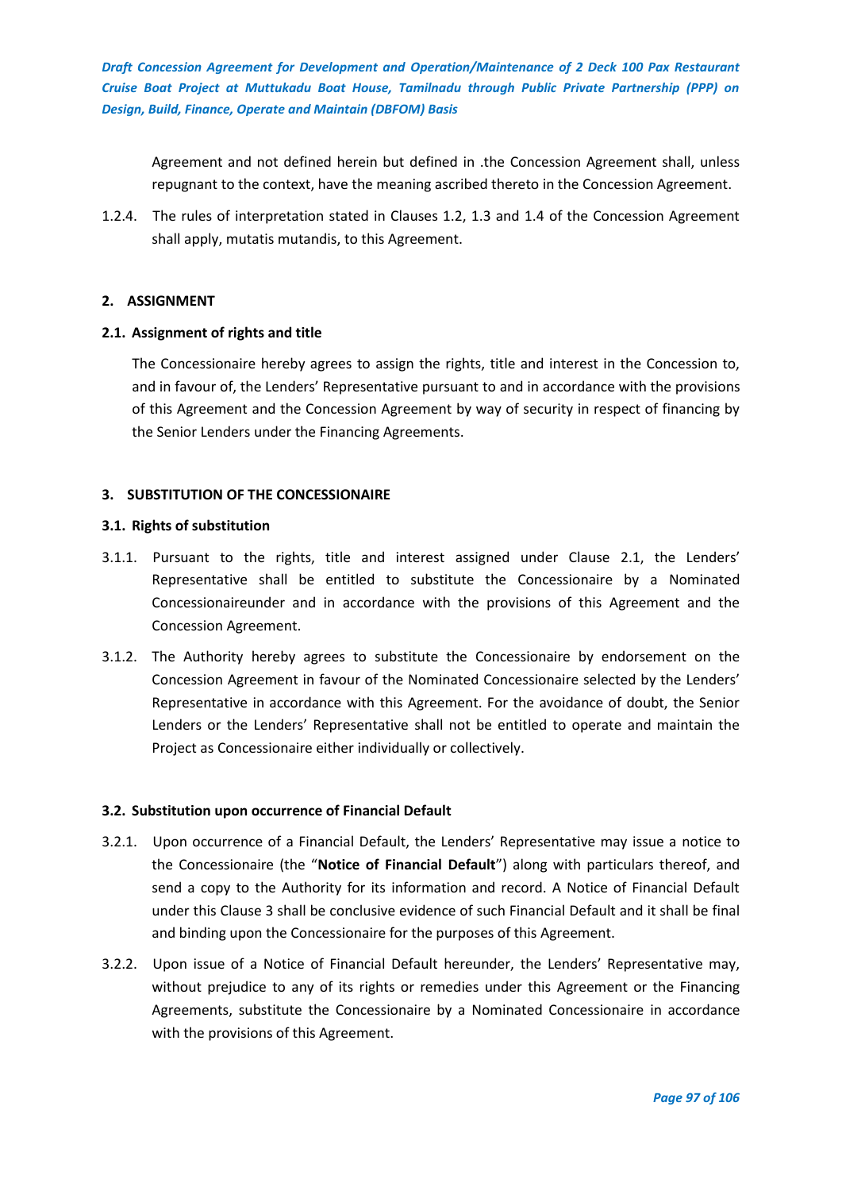Agreement and not defined herein but defined in .the Concession Agreement shall, unless repugnant to the context, have the meaning ascribed thereto in the Concession Agreement.

1.2.4. The rules of interpretation stated in Clauses 1.2, 1.3 and 1.4 of the Concession Agreement shall apply, mutatis mutandis, to this Agreement.

## 2. ASSIGNMENT

### 2.1. Assignment of rights and title

The Concessionaire hereby agrees to assign the rights, title and interest in the Concession to, and in favour of, the Lenders' Representative pursuant to and in accordance with the provisions of this Agreement and the Concession Agreement by way of security in respect of financing by the Senior Lenders under the Financing Agreements.

## 3. SUBSTITUTION OF THE CONCESSIONAIRE

### 3.1. Rights of substitution

3.1.1. Pursuant to the rights, title and interest assigned under Clause 2.1, the Lenders' Representative shall be entitled to substitute the Concessionaire by a Nominated Concessionaireunder and in accordance with the provisions of this Agreement and the Concession Agreement.

3.1.2. The Authority hereby agrees to substitute the Concessionaire by endorsement on the Concession Agreement in favour of the Nominated Concessionaire selected by the Lenders' Representative in accordance with this Agreement. For the avoidance of doubt, the Senior Lenders or the Lenders' Representative shall not be entitled to operate and maintain the Project as Concessionaire either individually or collectively.

### 3.2. Substitution upon occurrence of Financial Default

3.2.1. Upon occurrence of a Financial Default, the Lenders' Representative may issue a notice to the Concessionaire (the "**Notice of Financial Default**") along with particulars thereof, and send a copy to the Authority for its information and record. A Notice of Financial Default under this Clause 3 shall be conclusive evidence of such Financial Default and it shall be final and binding upon the Concessionaire for the purposes of this Agreement.

3.2.2. Upon issue of a Notice of Financial Default hereunder, the Lenders' Representative may, without prejudice to any of its rights or remedies under this Agreement or the Financing Agreements, substitute the Concessionaire by a Nominated Concessionaire in accordance with the provisions of this Agreement.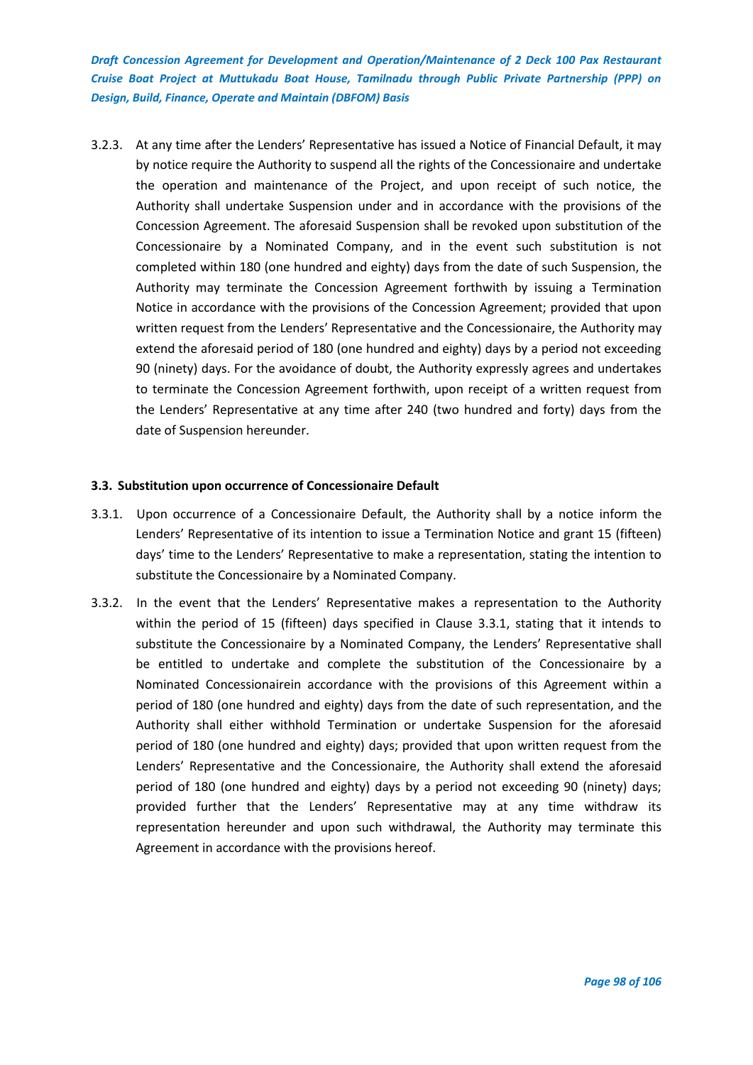3.2.3. At any time after the Lenders' Representative has issued a Notice of Financial Default, it may by notice require the Authority to suspend all the rights of the Concessionaire and undertake the operation and maintenance of the Project, and upon receipt of such notice, the Authority shall undertake Suspension under and in accordance with the provisions of the Concession Agreement. The aforesaid Suspension shall be revoked upon substitution of the Concessionaire by a Nominated Company, and in the event such substitution is not completed within 180 (one hundred and eighty) days from the date of such Suspension, the Authority may terminate the Concession Agreement forthwith by issuing a Termination Notice in accordance with the provisions of the Concession Agreement; provided that upon written request from the Lenders' Representative and the Concessionaire, the Authority may extend the aforesaid period of 180 (one hundred and eighty) days by a period not exceeding 90 (ninety) days. For the avoidance of doubt, the Authority expressly agrees and undertakes to terminate the Concession Agreement forthwith, upon receipt of a written request from the Lenders' Representative at any time after 240 (two hundred and forty) days from the date of Suspension hereunder.

### 3.3. Substitution upon occurrence of Concessionaire Default

3.3.1. Upon occurrence of a Concessionaire Default, the Authority shall by a notice inform the Lenders' Representative of its intention to issue a Termination Notice and grant 15 (fifteen) days' time to the Lenders' Representative to make a representation, stating the intention to substitute the Concessionaire by a Nominated Company.

3.3.2. In the event that the Lenders' Representative makes a representation to the Authority within the period of 15 (fifteen) days specified in Clause 3.3.1, stating that it intends to substitute the Concessionaire by a Nominated Company, the Lenders' Representative shall be entitled to undertake and complete the substitution of the Concessionaire by a Nominated Concessionairein accordance with the provisions of this Agreement within a period of 180 (one hundred and eighty) days from the date of such representation, and the Authority shall either withhold Termination or undertake Suspension for the aforesaid period of 180 (one hundred and eighty) days; provided that upon written request from the Lenders' Representative and the Concessionaire, the Authority shall extend the aforesaid period of 180 (one hundred and eighty) days by a period not exceeding 90 (ninety) days; provided further that the Lenders' Representative may at any time withdraw its representation hereunder and upon such withdrawal, the Authority may terminate this Agreement in accordance with the provisions hereof.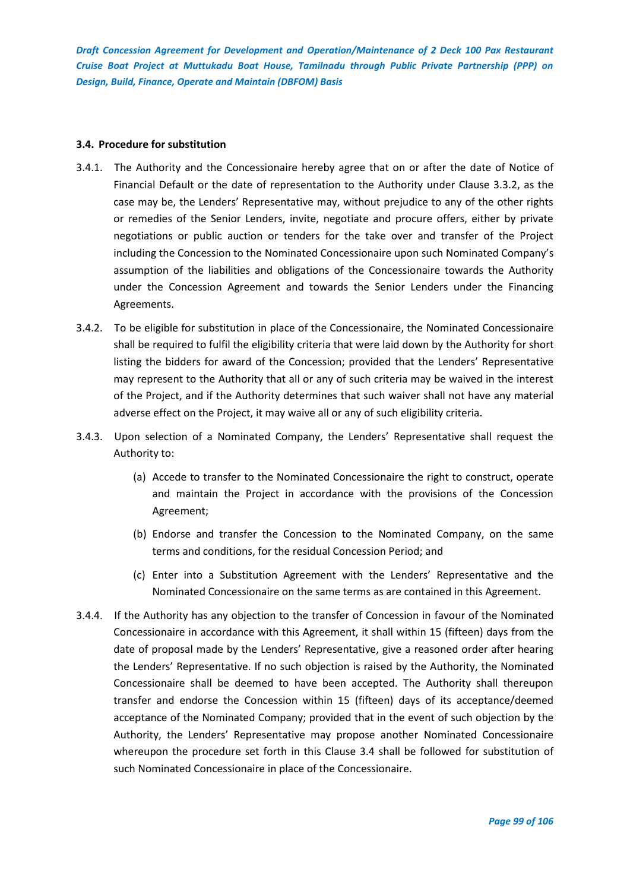### 3.4. Procedure for substitution

3.4.1. The Authority and the Concessionaire hereby agree that on or after the date of Notice of Financial Default or the date of representation to the Authority under Clause 3.3.2, as the case may be, the Lenders' Representative may, without prejudice to any of the other rights or remedies of the Senior Lenders, invite, negotiate and procure offers, either by private negotiations or public auction or tenders for the take over and transfer of the Project including the Concession to the Nominated Concessionaire upon such Nominated Company's assumption of the liabilities and obligations of the Concessionaire towards the Authority under the Concession Agreement and towards the Senior Lenders under the Financing Agreements.

3.4.2. To be eligible for substitution in place of the Concessionaire, the Nominated Concessionaire shall be required to fulfil the eligibility criteria that were laid down by the Authority for short listing the bidders for award of the Concession; provided that the Lenders' Representative may represent to the Authority that all or any of such criteria may be waived in the interest of the Project, and if the Authority determines that such waiver shall not have any material adverse effect on the Project, it may waive all or any of such eligibility criteria.

3.4.3. Upon selection of a Nominated Company, the Lenders' Representative shall request the Authority to:

(a) Accede to transfer to the Nominated Concessionaire the right to construct, operate and maintain the Project in accordance with the provisions of the Concession Agreement;

(b) Endorse and transfer the Concession to the Nominated Company, on the same terms and conditions, for the residual Concession Period; and

(c) Enter into a Substitution Agreement with the Lenders' Representative and the Nominated Concessionaire on the same terms as are contained in this Agreement.

3.4.4. If the Authority has any objection to the transfer of Concession in favour of the Nominated Concessionaire in accordance with this Agreement, it shall within 15 (fifteen) days from the date of proposal made by the Lenders' Representative, give a reasoned order after hearing the Lenders' Representative. If no such objection is raised by the Authority, the Nominated Concessionaire shall be deemed to have been accepted. The Authority shall thereupon transfer and endorse the Concession within 15 (fifteen) days of its acceptance/deemed acceptance of the Nominated Company; provided that in the event of such objection by the Authority, the Lenders' Representative may propose another Nominated Concessionaire whereupon the procedure set forth in this Clause 3.4 shall be followed for substitution of such Nominated Concessionaire in place of the Concessionaire.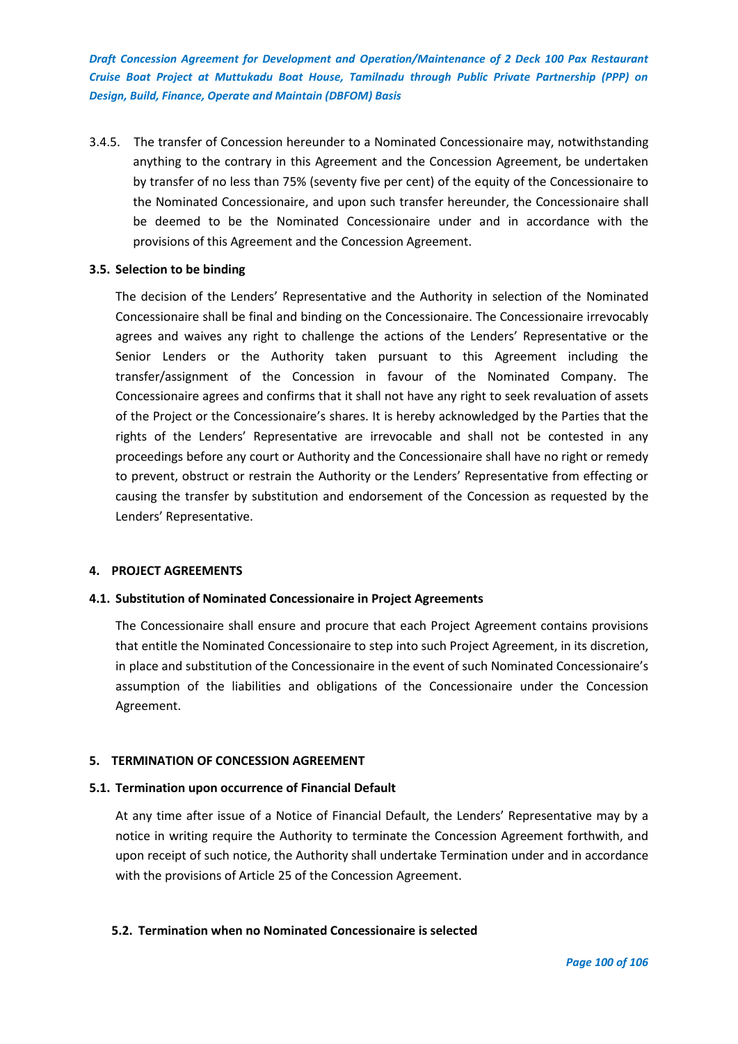3.4.5. The transfer of Concession hereunder to a Nominated Concessionaire may, notwithstanding anything to the contrary in this Agreement and the Concession Agreement, be undertaken by transfer of no less than 75% (seventy five per cent) of the equity of the Concessionaire to the Nominated Concessionaire, and upon such transfer hereunder, the Concessionaire shall be deemed to be the Nominated Concessionaire under and in accordance with the provisions of this Agreement and the Concession Agreement.

**3.5. Selection to be binding**

The decision of the Lenders' Representative and the Authority in selection of the Nominated Concessionaire shall be final and binding on the Concessionaire. The Concessionaire irrevocably agrees and waives any right to challenge the actions of the Lenders' Representative or the Senior Lenders or the Authority taken pursuant to this Agreement including the transfer/assignment of the Concession in favour of the Nominated Company. The Concessionaire agrees and confirms that it shall not have any right to seek revaluation of assets of the Project or the Concessionaire's shares. It is hereby acknowledged by the Parties that the rights of the Lenders' Representative are irrevocable and shall not be contested in any proceedings before any court or Authority and the Concessionaire shall have no right or remedy to prevent, obstruct or restrain the Authority or the Lenders' Representative from effecting or causing the transfer by substitution and endorsement of the Concession as requested by the Lenders' Representative.

**4. PROJECT AGREEMENTS**

**4.1. Substitution of Nominated Concessionaire in Project Agreements**

The Concessionaire shall ensure and procure that each Project Agreement contains provisions that entitle the Nominated Concessionaire to step into such Project Agreement, in its discretion, in place and substitution of the Concessionaire in the event of such Nominated Concessionaire's assumption of the liabilities and obligations of the Concessionaire under the Concession Agreement.

**5. TERMINATION OF CONCESSION AGREEMENT**

**5.1. Termination upon occurrence of Financial Default**

At any time after issue of a Notice of Financial Default, the Lenders' Representative may by a notice in writing require the Authority to terminate the Concession Agreement forthwith, and upon receipt of such notice, the Authority shall undertake Termination under and in accordance with the provisions of Article 25 of the Concession Agreement.

**5.2. Termination when no Nominated Concessionaire is selected**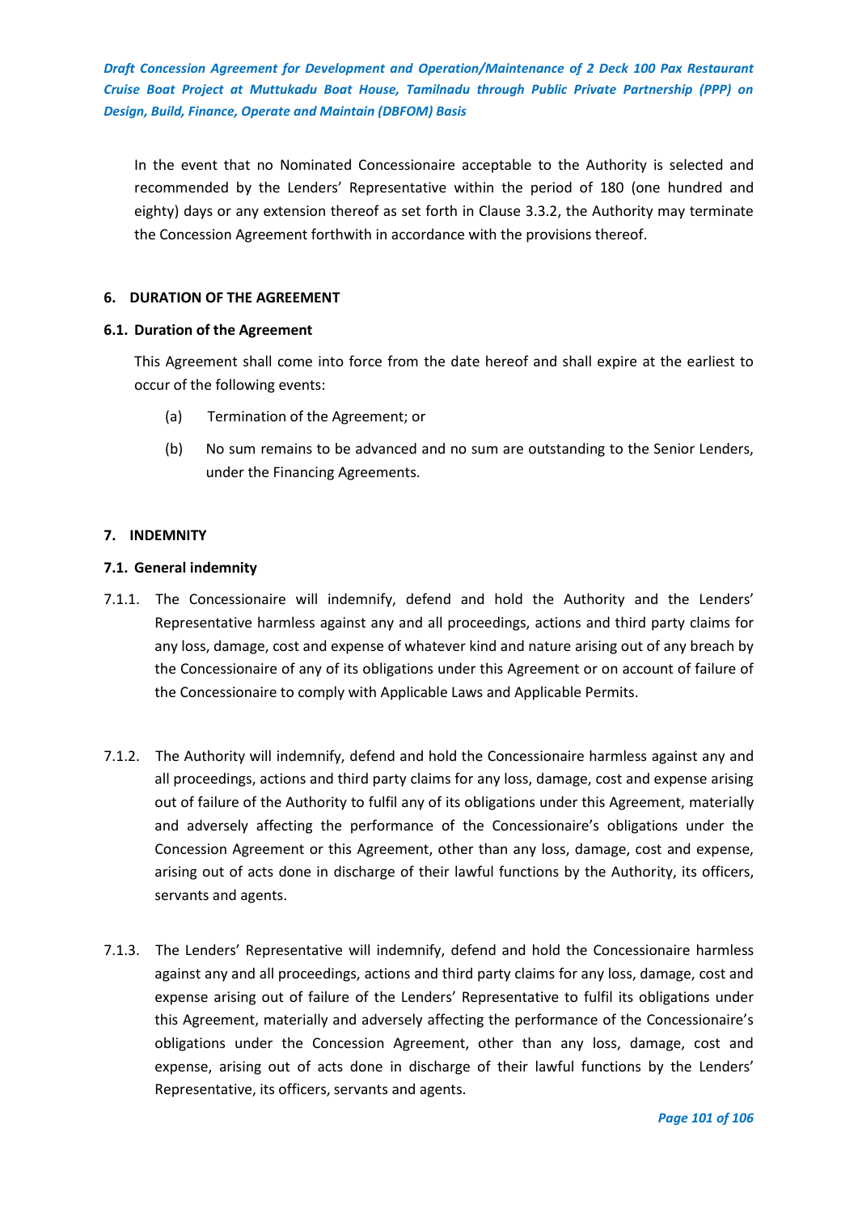In the event that no Nominated Concessionaire acceptable to the Authority is selected and recommended by the Lenders' Representative within the period of 180 (one hundred and eighty) days or any extension thereof as set forth in Clause 3.3.2, the Authority may terminate the Concession Agreement forthwith in accordance with the provisions thereof.

## 6. DURATION OF THE AGREEMENT

### 6.1. Duration of the Agreement

This Agreement shall come into force from the date hereof and shall expire at the earliest to occur of the following events:

(a) Termination of the Agreement; or

(b) No sum remains to be advanced and no sum are outstanding to the Senior Lenders, under the Financing Agreements.

## 7. INDEMNITY

### 7.1. General indemnity

7.1.1. The Concessionaire will indemnify, defend and hold the Authority and the Lenders' Representative harmless against any and all proceedings, actions and third party claims for any loss, damage, cost and expense of whatever kind and nature arising out of any breach by the Concessionaire of any of its obligations under this Agreement or on account of failure of the Concessionaire to comply with Applicable Laws and Applicable Permits.

7.1.2. The Authority will indemnify, defend and hold the Concessionaire harmless against any and all proceedings, actions and third party claims for any loss, damage, cost and expense arising out of failure of the Authority to fulfil any of its obligations under this Agreement, materially and adversely affecting the performance of the Concessionaire's obligations under the Concession Agreement or this Agreement, other than any loss, damage, cost and expense, arising out of acts done in discharge of their lawful functions by the Authority, its officers, servants and agents.

7.1.3. The Lenders' Representative will indemnify, defend and hold the Concessionaire harmless against any and all proceedings, actions and third party claims for any loss, damage, cost and expense arising out of failure of the Lenders' Representative to fulfil its obligations under this Agreement, materially and adversely affecting the performance of the Concessionaire's obligations under the Concession Agreement, other than any loss, damage, cost and expense, arising out of acts done in discharge of their lawful functions by the Lenders' Representative, its officers, servants and agents.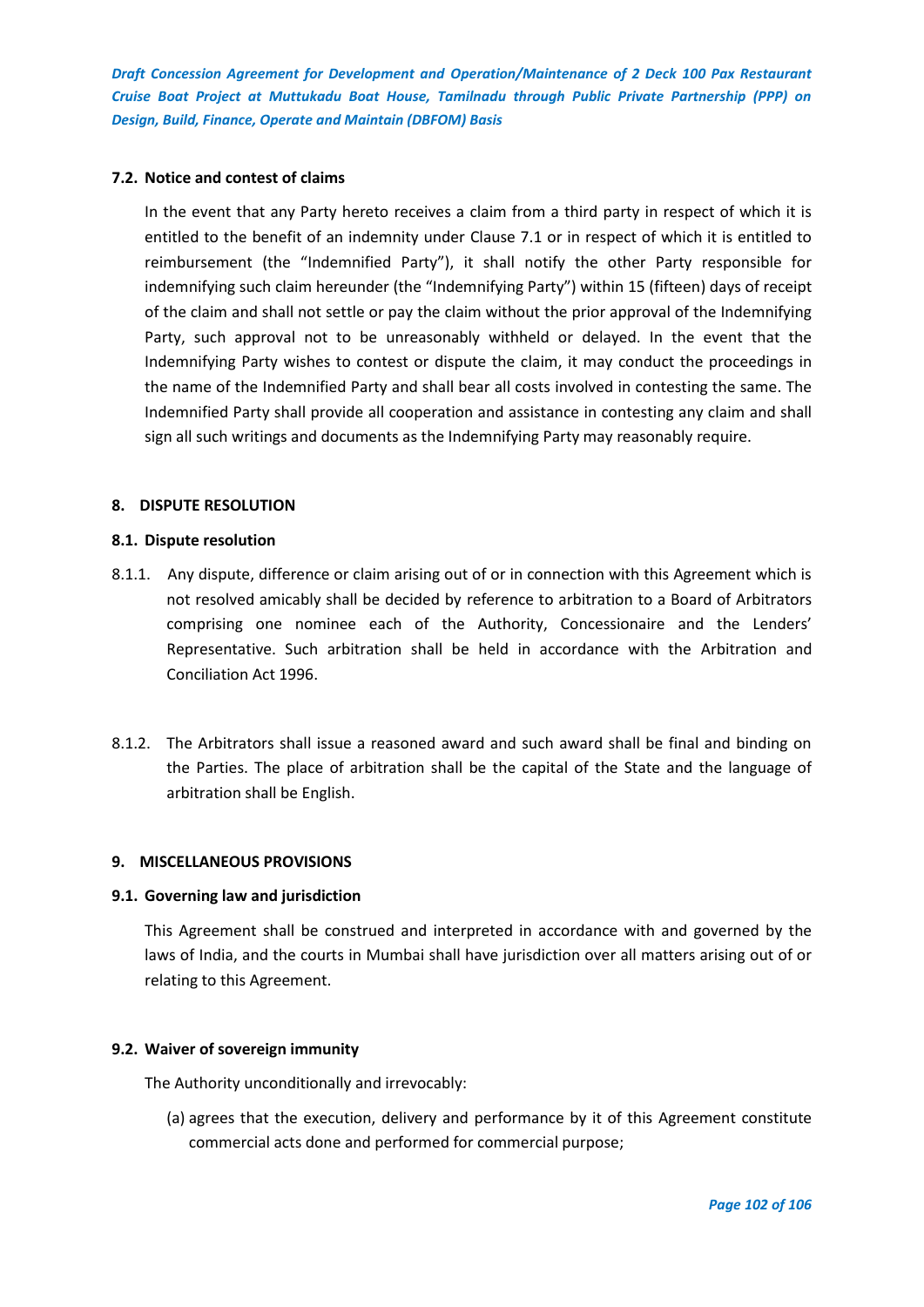### 7.2. Notice and contest of claims

In the event that any Party hereto receives a claim from a third party in respect of which it is entitled to the benefit of an indemnity under Clause 7.1 or in respect of which it is entitled to reimbursement (the "Indemnified Party"), it shall notify the other Party responsible for indemnifying such claim hereunder (the "Indemnifying Party") within 15 (fifteen) days of receipt of the claim and shall not settle or pay the claim without the prior approval of the Indemnifying Party, such approval not to be unreasonably withheld or delayed. In the event that the Indemnifying Party wishes to contest or dispute the claim, it may conduct the proceedings in the name of the Indemnified Party and shall bear all costs involved in contesting the same. The Indemnified Party shall provide all cooperation and assistance in contesting any claim and shall sign all such writings and documents as the Indemnifying Party may reasonably require.

## 8. DISPUTE RESOLUTION

### 8.1. Dispute resolution

8.1.1. Any dispute, difference or claim arising out of or in connection with this Agreement which is not resolved amicably shall be decided by reference to arbitration to a Board of Arbitrators comprising one nominee each of the Authority, Concessionaire and the Lenders' Representative. Such arbitration shall be held in accordance with the Arbitration and Conciliation Act 1996.

8.1.2. The Arbitrators shall issue a reasoned award and such award shall be final and binding on the Parties. The place of arbitration shall be the capital of the State and the language of arbitration shall be English.

## 9. MISCELLANEOUS PROVISIONS

### 9.1. Governing law and jurisdiction

This Agreement shall be construed and interpreted in accordance with and governed by the laws of India, and the courts in Mumbai shall have jurisdiction over all matters arising out of or relating to this Agreement.

### 9.2. Waiver of sovereign immunity

The Authority unconditionally and irrevocably:

(a) agrees that the execution, delivery and performance by it of this Agreement constitute commercial acts done and performed for commercial purpose;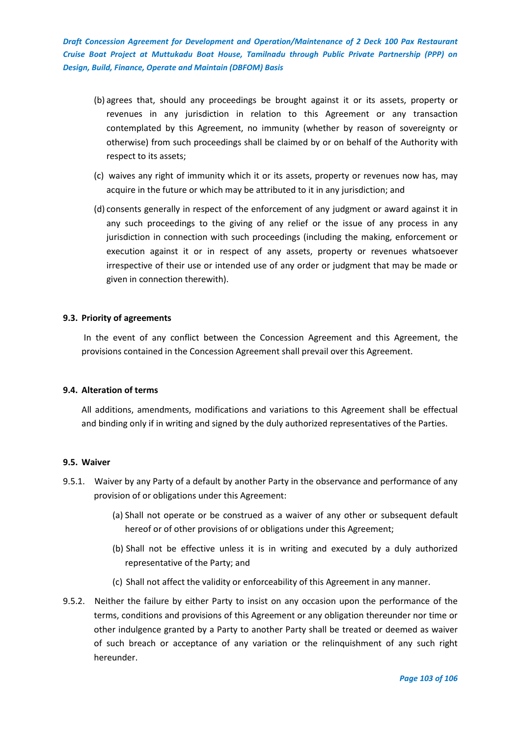(b) agrees that, should any proceedings be brought against it or its assets, property or revenues in any jurisdiction in relation to this Agreement or any transaction contemplated by this Agreement, no immunity (whether by reason of sovereignty or otherwise) from such proceedings shall be claimed by or on behalf of the Authority with respect to its assets;

(c) waives any right of immunity which it or its assets, property or revenues now has, may acquire in the future or which may be attributed to it in any jurisdiction; and

(d) consents generally in respect of the enforcement of any judgment or award against it in any such proceedings to the giving of any relief or the issue of any process in any jurisdiction in connection with such proceedings (including the making, enforcement or execution against it or in respect of any assets, property or revenues whatsoever irrespective of their use or intended use of any order or judgment that may be made or given in connection therewith).

**9.3. Priority of agreements**

In the event of any conflict between the Concession Agreement and this Agreement, the provisions contained in the Concession Agreement shall prevail over this Agreement.

**9.4. Alteration of terms**

All additions, amendments, modifications and variations to this Agreement shall be effectual and binding only if in writing and signed by the duly authorized representatives of the Parties.

**9.5. Waiver**

9.5.1. Waiver by any Party of a default by another Party in the observance and performance of any provision of or obligations under this Agreement:

(a) Shall not operate or be construed as a waiver of any other or subsequent default hereof or of other provisions of or obligations under this Agreement;

(b) Shall not be effective unless it is in writing and executed by a duly authorized representative of the Party; and

(c) Shall not affect the validity or enforceability of this Agreement in any manner.

9.5.2. Neither the failure by either Party to insist on any occasion upon the performance of the terms, conditions and provisions of this Agreement or any obligation thereunder nor time or other indulgence granted by a Party to another Party shall be treated or deemed as waiver of such breach or acceptance of any variation or the relinquishment of any such right hereunder.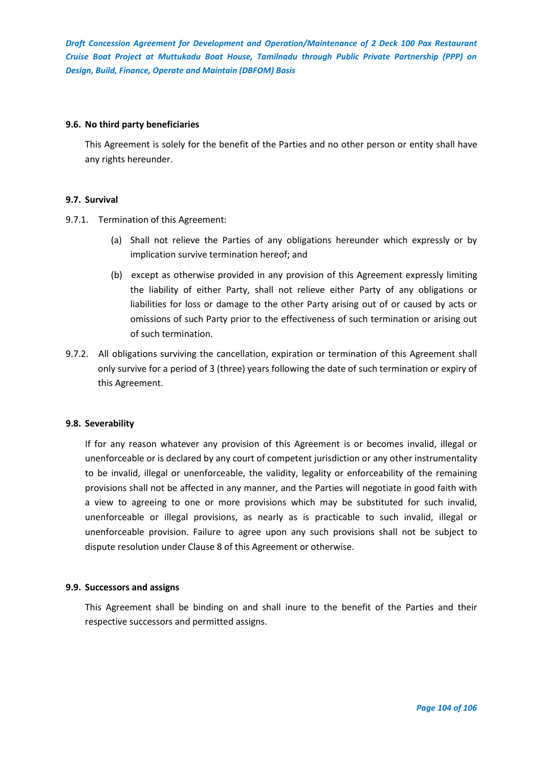### 9.6. No third party beneficiaries

This Agreement is solely for the benefit of the Parties and no other person or entity shall have any rights hereunder.

### 9.7. Survival

9.7.1. Termination of this Agreement:

(a) Shall not relieve the Parties of any obligations hereunder which expressly or by implication survive termination hereof; and

(b) except as otherwise provided in any provision of this Agreement expressly limiting the liability of either Party, shall not relieve either Party of any obligations or liabilities for loss or damage to the other Party arising out of or caused by acts or omissions of such Party prior to the effectiveness of such termination or arising out of such termination.

9.7.2. All obligations surviving the cancellation, expiration or termination of this Agreement shall only survive for a period of 3 (three) years following the date of such termination or expiry of this Agreement.

### 9.8. Severability

If for any reason whatever any provision of this Agreement is or becomes invalid, illegal or unenforceable or is declared by any court of competent jurisdiction or any other instrumentality to be invalid, illegal or unenforceable, the validity, legality or enforceability of the remaining provisions shall not be affected in any manner, and the Parties will negotiate in good faith with a view to agreeing to one or more provisions which may be substituted for such invalid, unenforceable or illegal provisions, as nearly as is practicable to such invalid, illegal or unenforceable provision. Failure to agree upon any such provisions shall not be subject to dispute resolution under Clause 8 of this Agreement or otherwise.

### 9.9. Successors and assigns

This Agreement shall be binding on and shall inure to the benefit of the Parties and their respective successors and permitted assigns.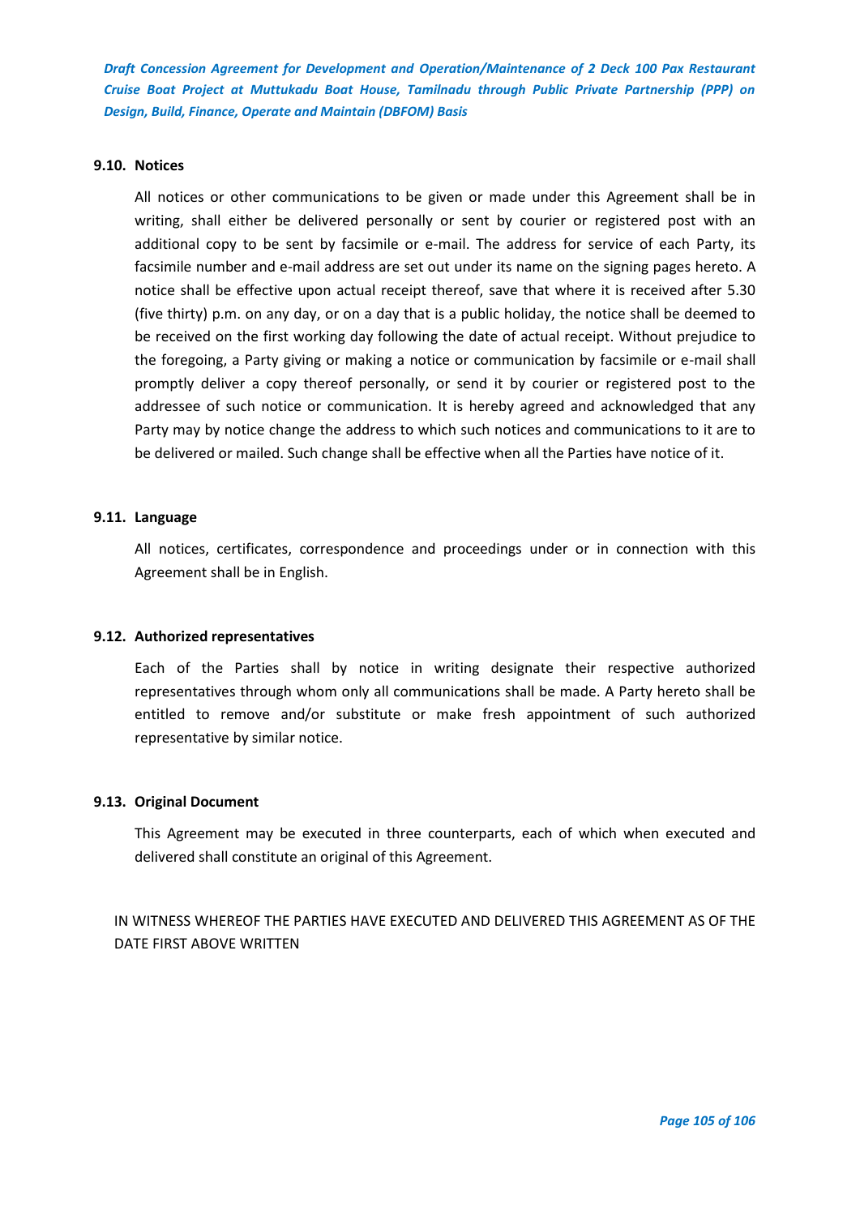### 9.10. Notices

All notices or other communications to be given or made under this Agreement shall be in writing, shall either be delivered personally or sent by courier or registered post with an additional copy to be sent by facsimile or e-mail. The address for service of each Party, its facsimile number and e-mail address are set out under its name on the signing pages hereto. A notice shall be effective upon actual receipt thereof, save that where it is received after 5.30 (five thirty) p.m. on any day, or on a day that is a public holiday, the notice shall be deemed to be received on the first working day following the date of actual receipt. Without prejudice to the foregoing, a Party giving or making a notice or communication by facsimile or e-mail shall promptly deliver a copy thereof personally, or send it by courier or registered post to the addressee of such notice or communication. It is hereby agreed and acknowledged that any Party may by notice change the address to which such notices and communications to it are to be delivered or mailed. Such change shall be effective when all the Parties have notice of it.

### 9.11. Language

All notices, certificates, correspondence and proceedings under or in connection with this Agreement shall be in English.

### 9.12. Authorized representatives

Each of the Parties shall by notice in writing designate their respective authorized representatives through whom only all communications shall be made. A Party hereto shall be entitled to remove and/or substitute or make fresh appointment of such authorized representative by similar notice.

### 9.13. Original Document

This Agreement may be executed in three counterparts, each of which when executed and delivered shall constitute an original of this Agreement.

IN WITNESS WHEREOF THE PARTIES HAVE EXECUTED AND DELIVERED THIS AGREEMENT AS OF THE DATE FIRST ABOVE WRITTEN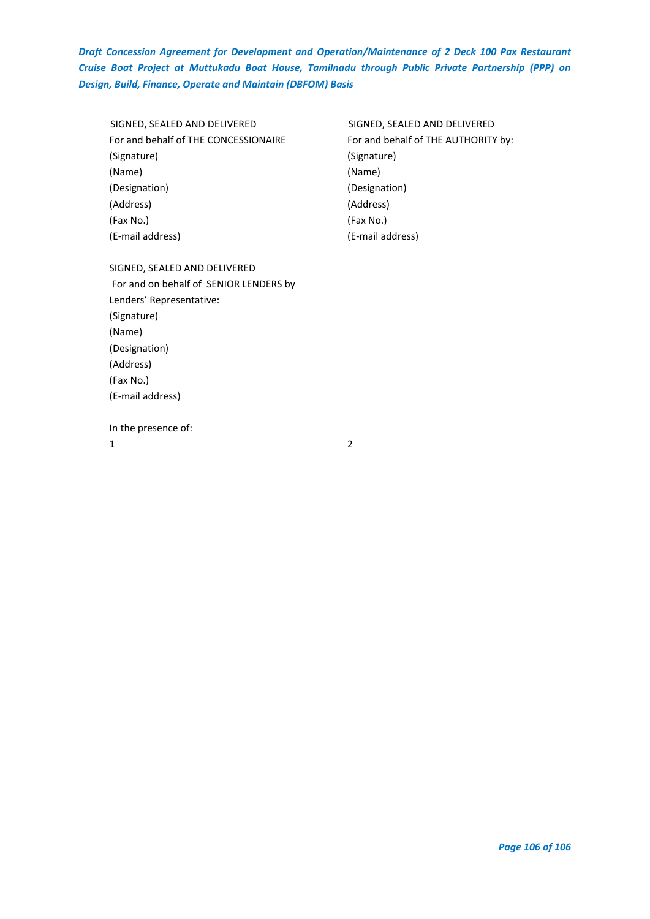SIGNED, SEALED AND DELIVERED
For and behalf of THE CONCESSIONAIRE
(Signature)
(Name)
(Designation)
(Address)
(Fax No.)
(E-mail address)

SIGNED, SEALED AND DELIVERED
For and behalf of THE AUTHORITY by:
(Signature)
(Name)
(Designation)
(Address)
(Fax No.)
(E-mail address)

SIGNED, SEALED AND DELIVERED
For and on behalf of SENIOR LENDERS by
Lenders' Representative:
(Signature)
(Name)
(Designation)
(Address)
(Fax No.)
(E-mail address)

In the presence of:

1

2